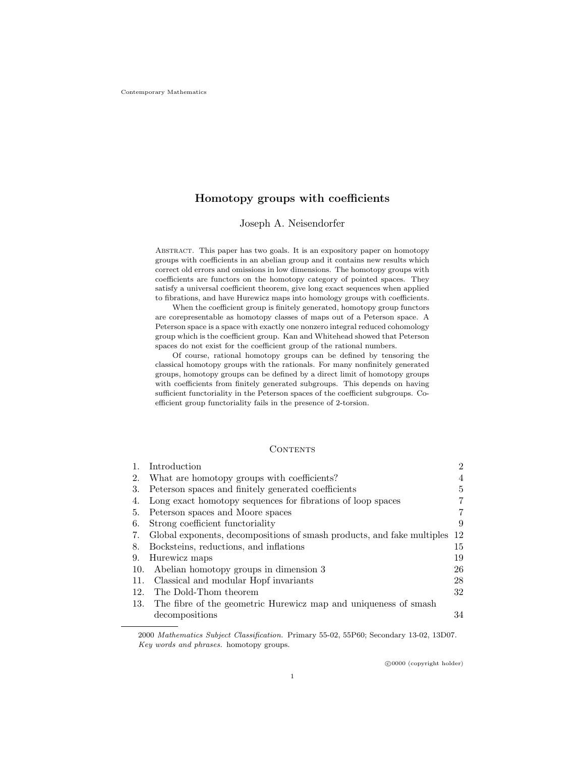Contemporary Mathematics

# Homotopy groups with coefficients

Joseph A. Neisendorfer

Abstract. This paper has two goals. It is an expository paper on homotopy groups with coefficients in an abelian group and it contains new results which correct old errors and omissions in low dimensions. The homotopy groups with coefficients are functors on the homotopy category of pointed spaces. They satisfy a universal coefficient theorem, give long exact sequences when applied to fibrations, and have Hurewicz maps into homology groups with coefficients.

When the coefficient group is finitely generated, homotopy group functors are corepresentable as homotopy classes of maps out of a Peterson space. A Peterson space is a space with exactly one nonzero integral reduced cohomology group which is the coefficient group. Kan and Whitehead showed that Peterson spaces do not exist for the coefficient group of the rational numbers.

Of course, rational homotopy groups can be defined by tensoring the classical homotopy groups with the rationals. For many nonfinitely generated groups, homotopy groups can be defined by a direct limit of homotopy groups with coefficients from finitely generated subgroups. This depends on having sufficient functoriality in the Peterson spaces of the coefficient subgroups. Coefficient group functoriality fails in the presence of 2-torsion.

## Contents

| | | |
|---|---|---|
| 1. | Introduction | 2 |
| 2. | What are homotopy groups with coefficients? | 4 |
| 3. | Peterson spaces and finitely generated coefficients | 5 |
| 4. | Long exact homotopy sequences for fibrations of loop spaces | 7 |
| 5. | Peterson spaces and Moore spaces | 7 |
| 6. | Strong coefficient functoriality | 9 |
| 7. | Global exponents, decompositions of smash products, and fake multiples | 12 |
| 8. | Bocksteins, reductions, and inflations | 15 |
| 9. | Hurewicz maps | 19 |
| 10. | Abelian homotopy groups in dimension 3 | 26 |
| 11. | Classical and modular Hopf invariants | 28 |
| 12. | The Dold-Thom theorem | 32 |
| 13. | The fibre of the geometric Hurewicz map and uniqueness of smash decompositions | 34 |

2000 *Mathematics Subject Classification.* Primary 55-02, 55P60; Secondary 13-02, 13D07.
*Key words and phrases.* homotopy groups.

©0000 (copyright holder)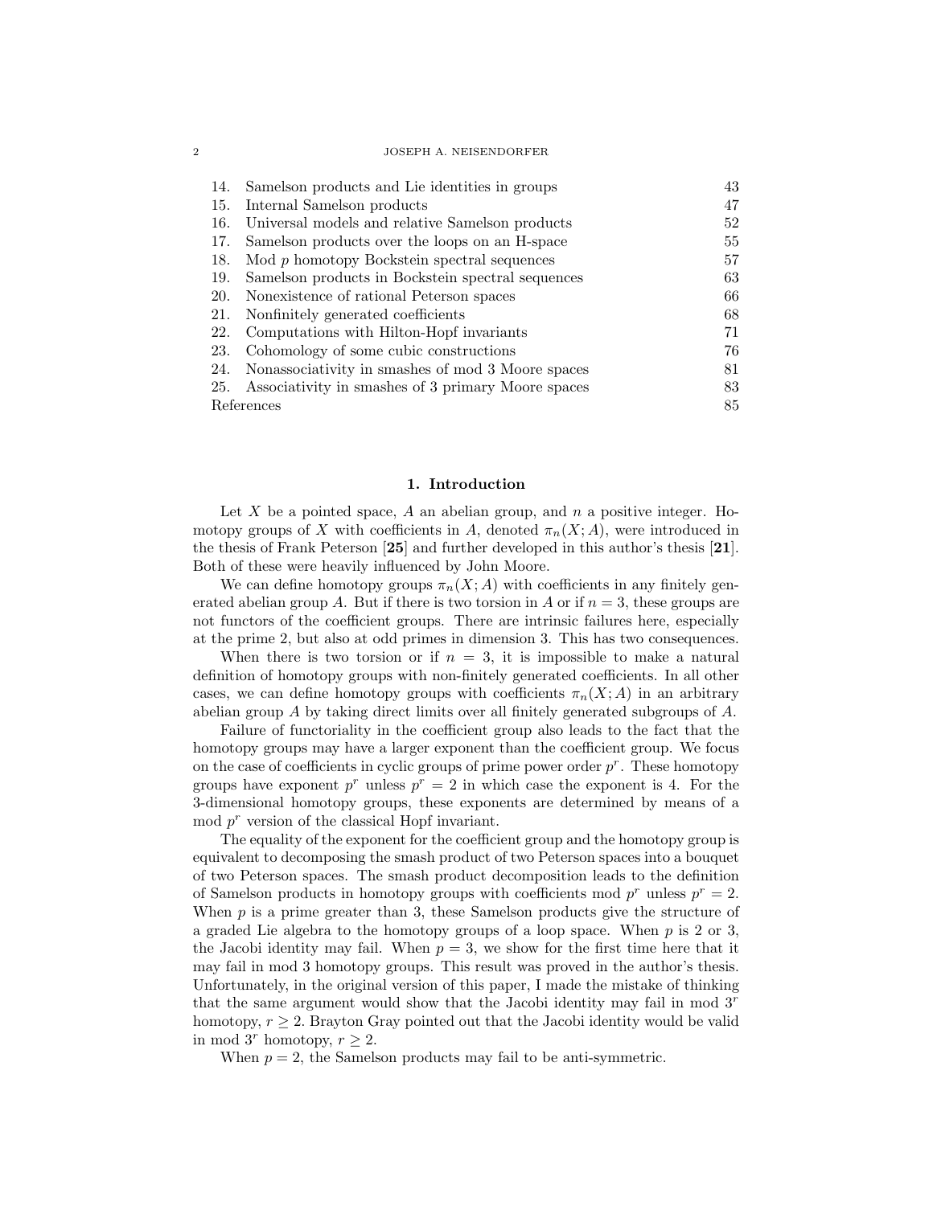| | | |
|---|---|---|
| 14. | Samelson products and Lie identities in groups | 43 |
| 15. | Internal Samelson products | 47 |
| 16. | Universal models and relative Samelson products | 52 |
| 17. | Samelson products over the loops on an H-space | 55 |
| 18. | Mod $p$ homotopy Bockstein spectral sequences | 57 |
| 19. | Samelson products in Bockstein spectral sequences | 63 |
| 20. | Nonexistence of rational Peterson spaces | 66 |
| 21. | Nonfinitely generated coefficients | 68 |
| 22. | Computations with Hilton-Hopf invariants | 71 |
| 23. | Cohomology of some cubic constructions | 76 |
| 24. | Nonassociativity in smashes of mod 3 Moore spaces | 81 |
| 25. | Associativity in smashes of 3 primary Moore spaces | 83 |
| | References | 85 |

## 1. Introduction

Let $X$ be a pointed space, $A$ an abelian group, and $n$ a positive integer. Homotopy groups of $X$ with coefficients in $A$, denoted $\pi_n(X; A)$, were introduced in the thesis of Frank Peterson [**25**] and further developed in this author's thesis [**21**]. Both of these were heavily influenced by John Moore.

We can define homotopy groups $\pi_n(X; A)$ with coefficients in any finitely generated abelian group $A$. But if there is two torsion in $A$ or if $n = 3$, these groups are not functors of the coefficient groups. There are intrinsic failures here, especially at the prime 2, but also at odd primes in dimension 3. This has two consequences.

When there is two torsion or if $n = 3$, it is impossible to make a natural definition of homotopy groups with non-finitely generated coefficients. In all other cases, we can define homotopy groups with coefficients $\pi_n(X; A)$ in an arbitrary abelian group $A$ by taking direct limits over all finitely generated subgroups of $A$.

Failure of functoriality in the coefficient group also leads to the fact that the homotopy groups may have a larger exponent than the coefficient group. We focus on the case of coefficients in cyclic groups of prime power order $p^r$. These homotopy groups have exponent $p^r$ unless $p^r = 2$ in which case the exponent is 4. For the 3-dimensional homotopy groups, these exponents are determined by means of a mod $p^r$ version of the classical Hopf invariant.

The equality of the exponent for the coefficient group and the homotopy group is equivalent to decomposing the smash product of two Peterson spaces into a bouquet of two Peterson spaces. The smash product decomposition leads to the definition of Samelson products in homotopy groups with coefficients mod $p^r$ unless $p^r = 2$. When $p$ is a prime greater than 3, these Samelson products give the structure of a graded Lie algebra to the homotopy groups of a loop space. When $p$ is 2 or 3, the Jacobi identity may fail. When $p = 3$, we show for the first time here that it may fail in mod 3 homotopy groups. This result was proved in the author's thesis. Unfortunately, in the original version of this paper, I made the mistake of thinking that the same argument would show that the Jacobi identity may fail in mod $3^r$ homotopy, $r \geq 2$. Brayton Gray pointed out that the Jacobi identity would be valid in mod $3^r$ homotopy, $r \geq 2$.

When $p = 2$, the Samelson products may fail to be anti-symmetric.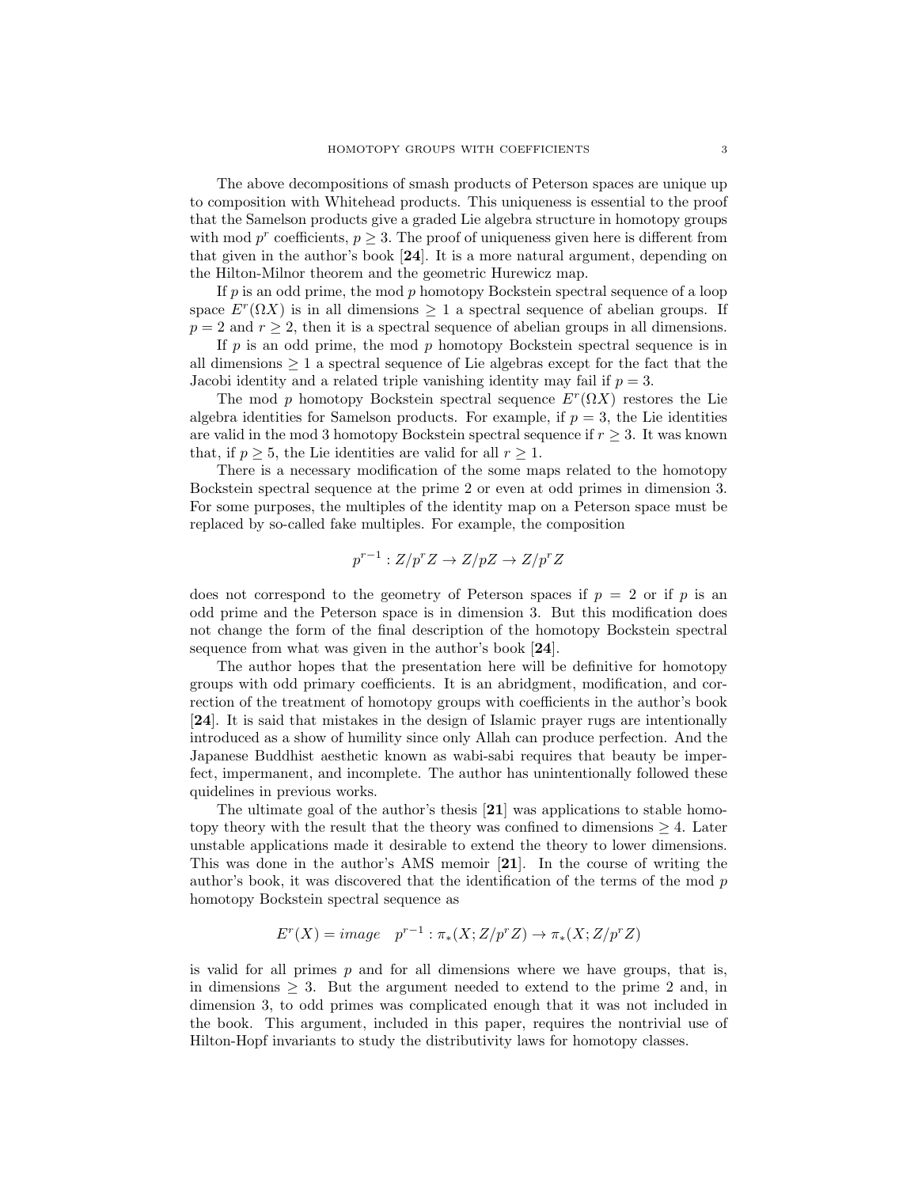The above decompositions of smash products of Peterson spaces are unique up to composition with Whitehead products. This uniqueness is essential to the proof that the Samelson products give a graded Lie algebra structure in homotopy groups with mod $p^r$ coefficients, $p \geq 3$. The proof of uniqueness given here is different from that given in the author's book [**24**]. It is a more natural argument, depending on the Hilton-Milnor theorem and the geometric Hurewicz map.

If $p$ is an odd prime, the mod $p$ homotopy Bockstein spectral sequence of a loop space $E^r(\Omega X)$ is in all dimensions $\geq 1$ a spectral sequence of abelian groups. If $p = 2$ and $r \geq 2$, then it is a spectral sequence of abelian groups in all dimensions.

If $p$ is an odd prime, the mod $p$ homotopy Bockstein spectral sequence is in all dimensions $\geq 1$ a spectral sequence of Lie algebras except for the fact that the Jacobi identity and a related triple vanishing identity may fail if $p = 3$.

The mod $p$ homotopy Bockstein spectral sequence $E^r(\Omega X)$ restores the Lie algebra identities for Samelson products. For example, if $p = 3$, the Lie identities are valid in the mod 3 homotopy Bockstein spectral sequence if $r \geq 3$. It was known that, if $p \geq 5$, the Lie identities are valid for all $r \geq 1$.

There is a necessary modification of the some maps related to the homotopy Bockstein spectral sequence at the prime 2 or even at odd primes in dimension 3. For some purposes, the multiples of the identity map on a Peterson space must be replaced by so-called fake multiples. For example, the composition

$$p^{r-1} : Z/p^r Z \to Z/pZ \to Z/p^r Z$$

does not correspond to the geometry of Peterson spaces if $p = 2$ or if $p$ is an odd prime and the Peterson space is in dimension 3. But this modification does not change the form of the final description of the homotopy Bockstein spectral sequence from what was given in the author's book [**24**].

The author hopes that the presentation here will be definitive for homotopy groups with odd primary coefficients. It is an abridgment, modification, and correction of the treatment of homotopy groups with coefficients in the author's book [**24**]. It is said that mistakes in the design of Islamic prayer rugs are intentionally introduced as a show of humility since only Allah can produce perfection. And the Japanese Buddhist aesthetic known as wabi-sabi requires that beauty be imperfect, impermanent, and incomplete. The author has unintentionally followed these quidelines in previous works.

The ultimate goal of the author's thesis [**21**] was applications to stable homotopy theory with the result that the theory was confined to dimensions $\geq 4$. Later unstable applications made it desirable to extend the theory to lower dimensions. This was done in the author's AMS memoir [**21**]. In the course of writing the author's book, it was discovered that the identification of the terms of the mod $p$ homotopy Bockstein spectral sequence as

$$E^r(X) = image \quad p^{r-1} : \pi_*(X; Z/p^r Z) \to \pi_*(X; Z/p^r Z)$$

is valid for all primes $p$ and for all dimensions where we have groups, that is, in dimensions $\geq 3$. But the argument needed to extend to the prime 2 and, in dimension 3, to odd primes was complicated enough that it was not included in the book. This argument, included in this paper, requires the nontrivial use of Hilton-Hopf invariants to study the distributivity laws for homotopy classes.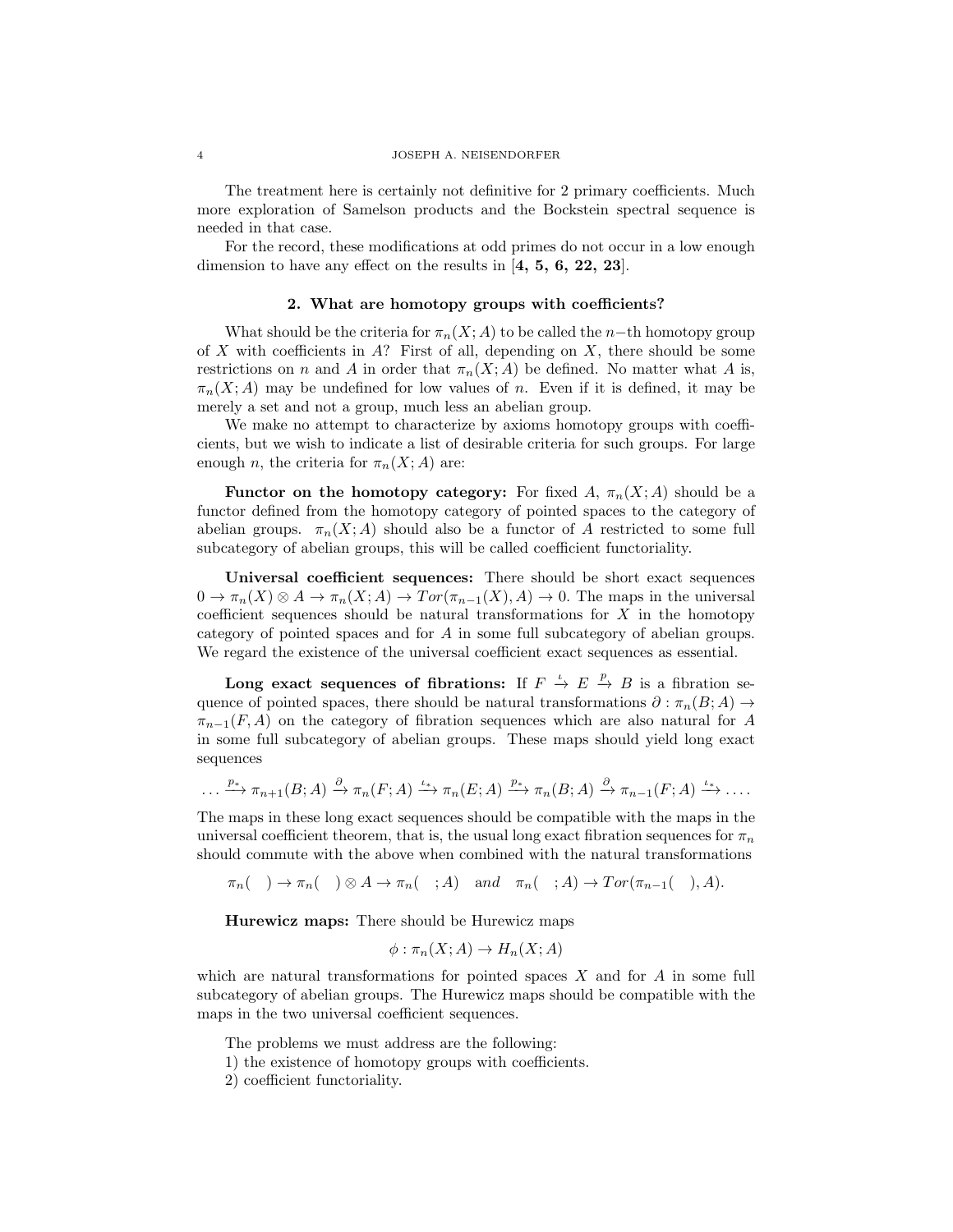The treatment here is certainly not definitive for 2 primary coefficients. Much more exploration of Samelson products and the Bockstein spectral sequence is needed in that case.

For the record, these modifications at odd primes do not occur in a low enough dimension to have any effect on the results in [**4, 5, 6, 22, 23**].

## 2. What are homotopy groups with coefficients?

What should be the criteria for $\pi_n(X; A)$ to be called the $n-$th homotopy group of $X$ with coefficients in $A$? First of all, depending on $X$, there should be some restrictions on $n$ and $A$ in order that $\pi_n(X; A)$ be defined. No matter what $A$ is, $\pi_n(X; A)$ may be undefined for low values of $n$. Even if it is defined, it may be merely a set and not a group, much less an abelian group.

We make no attempt to characterize by axioms homotopy groups with coefficients, but we wish to indicate a list of desirable criteria for such groups. For large enough $n$, the criteria for $\pi_n(X; A)$ are:

**Functor on the homotopy category:** For fixed $A$, $\pi_n(X; A)$ should be a functor defined from the homotopy category of pointed spaces to the category of abelian groups. $\pi_n(X; A)$ should also be a functor of $A$ restricted to some full subcategory of abelian groups, this will be called coefficient functoriality.

**Universal coefficient sequences:** There should be short exact sequences $0 \to \pi_n(X) \otimes A \to \pi_n(X; A) \to Tor(\pi_{n-1}(X), A) \to 0$. The maps in the universal coefficient sequences should be natural transformations for $X$ in the homotopy category of pointed spaces and for $A$ in some full subcategory of abelian groups. We regard the existence of the universal coefficient exact sequences as essential.

**Long exact sequences of fibrations:** If $F \xrightarrow{\iota} E \xrightarrow{p} B$ is a fibration sequence of pointed spaces, there should be natural transformations $\partial : \pi_n(B; A) \to \pi_{n-1}(F, A)$ on the category of fibration sequences which are also natural for $A$ in some full subcategory of abelian groups. These maps should yield long exact sequences

$$\dots \xrightarrow{p_*} \pi_{n+1}(B; A) \xrightarrow{\partial} \pi_n(F; A) \xrightarrow{\iota_*} \pi_n(E; A) \xrightarrow{p_*} \pi_n(B; A) \xrightarrow{\partial} \pi_{n-1}(F; A) \xrightarrow{\iota_*} \dots.$$

The maps in these long exact sequences should be compatible with the maps in the universal coefficient theorem, that is, the usual long exact fibration sequences for $\pi_n$ should commute with the above when combined with the natural transformations

$$\pi_n(\quad) \to \pi_n(\quad) \otimes A \to \pi_n(\quad; A) \quad and \quad \pi_n(\quad; A) \to Tor(\pi_{n-1}(\quad), A).$$

**Hurewicz maps:** There should be Hurewicz maps

$$\phi : \pi_n(X; A) \to H_n(X; A)$$

which are natural transformations for pointed spaces $X$ and for $A$ in some full subcategory of abelian groups. The Hurewicz maps should be compatible with the maps in the two universal coefficient sequences.

The problems we must address are the following:
1) the existence of homotopy groups with coefficients.
2) coefficient functoriality.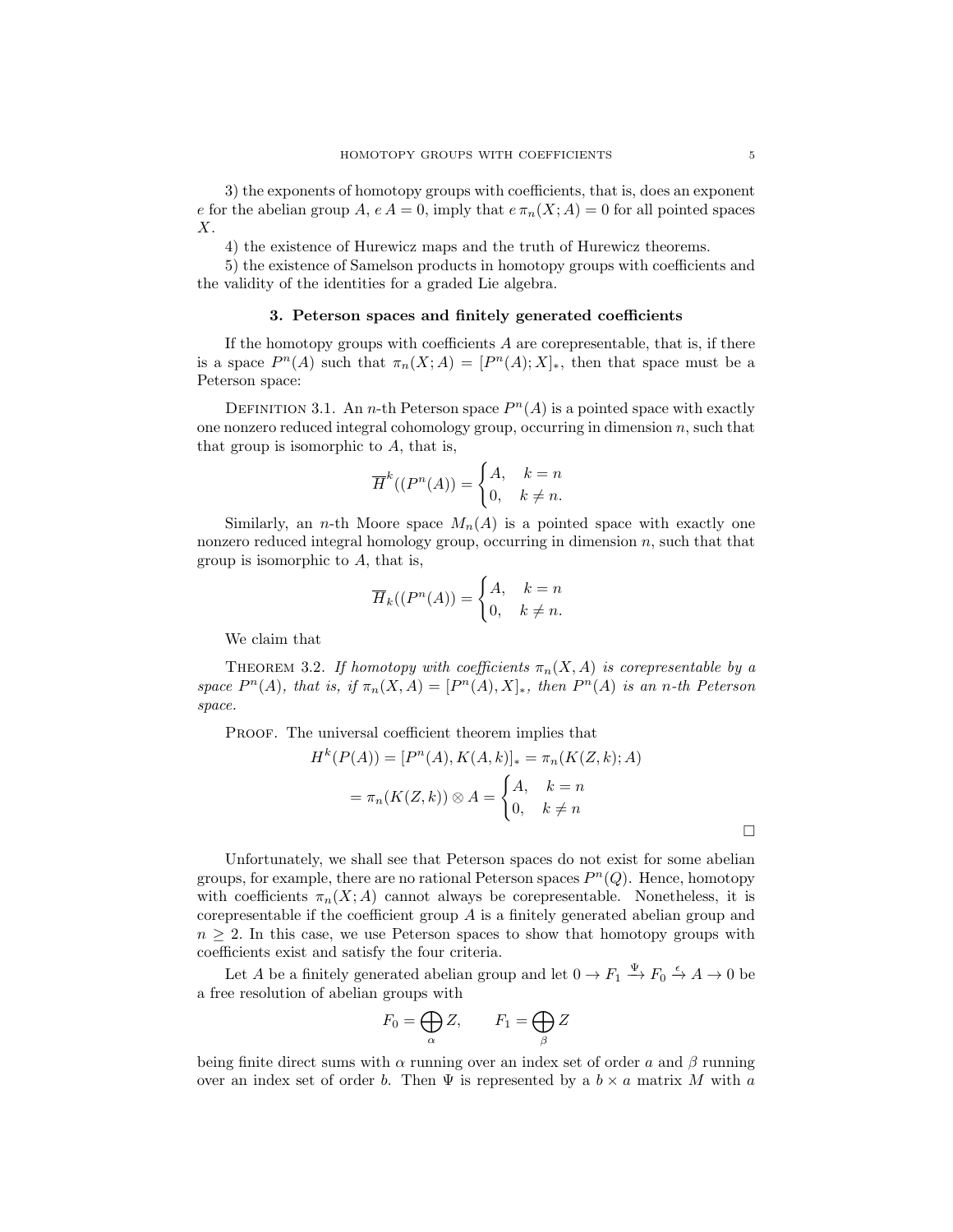3) the exponents of homotopy groups with coefficients, that is, does an exponent $e$ for the abelian group $A$, $e\,A = 0$, imply that $e\,\pi_n(X; A) = 0$ for all pointed spaces $X$.

4) the existence of Hurewicz maps and the truth of Hurewicz theorems.

5) the existence of Samelson products in homotopy groups with coefficients and the validity of the identities for a graded Lie algebra.

## 3. Peterson spaces and finitely generated coefficients

If the homotopy groups with coefficients $A$ are corepresentable, that is, if there is a space $P^n(A)$ such that $\pi_n(X; A) = [P^n(A); X]_*$, then that space must be a Peterson space:

Definition 3.1. An $n$-th Peterson space $P^n(A)$ is a pointed space with exactly one nonzero reduced integral cohomology group, occurring in dimension $n$, such that that group is isomorphic to $A$, that is,

$$\overline{H}^k((P^n(A)) = \begin{cases} A, & k = n \\ 0, & k \neq n. \end{cases}$$

Similarly, an $n$-th Moore space $M_n(A)$ is a pointed space with exactly one nonzero reduced integral homology group, occurring in dimension $n$, such that that group is isomorphic to $A$, that is,

$$\overline{H}_k((P^n(A)) = \begin{cases} A, & k = n \\ 0, & k \neq n. \end{cases}$$

We claim that

*Theorem 3.2. If homotopy with coefficients $\pi_n(X, A)$ is corepresentable by a space $P^n(A)$, that is, if $\pi_n(X, A) = [P^n(A), X]_*$, then $P^n(A)$ is an $n$-th Peterson space.*

Proof. The universal coefficient theorem implies that

$$H^k(P(A)) = [P^n(A), K(A, k)]_* = \pi_n(K(Z, k); A)$$

$$= \pi_n(K(Z, k)) \otimes A = \begin{cases} A, & k = n \\ 0, & k \neq n \end{cases}$$

□

Unfortunately, we shall see that Peterson spaces do not exist for some abelian groups, for example, there are no rational Peterson spaces $P^n(Q)$. Hence, homotopy with coefficients $\pi_n(X; A)$ cannot always be corepresentable. Nonetheless, it is corepresentable if the coefficient group $A$ is a finitely generated abelian group and $n \geq 2$. In this case, we use Peterson spaces to show that homotopy groups with coefficients exist and satisfy the four criteria.

Let $A$ be a finitely generated abelian group and let $0 \to F_1 \xrightarrow{\Psi} F_0 \xrightarrow{\epsilon} A \to 0$ be a free resolution of abelian groups with

$$F_0 = \bigoplus_\alpha Z, \qquad F_1 = \bigoplus_\beta Z$$

being finite direct sums with $\alpha$ running over an index set of order $a$ and $\beta$ running over an index set of order $b$. Then $\Psi$ is represented by a $b \times a$ matrix $M$ with $a$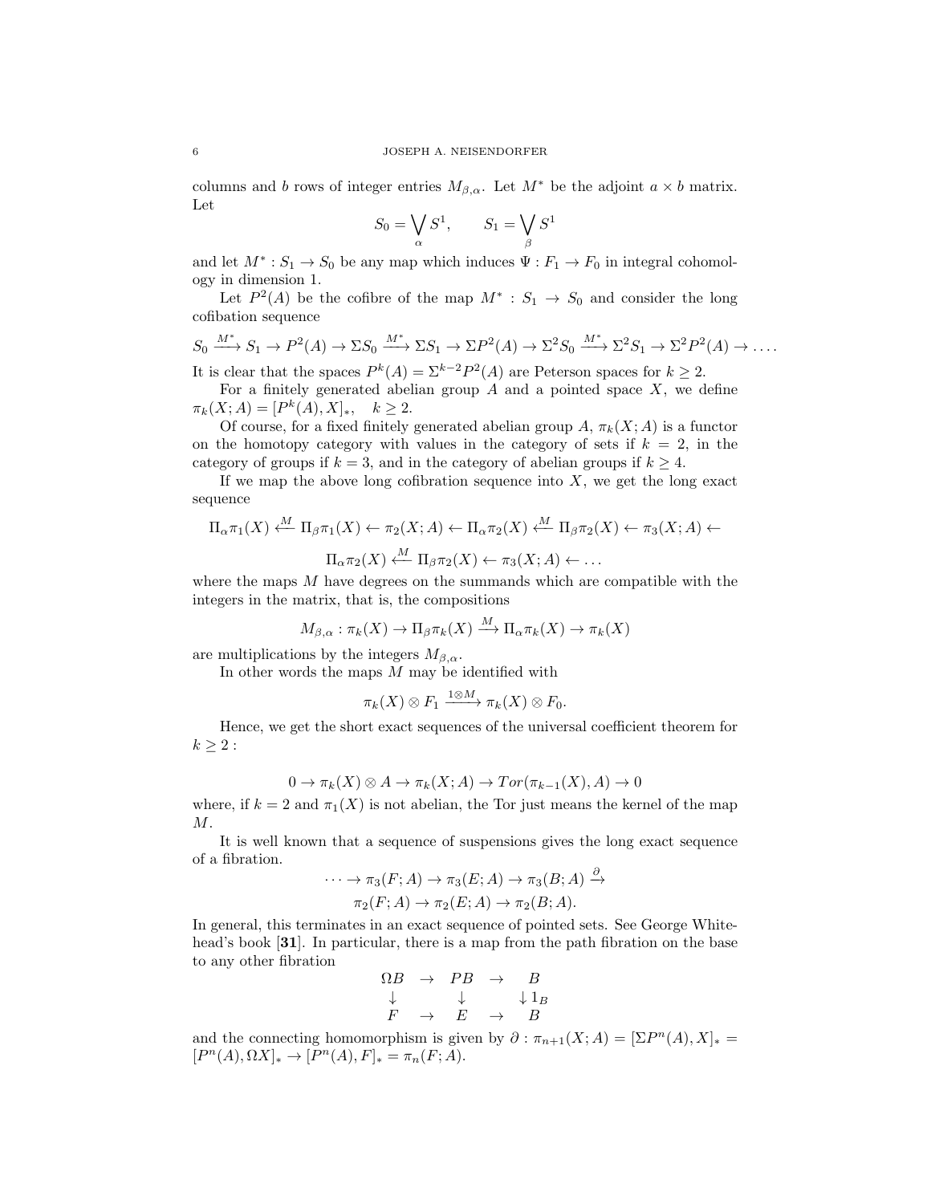columns and $b$ rows of integer entries $M_{\beta,\alpha}$. Let $M^*$ be the adjoint $a \times b$ matrix. Let

$$S_0 = \bigvee_\alpha S^1, \qquad S_1 = \bigvee_\beta S^1$$

and let $M^* : S_1 \to S_0$ be any map which induces $\Psi : F_1 \to F_0$ in integral cohomology in dimension 1.

Let $P^2(A)$ be the cofibre of the map $M^* : S_1 \to S_0$ and consider the long cofibation sequence

$$S_0 \xrightarrow{M^*} S_1 \to P^2(A) \to \Sigma S_0 \xrightarrow{M^*} \Sigma S_1 \to \Sigma P^2(A) \to \Sigma^2 S_0 \xrightarrow{M^*} \Sigma^2 S_1 \to \Sigma^2 P^2(A) \to \dots.$$

It is clear that the spaces $P^k(A) = \Sigma^{k-2} P^2(A)$ are Peterson spaces for $k \geq 2$.

For a finitely generated abelian group $A$ and a pointed space $X$, we define $\pi_k(X; A) = [P^k(A), X]_*, \quad k \geq 2$.

Of course, for a fixed finitely generated abelian group $A$, $\pi_k(X; A)$ is a functor on the homotopy category with values in the category of sets if $k = 2$, in the category of groups if $k = 3$, and in the category of abelian groups if $k \geq 4$.

If we map the above long cofibration sequence into $X$, we get the long exact sequence

$$\Pi_\alpha \pi_1(X) \xleftarrow{M} \Pi_\beta \pi_1(X) \leftarrow \pi_2(X; A) \leftarrow \Pi_\alpha \pi_2(X) \xleftarrow{M} \Pi_\beta \pi_2(X) \leftarrow \pi_3(X; A) \leftarrow$$

$$\Pi_\alpha \pi_2(X) \xleftarrow{M} \Pi_\beta \pi_2(X) \leftarrow \pi_3(X; A) \leftarrow \dots$$

where the maps $M$ have degrees on the summands which are compatible with the integers in the matrix, that is, the compositions

$$M_{\beta,\alpha} : \pi_k(X) \to \Pi_\beta \pi_k(X) \xrightarrow{M} \Pi_\alpha \pi_k(X) \to \pi_k(X)$$

are multiplications by the integers $M_{\beta,\alpha}$.

In other words the maps $M$ may be identified with

$$\pi_k(X) \otimes F_1 \xrightarrow{1 \otimes M} \pi_k(X) \otimes F_0.$$

Hence, we get the short exact sequences of the universal coefficient theorem for $k \geq 2$ :

$$0 \to \pi_k(X) \otimes A \to \pi_k(X; A) \to Tor(\pi_{k-1}(X), A) \to 0$$

where, if $k = 2$ and $\pi_1(X)$ is not abelian, the Tor just means the kernel of the map $M$.

It is well known that a sequence of suspensions gives the long exact sequence of a fibration.

$$\dots \to \pi_3(F; A) \to \pi_3(E; A) \to \pi_3(B; A) \xrightarrow{\partial}$$
$$\pi_2(F; A) \to \pi_2(E; A) \to \pi_2(B; A).$$

In general, this terminates in an exact sequence of pointed sets. See George Whitehead's book [**31**]. In particular, there is a map from the path fibration on the base to any other fibration

$$\begin{array}{ccccc} \Omega B & \to & PB & \to & B \\ \downarrow & & \downarrow & & \downarrow 1_B \\ F & \to & E & \to & B \end{array}$$

and the connecting homomorphism is given by $\partial : \pi_{n+1}(X; A) = [\Sigma P^n(A), X]_* = [P^n(A), \Omega X]_* \to [P^n(A), F]_* = \pi_n(F; A)$.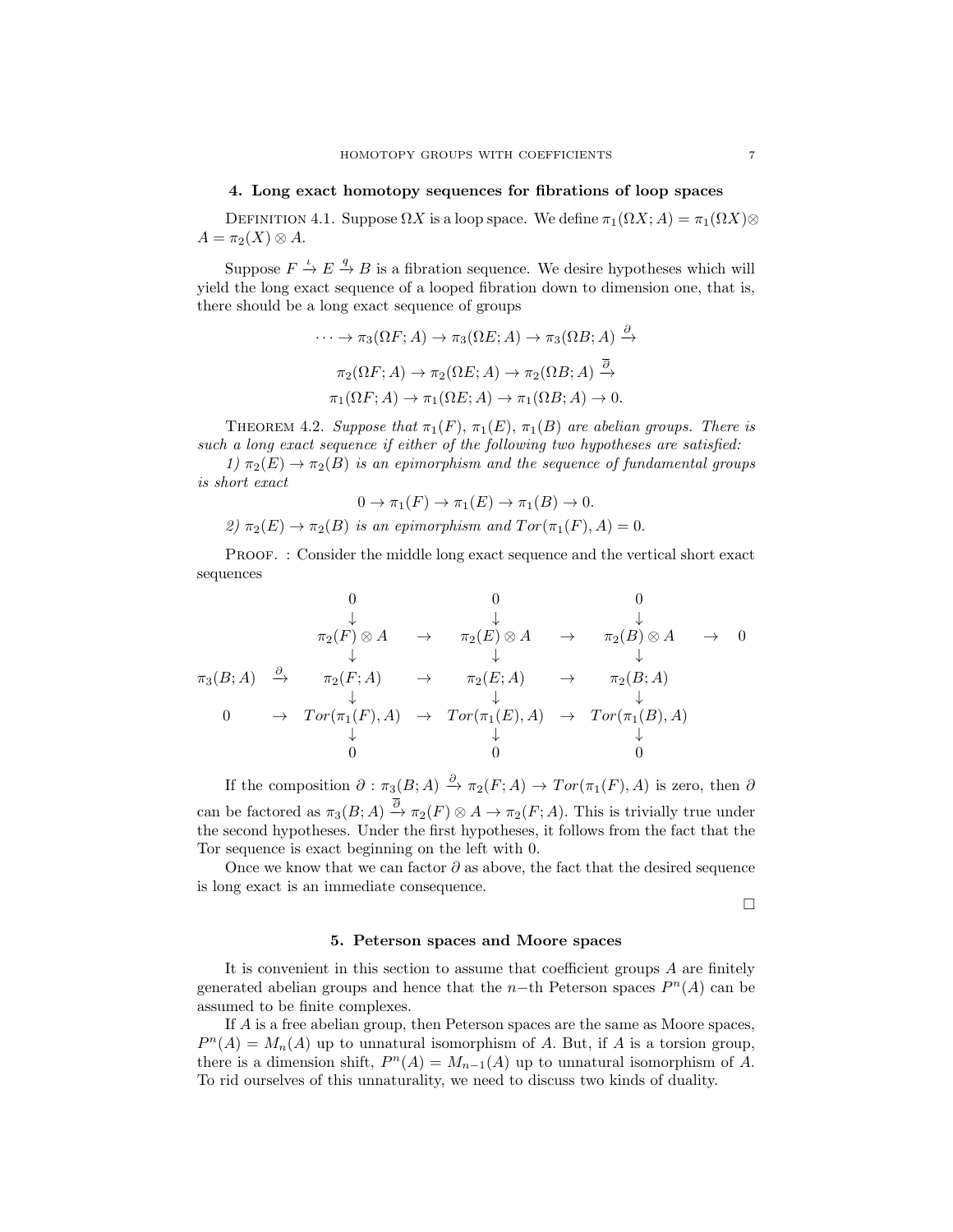## 4. Long exact homotopy sequences for fibrations of loop spaces

Definition 4.1. Suppose $\Omega X$ is a loop space. We define $\pi_1(\Omega X; A) = \pi_1(\Omega X) \otimes A = \pi_2(X) \otimes A$.

Suppose $F \xrightarrow{\iota} E \xrightarrow{q} B$ is a fibration sequence. We desire hypotheses which will yield the long exact sequence of a looped fibration down to dimension one, that is, there should be a long exact sequence of groups

$$\cdots \to \pi_3(\Omega F; A) \to \pi_3(\Omega E; A) \to \pi_3(\Omega B; A) \xrightarrow{\partial}$$

$$\pi_2(\Omega F; A) \to \pi_2(\Omega E; A) \to \pi_2(\Omega B; A) \xrightarrow{\overline{\partial}}$$

$$\pi_1(\Omega F; A) \to \pi_1(\Omega E; A) \to \pi_1(\Omega B; A) \to 0.$$

Theorem 4.2. *Suppose that $\pi_1(F)$, $\pi_1(E)$, $\pi_1(B)$ are abelian groups. There is such a long exact sequence if either of the following two hypotheses are satisfied:*

*1) $\pi_2(E) \to \pi_2(B)$ is an epimorphism and the sequence of fundamental groups is short exact*

$$0 \to \pi_1(F) \to \pi_1(E) \to \pi_1(B) \to 0.$$

*2) $\pi_2(E) \to \pi_2(B)$ is an epimorphism and $Tor(\pi_1(F), A) = 0$.*

Proof. : Consider the middle long exact sequence and the vertical short exact sequences

$$\begin{array}{ccccccccc}
 & & 0 & & 0 & & 0 & & \\
 & & \downarrow & & \downarrow & & \downarrow & & \\
 & & \pi_2(F)\otimes A & \to & \pi_2(E)\otimes A & \to & \pi_2(B)\otimes A & \to & 0 \\
 & & \downarrow & & \downarrow & & \downarrow & & \\
\pi_3(B;A) & \xrightarrow{\partial} & \pi_2(F;A) & \to & \pi_2(E;A) & \to & \pi_2(B;A) & & \\
 & & \downarrow & & \downarrow & & \downarrow & & \\
0 & \to & Tor(\pi_1(F),A) & \to & Tor(\pi_1(E),A) & \to & Tor(\pi_1(B),A) & & \\
 & & \downarrow & & \downarrow & & \downarrow & & \\
 & & 0 & & 0 & & 0 & &
\end{array}$$

If the composition $\partial : \pi_3(B; A) \xrightarrow{\partial} \pi_2(F; A) \to Tor(\pi_1(F), A)$ is zero, then $\partial$ can be factored as $\pi_3(B; A) \xrightarrow{\overline{\partial}} \pi_2(F) \otimes A \to \pi_2(F; A)$. This is trivially true under the second hypotheses. Under the first hypotheses, it follows from the fact that the Tor sequence is exact beginning on the left with 0.

Once we know that we can factor $\partial$ as above, the fact that the desired sequence is long exact is an immediate consequence.

□

## 5. Peterson spaces and Moore spaces

It is convenient in this section to assume that coefficient groups $A$ are finitely generated abelian groups and hence that the $n$−th Peterson spaces $P^n(A)$ can be assumed to be finite complexes.

If $A$ is a free abelian group, then Peterson spaces are the same as Moore spaces, $P^n(A) = M_n(A)$ up to unnatural isomorphism of $A$. But, if $A$ is a torsion group, there is a dimension shift, $P^n(A) = M_{n-1}(A)$ up to unnatural isomorphism of $A$. To rid ourselves of this unnaturality, we need to discuss two kinds of duality.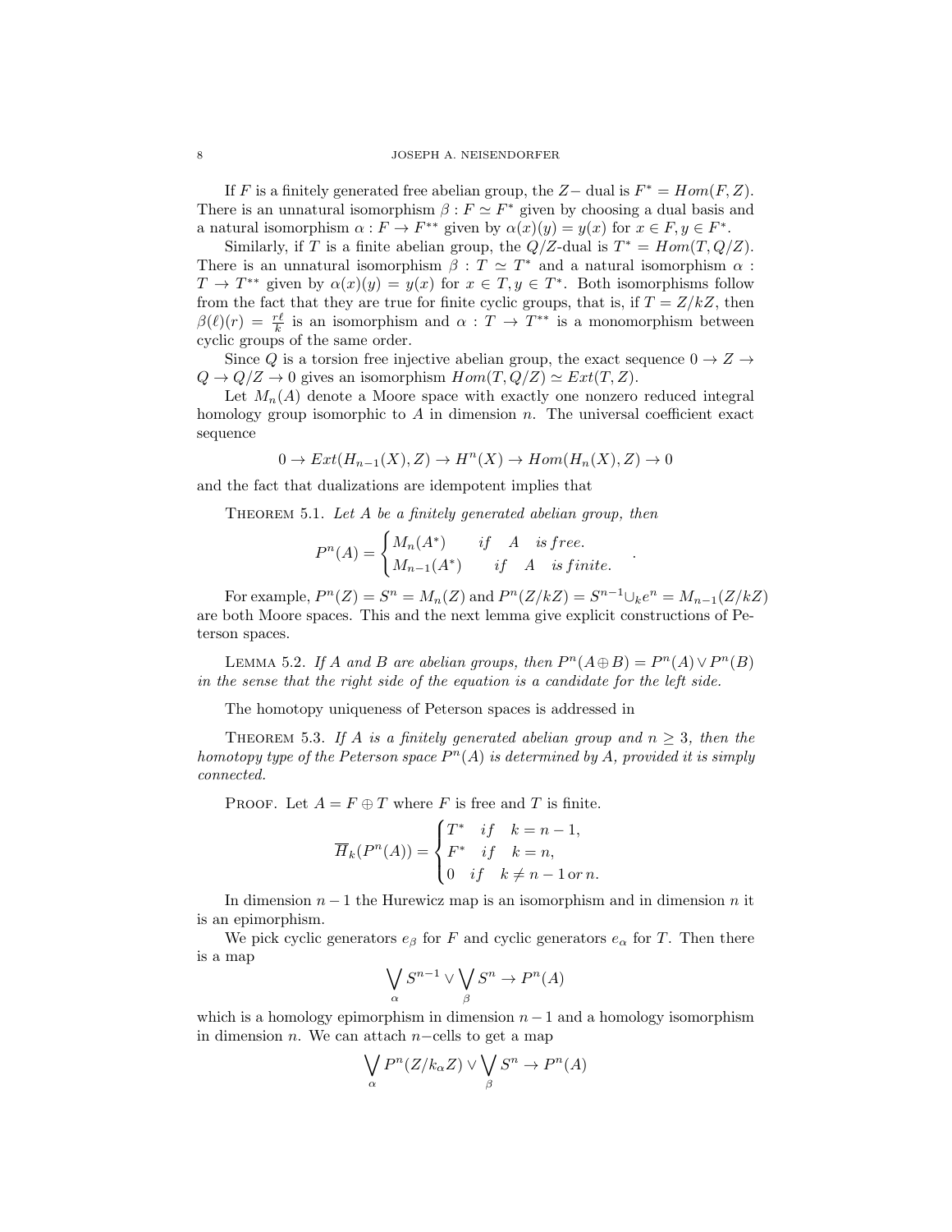If $F$ is a finitely generated free abelian group, the $Z-$ dual is $F^* = Hom(F, Z)$. There is an unnatural isomorphism $\beta : F \simeq F^*$ given by choosing a dual basis and a natural isomorphism $\alpha : F \to F^{**}$ given by $\alpha(x)(y) = y(x)$ for $x \in F, y \in F^*$.

Similarly, if $T$ is a finite abelian group, the $Q/Z$-dual is $T^* = Hom(T, Q/Z)$. There is an unnatural isomorphism $\beta : T \simeq T^*$ and a natural isomorphism $\alpha : T \to T^{**}$ given by $\alpha(x)(y) = y(x)$ for $x \in T, y \in T^*$. Both isomorphisms follow from the fact that they are true for finite cyclic groups, that is, if $T = Z/kZ$, then $\beta(\ell)(r) = \frac{r\ell}{k}$ is an isomorphism and $\alpha : T \to T^{**}$ is a monomorphism between cyclic groups of the same order.

Since $Q$ is a torsion free injective abelian group, the exact sequence $0 \to Z \to Q \to Q/Z \to 0$ gives an isomorphism $Hom(T, Q/Z) \simeq Ext(T, Z)$.

Let $M_n(A)$ denote a Moore space with exactly one nonzero reduced integral homology group isomorphic to $A$ in dimension $n$. The universal coefficient exact sequence

$$0 \to Ext(H_{n-1}(X), Z) \to H^n(X) \to Hom(H_n(X), Z) \to 0$$

and the fact that dualizations are idempotent implies that

Theorem 5.1. *Let $A$ be a finitely generated abelian group, then*

$$P^n(A) = \begin{cases} M_n(A^*) & if \quad A \quad is\,free. \\ M_{n-1}(A^*) & if \quad A \quad is\,finite. \end{cases}.$$

For example, $P^n(Z) = S^n = M_n(Z)$ and $P^n(Z/kZ) = S^{n-1} \cup_k e^n = M_{n-1}(Z/kZ)$ are both Moore spaces. This and the next lemma give explicit constructions of Peterson spaces.

Lemma 5.2. *If $A$ and $B$ are abelian groups, then $P^n(A \oplus B) = P^n(A) \vee P^n(B)$ in the sense that the right side of the equation is a candidate for the left side.*

The homotopy uniqueness of Peterson spaces is addressed in

Theorem 5.3. *If $A$ is a finitely generated abelian group and $n \geq 3$, then the homotopy type of the Peterson space $P^n(A)$ is determined by $A$, provided it is simply connected.*

Proof. Let $A = F \oplus T$ where $F$ is free and $T$ is finite.

$$\overline{H}_k(P^n(A)) = \begin{cases} T^* & if \quad k = n-1, \\ F^* & if \quad k = n, \\ 0 & if \quad k \neq n-1 \,\text{or}\, n. \end{cases}$$

In dimension $n-1$ the Hurewicz map is an isomorphism and in dimension $n$ it is an epimorphism.

We pick cyclic generators $e_\beta$ for $F$ and cyclic generators $e_\alpha$ for $T$. Then there is a map

$$\bigvee_\alpha S^{n-1} \vee \bigvee_\beta S^n \to P^n(A)$$

which is a homology epimorphism in dimension $n-1$ and a homology isomorphism in dimension $n$. We can attach $n-$cells to get a map

$$\bigvee_\alpha P^n(Z/k_\alpha Z) \vee \bigvee_\beta S^n \to P^n(A)$$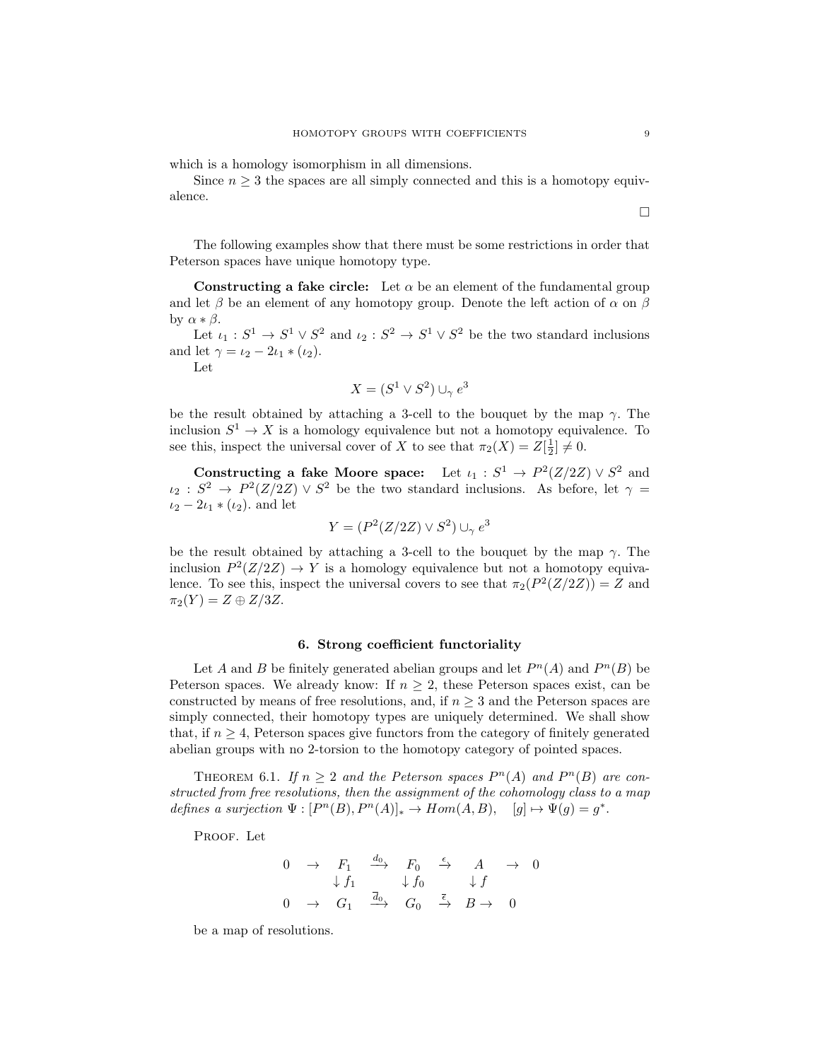which is a homology isomorphism in all dimensions.

Since $n \geq 3$ the spaces are all simply connected and this is a homotopy equivalence.

$\square$

The following examples show that there must be some restrictions in order that Peterson spaces have unique homotopy type.

**Constructing a fake circle:** Let $\alpha$ be an element of the fundamental group and let $\beta$ be an element of any homotopy group. Denote the left action of $\alpha$ on $\beta$ by $\alpha * \beta$.

Let $\iota_1 : S^1 \to S^1 \vee S^2$ and $\iota_2 : S^2 \to S^1 \vee S^2$ be the two standard inclusions and let $\gamma = \iota_2 - 2\iota_1 * (\iota_2)$.

Let

$$X = (S^1 \vee S^2) \cup_\gamma e^3$$

be the result obtained by attaching a 3-cell to the bouquet by the map $\gamma$. The inclusion $S^1 \to X$ is a homology equivalence but not a homotopy equivalence. To see this, inspect the universal cover of $X$ to see that $\pi_2(X) = Z[\frac{1}{2}] \neq 0$.

**Constructing a fake Moore space:** Let $\iota_1 : S^1 \to P^2(Z/2Z) \vee S^2$ and $\iota_2 : S^2 \to P^2(Z/2Z) \vee S^2$ be the two standard inclusions. As before, let $\gamma = \iota_2 - 2\iota_1 * (\iota_2)$. and let

$$Y = (P^2(Z/2Z) \vee S^2) \cup_\gamma e^3$$

be the result obtained by attaching a 3-cell to the bouquet by the map $\gamma$. The inclusion $P^2(Z/2Z) \to Y$ is a homology equivalence but not a homotopy equivalence. To see this, inspect the universal covers to see that $\pi_2(P^2(Z/2Z)) = Z$ and $\pi_2(Y) = Z \oplus Z/3Z$.

## 6. Strong coefficient functoriality

Let $A$ and $B$ be finitely generated abelian groups and let $P^n(A)$ and $P^n(B)$ be Peterson spaces. We already know: If $n \geq 2$, these Peterson spaces exist, can be constructed by means of free resolutions, and, if $n \geq 3$ and the Peterson spaces are simply connected, their homotopy types are uniquely determined. We shall show that, if $n \geq 4$, Peterson spaces give functors from the category of finitely generated abelian groups with no 2-torsion to the homotopy category of pointed spaces.

Theorem 6.1. *If $n \geq 2$ and the Peterson spaces $P^n(A)$ and $P^n(B)$ are constructed from free resolutions, then the assignment of the cohomology class to a map defines a surjection $\Psi : [P^n(B), P^n(A)]_* \to Hom(A, B)$, $[g] \mapsto \Psi(g) = g^*$.*

Proof. Let

$$\begin{array}{ccccccccc}
0 & \to & F_1 & \xrightarrow{d_0} & F_0 & \xrightarrow{\epsilon} & A & \to & 0 \\
 & & \downarrow f_1 & & \downarrow f_0 & & \downarrow f & & \\
0 & \to & G_1 & \xrightarrow{\overline{d}_0} & G_0 & \xrightarrow{\overline{\epsilon}} & B \to & 0 &
\end{array}$$

be a map of resolutions.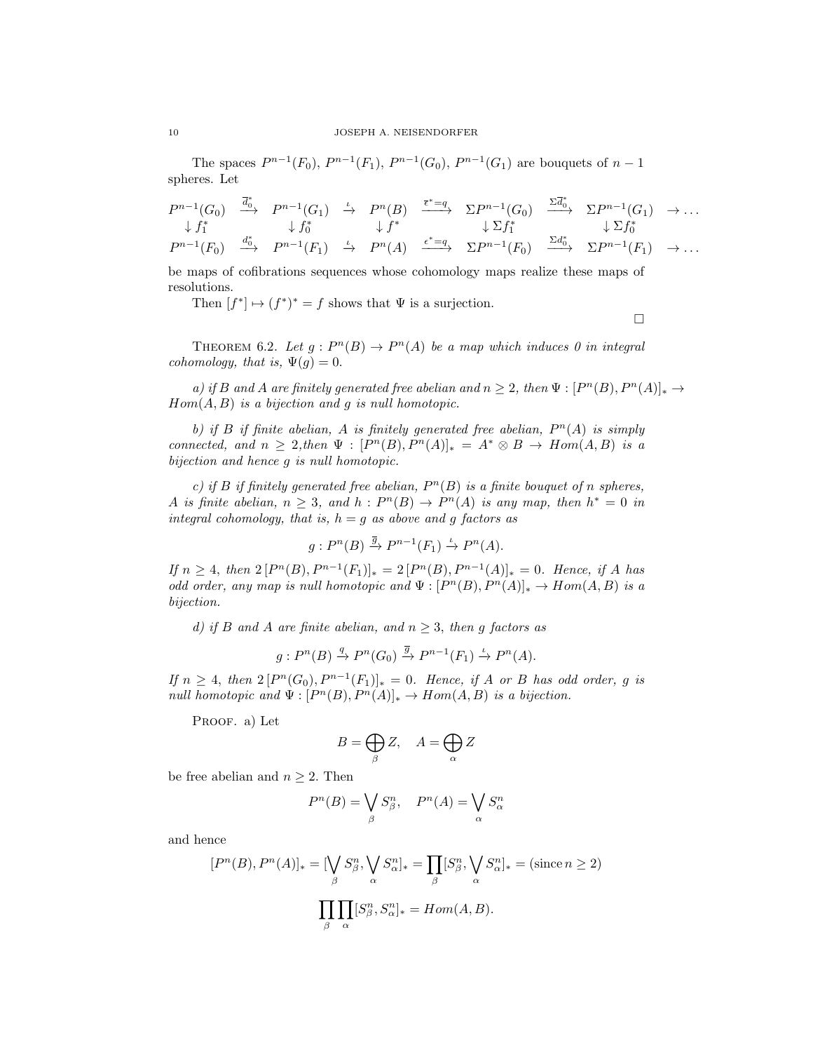The spaces $P^{n-1}(F_0)$, $P^{n-1}(F_1)$, $P^{n-1}(G_0)$, $P^{n-1}(G_1)$ are bouquets of $n-1$ spheres. Let

$$\begin{array}{ccccccccccc}
P^{n-1}(G_0) & \xrightarrow{\overline{d}_0^*} & P^{n-1}(G_1) & \xrightarrow{\iota} & P^n(B) & \xrightarrow{\overline{\epsilon}^*=q} & \Sigma P^{n-1}(G_0) & \xrightarrow{\Sigma\overline{d}_0^*} & \Sigma P^{n-1}(G_1) & \to \dots \\
\downarrow f_1^* & & \downarrow f_0^* & & \downarrow f^* & & \downarrow \Sigma f_1^* & & \downarrow \Sigma f_0^* & \\
P^{n-1}(F_0) & \xrightarrow{d_0^*} & P^{n-1}(F_1) & \xrightarrow{\iota} & P^n(A) & \xrightarrow{\epsilon^*=q} & \Sigma P^{n-1}(F_0) & \xrightarrow{\Sigma d_0^*} & \Sigma P^{n-1}(F_1) & \to \dots
\end{array}$$

be maps of cofibrations sequences whose cohomology maps realize these maps of resolutions.

Then $[f^*] \mapsto (f^*)^* = f$ shows that $\Psi$ is a surjection.

$\square$

THEOREM 6.2. *Let $g : P^n(B) \to P^n(A)$ be a map which induces 0 in integral cohomology, that is, $\Psi(g) = 0$.*

*a) if $B$ and $A$ are finitely generated free abelian and $n \geq 2$, then $\Psi : [P^n(B), P^n(A)]_* \to Hom(A, B)$ is a bijection and $g$ is null homotopic.*

*b) if $B$ if finite abelian, $A$ is finitely generated free abelian, $P^n(A)$ is simply connected, and $n \geq 2$,then $\Psi : [P^n(B), P^n(A)]_* = A^* \otimes B \to Hom(A, B)$ is a bijection and hence $g$ is null homotopic.*

*c) if $B$ if finitely generated free abelian, $P^n(B)$ is a finite bouquet of $n$ spheres, $A$ is finite abelian, $n \geq 3$, and $h : P^n(B) \to P^n(A)$ is any map, then $h^* = 0$ in integral cohomology, that is, $h = g$ as above and $g$ factors as*

$$g : P^n(B) \xrightarrow{\overline{g}} P^{n-1}(F_1) \xrightarrow{\iota} P^n(A).$$

*If $n \geq 4$, then $2\,[P^n(B), P^{n-1}(F_1)]_* = 2\,[P^n(B), P^{n-1}(A)]_* = 0$. Hence, if $A$ has odd order, any map is null homotopic and $\Psi : [P^n(B), P^n(A)]_* \to Hom(A, B)$ is a bijection.*

*d) if $B$ and $A$ are finite abelian, and $n \geq 3$, then $g$ factors as*

$$g : P^n(B) \xrightarrow{q} P^n(G_0) \xrightarrow{\overline{g}} P^{n-1}(F_1) \xrightarrow{\iota} P^n(A).$$

*If $n \geq 4$, then $2\,[P^n(G_0), P^{n-1}(F_1)]_* = 0$. Hence, if $A$ or $B$ has odd order, $g$ is null homotopic and $\Psi : [P^n(B), P^n(A)]_* \to Hom(A, B)$ is a bijection.*

PROOF. a) Let

$$B = \bigoplus_\beta Z, \quad A = \bigoplus_\alpha Z$$

be free abelian and $n \geq 2$. Then

$$P^n(B) = \bigvee_\beta S^n_\beta, \quad P^n(A) = \bigvee_\alpha S^n_\alpha$$

and hence

$$[P^n(B), P^n(A)]_* = [\bigvee_\beta S^n_\beta, \bigvee_\alpha S^n_\alpha]_* = \prod_\beta [S^n_\beta, \bigvee_\alpha S^n_\alpha]_* = (\text{since}\, n \geq 2)$$

$$\prod_\beta \prod_\alpha [S^n_\beta, S^n_\alpha]_* = Hom(A, B).$$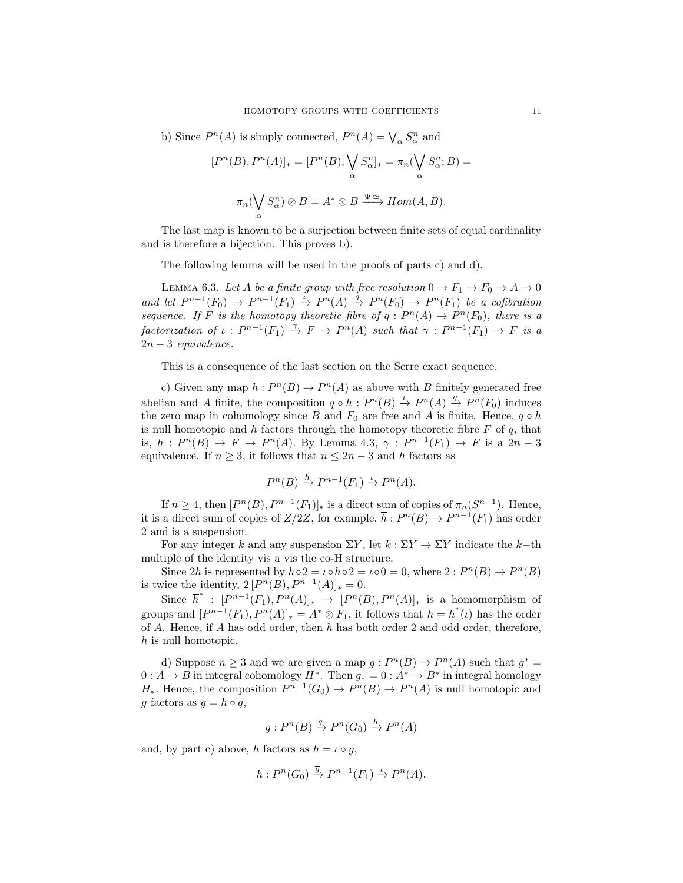b) Since $P^n(A)$ is simply connected, $P^n(A) = \bigvee_\alpha S^n_\alpha$ and

$$[P^n(B), P^n(A)]_* = [P^n(B), \bigvee_\alpha S^n_\alpha]_* = \pi_n(\bigvee_\alpha S^n_\alpha; B) =$$

$$\pi_n(\bigvee_\alpha S^n_\alpha) \otimes B = A^* \otimes B \xrightarrow{\Psi \simeq} Hom(A, B).$$

The last map is known to be a surjection between finite sets of equal cardinality and is therefore a bijection. This proves b).

The following lemma will be used in the proofs of parts c) and d).

Lemma 6.3. *Let $A$ be a finite group with free resolution $0 \to F_1 \to F_0 \to A \to 0$ and let $P^{n-1}(F_0) \to P^{n-1}(F_1) \xrightarrow{\iota} P^n(A) \xrightarrow{q} P^n(F_0) \to P^n(F_1)$ be a cofibration sequence. If $F$ is the homotopy theoretic fibre of $q : P^n(A) \to P^n(F_0)$, there is a factorization of $\iota : P^{n-1}(F_1) \xrightarrow{\gamma} F \to P^n(A)$ such that $\gamma : P^{n-1}(F_1) \to F$ is a $2n-3$ equivalence.*

This is a consequence of the last section on the Serre exact sequence.

c) Given any map $h : P^n(B) \to P^n(A)$ as above with $B$ finitely generated free abelian and $A$ finite, the composition $q \circ h : P^n(B) \xrightarrow{\iota} P^n(A) \xrightarrow{q} P^n(F_0)$ induces the zero map in cohomology since $B$ and $F_0$ are free and $A$ is finite. Hence, $q \circ h$ is null homotopic and $h$ factors through the homotopy theoretic fibre $F$ of $q$, that is, $h : P^n(B) \to F \to P^n(A)$. By Lemma 4.3, $\gamma : P^{n-1}(F_1) \to F$ is a $2n-3$ equivalence. If $n \geq 3$, it follows that $n \leq 2n-3$ and $h$ factors as

$$P^n(B) \xrightarrow{\overline{h}} P^{n-1}(F_1) \xrightarrow{\iota} P^n(A).$$

If $n \geq 4$, then $[P^n(B), P^{n-1}(F_1)]_*$ is a direct sum of copies of $\pi_n(S^{n-1})$. Hence, it is a direct sum of copies of $Z/2Z$, for example, $\overline{h} : P^n(B) \to P^{n-1}(F_1)$ has order 2 and is a suspension.

For any integer $k$ and any suspension $\Sigma Y$, let $k : \Sigma Y \to \Sigma Y$ indicate the $k-$th multiple of the identity vis a vis the co-H structure.

Since $2h$ is represented by $h \circ 2 = \iota \circ \overline{h} \circ 2 = \iota \circ 0 = 0$, where $2 : P^n(B) \to P^n(B)$ is twice the identity, $2\,[P^n(B), P^{n-1}(A)]_* = 0$.

Since $\overline{h}^* : [P^{n-1}(F_1), P^n(A)]_* \to [P^n(B), P^n(A)]_*$ is a homomorphism of groups and $[P^{n-1}(F_1), P^n(A)]_* = A^* \otimes F_1$, it follows that $h = \overline{h}^*(\iota)$ has the order of $A$. Hence, if $A$ has odd order, then $h$ has both order 2 and odd order, therefore, $h$ is null homotopic.

d) Suppose $n \geq 3$ and we are given a map $g : P^n(B) \to P^n(A)$ such that $g^* = 0 : A \to B$ in integral cohomology $H^*$. Then $g_* = 0 : A^* \to B^*$ in integral homology $H_*$. Hence, the composition $P^{n-1}(G_0) \to P^n(B) \to P^n(A)$ is null homotopic and $g$ factors as $g = h \circ q$,

$$g : P^n(B) \xrightarrow{q} P^n(G_0) \xrightarrow{h} P^n(A)$$

and, by part c) above, $h$ factors as $h = \iota \circ \overline{g}$,

$$h : P^n(G_0) \xrightarrow{\overline{g}} P^{n-1}(F_1) \xrightarrow{\iota} P^n(A).$$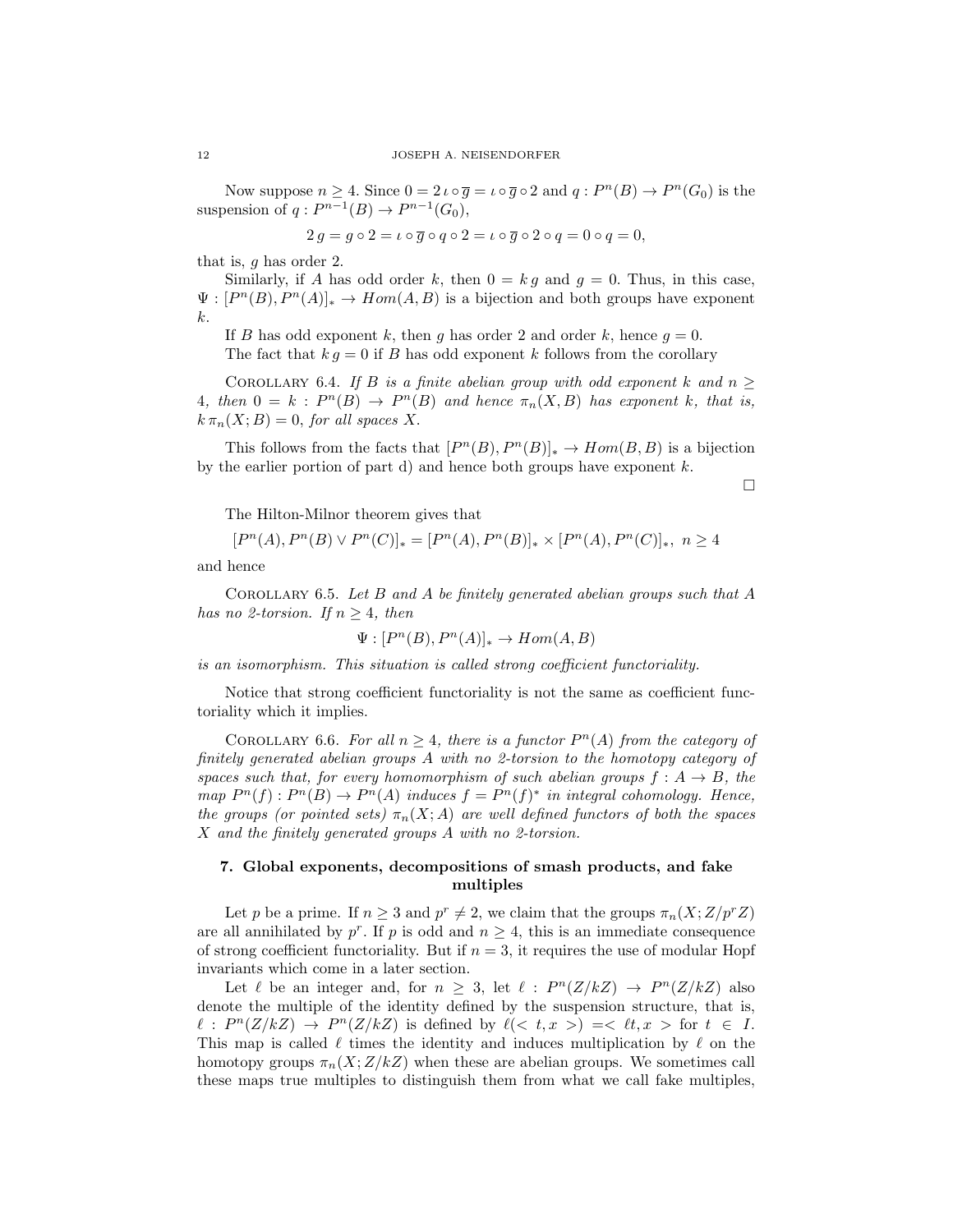Now suppose $n \geq 4$. Since $0 = 2\,\iota \circ \overline{g} = \iota \circ \overline{g} \circ 2$ and $q : P^n(B) \to P^n(G_0)$ is the suspension of $q : P^{n-1}(B) \to P^{n-1}(G_0)$,

$$2\,g = g \circ 2 = \iota \circ \overline{g} \circ q \circ 2 = \iota \circ \overline{g} \circ 2 \circ q = 0 \circ q = 0,$$

that is, $g$ has order 2.

Similarly, if $A$ has odd order $k$, then $0 = k\,g$ and $g = 0$. Thus, in this case, $\Psi : [P^n(B), P^n(A)]_* \to Hom(A, B)$ is a bijection and both groups have exponent $k$.

If $B$ has odd exponent $k$, then $g$ has order 2 and order $k$, hence $g = 0$.

The fact that $k\,g = 0$ if $B$ has odd exponent $k$ follows from the corollary

Corollary 6.4. *If $B$ is a finite abelian group with odd exponent $k$ and $n \geq 4$, then $0 = k : P^n(B) \to P^n(B)$ and hence $\pi_n(X, B)$ has exponent $k$, that is, $k\,\pi_n(X; B) = 0$, for all spaces $X$.*

This follows from the facts that $[P^n(B), P^n(B)]_* \to Hom(B, B)$ is a bijection by the earlier portion of part d) and hence both groups have exponent $k$.

□

The Hilton-Milnor theorem gives that

$$[P^n(A), P^n(B) \vee P^n(C)]_* = [P^n(A), P^n(B)]_* \times [P^n(A), P^n(C)]_*,\ n \geq 4$$

and hence

Corollary 6.5. *Let $B$ and $A$ be finitely generated abelian groups such that $A$ has no 2-torsion. If $n \geq 4$, then*

$$\Psi : [P^n(B), P^n(A)]_* \to Hom(A, B)$$

*is an isomorphism. This situation is called strong coefficient functoriality.*

Notice that strong coefficient functoriality is not the same as coefficient functoriality which it implies.

Corollary 6.6. *For all $n \geq 4$, there is a functor $P^n(A)$ from the category of finitely generated abelian groups $A$ with no 2-torsion to the homotopy category of spaces such that, for every homomorphism of such abelian groups $f : A \to B$, the map $P^n(f) : P^n(B) \to P^n(A)$ induces $f = P^n(f)^*$ in integral cohomology. Hence, the groups (or pointed sets) $\pi_n(X; A)$ are well defined functors of both the spaces $X$ and the finitely generated groups $A$ with no 2-torsion.*

## 7. Global exponents, decompositions of smash products, and fake multiples

Let $p$ be a prime. If $n \geq 3$ and $p^r \neq 2$, we claim that the groups $\pi_n(X; Z/p^r Z)$ are all annihilated by $p^r$. If $p$ is odd and $n \geq 4$, this is an immediate consequence of strong coefficient functoriality. But if $n = 3$, it requires the use of modular Hopf invariants which come in a later section.

Let $\ell$ be an integer and, for $n \geq 3$, let $\ell : P^n(Z/kZ) \to P^n(Z/kZ)$ also denote the multiple of the identity defined by the suspension structure, that is, $\ell : P^n(Z/kZ) \to P^n(Z/kZ)$ is defined by $\ell(< t, x >) = < \ell t, x >$ for $t \in I$. This map is called $\ell$ times the identity and induces multiplication by $\ell$ on the homotopy groups $\pi_n(X; Z/kZ)$ when these are abelian groups. We sometimes call these maps true multiples to distinguish them from what we call fake multiples,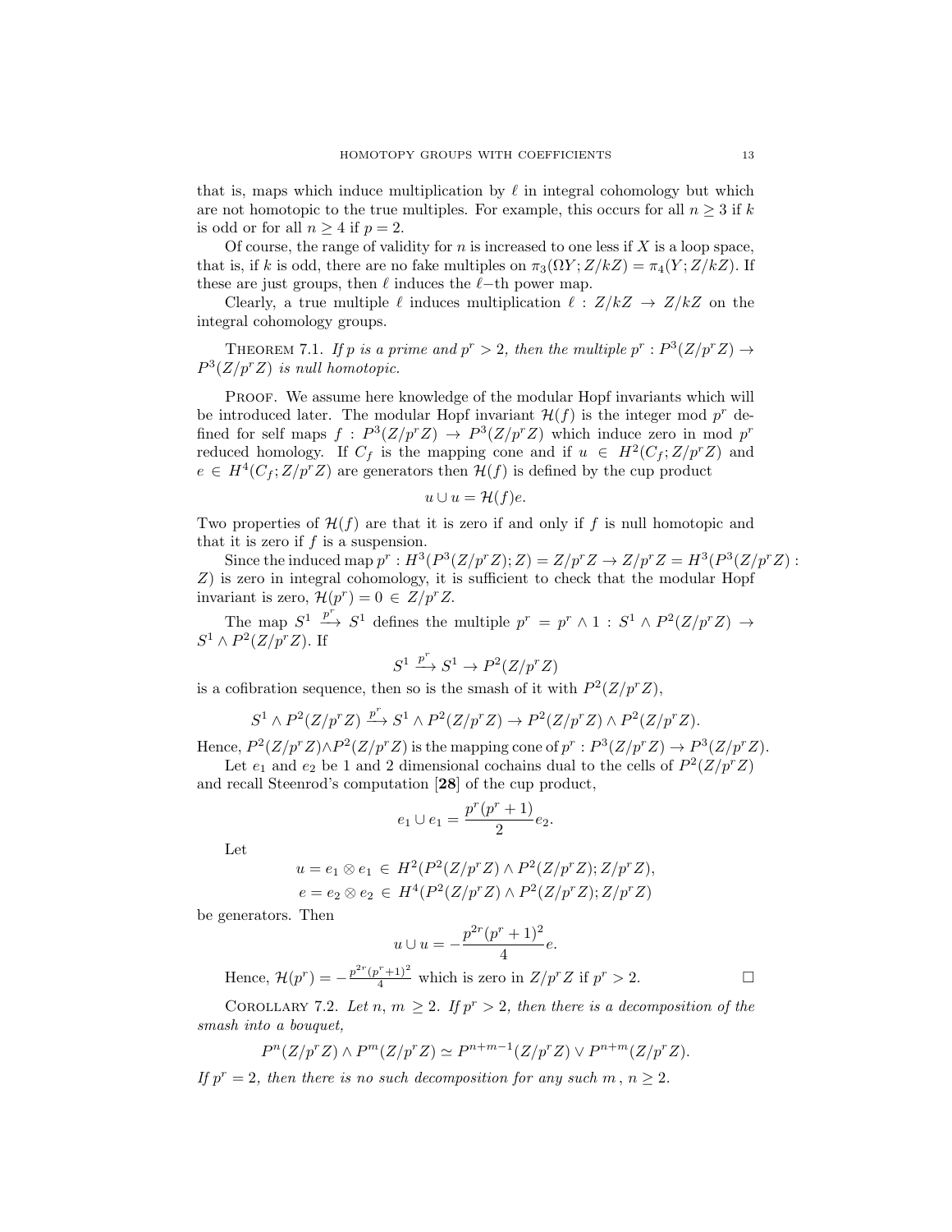that is, maps which induce multiplication by $\ell$ in integral cohomology but which are not homotopic to the true multiples. For example, this occurs for all $n \geq 3$ if $k$ is odd or for all $n \geq 4$ if $p = 2$.

Of course, the range of validity for $n$ is increased to one less if $X$ is a loop space, that is, if $k$ is odd, there are no fake multiples on $\pi_3(\Omega Y; Z/kZ) = \pi_4(Y; Z/kZ)$. If these are just groups, then $\ell$ induces the $\ell$−th power map.

Clearly, a true multiple $\ell$ induces multiplication $\ell : Z/kZ \to Z/kZ$ on the integral cohomology groups.

Theorem 7.1. *If $p$ is a prime and $p^r > 2$, then the multiple $p^r : P^3(Z/p^rZ) \to P^3(Z/p^rZ)$ is null homotopic.*

Proof. We assume here knowledge of the modular Hopf invariants which will be introduced later. The modular Hopf invariant $\mathcal{H}(f)$ is the integer mod $p^r$ defined for self maps $f : P^3(Z/p^rZ) \to P^3(Z/p^rZ)$ which induce zero in mod $p^r$ reduced homology. If $C_f$ is the mapping cone and if $u \in H^2(C_f; Z/p^rZ)$ and $e \in H^4(C_f; Z/p^rZ)$ are generators then $\mathcal{H}(f)$ is defined by the cup product

$$u \cup u = \mathcal{H}(f)e.$$

Two properties of $\mathcal{H}(f)$ are that it is zero if and only if $f$ is null homotopic and that it is zero if $f$ is a suspension.

Since the induced map $p^r : H^3(P^3(Z/p^rZ); Z) = Z/p^rZ \to Z/p^rZ = H^3(P^3(Z/p^rZ) : Z)$ is zero in integral cohomology, it is sufficient to check that the modular Hopf invariant is zero, $\mathcal{H}(p^r) = 0 \in Z/p^rZ$.

The map $S^1 \xrightarrow{p^r} S^1$ defines the multiple $p^r = p^r \wedge 1 : S^1 \wedge P^2(Z/p^rZ) \to S^1 \wedge P^2(Z/p^rZ)$. If

$$S^1 \xrightarrow{p^r} S^1 \to P^2(Z/p^rZ)$$

is a cofibration sequence, then so is the smash of it with $P^2(Z/p^rZ)$,

$$S^1 \wedge P^2(Z/p^rZ) \xrightarrow{p^r} S^1 \wedge P^2(Z/p^rZ) \to P^2(Z/p^rZ) \wedge P^2(Z/p^rZ).$$

Hence, $P^2(Z/p^rZ) \wedge P^2(Z/p^rZ)$ is the mapping cone of $p^r : P^3(Z/p^rZ) \to P^3(Z/p^rZ)$.

Let $e_1$ and $e_2$ be 1 and 2 dimensional cochains dual to the cells of $P^2(Z/p^rZ)$ and recall Steenrod's computation [**28**] of the cup product,

$$e_1 \cup e_1 = \frac{p^r(p^r+1)}{2} e_2.$$

Let

$$u = e_1 \otimes e_1 \in H^2(P^2(Z/p^rZ) \wedge P^2(Z/p^rZ); Z/p^rZ),$$
$$e = e_2 \otimes e_2 \in H^4(P^2(Z/p^rZ) \wedge P^2(Z/p^rZ); Z/p^rZ)$$

be generators. Then

$$u \cup u = -\frac{p^{2r}(p^r+1)^2}{4} e.$$

Hence, $\mathcal{H}(p^r) = -\frac{p^{2r}(p^r+1)^2}{4}$ which is zero in $Z/p^rZ$ if $p^r > 2$. □

Corollary 7.2. *Let $n$, $m \geq 2$. If $p^r > 2$, then there is a decomposition of the smash into a bouquet,*

$$P^n(Z/p^rZ) \wedge P^m(Z/p^rZ) \simeq P^{n+m-1}(Z/p^rZ) \vee P^{n+m}(Z/p^rZ).$$

*If $p^r = 2$, then there is no such decomposition for any such $m$, $n \geq 2$.*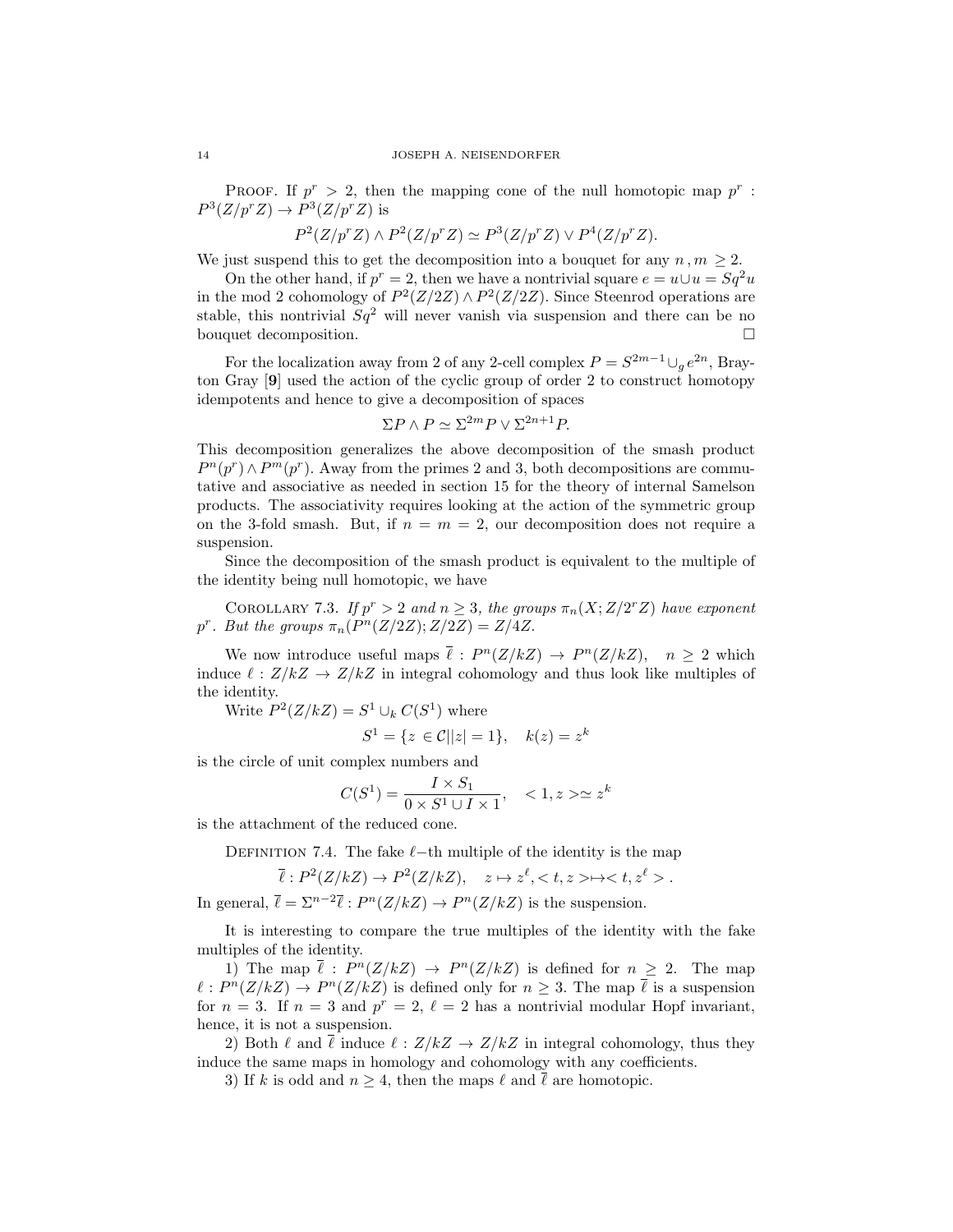PROOF. If $p^r > 2$, then the mapping cone of the null homotopic map $p^r : P^3(Z/p^rZ) \to P^3(Z/p^rZ)$ is

$$P^2(Z/p^rZ) \wedge P^2(Z/p^rZ) \simeq P^3(Z/p^rZ) \vee P^4(Z/p^rZ).$$

We just suspend this to get the decomposition into a bouquet for any $n, m \geq 2$.

On the other hand, if $p^r = 2$, then we have a nontrivial square $e = u \cup u = Sq^2 u$ in the mod 2 cohomology of $P^2(Z/2Z) \wedge P^2(Z/2Z)$. Since Steenrod operations are stable, this nontrivial $Sq^2$ will never vanish via suspension and there can be no bouquet decomposition. □

For the localization away from 2 of any 2-cell complex $P = S^{2m-1} \cup_g e^{2n}$, Brayton Gray [**9**] used the action of the cyclic group of order 2 to construct homotopy idempotents and hence to give a decomposition of spaces

$$\Sigma P \wedge P \simeq \Sigma^{2m} P \vee \Sigma^{2n+1} P.$$

This decomposition generalizes the above decomposition of the smash product $P^n(p^r) \wedge P^m(p^r)$. Away from the primes 2 and 3, both decompositions are commutative and associative as needed in section 15 for the theory of internal Samelson products. The associativity requires looking at the action of the symmetric group on the 3-fold smash. But, if $n = m = 2$, our decomposition does not require a suspension.

Since the decomposition of the smash product is equivalent to the multiple of the identity being null homotopic, we have

COROLLARY 7.3. *If $p^r > 2$ and $n \geq 3$, the groups $\pi_n(X; Z/2^rZ)$ have exponent $p^r$. But the groups $\pi_n(P^n(Z/2Z); Z/2Z) = Z/4Z$.*

We now introduce useful maps $\overline{\ell} : P^n(Z/kZ) \to P^n(Z/kZ), \quad n \geq 2$ which induce $\ell : Z/kZ \to Z/kZ$ in integral cohomology and thus look like multiples of the identity.

Write $P^2(Z/kZ) = S^1 \cup_k C(S^1)$ where

$$S^1 = \{z \in \mathcal{C} | |z| = 1\}, \quad k(z) = z^k$$

is the circle of unit complex numbers and

$$C(S^1) = \frac{I \times S_1}{0 \times S^1 \cup I \times 1}, \quad <1, z> \simeq z^k$$

is the attachment of the reduced cone.

DEFINITION 7.4. The fake $\ell$-th multiple of the identity is the map

$$\overline{\ell} : P^2(Z/kZ) \to P^2(Z/kZ), \quad z \mapsto z^\ell, <t, z> \mapsto <t, z^\ell>.$$

In general, $\overline{\ell} = \Sigma^{n-2}\overline{\ell} : P^n(Z/kZ) \to P^n(Z/kZ)$ is the suspension.

It is interesting to compare the true multiples of the identity with the fake multiples of the identity.

1) The map $\overline{\ell} : P^n(Z/kZ) \to P^n(Z/kZ)$ is defined for $n \geq 2$. The map $\ell : P^n(Z/kZ) \to P^n(Z/kZ)$ is defined only for $n \geq 3$. The map $\overline{\ell}$ is a suspension for $n = 3$. If $n = 3$ and $p^r = 2$, $\ell = 2$ has a nontrivial modular Hopf invariant, hence, it is not a suspension.

2) Both $\ell$ and $\overline{\ell}$ induce $\ell : Z/kZ \to Z/kZ$ in integral cohomology, thus they induce the same maps in homology and cohomology with any coefficients.

3) If $k$ is odd and $n \geq 4$, then the maps $\ell$ and $\overline{\ell}$ are homotopic.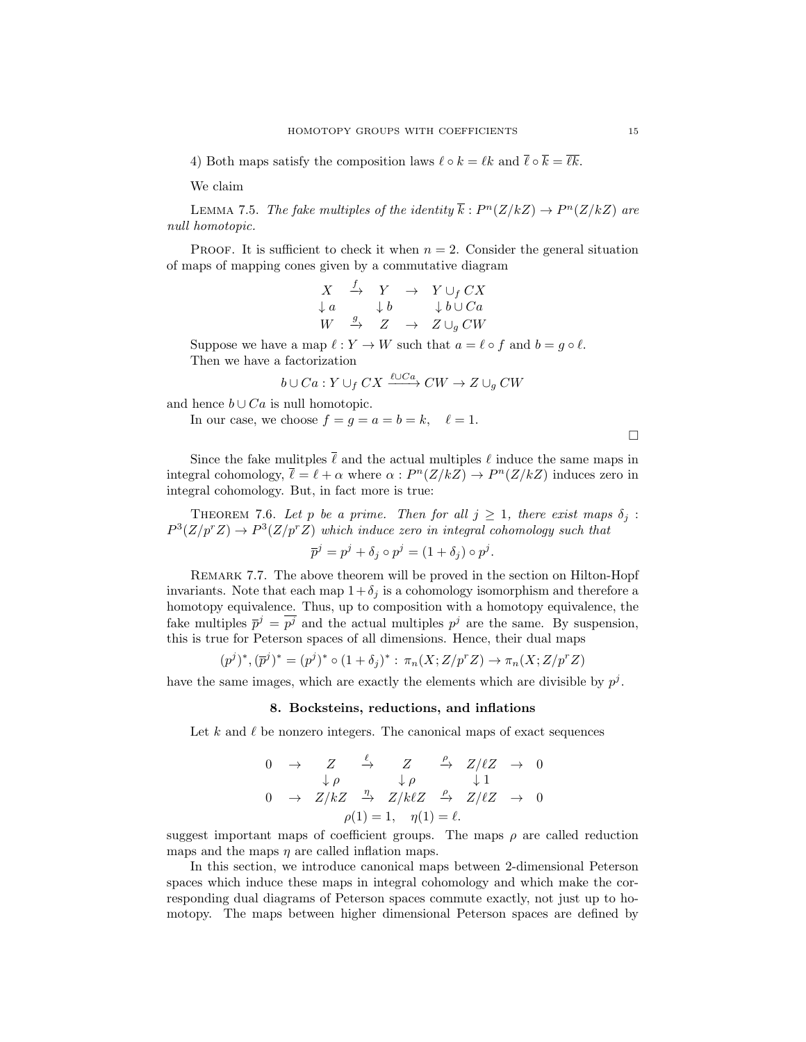4) Both maps satisfy the composition laws $\ell \circ k = \ell k$ and $\overline{\ell} \circ \overline{k} = \overline{\ell k}$.

We claim

Lemma 7.5. *The fake multiples of the identity $\overline{k} : P^n(Z/kZ) \to P^n(Z/kZ)$ are null homotopic.*

Proof. It is sufficient to check it when $n = 2$. Consider the general situation of maps of mapping cones given by a commutative diagram

$$\begin{array}{ccccc} X & \xrightarrow{f} & Y & \to & Y \cup_f CX \\ \downarrow a & & \downarrow b & & \downarrow b \cup Ca \\ W & \xrightarrow{g} & Z & \to & Z \cup_g CW \end{array}$$

Suppose we have a map $\ell : Y \to W$ such that $a = \ell \circ f$ and $b = g \circ \ell$.

Then we have a factorization

$$b \cup Ca : Y \cup_f CX \xrightarrow{\ell \cup Ca} CW \to Z \cup_g CW$$

and hence $b \cup Ca$ is null homotopic.

In our case, we choose $f = g = a = b = k, \quad \ell = 1.$

□

Since the fake mulitples $\overline{\ell}$ and the actual multiples $\ell$ induce the same maps in integral cohomology, $\overline{\ell} = \ell + \alpha$ where $\alpha : P^n(Z/kZ) \to P^n(Z/kZ)$ induces zero in integral cohomology. But, in fact more is true:

Theorem 7.6. *Let $p$ be a prime. Then for all $j \geq 1$, there exist maps $\delta_j : P^3(Z/p^rZ) \to P^3(Z/p^rZ)$ which induce zero in integral cohomology such that*

$$\overline{p}^j = p^j + \delta_j \circ p^j = (1 + \delta_j) \circ p^j.$$

Remark 7.7. The above theorem will be proved in the section on Hilton-Hopf invariants. Note that each map $1 + \delta_j$ is a cohomology isomorphism and therefore a homotopy equivalence. Thus, up to composition with a homotopy equivalence, the fake multiples $\overline{p}^j = \overline{p^j}$ and the actual multiples $p^j$ are the same. By suspension, this is true for Peterson spaces of all dimensions. Hence, their dual maps

$$(p^j)^*, (\overline{p}^j)^* = (p^j)^* \circ (1 + \delta_j)^* : \pi_n(X; Z/p^rZ) \to \pi_n(X; Z/p^rZ)$$

have the same images, which are exactly the elements which are divisible by $p^j$.

## 8. Bocksteins, reductions, and inflations

Let $k$ and $\ell$ be nonzero integers. The canonical maps of exact sequences

$$\begin{array}{ccccccccc} 0 & \to & Z & \xrightarrow{\ell} & Z & \xrightarrow{\rho} & Z/\ell Z & \to & 0 \\ & & \downarrow \rho & & \downarrow \rho & & \downarrow 1 & & \\ 0 & \to & Z/kZ & \xrightarrow{\eta} & Z/k\ell Z & \xrightarrow{\rho} & Z/\ell Z & \to & 0 \end{array}$$

$$\rho(1) = 1, \quad \eta(1) = \ell.$$

suggest important maps of coefficient groups. The maps $\rho$ are called reduction maps and the maps $\eta$ are called inflation maps.

In this section, we introduce canonical maps between 2-dimensional Peterson spaces which induce these maps in integral cohomology and which make the corresponding dual diagrams of Peterson spaces commute exactly, not just up to homotopy. The maps between higher dimensional Peterson spaces are defined by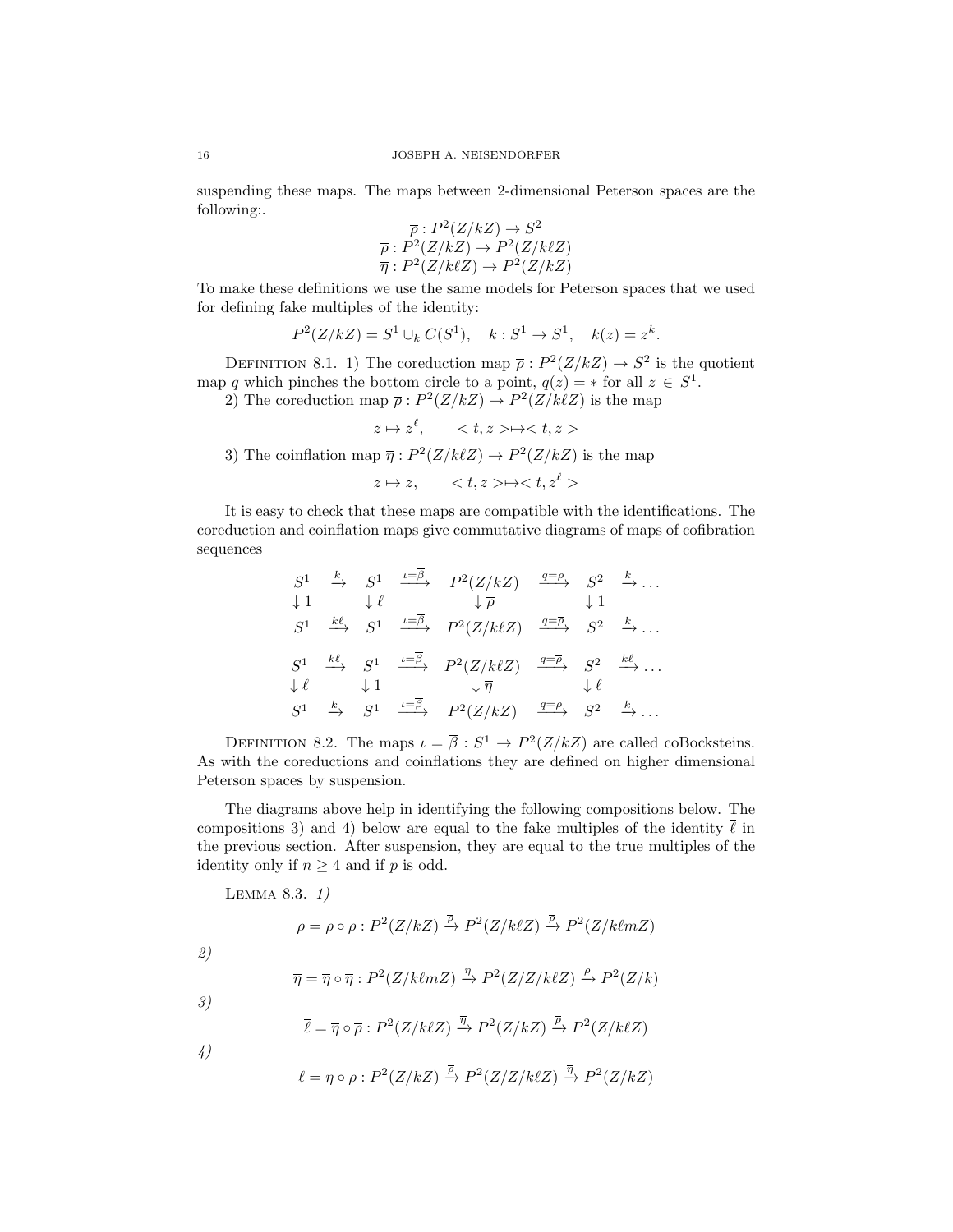suspending these maps. The maps between 2-dimensional Peterson spaces are the following:.

$$\overline{\rho} : P^2(Z/kZ) \to S^2$$
$$\overline{\rho} : P^2(Z/kZ) \to P^2(Z/k\ell Z)$$
$$\overline{\eta} : P^2(Z/k\ell Z) \to P^2(Z/kZ)$$

To make these definitions we use the same models for Peterson spaces that we used for defining fake multiples of the identity:

$$P^2(Z/kZ) = S^1 \cup_k C(S^1), \quad k : S^1 \to S^1, \quad k(z) = z^k.$$

DEFINITION 8.1. 1) The coreduction map $\overline{\rho} : P^2(Z/kZ) \to S^2$ is the quotient map $q$ which pinches the bottom circle to a point, $q(z) = *$ for all $z \in S^1$.

2) The coreduction map $\overline{\rho} : P^2(Z/kZ) \to P^2(Z/k\ell Z)$ is the map

$$z \mapsto z^{\ell}, \qquad < t, z > \mapsto < t, z >$$

3) The coinflation map $\overline{\eta} : P^2(Z/k\ell Z) \to P^2(Z/kZ)$ is the map

$$z \mapsto z, \qquad < t, z > \mapsto < t, z^{\ell} >$$

It is easy to check that these maps are compatible with the identifications. The coreduction and coinflation maps give commutative diagrams of maps of cofibration sequences

$$\begin{array}{ccccccccc}
S^1 & \xrightarrow{k} & S^1 & \xrightarrow{\iota=\overline{\beta}} & P^2(Z/kZ) & \xrightarrow{q=\overline{\rho}} & S^2 & \xrightarrow{k} & \dots \\
\downarrow 1 & & \downarrow \ell & & \downarrow \overline{\rho} & & \downarrow 1 & & \\
S^1 & \xrightarrow{k\ell} & S^1 & \xrightarrow{\iota=\overline{\beta}} & P^2(Z/k\ell Z) & \xrightarrow{q=\overline{\rho}} & S^2 & \xrightarrow{k} & \dots
\end{array}$$

$$\begin{array}{ccccccccc}
S^1 & \xrightarrow{k\ell} & S^1 & \xrightarrow{\iota=\overline{\beta}} & P^2(Z/k\ell Z) & \xrightarrow{q=\overline{\rho}} & S^2 & \xrightarrow{k\ell} & \dots \\
\downarrow \ell & & \downarrow 1 & & \downarrow \overline{\eta} & & \downarrow \ell & & \\
S^1 & \xrightarrow{k} & S^1 & \xrightarrow{\iota=\overline{\beta}} & P^2(Z/kZ) & \xrightarrow{q=\overline{\rho}} & S^2 & \xrightarrow{k} & \dots
\end{array}$$

DEFINITION 8.2. The maps $\iota = \overline{\beta} : S^1 \to P^2(Z/kZ)$ are called coBocksteins. As with the coreductions and coinflations they are defined on higher dimensional Peterson spaces by suspension.

The diagrams above help in identifying the following compositions below. The compositions 3) and 4) below are equal to the fake multiples of the identity $\overline{\ell}$ in the previous section. After suspension, they are equal to the true multiples of the identity only if $n \geq 4$ and if $p$ is odd.

LEMMA 8.3. *1)*

$$\overline{\rho} = \overline{\rho} \circ \overline{\rho} : P^2(Z/kZ) \xrightarrow{\overline{\rho}} P^2(Z/k\ell Z) \xrightarrow{\overline{\rho}} P^2(Z/k\ell mZ)$$

*2)*

$$\overline{\eta} = \overline{\eta} \circ \overline{\eta} : P^2(Z/k\ell mZ) \xrightarrow{\overline{\eta}} P^2(Z/Z/k\ell Z) \xrightarrow{\overline{\rho}} P^2(Z/k)$$

*3)*

$$\overline{\ell} = \overline{\eta} \circ \overline{\rho} : P^2(Z/k\ell Z) \xrightarrow{\overline{\eta}} P^2(Z/kZ) \xrightarrow{\overline{\rho}} P^2(Z/k\ell Z)$$

*4)*

$$\overline{\ell} = \overline{\eta} \circ \overline{\rho} : P^2(Z/kZ) \xrightarrow{\overline{\rho}} P^2(Z/Z/k\ell Z) \xrightarrow{\overline{\eta}} P^2(Z/kZ)$$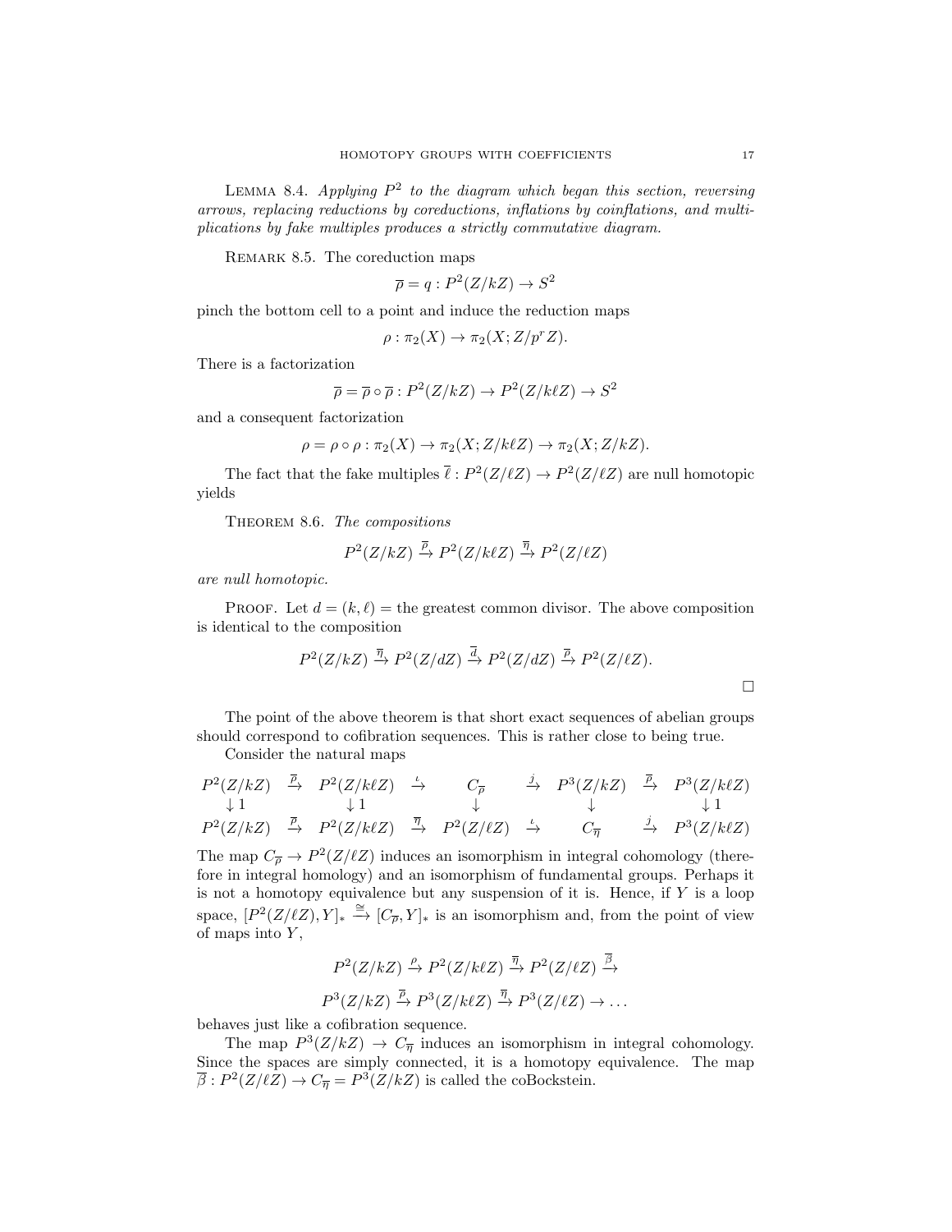Lemma 8.4. *Applying $P^2$ to the diagram which began this section, reversing arrows, replacing reductions by coreductions, inflations by coinflations, and multiplications by fake multiples produces a strictly commutative diagram.*

Remark 8.5. The coreduction maps

$$\overline{\rho} = q : P^2(Z/kZ) \to S^2$$

pinch the bottom cell to a point and induce the reduction maps

$$\rho : \pi_2(X) \to \pi_2(X; Z/p^r Z).$$

There is a factorization

$$\overline{\rho} = \overline{\rho} \circ \overline{\rho} : P^2(Z/kZ) \to P^2(Z/k\ell Z) \to S^2$$

and a consequent factorization

$$\rho = \rho \circ \rho : \pi_2(X) \to \pi_2(X; Z/k\ell Z) \to \pi_2(X; Z/kZ).$$

The fact that the fake multiples $\overline{\ell} : P^2(Z/\ell Z) \to P^2(Z/\ell Z)$ are null homotopic yields

Theorem 8.6. *The compositions*

$$P^2(Z/kZ) \xrightarrow{\overline{\rho}} P^2(Z/k\ell Z) \xrightarrow{\overline{\eta}} P^2(Z/\ell Z)$$

*are null homotopic.*

Proof. Let $d = (k, \ell) =$ the greatest common divisor. The above composition is identical to the composition

$$P^2(Z/kZ) \xrightarrow{\overline{\eta}} P^2(Z/dZ) \xrightarrow{\overline{d}} P^2(Z/dZ) \xrightarrow{\overline{\rho}} P^2(Z/\ell Z).$$

□

The point of the above theorem is that short exact sequences of abelian groups should correspond to cofibration sequences. This is rather close to being true.

Consider the natural maps

$$\begin{array}{ccccccccc}
P^2(Z/kZ) & \xrightarrow{\overline{\rho}} & P^2(Z/k\ell Z) & \xrightarrow{\iota} & C_{\overline{\rho}} & \xrightarrow{j} & P^3(Z/kZ) & \xrightarrow{\overline{\rho}} & P^3(Z/k\ell Z) \\
\downarrow 1 & & \downarrow 1 & & \downarrow & & \downarrow & & \downarrow 1 \\
P^2(Z/kZ) & \xrightarrow{\overline{\rho}} & P^2(Z/k\ell Z) & \xrightarrow{\overline{\eta}} & P^2(Z/\ell Z) & \xrightarrow{\iota} & C_{\overline{\eta}} & \xrightarrow{j} & P^3(Z/k\ell Z)
\end{array}$$

The map $C_{\overline{\rho}} \to P^2(Z/\ell Z)$ induces an isomorphism in integral cohomology (therefore in integral homology) and an isomorphism of fundamental groups. Perhaps it is not a homotopy equivalence but any suspension of it is. Hence, if $Y$ is a loop space, $[P^2(Z/\ell Z), Y]_* \xrightarrow{\cong} [C_{\overline{\rho}}, Y]_*$ is an isomorphism and, from the point of view of maps into $Y$,

$$P^2(Z/kZ) \xrightarrow{\rho} P^2(Z/k\ell Z) \xrightarrow{\overline{\eta}} P^2(Z/\ell Z) \xrightarrow{\overline{\beta}}$$

$$P^3(Z/kZ) \xrightarrow{\overline{\rho}} P^3(Z/k\ell Z) \xrightarrow{\overline{\eta}} P^3(Z/\ell Z) \to \dots$$

behaves just like a cofibration sequence.

The map $P^3(Z/kZ) \to C_{\overline{\eta}}$ induces an isomorphism in integral cohomology. Since the spaces are simply connected, it is a homotopy equivalence. The map $\overline{\beta} : P^2(Z/\ell Z) \to C_{\overline{\eta}} = P^3(Z/kZ)$ is called the coBockstein.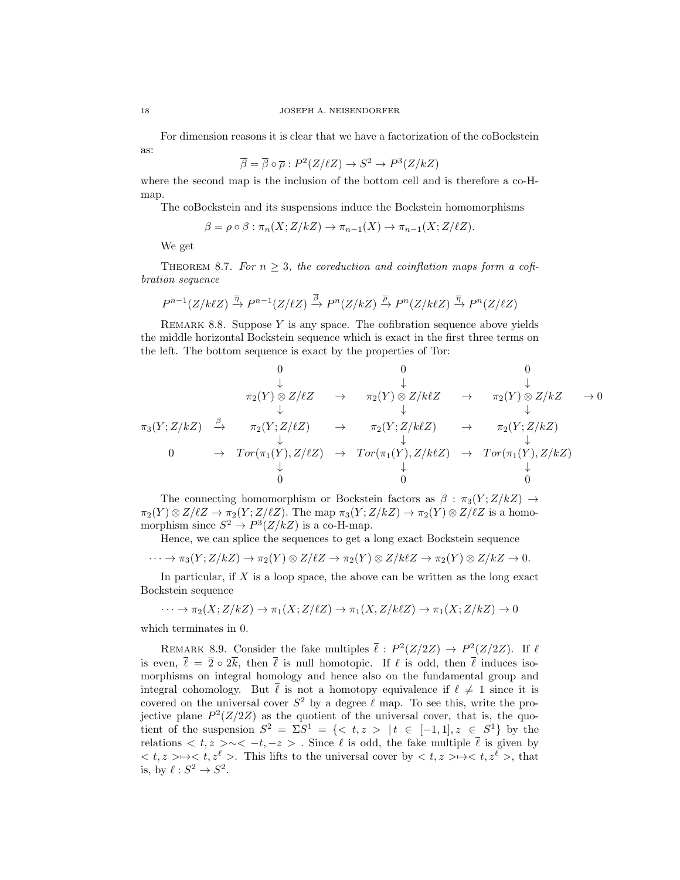For dimension reasons it is clear that we have a factorization of the coBockstein as:

$$\overline{\beta} = \overline{\beta} \circ \overline{\rho} : P^2(Z/\ell Z) \to S^2 \to P^3(Z/kZ)$$

where the second map is the inclusion of the bottom cell and is therefore a co-H-map.

The coBockstein and its suspensions induce the Bockstein homomorphisms

$$\beta = \rho \circ \beta : \pi_n(X; Z/kZ) \to \pi_{n-1}(X) \to \pi_{n-1}(X; Z/\ell Z).$$

We get

THEOREM 8.7. *For $n \geq 3$, the coreduction and coinflation maps form a cofibration sequence*

$$P^{n-1}(Z/k\ell Z) \xrightarrow{\overline{\eta}} P^{n-1}(Z/\ell Z) \xrightarrow{\overline{\beta}} P^n(Z/kZ) \xrightarrow{\overline{\rho}} P^n(Z/k\ell Z) \xrightarrow{\overline{\eta}} P^n(Z/\ell Z)$$

REMARK 8.8. Suppose $Y$ is any space. The cofibration sequence above yields the middle horizontal Bockstein sequence which is exact in the first three terms on the left. The bottom sequence is exact by the properties of Tor:

$$\begin{array}{ccccccccc}
 & & 0 & & 0 & & 0 & & \\
 & & \downarrow & & \downarrow & & \downarrow & & \\
 & & \pi_2(Y)\otimes Z/\ell Z & \to & \pi_2(Y)\otimes Z/k\ell Z & \to & \pi_2(Y)\otimes Z/kZ & \to 0 \\
 & & \downarrow & & \downarrow & & \downarrow & & \\
\pi_3(Y;Z/kZ) & \xrightarrow{\beta} & \pi_2(Y;Z/\ell Z) & \to & \pi_2(Y;Z/k\ell Z) & \to & \pi_2(Y;Z/kZ) & & \\
 & & \downarrow & & \downarrow & & \downarrow & & \\
0 & \to & Tor(\pi_1(Y),Z/\ell Z) & \to & Tor(\pi_1(Y),Z/k\ell Z) & \to & Tor(\pi_1(Y),Z/kZ) & & \\
 & & \downarrow & & \downarrow & & \downarrow & & \\
 & & 0 & & 0 & & 0 & &
\end{array}$$

The connecting homomorphism or Bockstein factors as $\beta : \pi_3(Y; Z/kZ) \to \pi_2(Y) \otimes Z/\ell Z \to \pi_2(Y; Z/\ell Z)$. The map $\pi_3(Y; Z/kZ) \to \pi_2(Y) \otimes Z/\ell Z$ is a homomorphism since $S^2 \to P^3(Z/kZ)$ is a co-H-map.

Hence, we can splice the sequences to get a long exact Bockstein sequence

$$\cdots \to \pi_3(Y; Z/kZ) \to \pi_2(Y) \otimes Z/\ell Z \to \pi_2(Y) \otimes Z/k\ell Z \to \pi_2(Y) \otimes Z/kZ \to 0.$$

In particular, if $X$ is a loop space, the above can be written as the long exact Bockstein sequence

$$\cdots \to \pi_2(X; Z/kZ) \to \pi_1(X; Z/\ell Z) \to \pi_1(X, Z/k\ell Z) \to \pi_1(X; Z/kZ) \to 0$$

which terminates in 0.

REMARK 8.9. Consider the fake multiples $\overline{\ell} : P^2(Z/2Z) \to P^2(Z/2Z)$. If $\ell$ is even, $\overline{\ell} = \overline{2} \circ \overline{2k}$, then $\overline{\ell}$ is null homotopic. If $\ell$ is odd, then $\overline{\ell}$ induces isomorphisms on integral homology and hence also on the fundamental group and integral cohomology. But $\overline{\ell}$ is not a homotopy equivalence if $\ell \neq 1$ since it is covered on the universal cover $S^2$ by a degree $\ell$ map. To see this, write the projective plane $P^2(Z/2Z)$ as the quotient of the universal cover, that is, the quotient of the suspension $S^2 = \Sigma S^1 = \{< t, z > \ | \ t \in [-1, 1], z \in S^1\}$ by the relations $< t, z > \sim < -t, -z >$ . Since $\ell$ is odd, the fake multiple $\overline{\ell}$ is given by $< t, z > \mapsto < t, z^\ell >$. This lifts to the universal cover by $< t, z > \mapsto < t, z^\ell >$, that is, by $\ell : S^2 \to S^2$.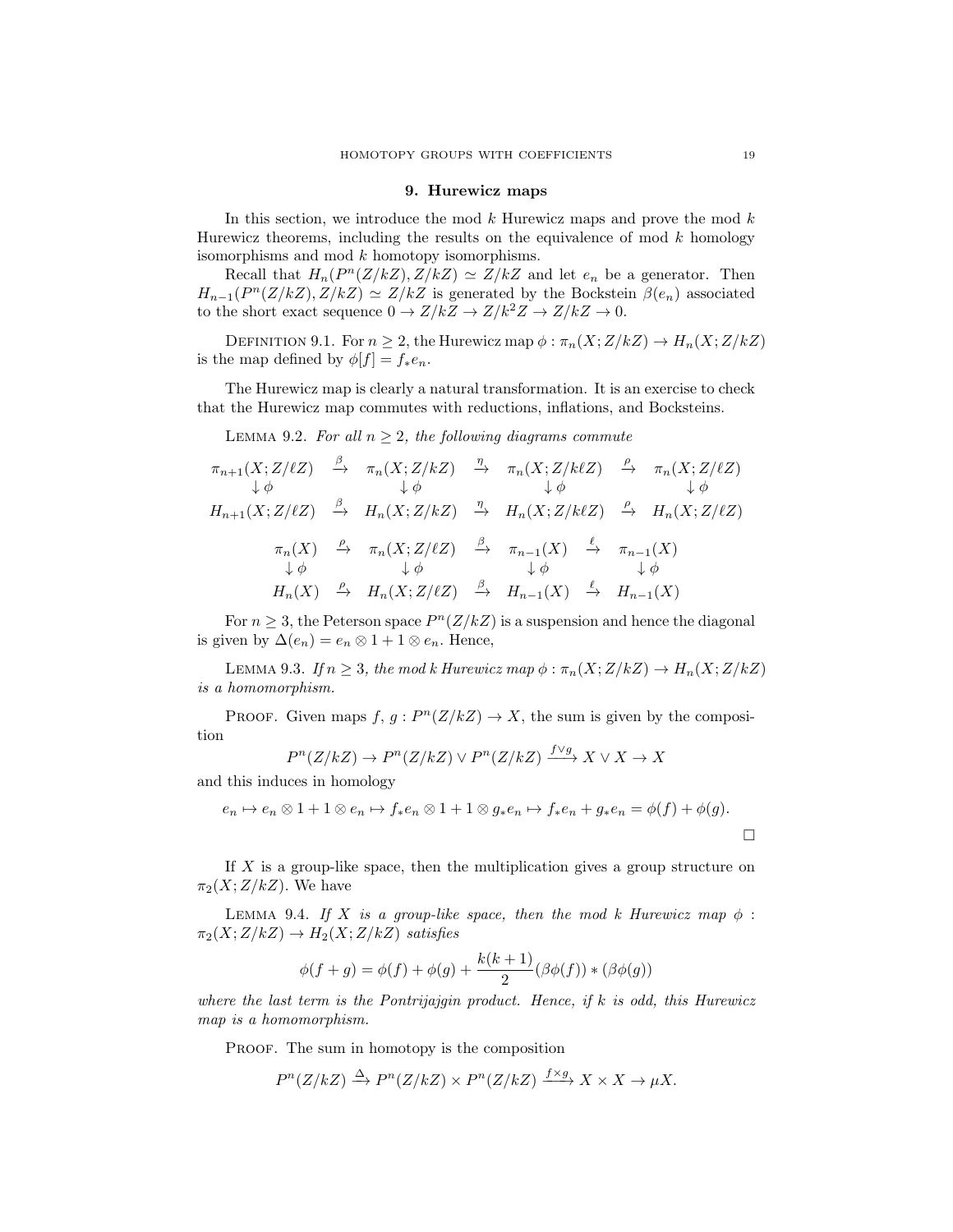## 9. Hurewicz maps

In this section, we introduce the mod $k$ Hurewicz maps and prove the mod $k$ Hurewicz theorems, including the results on the equivalence of mod $k$ homology isomorphisms and mod $k$ homotopy isomorphisms.

Recall that $H_n(P^n(Z/kZ), Z/kZ) \simeq Z/kZ$ and let $e_n$ be a generator. Then $H_{n-1}(P^n(Z/kZ), Z/kZ) \simeq Z/kZ$ is generated by the Bockstein $\beta(e_n)$ associated to the short exact sequence $0 \to Z/kZ \to Z/k^2Z \to Z/kZ \to 0$.

Definition 9.1. For $n \geq 2$, the Hurewicz map $\phi : \pi_n(X; Z/kZ) \to H_n(X; Z/kZ)$ is the map defined by $\phi[f] = f_* e_n$.

The Hurewicz map is clearly a natural transformation. It is an exercise to check that the Hurewicz map commutes with reductions, inflations, and Bocksteins.

Lemma 9.2. *For all $n \geq 2$, the following diagrams commute*

$$\begin{array}{ccccccc}
\pi_{n+1}(X; Z/\ell Z) & \xrightarrow{\beta} & \pi_n(X; Z/kZ) & \xrightarrow{\eta} & \pi_n(X; Z/k\ell Z) & \xrightarrow{\rho} & \pi_n(X; Z/\ell Z) \\
\downarrow \phi & & \downarrow \phi & & \downarrow \phi & & \downarrow \phi \\
H_{n+1}(X; Z/\ell Z) & \xrightarrow{\beta} & H_n(X; Z/kZ) & \xrightarrow{\eta} & H_n(X; Z/k\ell Z) & \xrightarrow{\rho} & H_n(X; Z/\ell Z)
\end{array}$$

$$\begin{array}{ccccccc}
\pi_n(X) & \xrightarrow{\rho} & \pi_n(X; Z/\ell Z) & \xrightarrow{\beta} & \pi_{n-1}(X) & \xrightarrow{\ell} & \pi_{n-1}(X) \\
\downarrow \phi & & \downarrow \phi & & \downarrow \phi & & \downarrow \phi \\
H_n(X) & \xrightarrow{\rho} & H_n(X; Z/\ell Z) & \xrightarrow{\beta} & H_{n-1}(X) & \xrightarrow{\ell} & H_{n-1}(X)
\end{array}$$

For $n \geq 3$, the Peterson space $P^n(Z/kZ)$ is a suspension and hence the diagonal is given by $\Delta(e_n) = e_n \otimes 1 + 1 \otimes e_n$. Hence,

Lemma 9.3. *If $n \geq 3$, the mod k Hurewicz map $\phi : \pi_n(X; Z/kZ) \to H_n(X; Z/kZ)$ is a homomorphism.*

Proof. Given maps $f, g : P^n(Z/kZ) \to X$, the sum is given by the composition

$$P^n(Z/kZ) \to P^n(Z/kZ) \vee P^n(Z/kZ) \xrightarrow{f \vee g} X \vee X \to X$$

and this induces in homology

$$e_n \mapsto e_n \otimes 1 + 1 \otimes e_n \mapsto f_* e_n \otimes 1 + 1 \otimes g_* e_n \mapsto f_* e_n + g_* e_n = \phi(f) + \phi(g).$$

□

If $X$ is a group-like space, then the multiplication gives a group structure on $\pi_2(X; Z/kZ)$. We have

Lemma 9.4. *If $X$ is a group-like space, then the mod k Hurewicz map $\phi : \pi_2(X; Z/kZ) \to H_2(X; Z/kZ)$ satisfies*

$$\phi(f + g) = \phi(f) + \phi(g) + \frac{k(k+1)}{2}(\beta\phi(f)) * (\beta\phi(g))$$

*where the last term is the Pontrijajgin product. Hence, if k is odd, this Hurewicz map is a homomorphism.*

Proof. The sum in homotopy is the composition

$$P^n(Z/kZ) \xrightarrow{\Delta} P^n(Z/kZ) \times P^n(Z/kZ) \xrightarrow{f \times g} X \times X \to \mu X.$$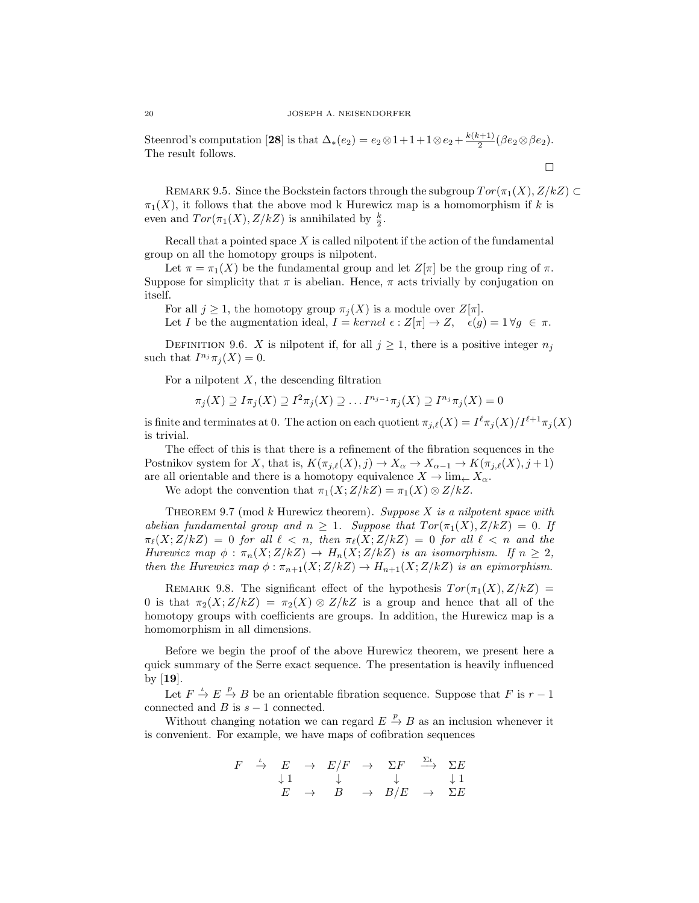Steenrod's computation [**28**] is that $\Delta_*(e_2) = e_2 \otimes 1 + 1 + 1 \otimes e_2 + \frac{k(k+1)}{2}(\beta e_2 \otimes \beta e_2)$. The result follows.

□

Remark 9.5. Since the Bockstein factors through the subgroup $Tor(\pi_1(X), Z/kZ) \subset \pi_1(X)$, it follows that the above mod k Hurewicz map is a homomorphism if $k$ is even and $Tor(\pi_1(X), Z/kZ)$ is annihilated by $\frac{k}{2}$.

Recall that a pointed space $X$ is called nilpotent if the action of the fundamental group on all the homotopy groups is nilpotent.

Let $\pi = \pi_1(X)$ be the fundamental group and let $Z[\pi]$ be the group ring of $\pi$. Suppose for simplicity that $\pi$ is abelian. Hence, $\pi$ acts trivially by conjugation on itself.

For all $j \geq 1$, the homotopy group $\pi_j(X)$ is a module over $Z[\pi]$.

Let $I$ be the augmentation ideal, $I = kernel\ \epsilon : Z[\pi] \to Z, \quad \epsilon(g) = 1\, \forall g \in \pi$.

Definition 9.6. $X$ is nilpotent if, for all $j \geq 1$, there is a positive integer $n_j$ such that $I^{n_j}\pi_j(X) = 0$.

For a nilpotent $X$, the descending filtration

$$\pi_j(X) \supseteq I\pi_j(X) \supseteq I^2\pi_j(X) \supseteq \ldots I^{n_j-1}\pi_j(X) \supseteq I^{n_j}\pi_j(X) = 0$$

is finite and terminates at 0. The action on each quotient $\pi_{j,\ell}(X) = I^\ell\pi_j(X)/I^{\ell+1}\pi_j(X)$ is trivial.

The effect of this is that there is a refinement of the fibration sequences in the Postnikov system for $X$, that is, $K(\pi_{j,\ell}(X), j) \to X_\alpha \to X_{\alpha-1} \to K(\pi_{j,\ell}(X), j+1)$ are all orientable and there is a homotopy equivalence $X \to \lim_{\leftarrow} X_\alpha$.

We adopt the convention that $\pi_1(X; Z/kZ) = \pi_1(X) \otimes Z/kZ$.

Theorem 9.7 (mod $k$ Hurewicz theorem). *Suppose $X$ is a nilpotent space with abelian fundamental group and $n \geq 1$. Suppose that $Tor(\pi_1(X), Z/kZ) = 0$. If $\pi_\ell(X; Z/kZ) = 0$ for all $\ell < n$, then $\pi_\ell(X; Z/kZ) = 0$ for all $\ell < n$ and the Hurewicz map $\phi : \pi_n(X; Z/kZ) \to H_n(X; Z/kZ)$ is an isomorphism. If $n \geq 2$, then the Hurewicz map $\phi : \pi_{n+1}(X; Z/kZ) \to H_{n+1}(X; Z/kZ)$ is an epimorphism.*

Remark 9.8. The significant effect of the hypothesis $Tor(\pi_1(X), Z/kZ) = 0$ is that $\pi_2(X; Z/kZ) = \pi_2(X) \otimes Z/kZ$ is a group and hence that all of the homotopy groups with coefficients are groups. In addition, the Hurewicz map is a homomorphism in all dimensions.

Before we begin the proof of the above Hurewicz theorem, we present here a quick summary of the Serre exact sequence. The presentation is heavily influenced by [**19**].

Let $F \xrightarrow{\iota} E \xrightarrow{p} B$ be an orientable fibration sequence. Suppose that $F$ is $r-1$ connected and $B$ is $s-1$ connected.

Without changing notation we can regard $E \xrightarrow{p} B$ as an inclusion whenever it is convenient. For example, we have maps of cofibration sequences

$$\begin{array}{ccccccccc}
F & \xrightarrow{\iota} & E & \to & E/F & \to & \Sigma F & \xrightarrow{\Sigma\iota} & \Sigma E \\
 & & \downarrow 1 & & \downarrow & & \downarrow & & \downarrow 1 \\
 & & E & \to & B & \to & B/E & \to & \Sigma E
\end{array}$$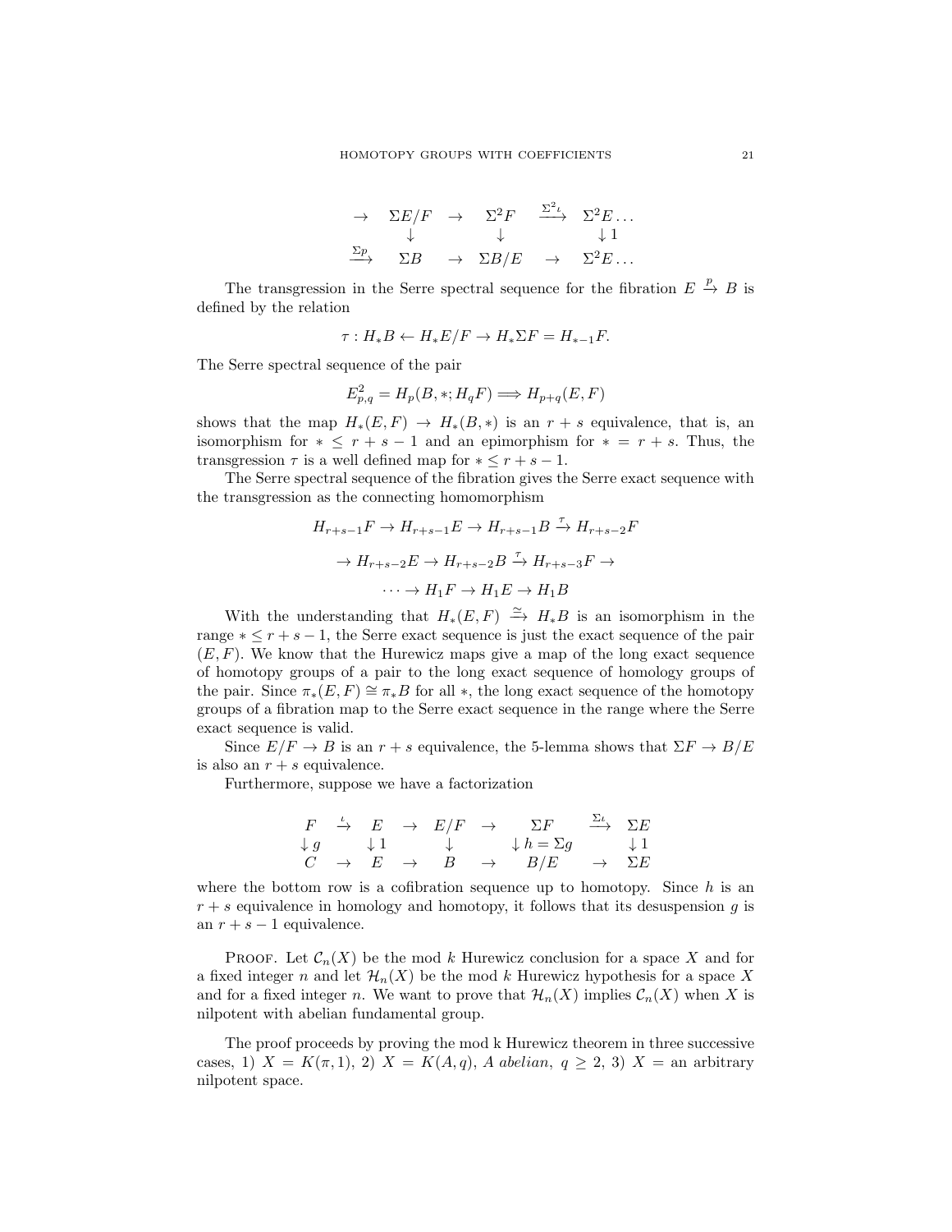$$
\begin{array}{ccccccc}
\to & \Sigma E/F & \to & \Sigma^2 F & \xrightarrow{\Sigma^2 \iota} & \Sigma^2 E \dots \\
 & \downarrow & & \downarrow & & \downarrow 1 \\
\xrightarrow{\Sigma p} & \Sigma B & \to & \Sigma B/E & \to & \Sigma^2 E \dots
\end{array}
$$

The transgression in the Serre spectral sequence for the fibration $E \xrightarrow{p} B$ is defined by the relation

$$\tau : H_* B \leftarrow H_* E/F \to H_* \Sigma F = H_{*-1} F.$$

The Serre spectral sequence of the pair

$$E^2_{p,q} = H_p(B, *; H_q F) \Longrightarrow H_{p+q}(E, F)$$

shows that the map $H_*(E, F) \to H_*(B, *)$ is an $r + s$ equivalence, that is, an isomorphism for $* \leq r + s - 1$ and an epimorphism for $* = r + s$. Thus, the transgression $\tau$ is a well defined map for $* \leq r + s - 1$.

The Serre spectral sequence of the fibration gives the Serre exact sequence with the transgression as the connecting homomorphism

$$H_{r+s-1} F \to H_{r+s-1} E \to H_{r+s-1} B \xrightarrow{\tau} H_{r+s-2} F$$

$$\to H_{r+s-2} E \to H_{r+s-2} B \xrightarrow{\tau} H_{r+s-3} F \to$$

$$\cdots \to H_1 F \to H_1 E \to H_1 B$$

With the understanding that $H_*(E, F) \xrightarrow{\simeq} H_* B$ is an isomorphism in the range $* \leq r + s - 1$, the Serre exact sequence is just the exact sequence of the pair $(E, F)$. We know that the Hurewicz maps give a map of the long exact sequence of homotopy groups of a pair to the long exact sequence of homology groups of the pair. Since $\pi_*(E, F) \cong \pi_* B$ for all $*$, the long exact sequence of the homotopy groups of a fibration map to the Serre exact sequence in the range where the Serre exact sequence is valid.

Since $E/F \to B$ is an $r + s$ equivalence, the 5-lemma shows that $\Sigma F \to B/E$ is also an $r + s$ equivalence.

Furthermore, suppose we have a factorization

$$
\begin{array}{ccccccccc}
F & \xrightarrow{\iota} & E & \to & E/F & \to & \Sigma F & \xrightarrow{\Sigma \iota} & \Sigma E \\
\downarrow g & & \downarrow 1 & & \downarrow & & \downarrow h = \Sigma g & & \downarrow 1 \\
C & \to & E & \to & B & \to & B/E & \to & \Sigma E
\end{array}
$$

where the bottom row is a cofibration sequence up to homotopy. Since $h$ is an $r + s$ equivalence in homology and homotopy, it follows that its desuspension $g$ is an $r + s - 1$ equivalence.

Proof. Let $\mathcal{C}_n(X)$ be the mod $k$ Hurewicz conclusion for a space $X$ and for a fixed integer $n$ and let $\mathcal{H}_n(X)$ be the mod $k$ Hurewicz hypothesis for a space $X$ and for a fixed integer $n$. We want to prove that $\mathcal{H}_n(X)$ implies $\mathcal{C}_n(X)$ when $X$ is nilpotent with abelian fundamental group.

The proof proceeds by proving the mod k Hurewicz theorem in three successive cases, 1) $X = K(\pi, 1)$, 2) $X = K(A, q)$, *A abelian*, $q \geq 2$, 3) $X =$ an arbitrary nilpotent space.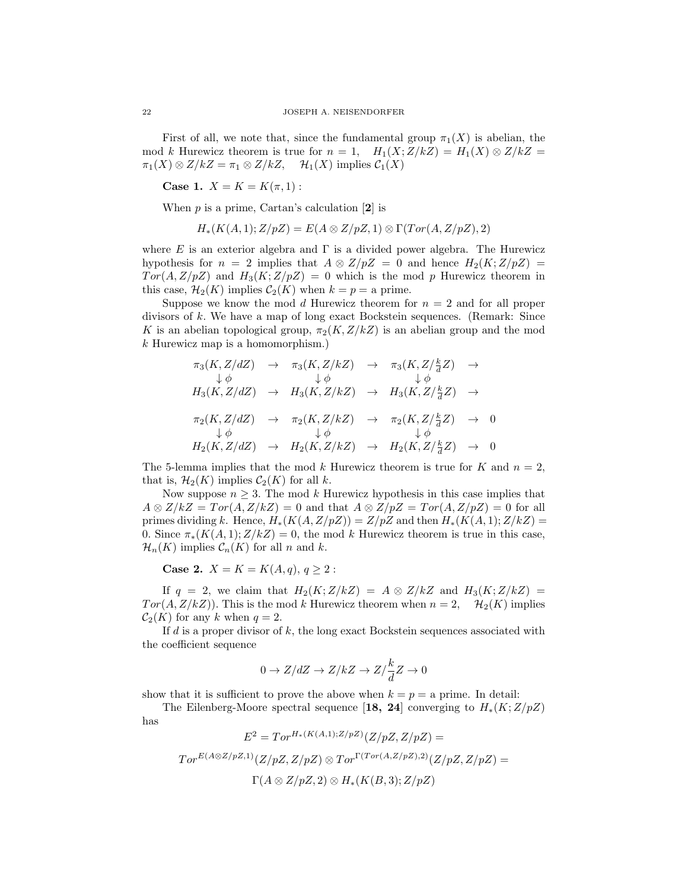First of all, we note that, since the fundamental group $\pi_1(X)$ is abelian, the mod $k$ Hurewicz theorem is true for $n = 1$, $\quad H_1(X; Z/kZ) = H_1(X) \otimes Z/kZ = \pi_1(X) \otimes Z/kZ = \pi_1 \otimes Z/kZ$, $\quad \mathcal{H}_1(X)$ implies $\mathcal{C}_1(X)$

**Case 1.** $X = K = K(\pi, 1)$ :

When $p$ is a prime, Cartan's calculation [**2**] is

$$H_*(K(A,1); Z/pZ) = E(A \otimes Z/pZ, 1) \otimes \Gamma(Tor(A, Z/pZ), 2)$$

where $E$ is an exterior algebra and $\Gamma$ is a divided power algebra. The Hurewicz hypothesis for $n = 2$ implies that $A \otimes Z/pZ = 0$ and hence $H_2(K; Z/pZ) = Tor(A, Z/pZ)$ and $H_3(K; Z/pZ) = 0$ which is the mod $p$ Hurewicz theorem in this case, $\mathcal{H}_2(K)$ implies $\mathcal{C}_2(K)$ when $k = p =$ a prime.

Suppose we know the mod $d$ Hurewicz theorem for $n = 2$ and for all proper divisors of $k$. We have a map of long exact Bockstein sequences. (Remark: Since $K$ is an abelian topological group, $\pi_2(K, Z/kZ)$ is an abelian group and the mod $k$ Hurewicz map is a homomorphism.)

$$\begin{array}{ccccccc}
\pi_3(K, Z/dZ) & \rightarrow & \pi_3(K, Z/kZ) & \rightarrow & \pi_3(K, Z/\frac{k}{d}Z) & \rightarrow & \\
\downarrow \phi & & \downarrow \phi & & \downarrow \phi & & \\
H_3(K, Z/dZ) & \rightarrow & H_3(K, Z/kZ) & \rightarrow & H_3(K, Z/\frac{k}{d}Z) & \rightarrow & \\
 & & & & & & \\
\pi_2(K, Z/dZ) & \rightarrow & \pi_2(K, Z/kZ) & \rightarrow & \pi_2(K, Z/\frac{k}{d}Z) & \rightarrow & 0 \\
\downarrow \phi & & \downarrow \phi & & \downarrow \phi & & \\
H_2(K, Z/dZ) & \rightarrow & H_2(K, Z/kZ) & \rightarrow & H_2(K, Z/\frac{k}{d}Z) & \rightarrow & 0
\end{array}$$

The 5-lemma implies that the mod $k$ Hurewicz theorem is true for $K$ and $n = 2$, that is, $\mathcal{H}_2(K)$ implies $\mathcal{C}_2(K)$ for all $k$.

Now suppose $n \geq 3$. The mod $k$ Hurewicz hypothesis in this case implies that $A \otimes Z/kZ = Tor(A, Z/kZ) = 0$ and that $A \otimes Z/pZ = Tor(A, Z/pZ) = 0$ for all primes dividing $k$. Hence, $H_*(K(A, Z/pZ)) = Z/pZ$ and then $H_*(K(A,1); Z/kZ) = 0$. Since $\pi_*(K(A,1); Z/kZ) = 0$, the mod $k$ Hurewicz theorem is true in this case, $\mathcal{H}_n(K)$ implies $\mathcal{C}_n(K)$ for all $n$ and $k$.

**Case 2.** $X = K = K(A, q)$, $q \geq 2$ :

If $q = 2$, we claim that $H_2(K; Z/kZ) = A \otimes Z/kZ$ and $H_3(K; Z/kZ) = Tor(A, Z/kZ))$. This is the mod $k$ Hurewicz theorem when $n = 2$, $\quad \mathcal{H}_2(K)$ implies $\mathcal{C}_2(K)$ for any $k$ when $q = 2$.

If $d$ is a proper divisor of $k$, the long exact Bockstein sequences associated with the coefficient sequence

$$0 \to Z/dZ \to Z/kZ \to Z/\frac{k}{d}Z \to 0$$

show that it is sufficient to prove the above when $k = p =$ a prime. In detail:

The Eilenberg-Moore spectral sequence [**18, 24**] converging to $H_*(K; Z/pZ)$ has

$$E^2 = Tor^{H_*(K(A,1); Z/pZ)}(Z/pZ, Z/pZ) =$$

$$Tor^{E(A \otimes Z/pZ, 1)}(Z/pZ, Z/pZ) \otimes Tor^{\Gamma(Tor(A, Z/pZ), 2)}(Z/pZ, Z/pZ) =$$

$$\Gamma(A \otimes Z/pZ, 2) \otimes H_*(K(B, 3); Z/pZ)$$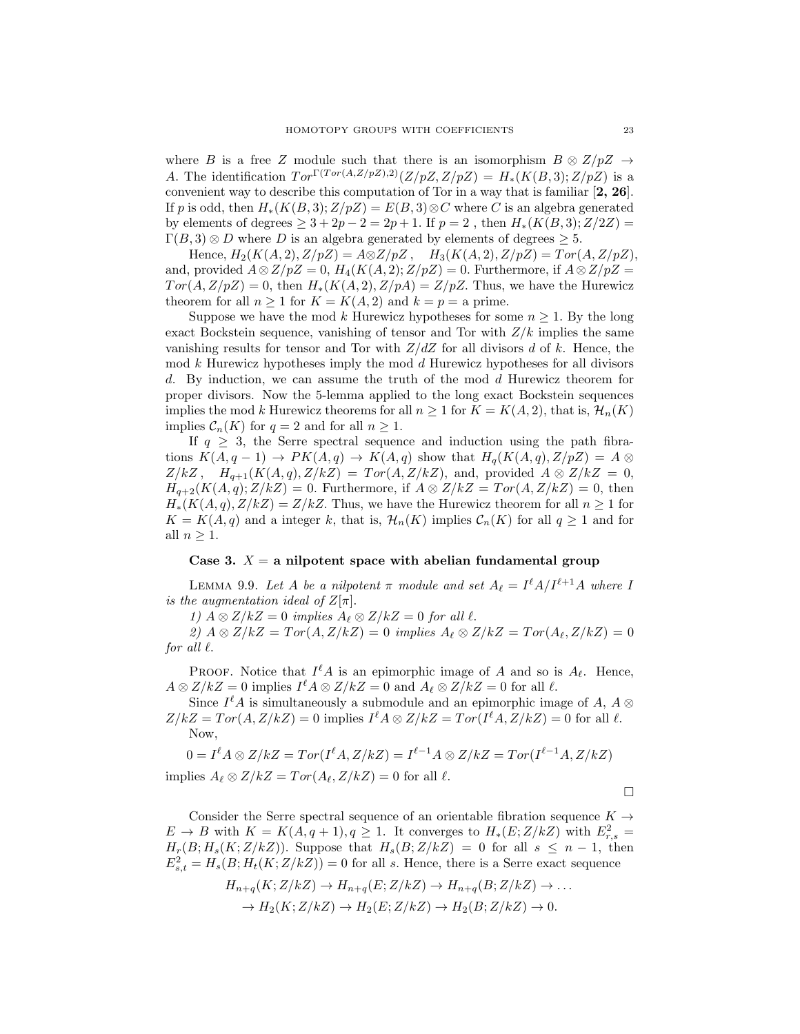where $B$ is a free $Z$ module such that there is an isomorphism $B \otimes Z/pZ \to A$. The identification $Tor^{\Gamma(Tor(A,Z/pZ),2)}(Z/pZ, Z/pZ) = H_*(K(B,3); Z/pZ)$ is a convenient way to describe this computation of Tor in a way that is familiar [**2, 26**]. If $p$ is odd, then $H_*(K(B,3); Z/pZ) = E(B,3) \otimes C$ where $C$ is an algebra generated by elements of degrees $\geq 3 + 2p - 2 = 2p + 1$. If $p = 2$, then $H_*(K(B,3); Z/2Z) = \Gamma(B,3) \otimes D$ where $D$ is an algebra generated by elements of degrees $\geq 5$.

Hence, $H_2(K(A,2), Z/pZ) = A \otimes Z/pZ$, $\quad H_3(K(A,2), Z/pZ) = Tor(A, Z/pZ)$, and, provided $A \otimes Z/pZ = 0$, $H_4(K(A,2); Z/pZ) = 0$. Furthermore, if $A \otimes Z/pZ = Tor(A, Z/pZ) = 0$, then $H_*(K(A,2), Z/pA) = Z/pZ$. Thus, we have the Hurewicz theorem for all $n \geq 1$ for $K = K(A,2)$ and $k = p =$ a prime.

Suppose we have the mod $k$ Hurewicz hypotheses for some $n \geq 1$. By the long exact Bockstein sequence, vanishing of tensor and Tor with $Z/k$ implies the same vanishing results for tensor and Tor with $Z/dZ$ for all divisors $d$ of $k$. Hence, the mod $k$ Hurewicz hypotheses imply the mod $d$ Hurewicz hypotheses for all divisors $d$. By induction, we can assume the truth of the mod $d$ Hurewicz theorem for proper divisors. Now the 5-lemma applied to the long exact Bockstein sequences implies the mod $k$ Hurewicz theorems for all $n \geq 1$ for $K = K(A,2)$, that is, $\mathcal{H}_n(K)$ implies $\mathcal{C}_n(K)$ for $q = 2$ and for all $n \geq 1$.

If $q \geq 3$, the Serre spectral sequence and induction using the path fibrations $K(A, q-1) \to PK(A,q) \to K(A,q)$ show that $H_q(K(A,q), Z/pZ) = A \otimes Z/kZ$, $\quad H_{q+1}(K(A,q), Z/kZ) = Tor(A, Z/kZ)$, and, provided $A \otimes Z/kZ = 0$, $H_{q+2}(K(A,q); Z/kZ) = 0$. Furthermore, if $A \otimes Z/kZ = Tor(A, Z/kZ) = 0$, then $H_*(K(A,q), Z/kZ) = Z/kZ$. Thus, we have the Hurewicz theorem for all $n \geq 1$ for $K = K(A,q)$ and a integer $k$, that is, $\mathcal{H}_n(K)$ implies $\mathcal{C}_n(K)$ for all $q \geq 1$ and for all $n \geq 1$.

### Case 3. $X =$ a nilpotent space with abelian fundamental group

Lemma 9.9. *Let $A$ be a nilpotent $\pi$ module and set $A_\ell = I^\ell A / I^{\ell+1} A$ where $I$ is the augmentation ideal of $Z[\pi]$.*

*1) $A \otimes Z/kZ = 0$ implies $A_\ell \otimes Z/kZ = 0$ for all $\ell$.*

*2) $A \otimes Z/kZ = Tor(A, Z/kZ) = 0$ implies $A_\ell \otimes Z/kZ = Tor(A_\ell, Z/kZ) = 0$ for all $\ell$.*

Proof. Notice that $I^\ell A$ is an epimorphic image of $A$ and so is $A_\ell$. Hence, $A \otimes Z/kZ = 0$ implies $I^\ell A \otimes Z/kZ = 0$ and $A_\ell \otimes Z/kZ = 0$ for all $\ell$.

Since $I^\ell A$ is simultaneously a submodule and an epimorphic image of $A$, $A \otimes Z/kZ = Tor(A, Z/kZ) = 0$ implies $I^\ell A \otimes Z/kZ = Tor(I^\ell A, Z/kZ) = 0$ for all $\ell$.

Now,

$$0 = I^\ell A \otimes Z/kZ = Tor(I^\ell A, Z/kZ) = I^{\ell-1} A \otimes Z/kZ = Tor(I^{\ell-1} A, Z/kZ)$$

implies $A_\ell \otimes Z/kZ = Tor(A_\ell, Z/kZ) = 0$ for all $\ell$.

□

Consider the Serre spectral sequence of an orientable fibration sequence $K \to E \to B$ with $K = K(A, q+1), q \geq 1$. It converges to $H_*(E; Z/kZ)$ with $E^2_{r,s} = H_r(B; H_s(K; Z/kZ))$. Suppose that $H_s(B; Z/kZ) = 0$ for all $s \leq n-1$, then $E^2_{s,t} = H_s(B; H_t(K; Z/kZ)) = 0$ for all $s$. Hence, there is a Serre exact sequence

$$H_{n+q}(K; Z/kZ) \to H_{n+q}(E; Z/kZ) \to H_{n+q}(B; Z/kZ) \to \dots$$
$$\to H_2(K; Z/kZ) \to H_2(E; Z/kZ) \to H_2(B; Z/kZ) \to 0.$$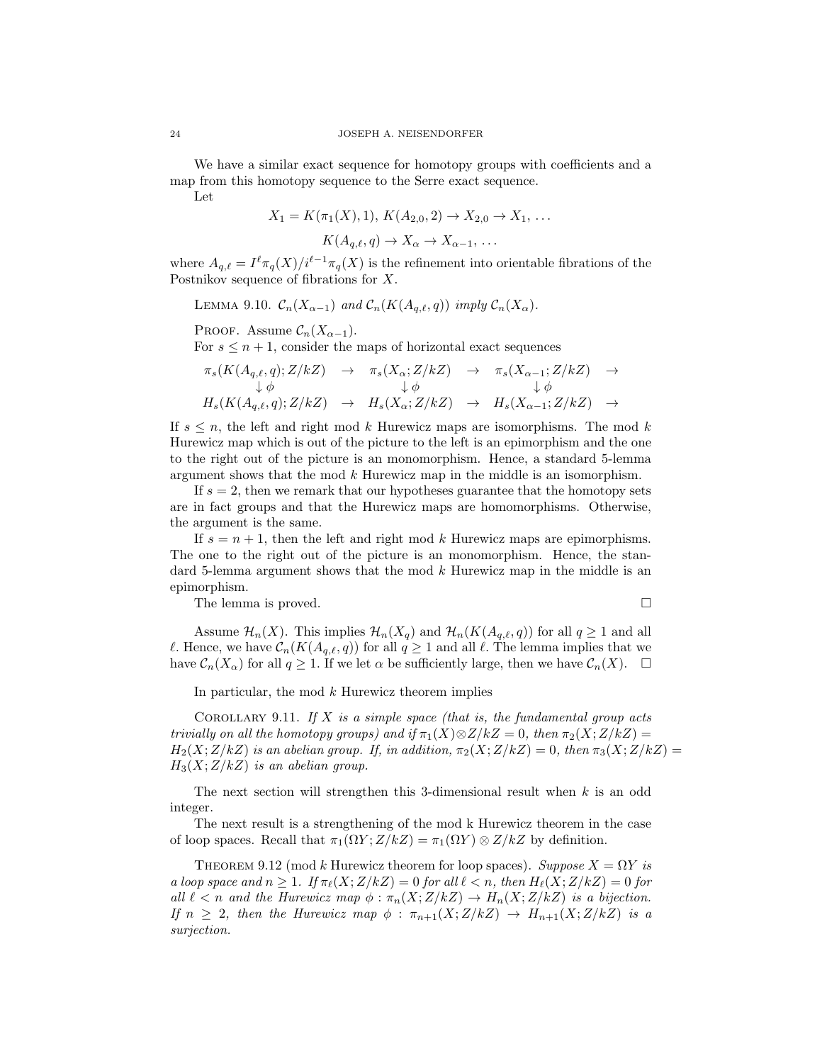We have a similar exact sequence for homotopy groups with coefficients and a map from this homotopy sequence to the Serre exact sequence.

Let

$$X_1 = K(\pi_1(X), 1),\ K(A_{2,0}, 2) \to X_{2,0} \to X_1,\ \ldots$$

$$K(A_{q,\ell}, q) \to X_\alpha \to X_{\alpha-1},\ \ldots$$

where $A_{q,\ell} = I^\ell \pi_q(X)/i^{\ell-1}\pi_q(X)$ is the refinement into orientable fibrations of the Postnikov sequence of fibrations for $X$.

LEMMA 9.10. *$\mathcal{C}_n(X_{\alpha-1})$ and $\mathcal{C}_n(K(A_{q,\ell}, q))$ imply $\mathcal{C}_n(X_\alpha)$.*

PROOF. Assume $\mathcal{C}_n(X_{\alpha-1})$.

For $s \leq n+1$, consider the maps of horizontal exact sequences

$$\begin{array}{ccccccc}
\pi_s(K(A_{q,\ell}, q); Z/kZ) & \to & \pi_s(X_\alpha; Z/kZ) & \to & \pi_s(X_{\alpha-1}; Z/kZ) & \to \\
\downarrow \phi & & \downarrow \phi & & \downarrow \phi & \\
H_s(K(A_{q,\ell}, q); Z/kZ) & \to & H_s(X_\alpha; Z/kZ) & \to & H_s(X_{\alpha-1}; Z/kZ) & \to
\end{array}$$

If $s \leq n$, the left and right mod $k$ Hurewicz maps are isomorphisms. The mod $k$ Hurewicz map which is out of the picture to the left is an epimorphism and the one to the right out of the picture is an monomorphism. Hence, a standard 5-lemma argument shows that the mod $k$ Hurewicz map in the middle is an isomorphism.

If $s = 2$, then we remark that our hypotheses guarantee that the homotopy sets are in fact groups and that the Hurewicz maps are homomorphisms. Otherwise, the argument is the same.

If $s = n+1$, then the left and right mod $k$ Hurewicz maps are epimorphisms. The one to the right out of the picture is an monomorphism. Hence, the standard 5-lemma argument shows that the mod $k$ Hurewicz map in the middle is an epimorphism.

The lemma is proved. □

Assume $\mathcal{H}_n(X)$. This implies $\mathcal{H}_n(X_q)$ and $\mathcal{H}_n(K(A_{q,\ell}, q))$ for all $q \geq 1$ and all $\ell$. Hence, we have $\mathcal{C}_n(K(A_{q,\ell}, q))$ for all $q \geq 1$ and all $\ell$. The lemma implies that we have $\mathcal{C}_n(X_\alpha)$ for all $q \geq 1$. If we let $\alpha$ be sufficiently large, then we have $\mathcal{C}_n(X)$. □

In particular, the mod $k$ Hurewicz theorem implies

COROLLARY 9.11. *If $X$ is a simple space (that is, the fundamental group acts trivially on all the homotopy groups) and if $\pi_1(X) \otimes Z/kZ = 0$, then $\pi_2(X; Z/kZ) = H_2(X; Z/kZ)$ is an abelian group. If, in addition, $\pi_2(X; Z/kZ) = 0$, then $\pi_3(X; Z/kZ) = H_3(X; Z/kZ)$ is an abelian group.*

The next section will strengthen this 3-dimensional result when $k$ is an odd integer.

The next result is a strengthening of the mod k Hurewicz theorem in the case of loop spaces. Recall that $\pi_1(\Omega Y; Z/kZ) = \pi_1(\Omega Y) \otimes Z/kZ$ by definition.

THEOREM 9.12 (mod $k$ Hurewicz theorem for loop spaces). *Suppose $X = \Omega Y$ is a loop space and $n \geq 1$. If $\pi_\ell(X; Z/kZ) = 0$ for all $\ell < n$, then $H_\ell(X; Z/kZ) = 0$ for all $\ell < n$ and the Hurewicz map $\phi : \pi_n(X; Z/kZ) \to H_n(X; Z/kZ)$ is a bijection. If $n \geq 2$, then the Hurewicz map $\phi : \pi_{n+1}(X; Z/kZ) \to H_{n+1}(X; Z/kZ)$ is a surjection.*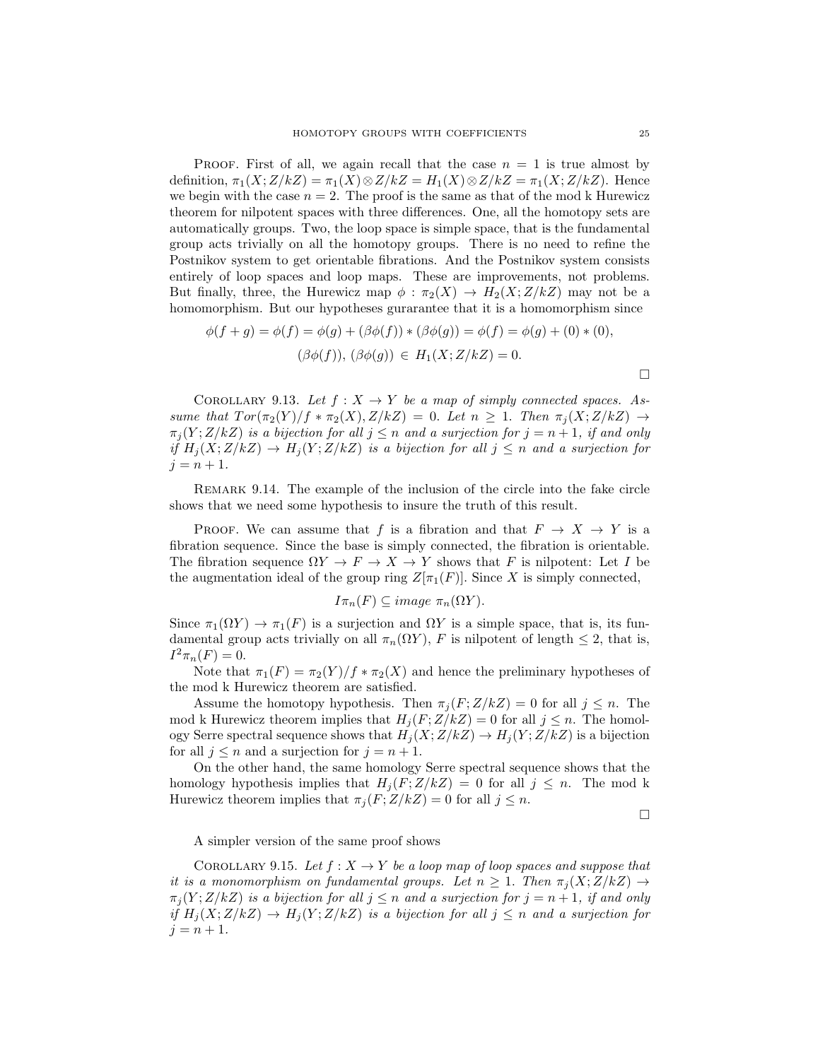Proof. First of all, we again recall that the case $n = 1$ is true almost by definition, $\pi_1(X; Z/kZ) = \pi_1(X) \otimes Z/kZ = H_1(X) \otimes Z/kZ = \pi_1(X; Z/kZ)$. Hence we begin with the case $n = 2$. The proof is the same as that of the mod k Hurewicz theorem for nilpotent spaces with three differences. One, all the homotopy sets are automatically groups. Two, the loop space is simple space, that is the fundamental group acts trivially on all the homotopy groups. There is no need to refine the Postnikov system to get orientable fibrations. And the Postnikov system consists entirely of loop spaces and loop maps. These are improvements, not problems. But finally, three, the Hurewicz map $\phi : \pi_2(X) \to H_2(X; Z/kZ)$ may not be a homomorphism. But our hypotheses gurarantee that it is a homomorphism since

$$\phi(f+g) = \phi(f) = \phi(g) + (\beta\phi(f)) * (\beta\phi(g)) = \phi(f) = \phi(g) + (0) * (0),$$

$$(\beta\phi(f)),\, (\beta\phi(g)) \in H_1(X; Z/kZ) = 0.$$

□

Corollary 9.13. *Let $f : X \to Y$ be a map of simply connected spaces. Assume that $Tor(\pi_2(Y)/f * \pi_2(X), Z/kZ) = 0$. Let $n \geq 1$. Then $\pi_j(X; Z/kZ) \to \pi_j(Y; Z/kZ)$ is a bijection for all $j \leq n$ and a surjection for $j = n+1$, if and only if $H_j(X; Z/kZ) \to H_j(Y; Z/kZ)$ is a bijection for all $j \leq n$ and a surjection for $j = n+1$.*

Remark 9.14. The example of the inclusion of the circle into the fake circle shows that we need some hypothesis to insure the truth of this result.

Proof. We can assume that $f$ is a fibration and that $F \to X \to Y$ is a fibration sequence. Since the base is simply connected, the fibration is orientable. The fibration sequence $\Omega Y \to F \to X \to Y$ shows that $F$ is nilpotent: Let $I$ be the augmentation ideal of the group ring $Z[\pi_1(F)]$. Since $X$ is simply connected,

$$I\pi_n(F) \subseteq image\ \pi_n(\Omega Y).$$

Since $\pi_1(\Omega Y) \to \pi_1(F)$ is a surjection and $\Omega Y$ is a simple space, that is, its fundamental group acts trivially on all $\pi_n(\Omega Y)$, $F$ is nilpotent of length $\leq 2$, that is, $I^2\pi_n(F) = 0$.

Note that $\pi_1(F) = \pi_2(Y)/f * \pi_2(X)$ and hence the preliminary hypotheses of the mod k Hurewicz theorem are satisfied.

Assume the homotopy hypothesis. Then $\pi_j(F; Z/kZ) = 0$ for all $j \leq n$. The mod k Hurewicz theorem implies that $H_j(F; Z/kZ) = 0$ for all $j \leq n$. The homology Serre spectral sequence shows that $H_j(X; Z/kZ) \to H_j(Y; Z/kZ)$ is a bijection for all $j \leq n$ and a surjection for $j = n+1$.

On the other hand, the same homology Serre spectral sequence shows that the homology hypothesis implies that $H_j(F; Z/kZ) = 0$ for all $j \leq n$. The mod k Hurewicz theorem implies that $\pi_j(F; Z/kZ) = 0$ for all $j \leq n$.

□

A simpler version of the same proof shows

Corollary 9.15. *Let $f : X \to Y$ be a loop map of loop spaces and suppose that it is a monomorphism on fundamental groups. Let $n \geq 1$. Then $\pi_j(X; Z/kZ) \to \pi_j(Y; Z/kZ)$ is a bijection for all $j \leq n$ and a surjection for $j = n+1$, if and only if $H_j(X; Z/kZ) \to H_j(Y; Z/kZ)$ is a bijection for all $j \leq n$ and a surjection for $j = n+1$.*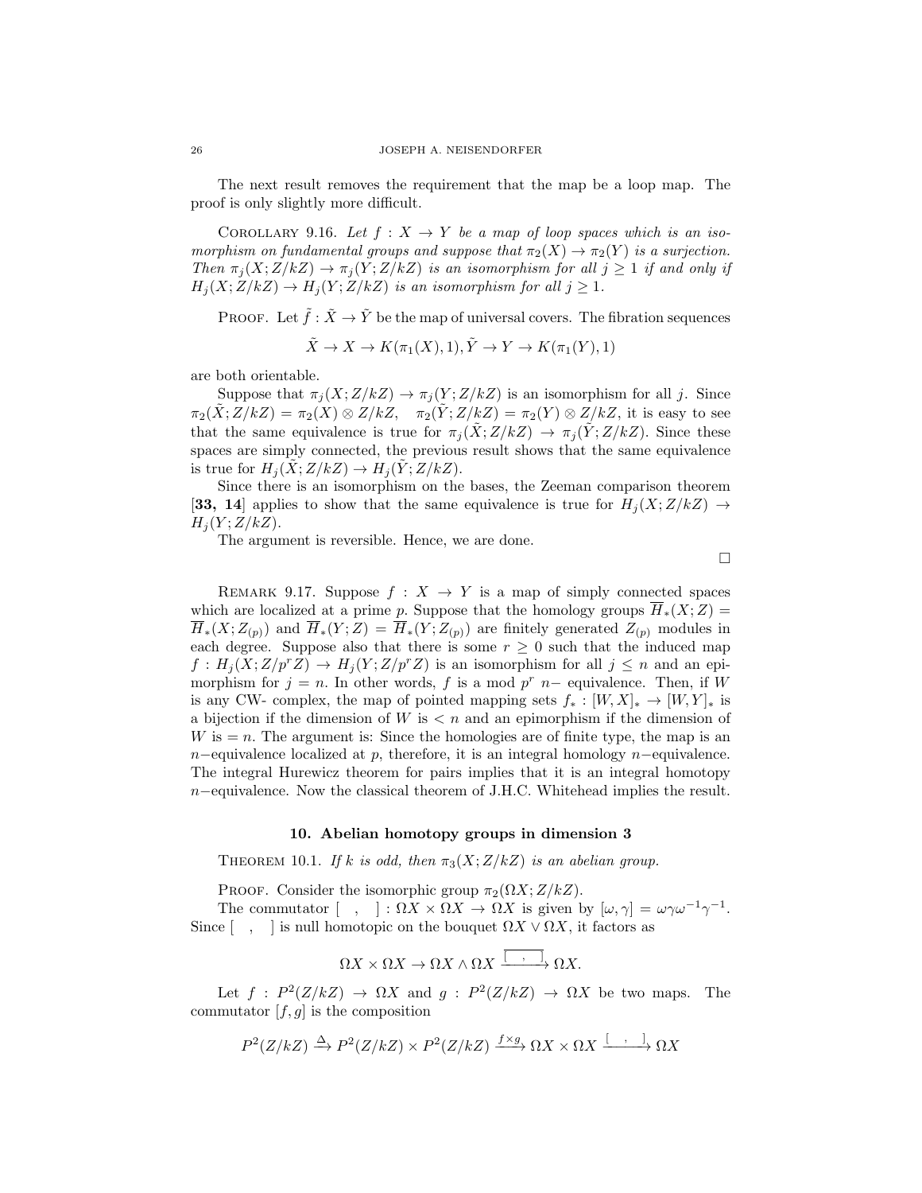The next result removes the requirement that the map be a loop map. The proof is only slightly more difficult.

Corollary 9.16. *Let $f : X \to Y$ be a map of loop spaces which is an isomorphism on fundamental groups and suppose that $\pi_2(X) \to \pi_2(Y)$ is a surjection. Then $\pi_j(X; Z/kZ) \to \pi_j(Y; Z/kZ)$ is an isomorphism for all $j \geq 1$ if and only if $H_j(X; Z/kZ) \to H_j(Y; Z/kZ)$ is an isomorphism for all $j \geq 1$.*

Proof. Let $\tilde{f} : \tilde{X} \to \tilde{Y}$ be the map of universal covers. The fibration sequences

$$\tilde{X} \to X \to K(\pi_1(X), 1), \tilde{Y} \to Y \to K(\pi_1(Y), 1)$$

are both orientable.

Suppose that $\pi_j(X; Z/kZ) \to \pi_j(Y; Z/kZ)$ is an isomorphism for all $j$. Since $\pi_2(\tilde{X}; Z/kZ) = \pi_2(X) \otimes Z/kZ, \quad \pi_2(\tilde{Y}; Z/kZ) = \pi_2(Y) \otimes Z/kZ$, it is easy to see that the same equivalence is true for $\pi_j(\tilde{X}; Z/kZ) \to \pi_j(\tilde{Y}; Z/kZ)$. Since these spaces are simply connected, the previous result shows that the same equivalence is true for $H_j(\tilde{X}; Z/kZ) \to H_j(\tilde{Y}; Z/kZ)$.

Since there is an isomorphism on the bases, the Zeeman comparison theorem [**33, 14**] applies to show that the same equivalence is true for $H_j(X; Z/kZ) \to H_j(Y; Z/kZ)$.

The argument is reversible. Hence, we are done.

□

Remark 9.17. Suppose $f : X \to Y$ is a map of simply connected spaces which are localized at a prime $p$. Suppose that the homology groups $\overline{H}_*(X; Z) = \overline{H}_*(X; Z_{(p)})$ and $\overline{H}_*(Y; Z) = \overline{H}_*(Y; Z_{(p)})$ are finitely generated $Z_{(p)}$ modules in each degree. Suppose also that there is some $r \geq 0$ such that the induced map $f : H_j(X; Z/p^r Z) \to H_j(Y; Z/p^r Z)$ is an isomorphism for all $j \leq n$ and an epimorphism for $j = n$. In other words, $f$ is a mod $p^r$ $n-$ equivalence. Then, if $W$ is any CW- complex, the map of pointed mapping sets $f_* : [W, X]_* \to [W, Y]_*$ is a bijection if the dimension of $W$ is $< n$ and an epimorphism if the dimension of $W$ is $= n$. The argument is: Since the homologies are of finite type, the map is an $n-$equivalence localized at $p$, therefore, it is an integral homology $n-$equivalence. The integral Hurewicz theorem for pairs implies that it is an integral homotopy $n-$equivalence. Now the classical theorem of J.H.C. Whitehead implies the result.

## 10. Abelian homotopy groups in dimension 3

Theorem 10.1. *If $k$ is odd, then $\pi_3(X; Z/kZ)$ is an abelian group.*

Proof. Consider the isomorphic group $\pi_2(\Omega X; Z/kZ)$.

The commutator $[\ \ ,\ \ ] : \Omega X \times \Omega X \to \Omega X$ is given by $[\omega, \gamma] = \omega\gamma\omega^{-1}\gamma^{-1}$. Since $[\ \ ,\ \ ]$ is null homotopic on the bouquet $\Omega X \vee \Omega X$, it factors as

$$\Omega X \times \Omega X \to \Omega X \wedge \Omega X \xrightarrow{[\ \ ,\ \ ]} \Omega X.$$

Let $f : P^2(Z/kZ) \to \Omega X$ and $g : P^2(Z/kZ) \to \Omega X$ be two maps. The commutator $[f, g]$ is the composition

$$P^2(Z/kZ) \xrightarrow{\Delta} P^2(Z/kZ) \times P^2(Z/kZ) \xrightarrow{f \times g} \Omega X \times \Omega X \xrightarrow{[\ \ ,\ \ ]} \Omega X$$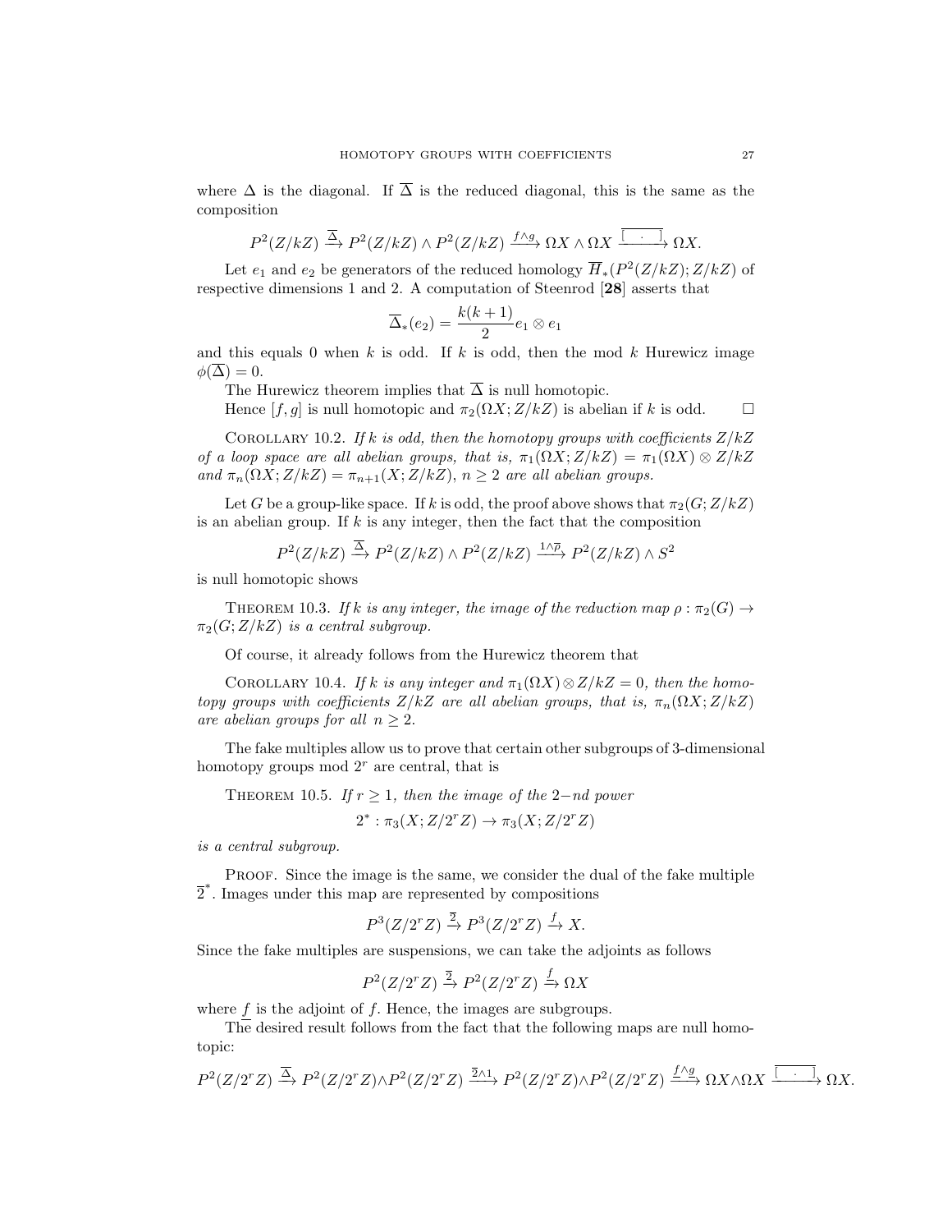where $\Delta$ is the diagonal. If $\overline{\Delta}$ is the reduced diagonal, this is the same as the composition

$$P^2(Z/kZ) \xrightarrow{\overline{\Delta}} P^2(Z/kZ) \wedge P^2(Z/kZ) \xrightarrow{f \wedge g} \Omega X \wedge \Omega X \xrightarrow{\overline{[\ \cdot\ ]}} \Omega X.$$

Let $e_1$ and $e_2$ be generators of the reduced homology $\overline{H}_*(P^2(Z/kZ); Z/kZ)$ of respective dimensions 1 and 2. A computation of Steenrod [**28**] asserts that

$$\overline{\Delta}_*(e_2) = \frac{k(k+1)}{2} e_1 \otimes e_1$$

and this equals 0 when $k$ is odd. If $k$ is odd, then the mod $k$ Hurewicz image $\phi(\overline{\Delta}) = 0$.

The Hurewicz theorem implies that $\overline{\Delta}$ is null homotopic.

Hence $[f, g]$ is null homotopic and $\pi_2(\Omega X; Z/kZ)$ is abelian if $k$ is odd. □

Corollary 10.2. *If $k$ is odd, then the homotopy groups with coefficients $Z/kZ$ of a loop space are all abelian groups, that is, $\pi_1(\Omega X; Z/kZ) = \pi_1(\Omega X) \otimes Z/kZ$ and $\pi_n(\Omega X; Z/kZ) = \pi_{n+1}(X; Z/kZ)$, $n \geq 2$ are all abelian groups.*

Let $G$ be a group-like space. If $k$ is odd, the proof above shows that $\pi_2(G; Z/kZ)$ is an abelian group. If $k$ is any integer, then the fact that the composition

$$P^2(Z/kZ) \xrightarrow{\overline{\Delta}} P^2(Z/kZ) \wedge P^2(Z/kZ) \xrightarrow{1 \wedge \overline{\rho}} P^2(Z/kZ) \wedge S^2$$

is null homotopic shows

Theorem 10.3. *If $k$ is any integer, the image of the reduction map $\rho : \pi_2(G) \to \pi_2(G; Z/kZ)$ is a central subgroup.*

Of course, it already follows from the Hurewicz theorem that

Corollary 10.4. *If $k$ is any integer and $\pi_1(\Omega X) \otimes Z/kZ = 0$, then the homotopy groups with coefficients $Z/kZ$ are all abelian groups, that is, $\pi_n(\Omega X; Z/kZ)$ are abelian groups for all $n \geq 2$.*

The fake multiples allow us to prove that certain other subgroups of 3-dimensional homotopy groups mod $2^r$ are central, that is

Theorem 10.5. *If $r \geq 1$, then the image of the $2-nd$ power*

$$2^* : \pi_3(X; Z/2^r Z) \to \pi_3(X; Z/2^r Z)$$

*is a central subgroup.*

Proof. Since the image is the same, we consider the dual of the fake multiple $\overline{2}^*$. Images under this map are represented by compositions

$$P^3(Z/2^r Z) \xrightarrow{\overline{2}} P^3(Z/2^r Z) \xrightarrow{f} X.$$

Since the fake multiples are suspensions, we can take the adjoints as follows

$$P^2(Z/2^r Z) \xrightarrow{\overline{2}} P^2(Z/2^r Z) \xrightarrow{\underline{f}} \Omega X$$

where $\underline{f}$ is the adjoint of $f$. Hence, the images are subgroups.

The desired result follows from the fact that the following maps are null homotopic:

$$P^2(Z/2^r Z) \xrightarrow{\overline{\Delta}} P^2(Z/2^r Z) \wedge P^2(Z/2^r Z) \xrightarrow{\overline{2} \wedge 1} P^2(Z/2^r Z) \wedge P^2(Z/2^r Z) \xrightarrow{\underline{f} \wedge \underline{g}} \Omega X \wedge \Omega X \xrightarrow{\overline{[\ \cdot\ ]}} \Omega X.$$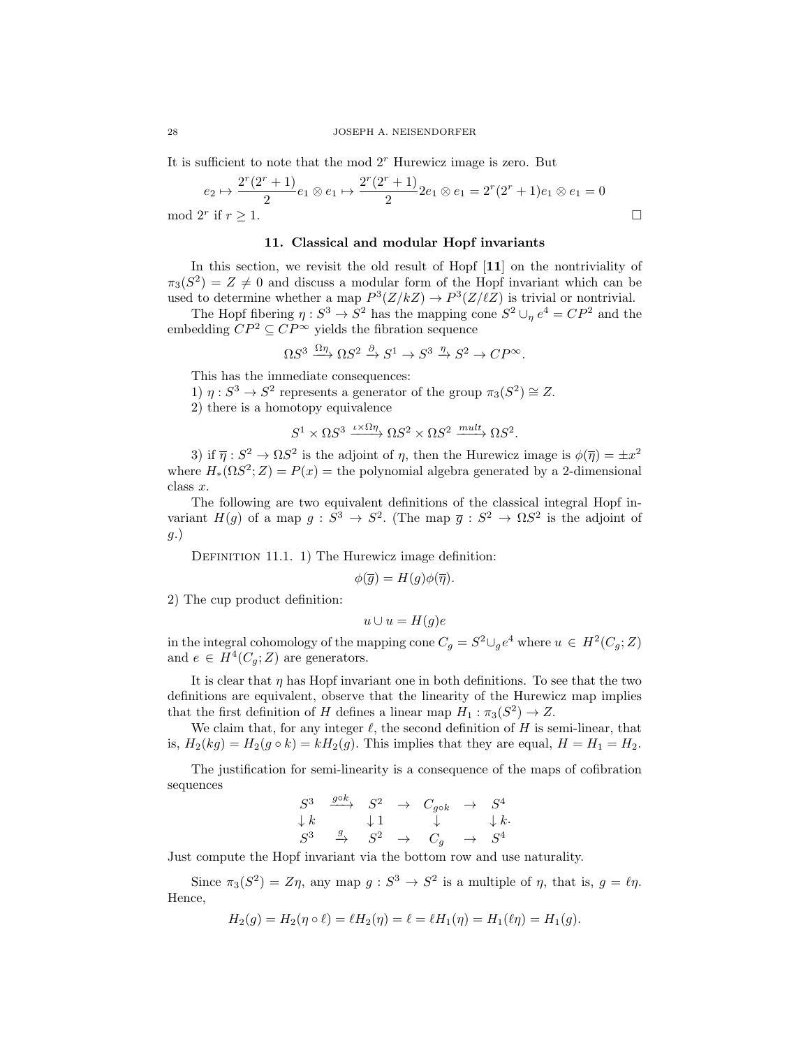It is sufficient to note that the mod $2^r$ Hurewicz image is zero. But

$$e_2 \mapsto \frac{2^r(2^r+1)}{2} e_1 \otimes e_1 \mapsto \frac{2^r(2^r+1)}{2} 2e_1 \otimes e_1 = 2^r(2^r+1) e_1 \otimes e_1 = 0$$

mod $2^r$ if $r \geq 1$. □

## 11. Classical and modular Hopf invariants

In this section, we revisit the old result of Hopf [**11**] on the nontriviality of $\pi_3(S^2) = Z \neq 0$ and discuss a modular form of the Hopf invariant which can be used to determine whether a map $P^3(Z/kZ) \to P^3(Z/\ell Z)$ is trivial or nontrivial.

The Hopf fibering $\eta : S^3 \to S^2$ has the mapping cone $S^2 \cup_\eta e^4 = CP^2$ and the embedding $CP^2 \subseteq CP^\infty$ yields the fibration sequence

$$\Omega S^3 \xrightarrow{\Omega\eta} \Omega S^2 \xrightarrow{\partial} S^1 \to S^3 \xrightarrow{\eta} S^2 \to CP^\infty.$$

This has the immediate consequences:

1) $\eta : S^3 \to S^2$ represents a generator of the group $\pi_3(S^2) \cong Z$.

2) there is a homotopy equivalence

$$S^1 \times \Omega S^3 \xrightarrow{\iota \times \Omega\eta} \Omega S^2 \times \Omega S^2 \xrightarrow{mult} \Omega S^2.$$

3) if $\overline{\eta} : S^2 \to \Omega S^2$ is the adjoint of $\eta$, then the Hurewicz image is $\phi(\overline{\eta}) = \pm x^2$ where $H_*(\Omega S^2; Z) = P(x) =$ the polynomial algebra generated by a 2-dimensional class $x$.

The following are two equivalent definitions of the classical integral Hopf invariant $H(g)$ of a map $g : S^3 \to S^2$. (The map $\overline{g} : S^2 \to \Omega S^2$ is the adjoint of $g$.)

Definition 11.1. 1) The Hurewicz image definition:

$$\phi(\overline{g}) = H(g)\phi(\overline{\eta}).$$

2) The cup product definition:

$$u \cup u = H(g)e$$

in the integral cohomology of the mapping cone $C_g = S^2 \cup_g e^4$ where $u \in H^2(C_g; Z)$ and $e \in H^4(C_g; Z)$ are generators.

It is clear that $\eta$ has Hopf invariant one in both definitions. To see that the two definitions are equivalent, observe that the linearity of the Hurewicz map implies that the first definition of $H$ defines a linear map $H_1 : \pi_3(S^2) \to Z$.

We claim that, for any integer $\ell$, the second definition of $H$ is semi-linear, that is, $H_2(kg) = H_2(g \circ k) = kH_2(g)$. This implies that they are equal, $H = H_1 = H_2$.

The justification for semi-linearity is a consequence of the maps of cofibration sequences

$$\begin{array}{ccccccc}
S^3 & \xrightarrow{g \circ k} & S^2 & \to & C_{g\circ k} & \to & S^4 \\
\downarrow k & & \downarrow 1 & & \downarrow & & \downarrow k \\
S^3 & \xrightarrow{g} & S^2 & \to & C_g & \to & S^4
\end{array}.$$

Just compute the Hopf invariant via the bottom row and use naturality.

Since $\pi_3(S^2) = Z\eta$, any map $g : S^3 \to S^2$ is a multiple of $\eta$, that is, $g = \ell\eta$. Hence,

$$H_2(g) = H_2(\eta \circ \ell) = \ell H_2(\eta) = \ell = \ell H_1(\eta) = H_1(\ell\eta) = H_1(g).$$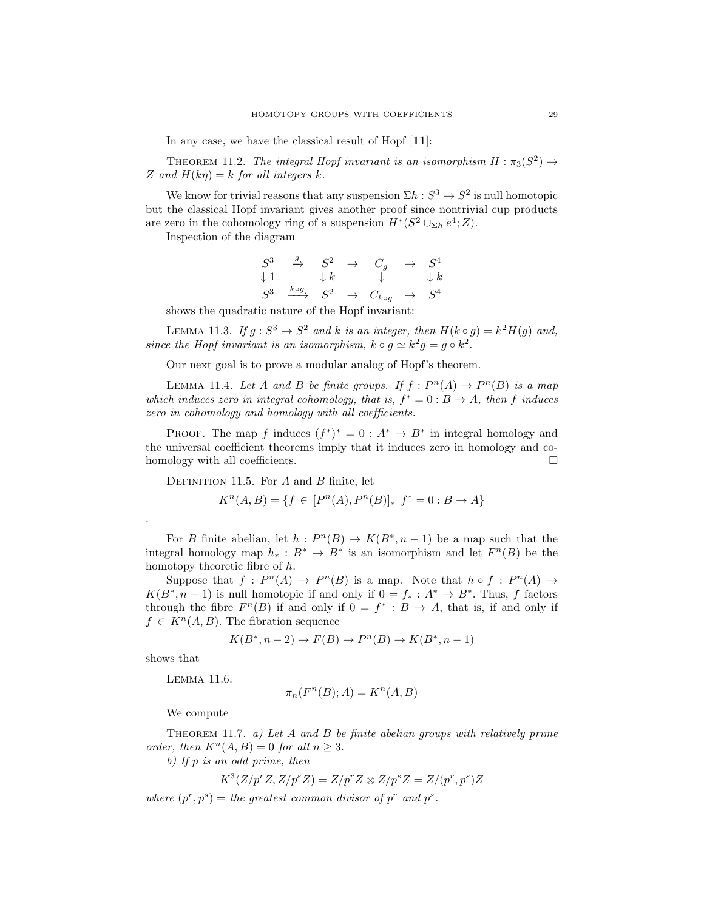In any case, we have the classical result of Hopf [**11**]:

THEOREM 11.2. *The integral Hopf invariant is an isomorphism $H : \pi_3(S^2) \to Z$ and $H(k\eta) = k$ for all integers $k$.*

We know for trivial reasons that any suspension $\Sigma h : S^3 \to S^2$ is null homotopic but the classical Hopf invariant gives another proof since nontrivial cup products are zero in the cohomology ring of a suspension $H^*(S^2 \cup_{\Sigma h} e^4; Z)$.

Inspection of the diagram

$$\begin{array}{ccccccc}
S^3 & \xrightarrow{g} & S^2 & \to & C_g & \to & S^4 \\
\downarrow 1 & & \downarrow k & & \downarrow & & \downarrow k \\
S^3 & \xrightarrow{k\circ g} & S^2 & \to & C_{k\circ g} & \to & S^4
\end{array}$$

shows the quadratic nature of the Hopf invariant:

LEMMA 11.3. *If $g : S^3 \to S^2$ and $k$ is an integer, then $H(k \circ g) = k^2 H(g)$ and, since the Hopf invariant is an isomorphism, $k \circ g \simeq k^2 g = g \circ k^2$.*

Our next goal is to prove a modular analog of Hopf's theorem.

LEMMA 11.4. *Let $A$ and $B$ be finite groups. If $f : P^n(A) \to P^n(B)$ is a map which induces zero in integral cohomology, that is, $f^* = 0 : B \to A$, then $f$ induces zero in cohomology and homology with all coefficients.*

PROOF. The map $f$ induces $(f^*)^* = 0 : A^* \to B^*$ in integral homology and the universal coefficient theorems imply that it induces zero in homology and cohomology with all coefficients. $\square$

DEFINITION 11.5. For $A$ and $B$ finite, let

$$K^n(A, B) = \{f \in [P^n(A), P^n(B)]_* \,|\, f^* = 0 : B \to A\}$$

.

For $B$ finite abelian, let $h : P^n(B) \to K(B^*, n-1)$ be a map such that the integral homology map $h_* : B^* \to B^*$ is an isomorphism and let $F^n(B)$ be the homotopy theoretic fibre of $h$.

Suppose that $f : P^n(A) \to P^n(B)$ is a map. Note that $h \circ f : P^n(A) \to K(B^*, n-1)$ is null homotopic if and only if $0 = f_* : A^* \to B^*$. Thus, $f$ factors through the fibre $F^n(B)$ if and only if $0 = f^* : B \to A$, that is, if and only if $f \in K^n(A, B)$. The fibration sequence

$$K(B^*, n-2) \to F(B) \to P^n(B) \to K(B^*, n-1)$$

shows that

LEMMA 11.6.

$$\pi_n(F^n(B); A) = K^n(A, B)$$

We compute

THEOREM 11.7. *a) Let $A$ and $B$ be finite abelian groups with relatively prime order, then $K^n(A, B) = 0$ for all $n \geq 3$.*

*b) If $p$ is an odd prime, then*

$$K^3(Z/p^rZ, Z/p^sZ) = Z/p^rZ \otimes Z/p^sZ = Z/(p^r, p^s)Z$$

*where $(p^r, p^s) =$ the greatest common divisor of $p^r$ and $p^s$.*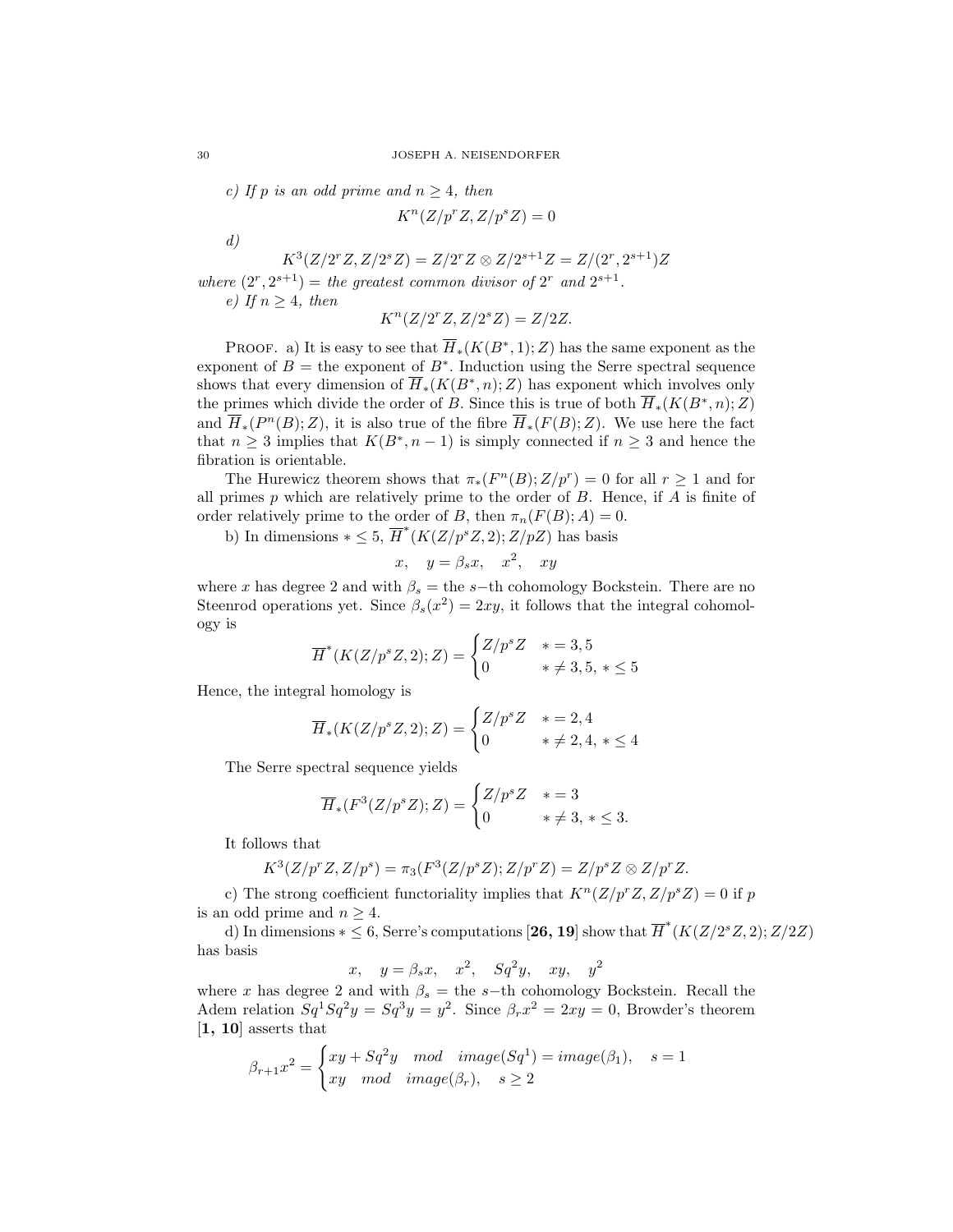*c) If $p$ is an odd prime and $n \geq 4$, then*

$$K^n(Z/p^rZ, Z/p^sZ) = 0$$

*d)*

$$K^3(Z/2^rZ, Z/2^sZ) = Z/2^rZ \otimes Z/2^{s+1}Z = Z/(2^r, 2^{s+1})Z$$

*where $(2^r, 2^{s+1})$ = the greatest common divisor of $2^r$ and $2^{s+1}$.*

*e) If $n \geq 4$, then*

$$K^n(Z/2^rZ, Z/2^sZ) = Z/2Z.$$

Proof. a) It is easy to see that $\overline{H}_*(K(B^*, 1); Z)$ has the same exponent as the exponent of $B$ = the exponent of $B^*$. Induction using the Serre spectral sequence shows that every dimension of $\overline{H}_*(K(B^*, n); Z)$ has exponent which involves only the primes which divide the order of $B$. Since this is true of both $\overline{H}_*(K(B^*, n); Z)$ and $\overline{H}_*(P^n(B); Z)$, it is also true of the fibre $\overline{H}_*(F(B); Z)$. We use here the fact that $n \geq 3$ implies that $K(B^*, n-1)$ is simply connected if $n \geq 3$ and hence the fibration is orientable.

The Hurewicz theorem shows that $\pi_*(F^n(B); Z/p^r) = 0$ for all $r \geq 1$ and for all primes $p$ which are relatively prime to the order of $B$. Hence, if $A$ is finite of order relatively prime to the order of $B$, then $\pi_n(F(B); A) = 0$.

b) In dimensions $* \leq 5$, $\overline{H}^*(K(Z/p^sZ, 2); Z/pZ)$ has basis

$$x, \quad y = \beta_s x, \quad x^2, \quad xy$$

where $x$ has degree 2 and with $\beta_s$ = the $s-$th cohomology Bockstein. There are no Steenrod operations yet. Since $\beta_s(x^2) = 2xy$, it follows that the integral cohomology is

$$\overline{H}^*(K(Z/p^sZ, 2); Z) = \begin{cases} Z/p^sZ & * = 3, 5 \\ 0 & * \neq 3, 5, * \leq 5 \end{cases}$$

Hence, the integral homology is

$$\overline{H}_*(K(Z/p^sZ, 2); Z) = \begin{cases} Z/p^sZ & * = 2, 4 \\ 0 & * \neq 2, 4, * \leq 4 \end{cases}$$

The Serre spectral sequence yields

$$\overline{H}_*(F^3(Z/p^sZ); Z) = \begin{cases} Z/p^sZ & * = 3 \\ 0 & * \neq 3, * \leq 3. \end{cases}$$

It follows that

$$K^3(Z/p^rZ, Z/p^s) = \pi_3(F^3(Z/p^sZ); Z/p^rZ) = Z/p^sZ \otimes Z/p^rZ.$$

c) The strong coefficient functoriality implies that $K^n(Z/p^rZ, Z/p^sZ) = 0$ if $p$ is an odd prime and $n \geq 4$.

d) In dimensions $* \leq 6$, Serre's computations [**26, 19**] show that $\overline{H}^*(K(Z/2^sZ, 2); Z/2Z)$ has basis

$$x, \quad y = \beta_s x, \quad x^2, \quad Sq^2 y, \quad xy, \quad y^2$$

where $x$ has degree 2 and with $\beta_s$ = the $s-$th cohomology Bockstein. Recall the Adem relation $Sq^1 Sq^2 y = Sq^3 y = y^2$. Since $\beta_r x^2 = 2xy = 0$, Browder's theorem [**1, 10**] asserts that

$$\beta_{r+1} x^2 = \begin{cases} xy + Sq^2 y \quad mod \quad image(Sq^1) = image(\beta_1), & s = 1 \\ xy \quad mod \quad image(\beta_r), & s \geq 2 \end{cases}$$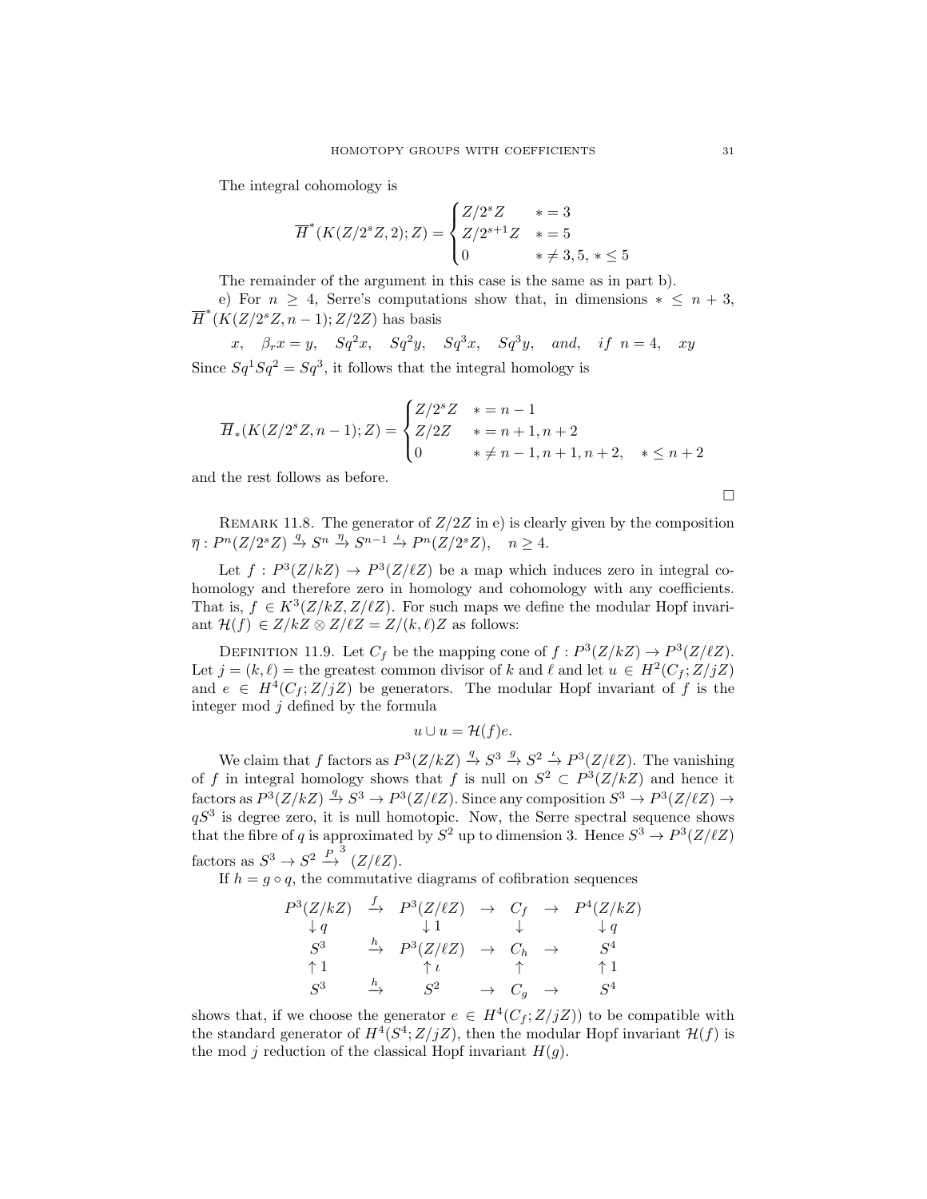The integral cohomology is

$$\overline{H}^*(K(Z/2^sZ,2);Z) = \begin{cases} Z/2^sZ & * = 3 \\ Z/2^{s+1}Z & * = 5 \\ 0 & * \neq 3,5,\ * \leq 5 \end{cases}$$

The remainder of the argument in this case is the same as in part b).

e) For $n \geq 4$, Serre's computations show that, in dimensions $* \leq n+3$, $\overline{H}^*(K(Z/2^sZ, n-1); Z/2Z)$ has basis

$$x, \quad \beta_r x = y, \quad Sq^2 x, \quad Sq^2 y, \quad Sq^3 x, \quad Sq^3 y, \quad and, \quad if\ n = 4, \quad xy$$

Since $Sq^1 Sq^2 = Sq^3$, it follows that the integral homology is

$$\overline{H}_*(K(Z/2^sZ, n-1); Z) = \begin{cases} Z/2^sZ & * = n-1 \\ Z/2Z & * = n+1, n+2 \\ 0 & * \neq n-1, n+1, n+2, \quad * \leq n+2 \end{cases}$$

and the rest follows as before.

□

Remark 11.8. The generator of $Z/2Z$ in e) is clearly given by the composition $\overline{\eta}: P^n(Z/2^sZ) \xrightarrow{q} S^n \xrightarrow{\eta} S^{n-1} \xrightarrow{\iota} P^n(Z/2^sZ), \quad n \geq 4$.

Let $f: P^3(Z/kZ) \to P^3(Z/\ell Z)$ be a map which induces zero in integral cohomology and therefore zero in homology and cohomology with any coefficients. That is, $f \in K^3(Z/kZ, Z/\ell Z)$. For such maps we define the modular Hopf invariant $\mathcal{H}(f) \in Z/kZ \otimes Z/\ell Z = Z/(k,\ell)Z$ as follows:

Definition 11.9. Let $C_f$ be the mapping cone of $f: P^3(Z/kZ) \to P^3(Z/\ell Z)$. Let $j = (k,\ell) =$ the greatest common divisor of $k$ and $\ell$ and let $u \in H^2(C_f; Z/jZ)$ and $e \in H^4(C_f; Z/jZ)$ be generators. The modular Hopf invariant of $f$ is the integer mod $j$ defined by the formula

$$u \cup u = \mathcal{H}(f)e.$$

We claim that $f$ factors as $P^3(Z/kZ) \xrightarrow{q} S^3 \xrightarrow{g} S^2 \xrightarrow{\iota} P^3(Z/\ell Z)$. The vanishing of $f$ in integral homology shows that $f$ is null on $S^2 \subset P^3(Z/kZ)$ and hence it factors as $P^3(Z/kZ) \xrightarrow{q} S^3 \to P^3(Z/\ell Z)$. Since any composition $S^3 \to P^3(Z/\ell Z) \to qS^3$ is degree zero, it is null homotopic. Now, the Serre spectral sequence shows that the fibre of $q$ is approximated by $S^2$ up to dimension 3. Hence $S^3 \to P^3(Z/\ell Z)$ factors as $S^3 \to S^2 \xrightarrow{P} {}^3(Z/\ell Z)$.

If $h = g \circ q$, the commutative diagrams of cofibration sequences

$$\begin{array}{ccccccc} P^3(Z/kZ) & \xrightarrow{f} & P^3(Z/\ell Z) & \to & C_f & \to & P^4(Z/kZ) \\ \downarrow q & & \downarrow 1 & & \downarrow & & \downarrow q \\ S^3 & \xrightarrow{h} & P^3(Z/\ell Z) & \to & C_h & \to & S^4 \\ \uparrow 1 & & \uparrow \iota & & \uparrow & & \uparrow 1 \\ S^3 & \xrightarrow{h} & S^2 & \to & C_g & \to & S^4 \end{array}$$

shows that, if we choose the generator $e \in H^4(C_f; Z/jZ))$ to be compatible with the standard generator of $H^4(S^4; Z/jZ)$, then the modular Hopf invariant $\mathcal{H}(f)$ is the mod $j$ reduction of the classical Hopf invariant $H(g)$.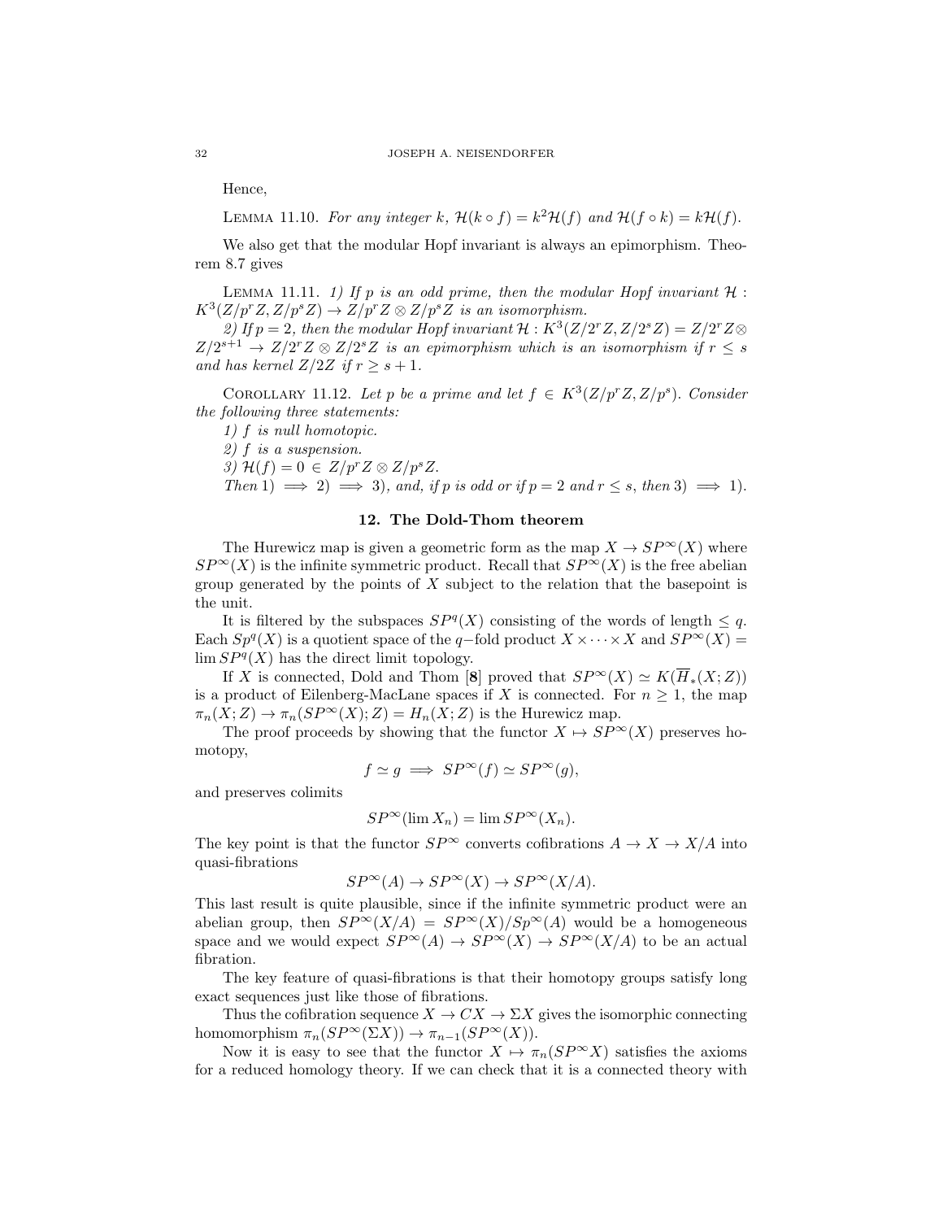Hence,

Lemma 11.10. *For any integer $k$, $\mathcal{H}(k \circ f) = k^2\mathcal{H}(f)$ and $\mathcal{H}(f \circ k) = k\mathcal{H}(f)$.*

We also get that the modular Hopf invariant is always an epimorphism. Theorem 8.7 gives

Lemma 11.11. *1) If $p$ is an odd prime, then the modular Hopf invariant $\mathcal{H} : K^3(Z/p^rZ, Z/p^sZ) \to Z/p^rZ \otimes Z/p^sZ$ is an isomorphism.*

*2) If $p = 2$, then the modular Hopf invariant $\mathcal{H} : K^3(Z/2^rZ, Z/2^sZ) = Z/2^rZ \otimes Z/2^{s+1} \to Z/2^rZ \otimes Z/2^sZ$ is an epimorphism which is an isomorphism if $r \leq s$ and has kernel $Z/2Z$ if $r \geq s+1$.*

Corollary 11.12. *Let $p$ be a prime and let $f \in K^3(Z/p^rZ, Z/p^s)$. Consider the following three statements:*

*1) $f$ is null homotopic.*

*2) $f$ is a suspension.*

*3) $\mathcal{H}(f) = 0 \in Z/p^rZ \otimes Z/p^sZ$.*

*Then 1) $\implies$ 2) $\implies$ 3), and, if $p$ is odd or if $p = 2$ and $r \leq s$, then 3) $\implies$ 1).*

## 12. The Dold-Thom theorem

The Hurewicz map is given a geometric form as the map $X \to SP^\infty(X)$ where $SP^\infty(X)$ is the infinite symmetric product. Recall that $SP^\infty(X)$ is the free abelian group generated by the points of $X$ subject to the relation that the basepoint is the unit.

It is filtered by the subspaces $SP^q(X)$ consisting of the words of length $\leq q$. Each $Sp^q(X)$ is a quotient space of the $q-$fold product $X \times \cdots \times X$ and $SP^\infty(X) = \lim SP^q(X)$ has the direct limit topology.

If $X$ is connected, Dold and Thom [**8**] proved that $SP^\infty(X) \simeq K(\overline{H}_*(X;Z))$ is a product of Eilenberg-MacLane spaces if $X$ is connected. For $n \geq 1$, the map $\pi_n(X;Z) \to \pi_n(SP^\infty(X);Z) = H_n(X;Z)$ is the Hurewicz map.

The proof proceeds by showing that the functor $X \mapsto SP^\infty(X)$ preserves homotopy,

$$f \simeq g \implies SP^\infty(f) \simeq SP^\infty(g),$$

and preserves colimits

$$SP^\infty(\lim X_n) = \lim SP^\infty(X_n).$$

The key point is that the functor $SP^\infty$ converts cofibrations $A \to X \to X/A$ into quasi-fibrations

$$SP^\infty(A) \to SP^\infty(X) \to SP^\infty(X/A).$$

This last result is quite plausible, since if the infinite symmetric product were an abelian group, then $SP^\infty(X/A) = SP^\infty(X)/Sp^\infty(A)$ would be a homogeneous space and we would expect $SP^\infty(A) \to SP^\infty(X) \to SP^\infty(X/A)$ to be an actual fibration.

The key feature of quasi-fibrations is that their homotopy groups satisfy long exact sequences just like those of fibrations.

Thus the cofibration sequence $X \to CX \to \Sigma X$ gives the isomorphic connecting homomorphism $\pi_n(SP^\infty(\Sigma X)) \to \pi_{n-1}(SP^\infty(X))$.

Now it is easy to see that the functor $X \mapsto \pi_n(SP^\infty X)$ satisfies the axioms for a reduced homology theory. If we can check that it is a connected theory with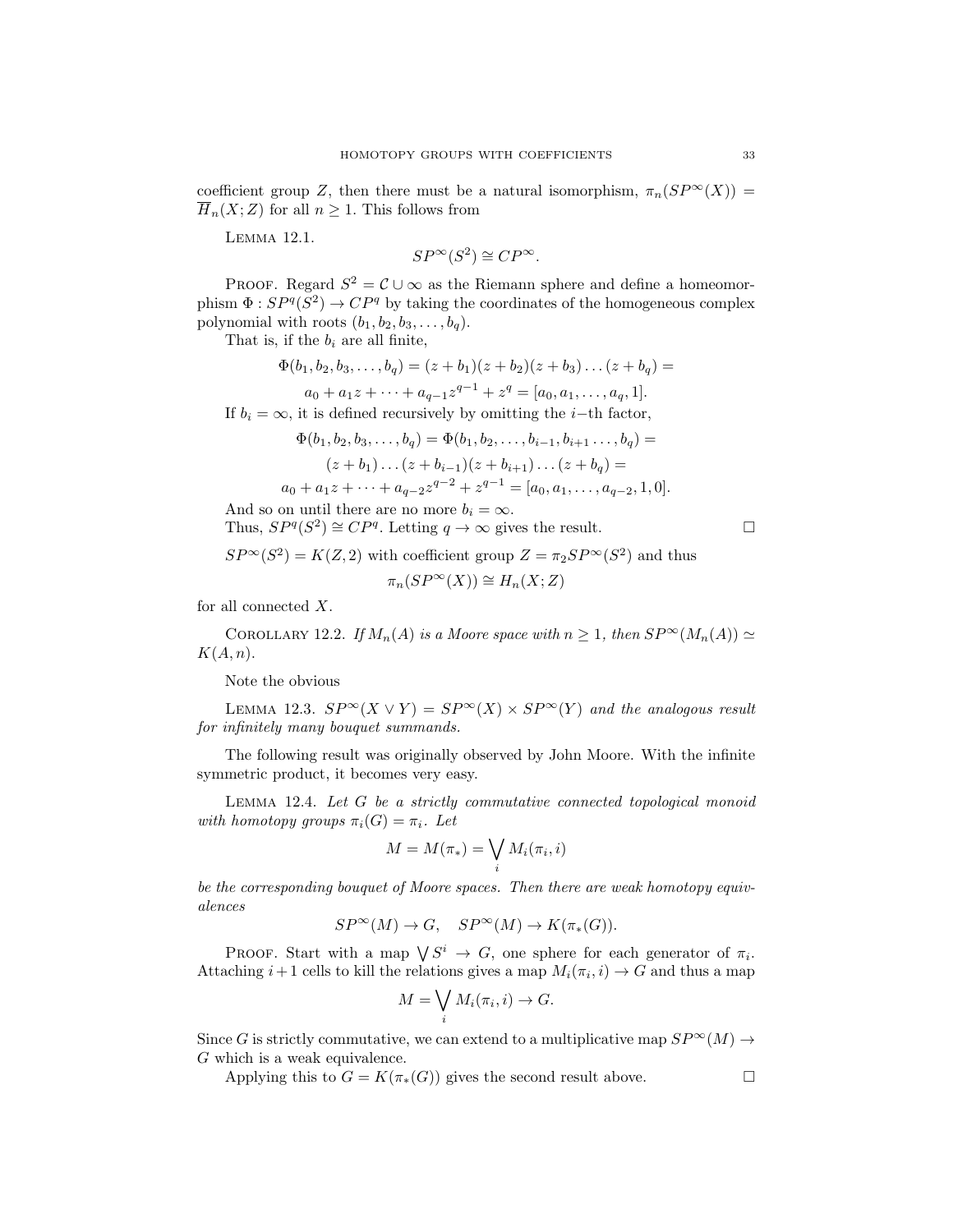coefficient group $Z$, then there must be a natural isomorphism, $\pi_n(SP^\infty(X)) = \overline{H}_n(X; Z)$ for all $n \geq 1$. This follows from

Lemma 12.1.

$$SP^\infty(S^2) \cong CP^\infty.$$

Proof. Regard $S^2 = \mathcal{C} \cup \infty$ as the Riemann sphere and define a homeomorphism $\Phi : SP^q(S^2) \to CP^q$ by taking the coordinates of the homogeneous complex polynomial with roots $(b_1, b_2, b_3, \dots, b_q)$.

That is, if the $b_i$ are all finite,

$$\Phi(b_1, b_2, b_3, \dots, b_q) = (z + b_1)(z + b_2)(z + b_3) \dots (z + b_q) =$$

$$a_0 + a_1 z + \dots + a_{q-1} z^{q-1} + z^q = [a_0, a_1, \dots, a_q, 1].$$

If $b_i = \infty$, it is defined recursively by omitting the $i-$th factor,

$$\Phi(b_1, b_2, b_3, \dots, b_q) = \Phi(b_1, b_2, \dots, b_{i-1}, b_{i+1} \dots, b_q) =$$

$$(z + b_1) \dots (z + b_{i-1})(z + b_{i+1}) \dots (z + b_q) =$$

$$a_0 + a_1 z + \dots + a_{q-2} z^{q-2} + z^{q-1} = [a_0, a_1, \dots, a_{q-2}, 1, 0].$$

And so on until there are no more $b_i = \infty$.

Thus, $SP^q(S^2) \cong CP^q$. Letting $q \to \infty$ gives the result. □

$SP^\infty(S^2) = K(Z, 2)$ with coefficient group $Z = \pi_2 SP^\infty(S^2)$ and thus

$$\pi_n(SP^\infty(X)) \cong H_n(X; Z)$$

for all connected $X$.

Corollary 12.2. *If $M_n(A)$ is a Moore space with $n \geq 1$, then $SP^\infty(M_n(A)) \simeq K(A, n)$.*

Note the obvious

Lemma 12.3. *$SP^\infty(X \vee Y) = SP^\infty(X) \times SP^\infty(Y)$ and the analogous result for infinitely many bouquet summands.*

The following result was originally observed by John Moore. With the infinite symmetric product, it becomes very easy.

Lemma 12.4. *Let $G$ be a strictly commutative connected topological monoid with homotopy groups $\pi_i(G) = \pi_i$. Let*

$$M = M(\pi_*) = \bigvee_i M_i(\pi_i, i)$$

*be the corresponding bouquet of Moore spaces. Then there are weak homotopy equivalences*

$$SP^\infty(M) \to G, \quad SP^\infty(M) \to K(\pi_*(G)).$$

Proof. Start with a map $\bigvee S^i \to G$, one sphere for each generator of $\pi_i$. Attaching $i+1$ cells to kill the relations gives a map $M_i(\pi_i, i) \to G$ and thus a map

$$M = \bigvee_i M_i(\pi_i, i) \to G.$$

Since $G$ is strictly commutative, we can extend to a multiplicative map $SP^\infty(M) \to G$ which is a weak equivalence.

Applying this to $G = K(\pi_*(G))$ gives the second result above. □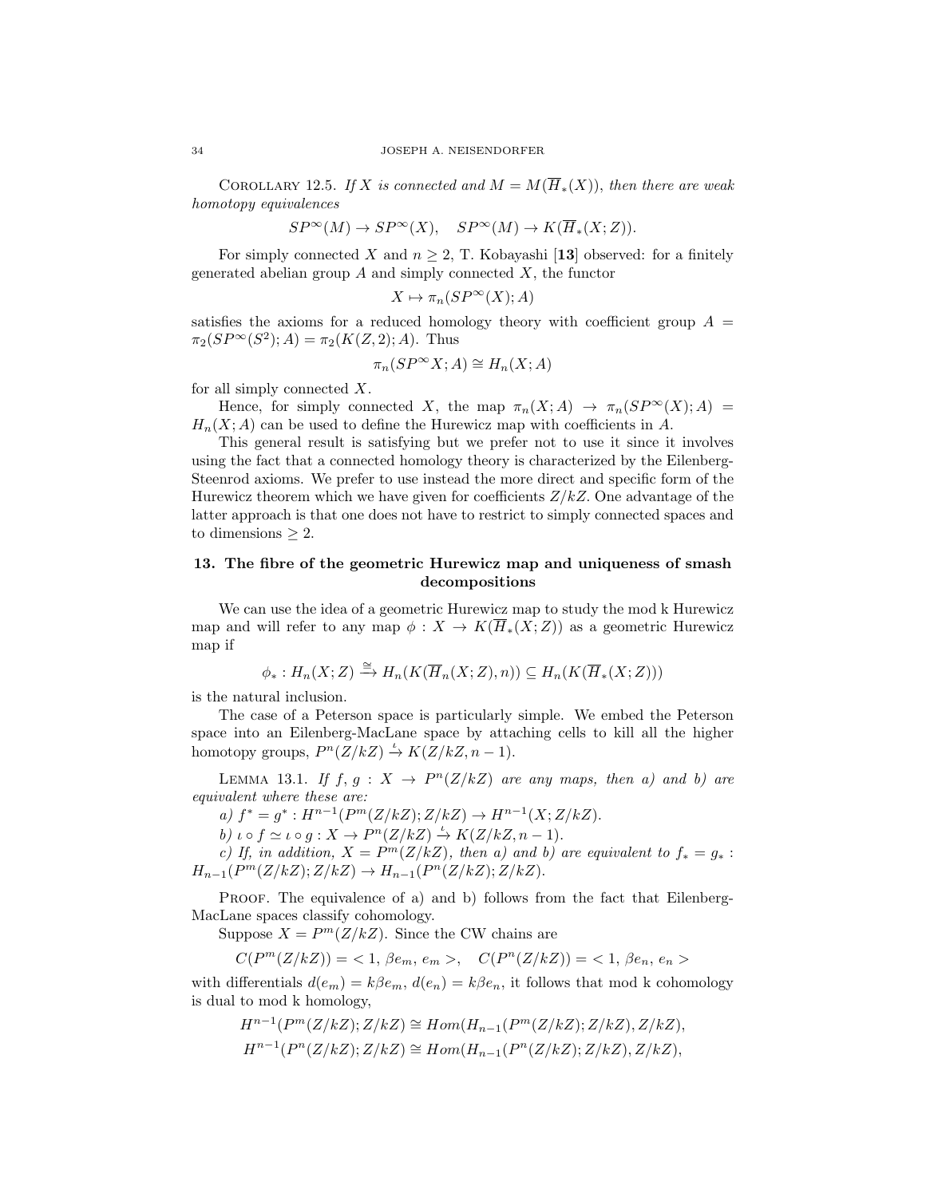COROLLARY 12.5. *If $X$ is connected and $M = M(\overline{H}_*(X))$, then there are weak homotopy equivalences*

$$SP^\infty(M) \to SP^\infty(X), \quad SP^\infty(M) \to K(\overline{H}_*(X;Z)).$$

For simply connected $X$ and $n \geq 2$, T. Kobayashi [**13**] observed: for a finitely generated abelian group $A$ and simply connected $X$, the functor

$$X \mapsto \pi_n(SP^\infty(X); A)$$

satisfies the axioms for a reduced homology theory with coefficient group $A = \pi_2(SP^\infty(S^2); A) = \pi_2(K(Z,2); A)$. Thus

$$\pi_n(SP^\infty X; A) \cong H_n(X; A)$$

for all simply connected $X$.

Hence, for simply connected $X$, the map $\pi_n(X; A) \to \pi_n(SP^\infty(X); A) = H_n(X; A)$ can be used to define the Hurewicz map with coefficients in $A$.

This general result is satisfying but we prefer not to use it since it involves using the fact that a connected homology theory is characterized by the Eilenberg-Steenrod axioms. We prefer to use instead the more direct and specific form of the Hurewicz theorem which we have given for coefficients $Z/kZ$. One advantage of the latter approach is that one does not have to restrict to simply connected spaces and to dimensions $\geq 2$.

## 13. The fibre of the geometric Hurewicz map and uniqueness of smash decompositions

We can use the idea of a geometric Hurewicz map to study the mod k Hurewicz map and will refer to any map $\phi : X \to K(\overline{H}_*(X;Z))$ as a geometric Hurewicz map if

$$\phi_* : H_n(X;Z) \xrightarrow{\cong} H_n(K(\overline{H}_n(X;Z), n)) \subseteq H_n(K(\overline{H}_*(X;Z)))$$

is the natural inclusion.

The case of a Peterson space is particularly simple. We embed the Peterson space into an Eilenberg-MacLane space by attaching cells to kill all the higher homotopy groups, $P^n(Z/kZ) \xrightarrow{\iota} K(Z/kZ, n-1)$.

LEMMA 13.1. *If $f, g : X \to P^n(Z/kZ)$ are any maps, then a) and b) are equivalent where these are:*

*a) $f^* = g^* : H^{n-1}(P^m(Z/kZ); Z/kZ) \to H^{n-1}(X; Z/kZ)$.*

*b) $\iota \circ f \simeq \iota \circ g : X \to P^n(Z/kZ) \xrightarrow{\iota} K(Z/kZ, n-1)$.*

*c) If, in addition, $X = P^m(Z/kZ)$, then a) and b) are equivalent to $f_* = g_* : H_{n-1}(P^m(Z/kZ); Z/kZ) \to H_{n-1}(P^n(Z/kZ); Z/kZ)$.*

PROOF. The equivalence of a) and b) follows from the fact that Eilenberg-MacLane spaces classify cohomology.

Suppose $X = P^m(Z/kZ)$. Since the CW chains are

$$C(P^m(Z/kZ)) = <1, \beta e_m, e_m>, \quad C(P^n(Z/kZ)) = <1, \beta e_n, e_n>$$

with differentials $d(e_m) = k\beta e_m$, $d(e_n) = k\beta e_n$, it follows that mod k cohomology is dual to mod k homology,

$$H^{n-1}(P^m(Z/kZ); Z/kZ) \cong Hom(H_{n-1}(P^m(Z/kZ); Z/kZ), Z/kZ),$$
$$H^{n-1}(P^n(Z/kZ); Z/kZ) \cong Hom(H_{n-1}(P^n(Z/kZ); Z/kZ), Z/kZ),$$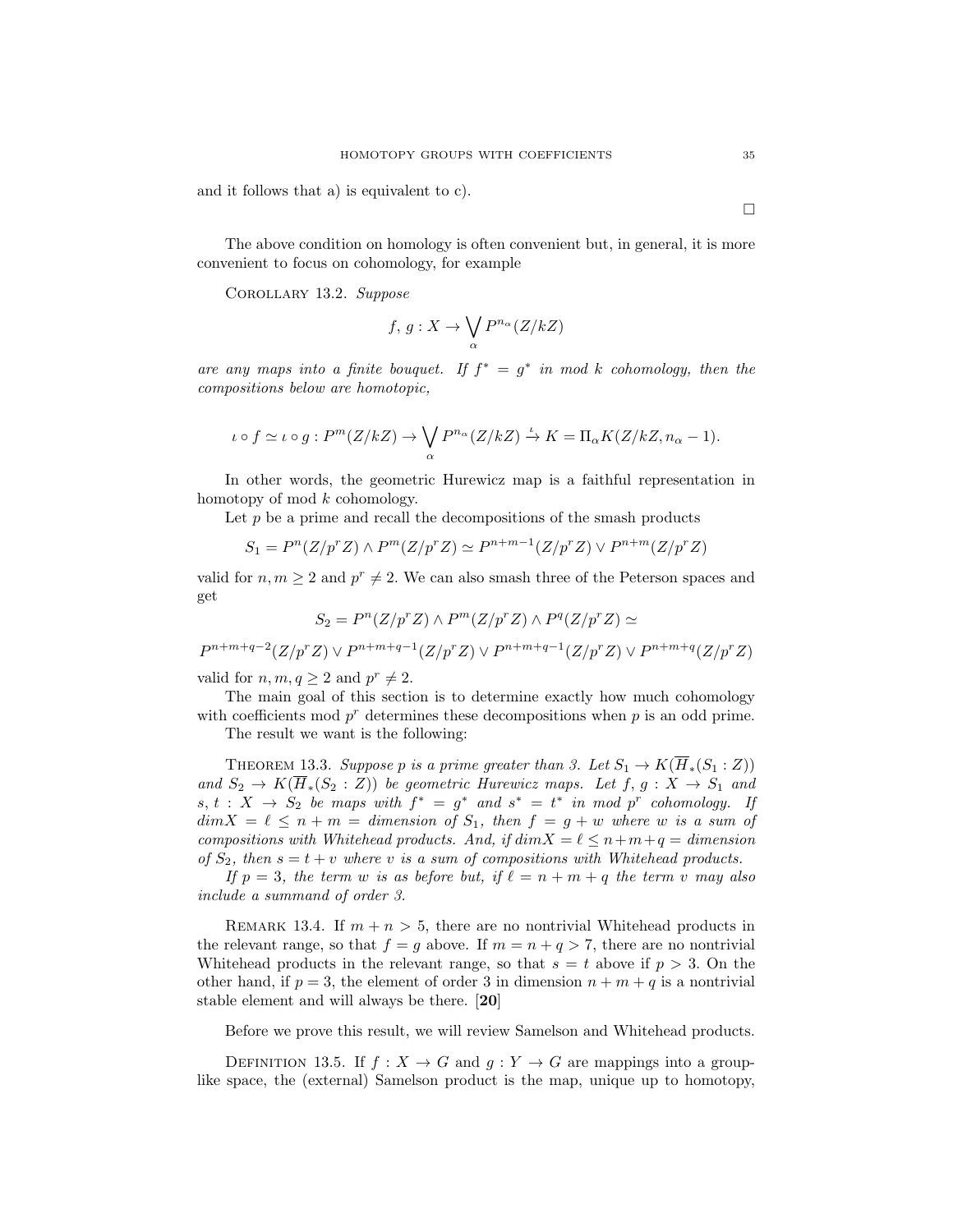and it follows that a) is equivalent to c).

□

The above condition on homology is often convenient but, in general, it is more convenient to focus on cohomology, for example

Corollary 13.2. *Suppose*

$$f,\, g : X \to \bigvee_{\alpha} P^{n_\alpha}(Z/kZ)$$

*are any maps into a finite bouquet. If $f^* = g^*$ in mod $k$ cohomology, then the compositions below are homotopic,*

$$\iota \circ f \simeq \iota \circ g : P^m(Z/kZ) \to \bigvee_{\alpha} P^{n_\alpha}(Z/kZ) \xrightarrow{\iota} K = \Pi_\alpha K(Z/kZ, n_\alpha - 1).$$

In other words, the geometric Hurewicz map is a faithful representation in homotopy of mod $k$ cohomology.

Let $p$ be a prime and recall the decompositions of the smash products

$$S_1 = P^n(Z/p^rZ) \wedge P^m(Z/p^rZ) \simeq P^{n+m-1}(Z/p^rZ) \vee P^{n+m}(Z/p^rZ)$$

valid for $n, m \geq 2$ and $p^r \neq 2$. We can also smash three of the Peterson spaces and get

$$S_2 = P^n(Z/p^rZ) \wedge P^m(Z/p^rZ) \wedge P^q(Z/p^rZ) \simeq$$

$$P^{n+m+q-2}(Z/p^rZ) \vee P^{n+m+q-1}(Z/p^rZ) \vee P^{n+m+q-1}(Z/p^rZ) \vee P^{n+m+q}(Z/p^rZ)$$

valid for $n, m, q \geq 2$ and $p^r \neq 2$.

The main goal of this section is to determine exactly how much cohomology with coefficients mod $p^r$ determines these decompositions when $p$ is an odd prime.

The result we want is the following:

Theorem 13.3. *Suppose $p$ is a prime greater than 3. Let $S_1 \to K(\overline{H}_*(S_1 : Z))$ and $S_2 \to K(\overline{H}_*(S_2 : Z))$ be geometric Hurewicz maps. Let $f, g : X \to S_1$ and $s, t : X \to S_2$ be maps with $f^* = g^*$ and $s^* = t^*$ in mod $p^r$ cohomology. If $dim X = \ell \leq n + m =$ dimension of $S_1$, then $f = g + w$ where $w$ is a sum of compositions with Whitehead products. And, if $dim X = \ell \leq n+m+q =$ dimension of $S_2$, then $s = t + v$ where $v$ is a sum of compositions with Whitehead products.*

*If $p = 3$, the term $w$ is as before but, if $\ell = n + m + q$ the term $v$ may also include a summand of order 3.*

Remark 13.4. If $m + n > 5$, there are no nontrivial Whitehead products in the relevant range, so that $f = g$ above. If $m = n + q > 7$, there are no nontrivial Whitehead products in the relevant range, so that $s = t$ above if $p > 3$. On the other hand, if $p = 3$, the element of order 3 in dimension $n + m + q$ is a nontrivial stable element and will always be there. [**20**]

Before we prove this result, we will review Samelson and Whitehead products.

Definition 13.5. If $f : X \to G$ and $g : Y \to G$ are mappings into a group-like space, the (external) Samelson product is the map, unique up to homotopy,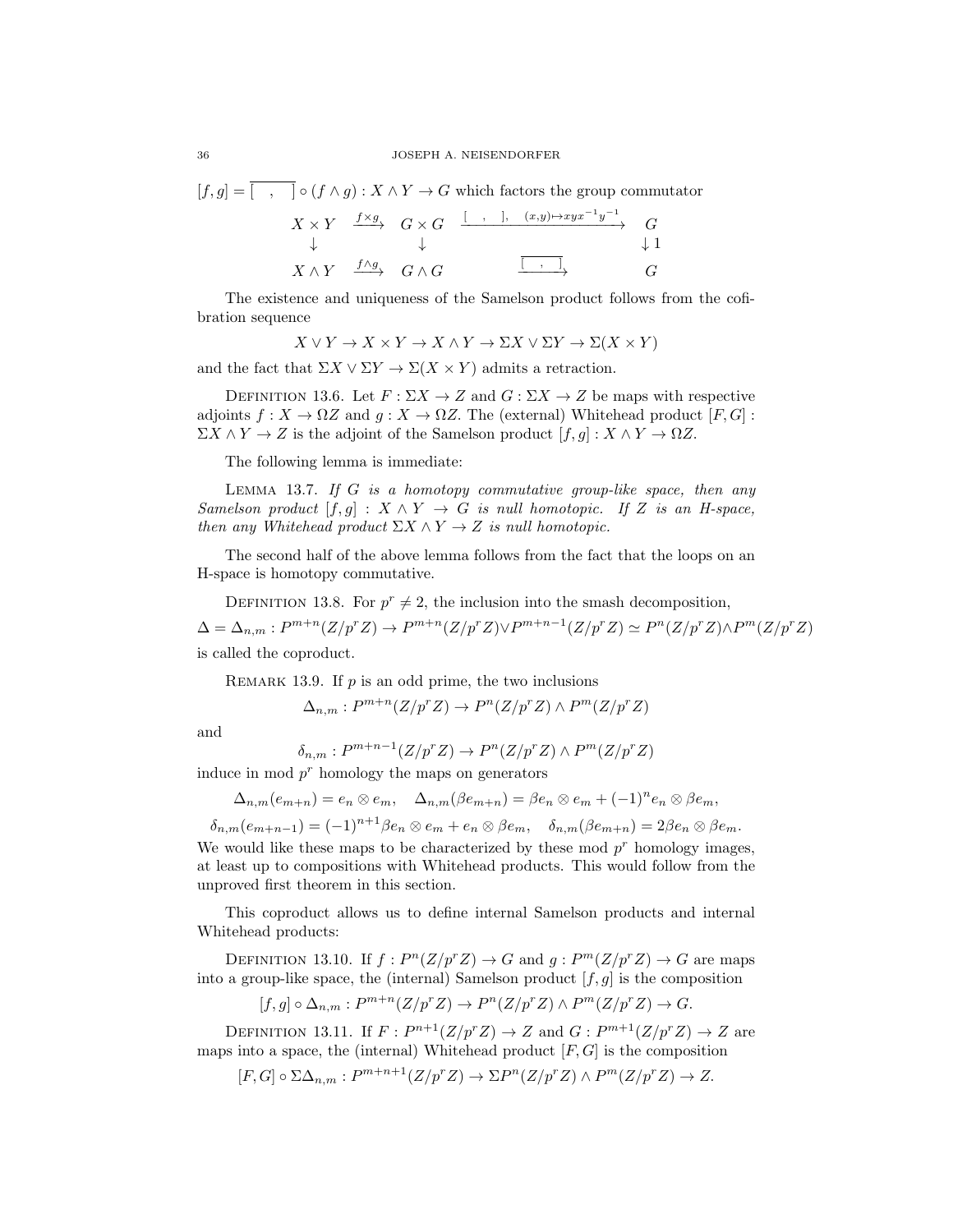$[f,g] = \overline{[\ \ ,\ \ ]} \circ (f \wedge g) : X \wedge Y \to G$ which factors the group commutator

$$\begin{array}{ccccc}
X \times Y & \xrightarrow{f\times g} & G \times G & \xrightarrow{[\ \ ,\ \ ],\quad (x,y)\mapsto xyx^{-1}y^{-1}} & G \\
\downarrow & & \downarrow & & \downarrow 1 \\
X \wedge Y & \xrightarrow{f\wedge g} & G \wedge G & \xrightarrow{\overline{[\ \ ,\ \ ]}} & G
\end{array}$$

The existence and uniqueness of the Samelson product follows from the cofibration sequence

$$X \vee Y \to X \times Y \to X \wedge Y \to \Sigma X \vee \Sigma Y \to \Sigma(X \times Y)$$

and the fact that $\Sigma X \vee \Sigma Y \to \Sigma(X \times Y)$ admits a retraction.

Definition 13.6. Let $F : \Sigma X \to Z$ and $G : \Sigma X \to Z$ be maps with respective adjoints $f : X \to \Omega Z$ and $g : X \to \Omega Z$. The (external) Whitehead product $[F, G] : \Sigma X \wedge Y \to Z$ is the adjoint of the Samelson product $[f, g] : X \wedge Y \to \Omega Z$.

The following lemma is immediate:

Lemma 13.7. *If $G$ is a homotopy commutative group-like space, then any Samelson product $[f, g] : X \wedge Y \to G$ is null homotopic. If $Z$ is an H-space, then any Whitehead product $\Sigma X \wedge Y \to Z$ is null homotopic.*

The second half of the above lemma follows from the fact that the loops on an H-space is homotopy commutative.

Definition 13.8. For $p^r \neq 2$, the inclusion into the smash decomposition,

$$\Delta = \Delta_{n,m} : P^{m+n}(Z/p^rZ) \to P^{m+n}(Z/p^rZ) \vee P^{m+n-1}(Z/p^rZ) \simeq P^n(Z/p^rZ) \wedge P^m(Z/p^rZ)$$

is called the coproduct.

Remark 13.9. If $p$ is an odd prime, the two inclusions

$$\Delta_{n,m} : P^{m+n}(Z/p^rZ) \to P^n(Z/p^rZ) \wedge P^m(Z/p^rZ)$$

and

$$\delta_{n,m} : P^{m+n-1}(Z/p^rZ) \to P^n(Z/p^rZ) \wedge P^m(Z/p^rZ)$$

induce in mod $p^r$ homology the maps on generators

$$\Delta_{n,m}(e_{m+n}) = e_n \otimes e_m, \quad \Delta_{n,m}(\beta e_{m+n}) = \beta e_n \otimes e_m + (-1)^n e_n \otimes \beta e_m,$$

$$\delta_{n,m}(e_{m+n-1}) = (-1)^{n+1}\beta e_n \otimes e_m + e_n \otimes \beta e_m, \quad \delta_{n,m}(\beta e_{m+n}) = 2\beta e_n \otimes \beta e_m.$$

We would like these maps to be characterized by these mod $p^r$ homology images, at least up to compositions with Whitehead products. This would follow from the unproved first theorem in this section.

This coproduct allows us to define internal Samelson products and internal Whitehead products:

Definition 13.10. If $f : P^n(Z/p^rZ) \to G$ and $g : P^m(Z/p^rZ) \to G$ are maps into a group-like space, the (internal) Samelson product $[f, g]$ is the composition

$$[f, g] \circ \Delta_{n,m} : P^{m+n}(Z/p^rZ) \to P^n(Z/p^rZ) \wedge P^m(Z/p^rZ) \to G.$$

Definition 13.11. If $F : P^{n+1}(Z/p^rZ) \to Z$ and $G : P^{m+1}(Z/p^rZ) \to Z$ are maps into a space, the (internal) Whitehead product $[F, G]$ is the composition

$$[F, G] \circ \Sigma\Delta_{n,m} : P^{m+n+1}(Z/p^rZ) \to \Sigma P^n(Z/p^rZ) \wedge P^m(Z/p^rZ) \to Z.$$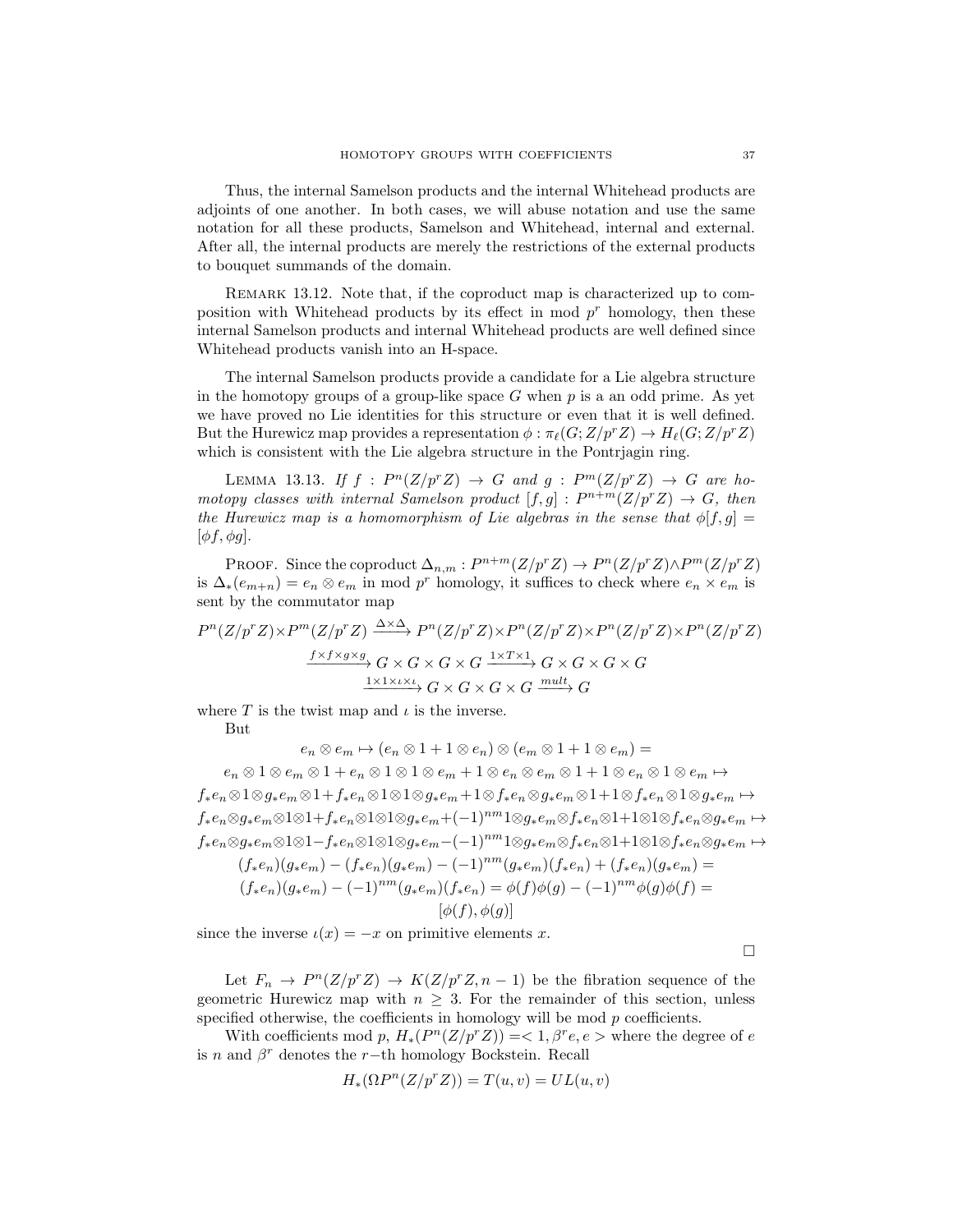Thus, the internal Samelson products and the internal Whitehead products are adjoints of one another. In both cases, we will abuse notation and use the same notation for all these products, Samelson and Whitehead, internal and external. After all, the internal products are merely the restrictions of the external products to bouquet summands of the domain.

Remark 13.12. Note that, if the coproduct map is characterized up to composition with Whitehead products by its effect in mod $p^r$ homology, then these internal Samelson products and internal Whitehead products are well defined since Whitehead products vanish into an H-space.

The internal Samelson products provide a candidate for a Lie algebra structure in the homotopy groups of a group-like space $G$ when $p$ is a an odd prime. As yet we have proved no Lie identities for this structure or even that it is well defined. But the Hurewicz map provides a representation $\phi : \pi_\ell(G; Z/p^rZ) \to H_\ell(G; Z/p^rZ)$ which is consistent with the Lie algebra structure in the Pontrjagin ring.

Lemma 13.13. *If $f : P^n(Z/p^rZ) \to G$ and $g : P^m(Z/p^rZ) \to G$ are homotopy classes with internal Samelson product $[f,g] : P^{n+m}(Z/p^rZ) \to G$, then the Hurewicz map is a homomorphism of Lie algebras in the sense that $\phi[f,g] = [\phi f, \phi g]$.*

Proof. Since the coproduct $\Delta_{n,m} : P^{n+m}(Z/p^rZ) \to P^n(Z/p^rZ) \wedge P^m(Z/p^rZ)$ is $\Delta_*(e_{m+n}) = e_n \otimes e_m$ in mod $p^r$ homology, it suffices to check where $e_n \times e_m$ is sent by the commutator map

$$P^n(Z/p^rZ) \times P^m(Z/p^rZ) \xrightarrow{\Delta\times\Delta} P^n(Z/p^rZ) \times P^n(Z/p^rZ) \times P^n(Z/p^rZ) \times P^n(Z/p^rZ)$$
$$\xrightarrow{f\times f\times g\times g} G\times G\times G\times G \xrightarrow{1\times T\times 1} G\times G\times G\times G$$
$$\xrightarrow{1\times 1\times \iota\times \iota} G\times G\times G\times G \xrightarrow{mult} G$$

where $T$ is the twist map and $\iota$ is the inverse.

But

$$e_n \otimes e_m \mapsto (e_n \otimes 1 + 1 \otimes e_n) \otimes (e_m \otimes 1 + 1 \otimes e_m) =$$
$$e_n \otimes 1 \otimes e_m \otimes 1 + e_n \otimes 1 \otimes 1 \otimes e_m + 1 \otimes e_n \otimes e_m \otimes 1 + 1 \otimes e_n \otimes 1 \otimes e_m \mapsto$$
$$f_*e_n \otimes 1 \otimes g_*e_m \otimes 1 + f_*e_n \otimes 1 \otimes 1 \otimes g_*e_m + 1 \otimes f_*e_n \otimes g_*e_m \otimes 1 + 1 \otimes f_*e_n \otimes 1 \otimes g_*e_m \mapsto$$
$$f_*e_n \otimes g_*e_m \otimes 1 \otimes 1 + f_*e_n \otimes 1 \otimes 1 \otimes g_*e_m + (-1)^{nm} 1 \otimes g_*e_m \otimes f_*e_n \otimes 1 + 1 \otimes 1 \otimes f_*e_n \otimes g_*e_m \mapsto$$
$$f_*e_n \otimes g_*e_m \otimes 1 \otimes 1 - f_*e_n \otimes 1 \otimes 1 \otimes g_*e_m - (-1)^{nm} 1 \otimes g_*e_m \otimes f_*e_n \otimes 1 + 1 \otimes 1 \otimes f_*e_n \otimes g_*e_m \mapsto$$
$$(f_*e_n)(g_*e_m) - (f_*e_n)(g_*e_m) - (-1)^{nm}(g_*e_m)(f_*e_n) + (f_*e_n)(g_*e_m) =$$
$$(f_*e_n)(g_*e_m) - (-1)^{nm}(g_*e_m)(f_*e_n) = \phi(f)\phi(g) - (-1)^{nm}\phi(g)\phi(f) =$$
$$[\phi(f), \phi(g)]$$

since the inverse $\iota(x) = -x$ on primitive elements $x$.

$\square$

Let $F_n \to P^n(Z/p^rZ) \to K(Z/p^rZ, n-1)$ be the fibration sequence of the geometric Hurewicz map with $n \geq 3$. For the remainder of this section, unless specified otherwise, the coefficients in homology will be mod $p$ coefficients.

With coefficients mod $p$, $H_*(P^n(Z/p^rZ)) = < 1, \beta^r e, e >$ where the degree of $e$ is $n$ and $\beta^r$ denotes the $r-$th homology Bockstein. Recall

$$H_*(\Omega P^n(Z/p^rZ)) = T(u,v) = UL(u,v)$$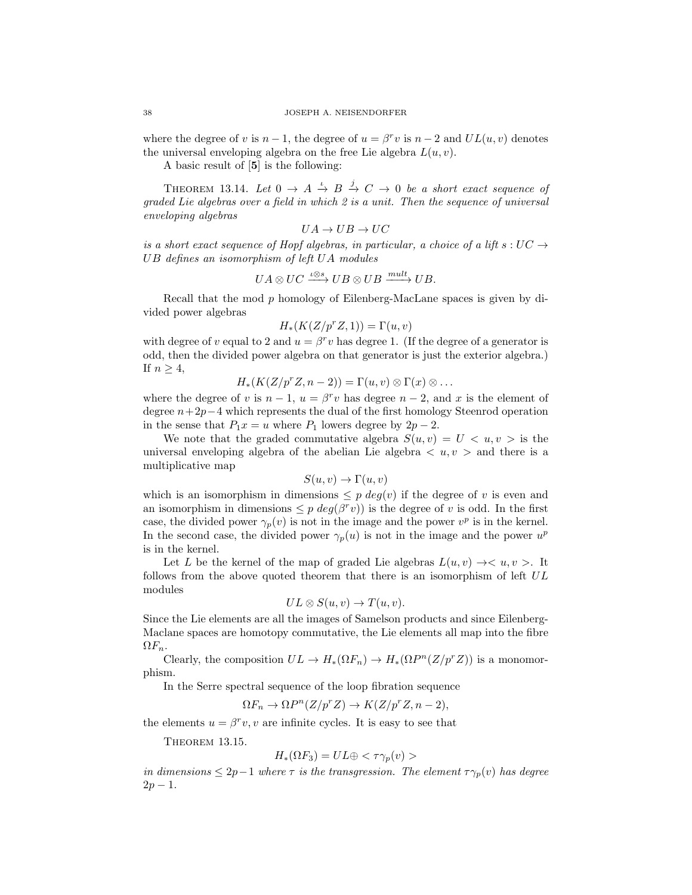where the degree of $v$ is $n-1$, the degree of $u = \beta^r v$ is $n-2$ and $UL(u,v)$ denotes the universal enveloping algebra on the free Lie algebra $L(u,v)$.

A basic result of [**5**] is the following:

THEOREM 13.14. *Let* $0 \to A \xrightarrow{\iota} B \xrightarrow{j} C \to 0$ *be a short exact sequence of graded Lie algebras over a field in which 2 is a unit. Then the sequence of universal enveloping algebras*

$$UA \to UB \to UC$$

*is a short exact sequence of Hopf algebras, in particular, a choice of a lift* $s : UC \to UB$ *defines an isomorphism of left* $UA$ *modules*

$$UA \otimes UC \xrightarrow{\iota \otimes s} UB \otimes UB \xrightarrow{mult} UB.$$

Recall that the mod $p$ homology of Eilenberg-MacLane spaces is given by divided power algebras

$$H_*(K(Z/p^rZ, 1)) = \Gamma(u, v)$$

with degree of $v$ equal to 2 and $u = \beta^r v$ has degree 1. (If the degree of a generator is odd, then the divided power algebra on that generator is just the exterior algebra.) If $n \geq 4$,

$$H_*(K(Z/p^rZ, n-2)) = \Gamma(u, v) \otimes \Gamma(x) \otimes \ldots$$

where the degree of $v$ is $n-1$, $u = \beta^r v$ has degree $n-2$, and $x$ is the element of degree $n+2p-4$ which represents the dual of the first homology Steenrod operation in the sense that $P_1 x = u$ where $P_1$ lowers degree by $2p-2$.

We note that the graded commutative algebra $S(u,v) = U < u, v >$ is the universal enveloping algebra of the abelian Lie algebra $< u, v >$ and there is a multiplicative map

$$S(u,v) \to \Gamma(u,v)$$

which is an isomorphism in dimensions $\leq p\ deg(v)$ if the degree of $v$ is even and an isomorphism in dimensions $\leq p\ deg(\beta^r v))$ is the degree of $v$ is odd. In the first case, the divided power $\gamma_p(v)$ is not in the image and the power $v^p$ is in the kernel. In the second case, the divided power $\gamma_p(u)$ is not in the image and the power $u^p$ is in the kernel.

Let $L$ be the kernel of the map of graded Lie algebras $L(u,v) \to < u, v >$. It follows from the above quoted theorem that there is an isomorphism of left $UL$ modules

$$UL \otimes S(u,v) \to T(u,v).$$

Since the Lie elements are all the images of Samelson products and since Eilenberg-Maclane spaces are homotopy commutative, the Lie elements all map into the fibre $\Omega F_n$.

Clearly, the composition $UL \to H_*(\Omega F_n) \to H_*(\Omega P^n(Z/p^rZ))$ is a monomorphism.

In the Serre spectral sequence of the loop fibration sequence

$$\Omega F_n \to \Omega P^n(Z/p^rZ) \to K(Z/p^rZ, n-2),$$

the elements $u = \beta^r v, v$ are infinite cycles. It is easy to see that

THEOREM 13.15.

$$H_*(\Omega F_3) = UL \oplus < \tau\gamma_p(v) >$$

*in dimensions* $\leq 2p-1$ *where* $\tau$ *is the transgression. The element* $\tau\gamma_p(v)$ *has degree* $2p-1$.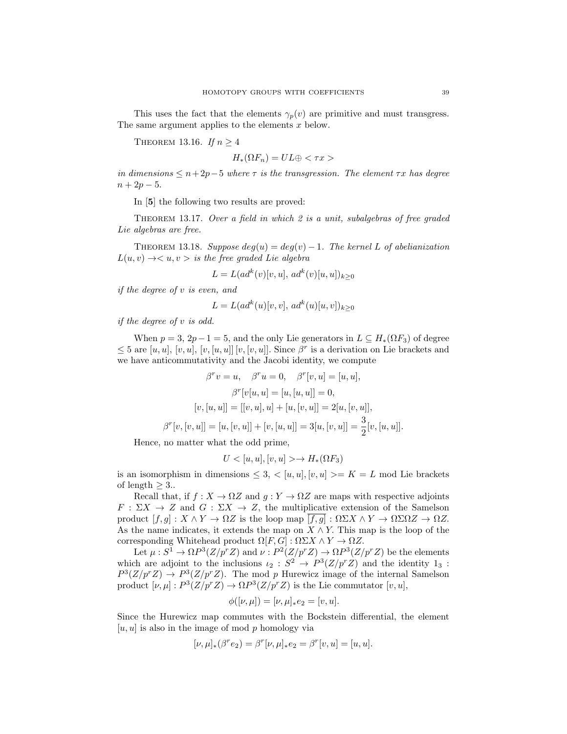This uses the fact that the elements $\gamma_p(v)$ are primitive and must transgress. The same argument applies to the elements $x$ below.

THEOREM 13.16. *If* $n \geq 4$

$$H_*(\Omega F_n) = UL \oplus < \tau x >$$

*in dimensions* $\leq n+2p-5$ *where* $\tau$ *is the transgression. The element* $\tau x$ *has degree* $n+2p-5$.

In [**5**] the following two results are proved:

THEOREM 13.17. *Over a field in which 2 is a unit, subalgebras of free graded Lie algebras are free.*

THEOREM 13.18. *Suppose* $deg(u) = deg(v) - 1$. *The kernel* $L$ *of abelianization* $L(u,v) \to < u, v >$ *is the free graded Lie algebra*

$$L = L(ad^k(v)[v,u],\, ad^k(v)[u,u])_{k \geq 0}$$

*if the degree of* $v$ *is even, and*

$$L = L(ad^k(u)[v,v],\, ad^k(u)[u,v])_{k \geq 0}$$

*if the degree of* $v$ *is odd.*

When $p = 3$, $2p-1 = 5$, and the only Lie generators in $L \subseteq H_*(\Omega F_3)$ of degree $\leq 5$ are $[u,u]$, $[v,u]$, $[v,[u,u]]$ $[v,[v,u]]$. Since $\beta^r$ is a derivation on Lie brackets and we have anticommutativity and the Jacobi identity, we compute

$$\beta^r v = u, \quad \beta^r u = 0, \quad \beta^r [v,u] = [u,u],$$

$$\beta^r [v[u,u] = [u,[u,u]] = 0,$$

$$[v,[u,u]] = [[v,u],u] + [u,[v,u]] = 2[u,[v,u]],$$

$$\beta^r [v,[v,u]] = [u,[v,u]] + [v,[u,u]] = 3[u,[v,u]] = \frac{3}{2}[v,[u,u]].$$

Hence, no matter what the odd prime,

$$U < [u,u],[v,u] > \to H_*(\Omega F_3)$$

is an isomorphism in dimensions $\leq 3$, $< [u,u],[v,u] >= K = L$ mod Lie brackets of length $\geq 3$..

Recall that, if $f : X \to \Omega Z$ and $g : Y \to \Omega Z$ are maps with respective adjoints $F : \Sigma X \to Z$ and $G : \Sigma X \to Z$, the multiplicative extension of the Samelson product $[f,g] : X \wedge Y \to \Omega Z$ is the loop map $\overline{[f,g]} : \Omega\Sigma X \wedge Y \to \Omega\Sigma\Omega Z \to \Omega Z$. As the name indicates, it extends the map on $X \wedge Y$. This map is the loop of the corresponding Whitehead product $\Omega[F,G] : \Omega\Sigma X \wedge Y \to \Omega Z$.

Let $\mu : S^1 \to \Omega P^3(Z/p^r Z)$ and $\nu : P^2(Z/p^r Z) \to \Omega P^3(Z/p^r Z)$ be the elements which are adjoint to the inclusions $\iota_2 : S^2 \to P^3(Z/p^r Z)$ and the identity $1_3 : P^3(Z/p^r Z) \to P^3(Z/p^r Z)$. The mod $p$ Hurewicz image of the internal Samelson product $[\nu,\mu] : P^3(Z/p^r Z) \to \Omega P^3(Z/p^r Z)$ is the Lie commutator $[v,u]$,

$$\phi([\nu,\mu]) = [\nu,\mu]_* e_2 = [v,u].$$

Since the Hurewicz map commutes with the Bockstein differential, the element $[u,u]$ is also in the image of mod $p$ homology via

$$[\nu,\mu]_*(\beta^r e_2) = \beta^r [\nu,\mu]_* e_2 = \beta^r [v,u] = [u,u].$$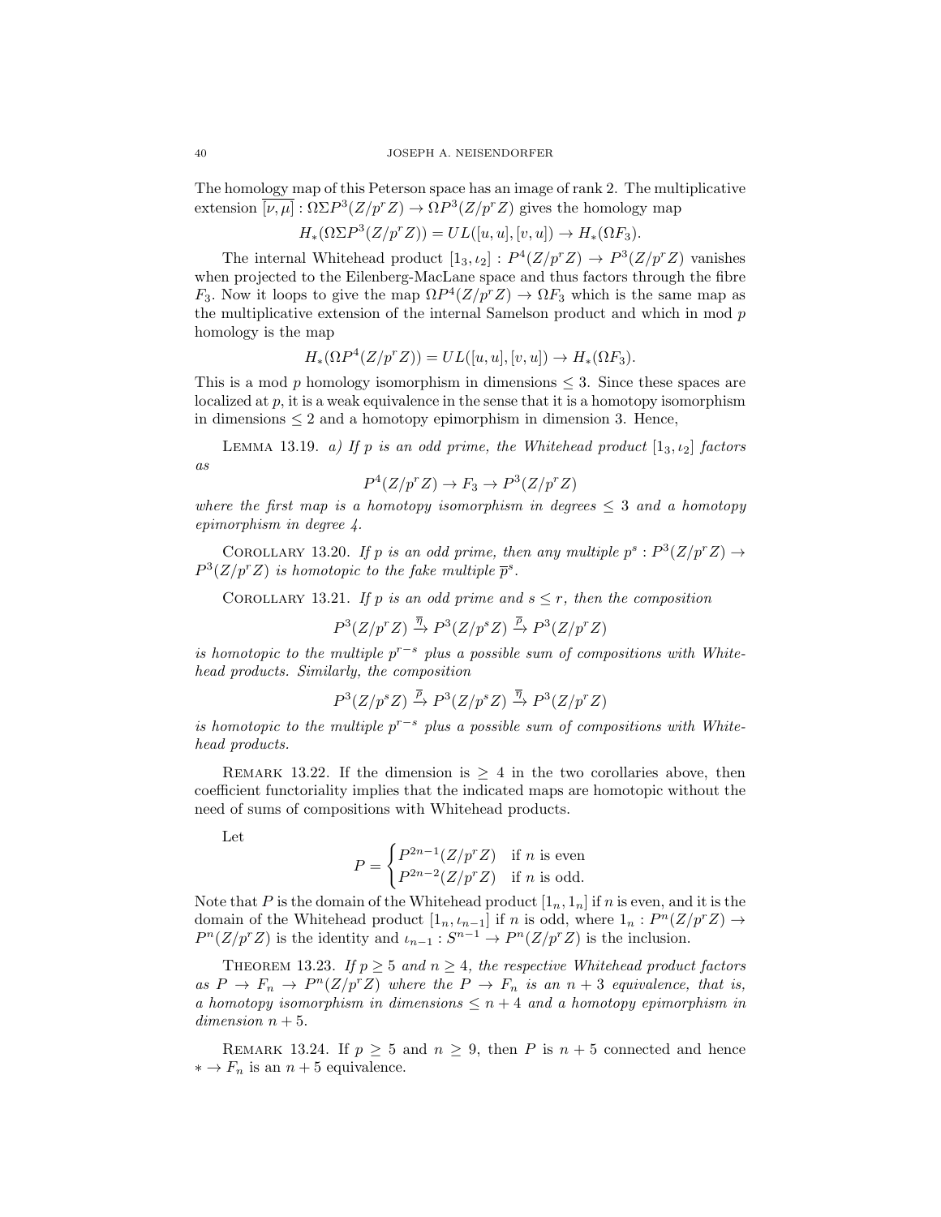The homology map of this Peterson space has an image of rank 2. The multiplicative extension $\overline{[\nu,\mu]} : \Omega\Sigma P^3(Z/p^rZ) \to \Omega P^3(Z/p^rZ)$ gives the homology map

$$H_*(\Omega\Sigma P^3(Z/p^rZ)) = UL([u,u],[v,u]) \to H_*(\Omega F_3).$$

The internal Whitehead product $[1_3, \iota_2] : P^4(Z/p^rZ) \to P^3(Z/p^rZ)$ vanishes when projected to the Eilenberg-MacLane space and thus factors through the fibre $F_3$. Now it loops to give the map $\Omega P^4(Z/p^rZ) \to \Omega F_3$ which is the same map as the multiplicative extension of the internal Samelson product and which in mod $p$ homology is the map

$$H_*(\Omega P^4(Z/p^rZ)) = UL([u,u],[v,u]) \to H_*(\Omega F_3).$$

This is a mod $p$ homology isomorphism in dimensions $\leq 3$. Since these spaces are localized at $p$, it is a weak equivalence in the sense that it is a homotopy isomorphism in dimensions $\leq 2$ and a homotopy epimorphism in dimension 3. Hence,

Lemma 13.19. *a) If $p$ is an odd prime, the Whitehead product $[1_3, \iota_2]$ factors as*

$$P^4(Z/p^rZ) \to F_3 \to P^3(Z/p^rZ)$$

*where the first map is a homotopy isomorphism in degrees $\leq 3$ and a homotopy epimorphism in degree 4.*

Corollary 13.20. *If $p$ is an odd prime, then any multiple $p^s : P^3(Z/p^rZ) \to P^3(Z/p^rZ)$ is homotopic to the fake multiple $\overline{p}^s$.*

Corollary 13.21. *If $p$ is an odd prime and $s \leq r$, then the composition*

$$P^3(Z/p^rZ) \xrightarrow{\overline{\eta}} P^3(Z/p^sZ) \xrightarrow{\overline{\rho}} P^3(Z/p^rZ)$$

*is homotopic to the multiple $p^{r-s}$ plus a possible sum of compositions with Whitehead products. Similarly, the composition*

$$P^3(Z/p^sZ) \xrightarrow{\overline{\rho}} P^3(Z/p^sZ) \xrightarrow{\overline{\eta}} P^3(Z/p^rZ)$$

*is homotopic to the multiple $p^{r-s}$ plus a possible sum of compositions with Whitehead products.*

Remark 13.22. If the dimension is $\geq 4$ in the two corollaries above, then coefficient functoriality implies that the indicated maps are homotopic without the need of sums of compositions with Whitehead products.

Let

$$P = \begin{cases} P^{2n-1}(Z/p^rZ) & \text{if } n \text{ is even} \\ P^{2n-2}(Z/p^rZ) & \text{if } n \text{ is odd.} \end{cases}$$

Note that $P$ is the domain of the Whitehead product $[1_n, 1_n]$ if $n$ is even, and it is the domain of the Whitehead product $[1_n, \iota_{n-1}]$ if $n$ is odd, where $1_n : P^n(Z/p^rZ) \to P^n(Z/p^rZ)$ is the identity and $\iota_{n-1} : S^{n-1} \to P^n(Z/p^rZ)$ is the inclusion.

Theorem 13.23. *If $p \geq 5$ and $n \geq 4$, the respective Whitehead product factors as $P \to F_n \to P^n(Z/p^rZ)$ where the $P \to F_n$ is an $n+3$ equivalence, that is, a homotopy isomorphism in dimensions $\leq n+4$ and a homotopy epimorphism in dimension $n+5$.*

Remark 13.24. If $p \geq 5$ and $n \geq 9$, then $P$ is $n+5$ connected and hence $* \to F_n$ is an $n+5$ equivalence.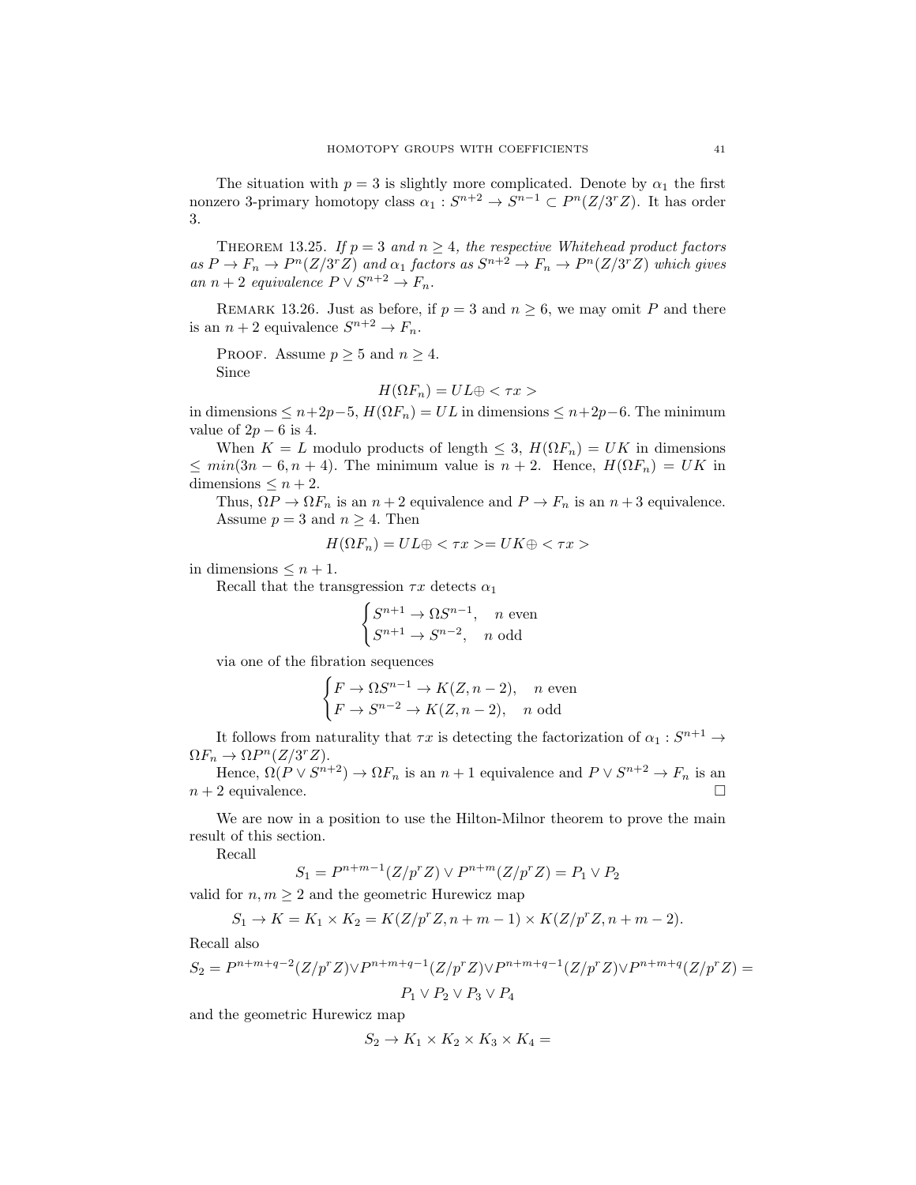The situation with $p = 3$ is slightly more complicated. Denote by $\alpha_1$ the first nonzero 3-primary homotopy class $\alpha_1 : S^{n+2} \to S^{n-1} \subset P^n(Z/3^rZ)$. It has order 3.

**Theorem 13.25.** *If $p = 3$ and $n \geq 4$, the respective Whitehead product factors as $P \to F_n \to P^n(Z/3^rZ)$ and $\alpha_1$ factors as $S^{n+2} \to F_n \to P^n(Z/3^rZ)$ which gives an $n+2$ equivalence $P \vee S^{n+2} \to F_n$.*

**Remark 13.26.** Just as before, if $p = 3$ and $n \geq 6$, we may omit $P$ and there is an $n + 2$ equivalence $S^{n+2} \to F_n$.

**Proof.** Assume $p \geq 5$ and $n \geq 4$.

Since

$$H(\Omega F_n) = UL \oplus < \tau x >$$

in dimensions $\leq n+2p-5$, $H(\Omega F_n) = UL$ in dimensions $\leq n+2p-6$. The minimum value of $2p - 6$ is 4.

When $K = L$ modulo products of length $\leq 3$, $H(\Omega F_n) = UK$ in dimensions $\leq min(3n - 6, n + 4)$. The minimum value is $n + 2$. Hence, $H(\Omega F_n) = UK$ in dimensions $\leq n + 2$.

Thus, $\Omega P \to \Omega F_n$ is an $n+2$ equivalence and $P \to F_n$ is an $n+3$ equivalence.

Assume $p = 3$ and $n \geq 4$. Then

$$H(\Omega F_n) = UL \oplus < \tau x >= UK \oplus < \tau x >$$

in dimensions $\leq n + 1$.

Recall that the transgression $\tau x$ detects $\alpha_1$

$$\begin{cases} S^{n+1} \to \Omega S^{n-1}, & n \text{ even} \\ S^{n+1} \to S^{n-2}, & n \text{ odd} \end{cases}$$

via one of the fibration sequences

$$\begin{cases} F \to \Omega S^{n-1} \to K(Z, n-2), & n \text{ even} \\ F \to S^{n-2} \to K(Z, n-2), & n \text{ odd} \end{cases}$$

It follows from naturality that $\tau x$ is detecting the factorization of $\alpha_1 : S^{n+1} \to \Omega F_n \to \Omega P^n(Z/3^rZ)$.

Hence, $\Omega(P \vee S^{n+2}) \to \Omega F_n$ is an $n+1$ equivalence and $P \vee S^{n+2} \to F_n$ is an $n+2$ equivalence. $\square$

We are now in a position to use the Hilton-Milnor theorem to prove the main result of this section.

Recall

$$S_1 = P^{n+m-1}(Z/p^rZ) \vee P^{n+m}(Z/p^rZ) = P_1 \vee P_2$$

valid for $n, m \geq 2$ and the geometric Hurewicz map

$$S_1 \to K = K_1 \times K_2 = K(Z/p^rZ, n+m-1) \times K(Z/p^rZ, n+m-2).$$

Recall also

$$S_2 = P^{n+m+q-2}(Z/p^rZ) \vee P^{n+m+q-1}(Z/p^rZ) \vee P^{n+m+q-1}(Z/p^rZ) \vee P^{n+m+q}(Z/p^rZ) = P_1 \vee P_2 \vee P_3 \vee P_4$$

and the geometric Hurewicz map

$$S_2 \to K_1 \times K_2 \times K_3 \times K_4 =$$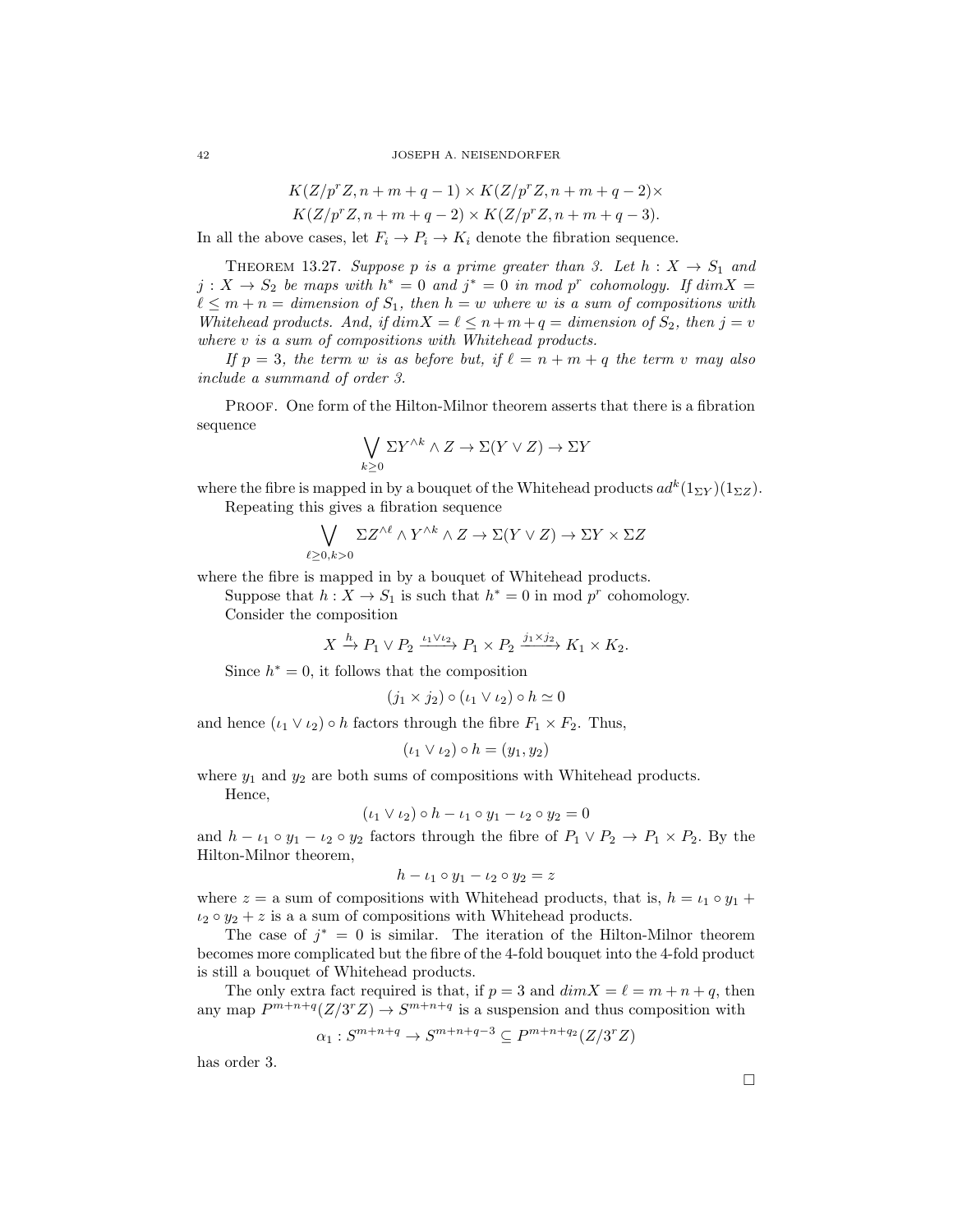$$K(Z/p^rZ, n+m+q-1) \times K(Z/p^rZ, n+m+q-2) \times$$
$$K(Z/p^rZ, n+m+q-2) \times K(Z/p^rZ, n+m+q-3).$$

In all the above cases, let $F_i \to P_i \to K_i$ denote the fibration sequence.

THEOREM 13.27. *Suppose $p$ is a prime greater than 3. Let $h : X \to S_1$ and $j : X \to S_2$ be maps with $h^* = 0$ and $j^* = 0$ in mod $p^r$ cohomology. If $dim X = \ell \leq m+n =$ dimension of $S_1$, then $h = w$ where $w$ is a sum of compositions with Whitehead products. And, if $dim X = \ell \leq n+m+q =$ dimension of $S_2$, then $j = v$ where $v$ is a sum of compositions with Whitehead products.*

*If $p = 3$, the term $w$ is as before but, if $\ell = n+m+q$ the term $v$ may also include a summand of order 3.*

PROOF. One form of the Hilton-Milnor theorem asserts that there is a fibration sequence

$$\bigvee_{k \geq 0} \Sigma Y^{\wedge k} \wedge Z \to \Sigma(Y \vee Z) \to \Sigma Y$$

where the fibre is mapped in by a bouquet of the Whitehead products $ad^k(1_{\Sigma Y})(1_{\Sigma Z})$.

Repeating this gives a fibration sequence

$$\bigvee_{\ell \geq 0, k > 0} \Sigma Z^{\wedge \ell} \wedge Y^{\wedge k} \wedge Z \to \Sigma(Y \vee Z) \to \Sigma Y \times \Sigma Z$$

where the fibre is mapped in by a bouquet of Whitehead products.

Suppose that $h : X \to S_1$ is such that $h^* = 0$ in mod $p^r$ cohomology.

Consider the composition

$$X \xrightarrow{h} P_1 \vee P_2 \xrightarrow{\iota_1 \vee \iota_2} P_1 \times P_2 \xrightarrow{j_1 \times j_2} K_1 \times K_2.$$

Since $h^* = 0$, it follows that the composition

$$(j_1 \times j_2) \circ (\iota_1 \vee \iota_2) \circ h \simeq 0$$

and hence $(\iota_1 \vee \iota_2) \circ h$ factors through the fibre $F_1 \times F_2$. Thus,

$$(\iota_1 \vee \iota_2) \circ h = (y_1, y_2)$$

where $y_1$ and $y_2$ are both sums of compositions with Whitehead products.

Hence,

$$(\iota_1 \vee \iota_2) \circ h - \iota_1 \circ y_1 - \iota_2 \circ y_2 = 0$$

and $h - \iota_1 \circ y_1 - \iota_2 \circ y_2$ factors through the fibre of $P_1 \vee P_2 \to P_1 \times P_2$. By the Hilton-Milnor theorem,

$$h - \iota_1 \circ y_1 - \iota_2 \circ y_2 = z$$

where $z =$ a sum of compositions with Whitehead products, that is, $h = \iota_1 \circ y_1 + \iota_2 \circ y_2 + z$ is a a sum of compositions with Whitehead products.

The case of $j^* = 0$ is similar. The iteration of the Hilton-Milnor theorem becomes more complicated but the fibre of the 4-fold bouquet into the 4-fold product is still a bouquet of Whitehead products.

The only extra fact required is that, if $p = 3$ and $dim X = \ell = m+n+q$, then any map $P^{m+n+q}(Z/3^rZ) \to S^{m+n+q}$ is a suspension and thus composition with

$$\alpha_1 : S^{m+n+q} \to S^{m+n+q-3} \subseteq P^{m+n+q_2}(Z/3^rZ)$$

has order 3.

□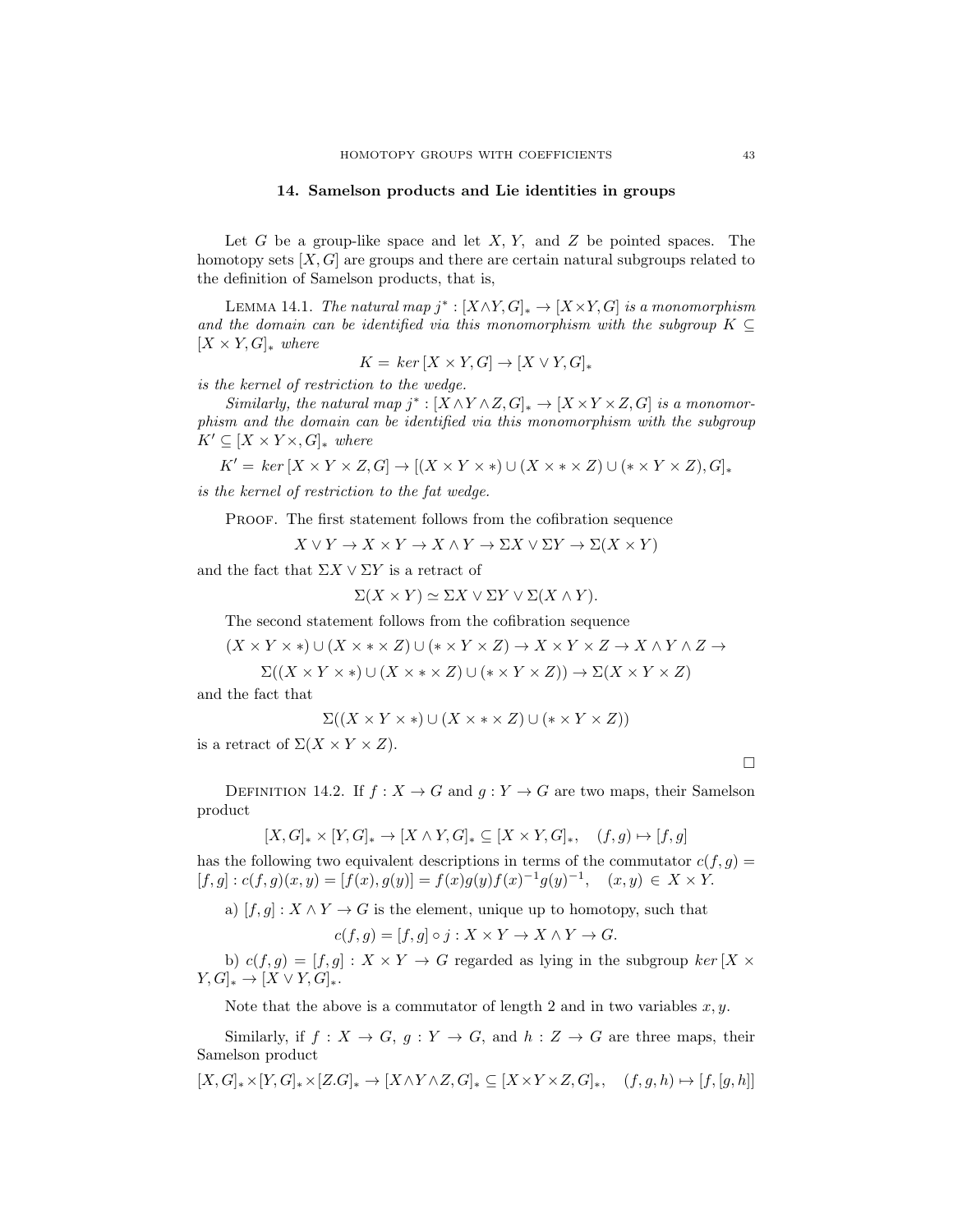## 14. Samelson products and Lie identities in groups

Let $G$ be a group-like space and let $X$, $Y$, and $Z$ be pointed spaces. The homotopy sets $[X, G]$ are groups and there are certain natural subgroups related to the definition of Samelson products, that is,

Lemma 14.1. *The natural map $j^* : [X \wedge Y, G]_* \to [X \times Y, G]$ is a monomorphism and the domain can be identified via this monomorphism with the subgroup $K \subseteq [X \times Y, G]_*$ where*

$$K = \, ker\, [X \times Y, G] \to [X \vee Y, G]_*$$

*is the kernel of restriction to the wedge.*

*Similarly, the natural map $j^* : [X \wedge Y \wedge Z, G]_* \to [X \times Y \times Z, G]$ is a monomorphism and the domain can be identified via this monomorphism with the subgroup $K' \subseteq [X \times Y \times, G]_*$ where*

$$K' = \, ker\, [X \times Y \times Z, G] \to [(X \times Y \times *) \cup (X \times * \times Z) \cup (* \times Y \times Z), G]_*$$

*is the kernel of restriction to the fat wedge.*

Proof. The first statement follows from the cofibration sequence

$$X \vee Y \to X \times Y \to X \wedge Y \to \Sigma X \vee \Sigma Y \to \Sigma(X \times Y)$$

and the fact that $\Sigma X \vee \Sigma Y$ is a retract of

$$\Sigma(X \times Y) \simeq \Sigma X \vee \Sigma Y \vee \Sigma(X \wedge Y).$$

The second statement follows from the cofibration sequence

$$(X \times Y \times *) \cup (X \times * \times Z) \cup (* \times Y \times Z) \to X \times Y \times Z \to X \wedge Y \wedge Z \to$$

$$\Sigma((X \times Y \times *) \cup (X \times * \times Z) \cup (* \times Y \times Z)) \to \Sigma(X \times Y \times Z)$$

and the fact that

$$\Sigma((X \times Y \times *) \cup (X \times * \times Z) \cup (* \times Y \times Z))$$

is a retract of $\Sigma(X \times Y \times Z)$.

□

Definition 14.2. If $f : X \to G$ and $g : Y \to G$ are two maps, their Samelson product

$$[X, G]_* \times [Y, G]_* \to [X \wedge Y, G]_* \subseteq [X \times Y, G]_*, \quad (f, g) \mapsto [f, g]$$

has the following two equivalent descriptions in terms of the commutator $c(f, g) = [f, g] : c(f, g)(x, y) = [f(x), g(y)] = f(x)g(y)f(x)^{-1}g(y)^{-1}, \quad (x, y) \in X \times Y.$

a) $[f, g] : X \wedge Y \to G$ is the element, unique up to homotopy, such that

$$c(f, g) = [f, g] \circ j : X \times Y \to X \wedge Y \to G.$$

b) $c(f, g) = [f, g] : X \times Y \to G$ regarded as lying in the subgroup $ker\, [X \times Y, G]_* \to [X \vee Y, G]_*$.

Note that the above is a commutator of length 2 and in two variables $x, y$.

Similarly, if $f : X \to G$, $g : Y \to G$, and $h : Z \to G$ are three maps, their Samelson product

$$[X, G]_* \times [Y, G]_* \times [Z.G]_* \to [X \wedge Y \wedge Z, G]_* \subseteq [X \times Y \times Z, G]_*, \quad (f, g, h) \mapsto [f, [g, h]]$$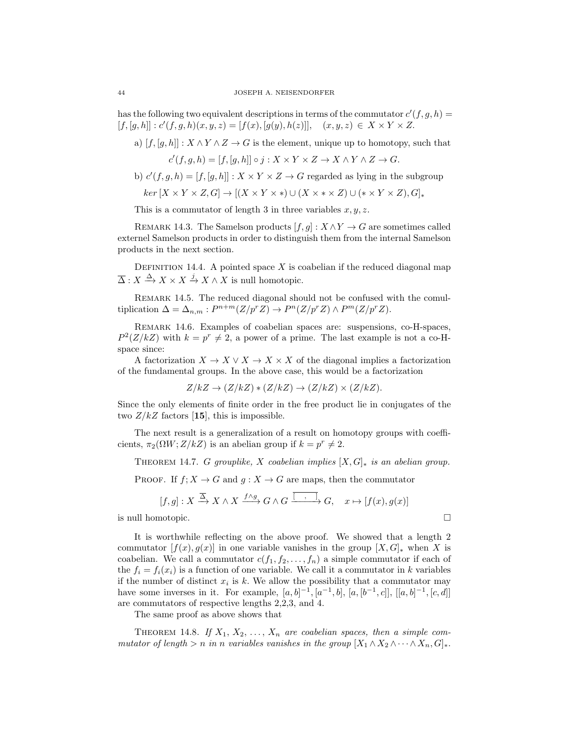has the following two equivalent descriptions in terms of the commutator $c'(f,g,h) = [f,[g,h]] : c'(f,g,h)(x,y,z) = [f(x),[g(y),h(z)]], \quad (x,y,z) \in X \times Y \times Z.$

a) $[f,[g,h]] : X \wedge Y \wedge Z \to G$ is the element, unique up to homotopy, such that

$$c'(f,g,h) = [f,[g,h]] \circ j : X \times Y \times Z \to X \wedge Y \wedge Z \to G.$$

b) $c'(f,g,h) = [f,[g,h]] : X \times Y \times Z \to G$ regarded as lying in the subgroup

$$ker\, [X \times Y \times Z, G] \to [(X \times Y \times *) \cup (X \times * \times Z) \cup (* \times Y \times Z), G]_*$$

This is a commutator of length 3 in three variables $x, y, z$.

Remark 14.3. The Samelson products $[f,g] : X \wedge Y \to G$ are sometimes called externel Samelson products in order to distinguish them from the internal Samelson products in the next section.

Definition 14.4. A pointed space $X$ is coabelian if the reduced diagonal map $\overline{\Delta} : X \xrightarrow{\Delta} X \times X \xrightarrow{j} X \wedge X$ is null homotopic.

Remark 14.5. The reduced diagonal should not be confused with the comultiplication $\Delta = \Delta_{n,m} : P^{n+m}(Z/p^rZ) \to P^n(Z/p^rZ) \wedge P^m(Z/p^rZ)$.

Remark 14.6. Examples of coabelian spaces are: suspensions, co-H-spaces, $P^2(Z/kZ)$ with $k = p^r \neq 2$, a power of a prime. The last example is not a co-H-space since:

A factorization $X \to X \vee X \to X \times X$ of the diagonal implies a factorization of the fundamental groups. In the above case, this would be a factorization

$$Z/kZ \to (Z/kZ) * (Z/kZ) \to (Z/kZ) \times (Z/kZ).$$

Since the only elements of finite order in the free product lie in conjugates of the two $Z/kZ$ factors [**15**], this is impossible.

The next result is a generalization of a result on homotopy groups with coefficients, $\pi_2(\Omega W; Z/kZ)$ is an abelian group if $k = p^r \neq 2$.

Theorem 14.7. *$G$ grouplike, $X$ coabelian implies $[X,G]_*$ is an abelian group.*

Proof. If $f; X \to G$ and $g : X \to G$ are maps, then the commutator

$$[f,g] : X \xrightarrow{\overline{\Delta}} X \wedge X \xrightarrow{f \wedge g} G \wedge G \xrightarrow{\overline{[\ \ ,\ \ ]}} G, \quad x \mapsto [f(x), g(x)]$$

is null homotopic. □

It is worthwhile reflecting on the above proof. We showed that a length 2 commutator $[f(x), g(x)]$ in one variable vanishes in the group $[X,G]_*$ when $X$ is coabelian. We call a commutator $c(f_1, f_2, \ldots, f_n)$ a simple commutator if each of the $f_i = f_i(x_i)$ is a function of one variable. We call it a commutator in $k$ variables if the number of distinct $x_i$ is $k$. We allow the possibility that a commutator may have some inverses in it. For example, $[a,b]^{-1}, [a^{-1},b], [a,[b^{-1},c]], [[a,b]^{-1},[c,d]]$ are commutators of respective lengths 2,2,3, and 4.

The same proof as above shows that

Theorem 14.8. *If $X_1, X_2, \ldots, X_n$ are coabelian spaces, then a simple commutator of length $> n$ in $n$ variables vanishes in the group $[X_1 \wedge X_2 \wedge \cdots \wedge X_n, G]_*$.*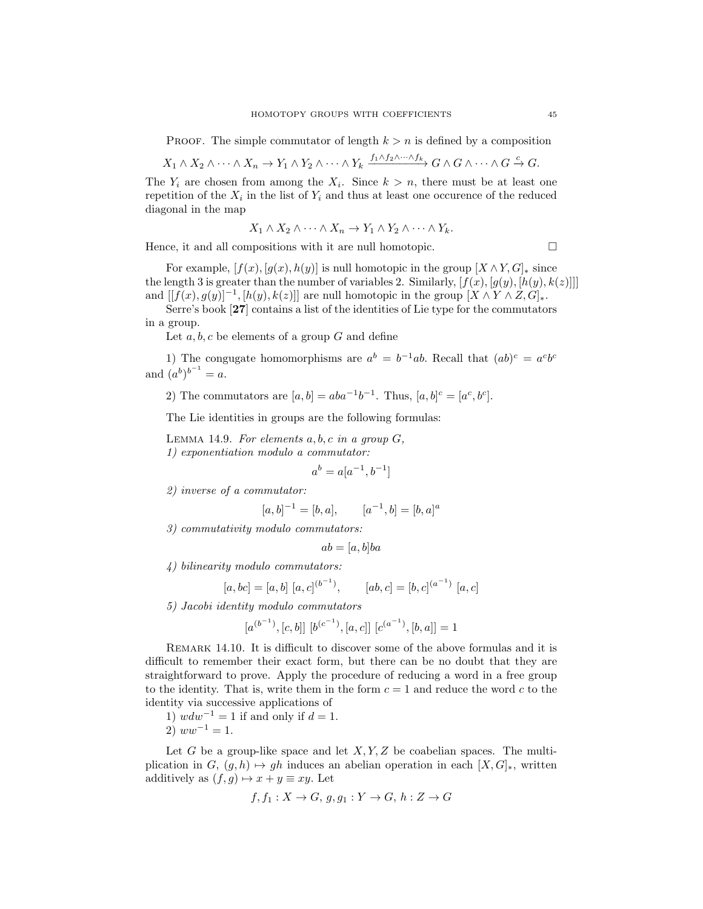PROOF. The simple commutator of length $k > n$ is defined by a composition

$$X_1 \wedge X_2 \wedge \cdots \wedge X_n \to Y_1 \wedge Y_2 \wedge \cdots \wedge Y_k \xrightarrow{f_1 \wedge f_2 \wedge \cdots \wedge f_k} G \wedge G \wedge \cdots \wedge G \xrightarrow{c} G.$$

The $Y_i$ are chosen from among the $X_i$. Since $k > n$, there must be at least one repetition of the $X_i$ in the list of $Y_i$ and thus at least one occurence of the reduced diagonal in the map

$$X_1 \wedge X_2 \wedge \cdots \wedge X_n \to Y_1 \wedge Y_2 \wedge \cdots \wedge Y_k.$$

Hence, it and all compositions with it are null homotopic. □

For example, $[f(x), [g(x), h(y)]$ is null homotopic in the group $[X \wedge Y, G]_*$ since the length 3 is greater than the number of variables 2. Similarly, $[f(x), [g(y), [h(y), k(z)]]]$ and $[[f(x), g(y)]^{-1}, [h(y), k(z)]]$ are null homotopic in the group $[X \wedge Y \wedge Z, G]_*$.

Serre's book [**27**] contains a list of the identities of Lie type for the commutators in a group.

Let $a, b, c$ be elements of a group $G$ and define

1) The congugate homomorphisms are $a^b = b^{-1}ab$. Recall that $(ab)^c = a^c b^c$ and $(a^b)^{b^{-1}} = a$.

2) The commutators are $[a, b] = aba^{-1}b^{-1}$. Thus, $[a, b]^c = [a^c, b^c]$.

The Lie identities in groups are the following formulas:

LEMMA 14.9. *For elements $a, b, c$ in a group $G$,*
*1) exponentiation modulo a commutator:*

$$a^b = a[a^{-1}, b^{-1}]$$

*2) inverse of a commutator:*

$$[a, b]^{-1} = [b, a], \qquad [a^{-1}, b] = [b, a]^a$$

*3) commutativity modulo commutators:*

$$ab = [a, b]ba$$

*4) bilinearity modulo commutators:*

$$[a, bc] = [a, b]\ [a, c]^{(b^{-1})}, \qquad [ab, c] = [b, c]^{(a^{-1})}\ [a, c]$$

*5) Jacobi identity modulo commutators*

$$[a^{(b^{-1})}, [c, b]]\ [b^{(c^{-1})}, [a, c]]\ [c^{(a^{-1})}, [b, a]] = 1$$

REMARK 14.10. It is difficult to discover some of the above formulas and it is difficult to remember their exact form, but there can be no doubt that they are straightforward to prove. Apply the procedure of reducing a word in a free group to the identity. That is, write them in the form $c = 1$ and reduce the word $c$ to the identity via successive applications of

1) $wdw^{-1} = 1$ if and only if $d = 1$.
2) $ww^{-1} = 1$.

Let $G$ be a group-like space and let $X, Y, Z$ be coabelian spaces. The multiplication in $G$, $(g, h) \mapsto gh$ induces an abelian operation in each $[X, G]_*$, written additively as $(f, g) \mapsto x + y \equiv xy$. Let

$$f, f_1 : X \to G,\ g, g_1 : Y \to G,\ h : Z \to G$$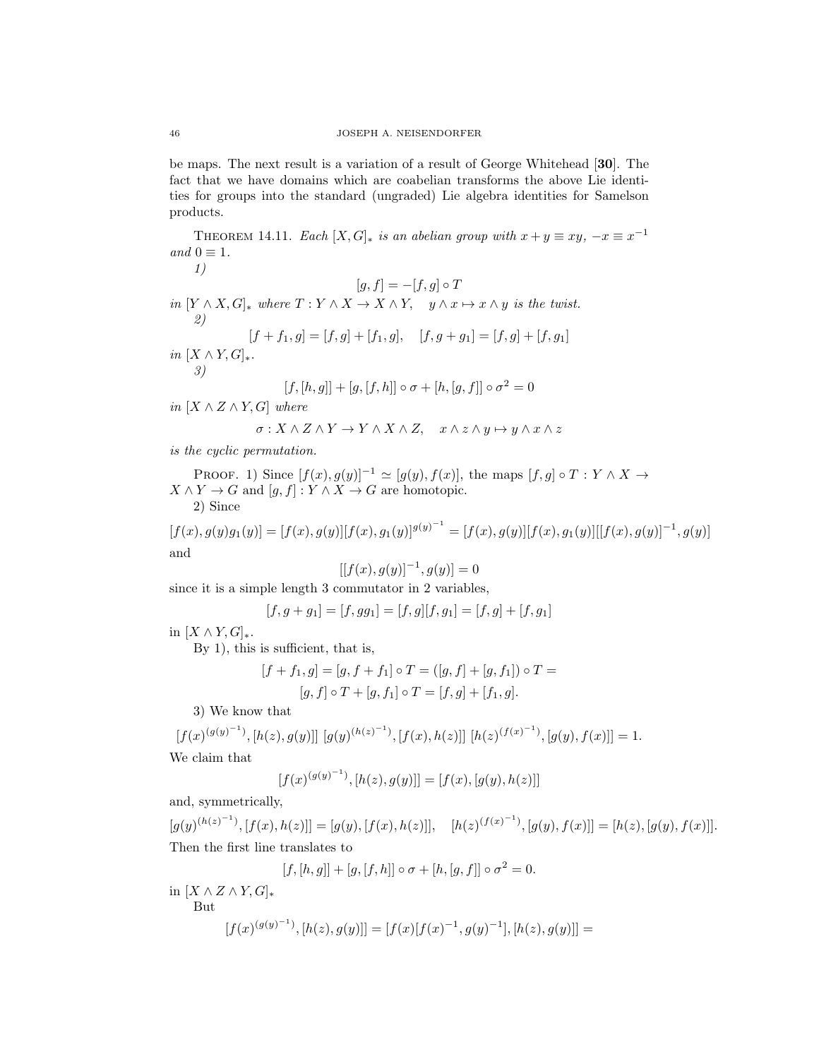be maps. The next result is a variation of a result of George Whitehead [**30**]. The fact that we have domains which are coabelian transforms the above Lie identities for groups into the standard (ungraded) Lie algebra identities for Samelson products.

THEOREM 14.11. *Each $[X, G]_*$ is an abelian group with $x + y \equiv xy$, $-x \equiv x^{-1}$ and $0 \equiv 1$.*

*1)*

$$[g, f] = -[f, g] \circ T$$

*in $[Y \wedge X, G]_*$ where $T : Y \wedge X \to X \wedge Y, \quad y \wedge x \mapsto x \wedge y$ is the twist.*

*2)*

$$[f + f_1, g] = [f, g] + [f_1, g], \quad [f, g + g_1] = [f, g] + [f, g_1]$$

*in $[X \wedge Y, G]_*$.*

*3)*

$$[f, [h, g]] + [g, [f, h]] \circ \sigma + [h, [g, f]] \circ \sigma^2 = 0$$

*in $[X \wedge Z \wedge Y, G]$ where*

$$\sigma : X \wedge Z \wedge Y \to Y \wedge X \wedge Z, \quad x \wedge z \wedge y \mapsto y \wedge x \wedge z$$

*is the cyclic permutation.*

PROOF. 1) Since $[f(x), g(y)]^{-1} \simeq [g(y), f(x)]$, the maps $[f, g] \circ T : Y \wedge X \to X \wedge Y \to G$ and $[g, f] : Y \wedge X \to G$ are homotopic.

2) Since

$$[f(x), g(y)g_1(y)] = [f(x), g(y)][f(x), g_1(y)]^{g(y)^{-1}} = [f(x), g(y)][f(x), g_1(y)][[f(x), g(y)]^{-1}, g(y)]$$

and

$$[[f(x), g(y)]^{-1}, g(y)] = 0$$

since it is a simple length 3 commutator in 2 variables,

$$[f, g + g_1] = [f, gg_1] = [f, g][f, g_1] = [f, g] + [f, g_1]$$

in $[X \wedge Y, G]_*$.

By 1), this is sufficient, that is,

$$[f + f_1, g] = [g, f + f_1] \circ T = ([g, f] + [g, f_1]) \circ T =$$
$$[g, f] \circ T + [g, f_1] \circ T = [f, g] + [f_1, g].$$

3) We know that

$$[f(x)^{(g(y)^{-1})}, [h(z), g(y)]] \; [g(y)^{(h(z)^{-1})}, [f(x), h(z)]] \; [h(z)^{(f(x)^{-1})}, [g(y), f(x)]] = 1.$$

We claim that

$$[f(x)^{(g(y)^{-1})}, [h(z), g(y)]] = [f(x), [g(y), h(z)]]$$

and, symmetrically,

$$[g(y)^{(h(z)^{-1})}, [f(x), h(z)]] = [g(y), [f(x), h(z)]], \quad [h(z)^{(f(x)^{-1})}, [g(y), f(x)]] = [h(z), [g(y), f(x)]].$$

Then the first line translates to

$$[f, [h, g]] + [g, [f, h]] \circ \sigma + [h, [g, f]] \circ \sigma^2 = 0.$$

in $[X \wedge Z \wedge Y, G]_*$

But

$$[f(x)^{(g(y)^{-1})}, [h(z), g(y)]] = [f(x)[f(x)^{-1}, g(y)^{-1}], [h(z), g(y)]] =$$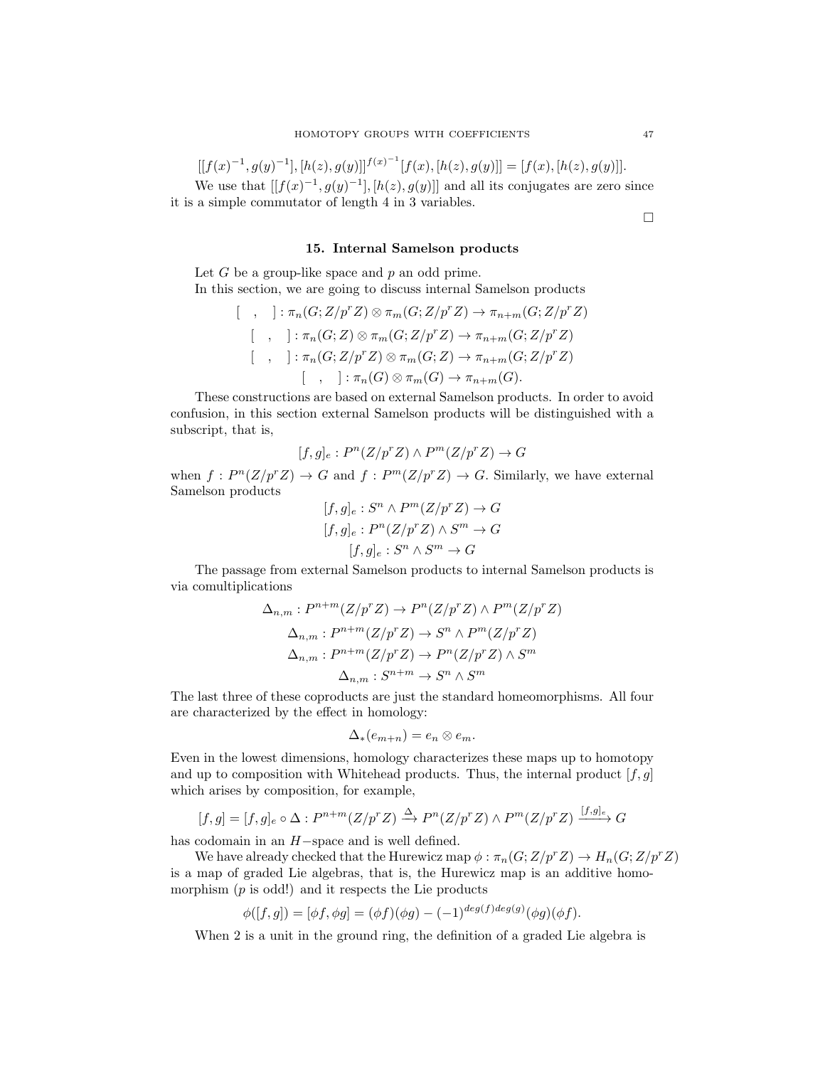$$[[f(x)^{-1}, g(y)^{-1}], [h(z), g(y)]]^{f(x)^{-1}}[f(x), [h(z), g(y)]] = [f(x), [h(z), g(y)]].$$

We use that $[[f(x)^{-1}, g(y)^{-1}], [h(z), g(y)]]$ and all its conjugates are zero since it is a simple commutator of length 4 in 3 variables.

□

## 15. Internal Samelson products

Let $G$ be a group-like space and $p$ an odd prime.

In this section, we are going to discuss internal Samelson products

$$[\ \ ,\ \ ] : \pi_n(G; Z/p^r Z) \otimes \pi_m(G; Z/p^r Z) \to \pi_{n+m}(G; Z/p^r Z)$$
$$[\ \ ,\ \ ] : \pi_n(G; Z) \otimes \pi_m(G; Z/p^r Z) \to \pi_{n+m}(G; Z/p^r Z)$$
$$[\ \ ,\ \ ] : \pi_n(G; Z/p^r Z) \otimes \pi_m(G; Z) \to \pi_{n+m}(G; Z/p^r Z)$$
$$[\ \ ,\ \ ] : \pi_n(G) \otimes \pi_m(G) \to \pi_{n+m}(G).$$

These constructions are based on external Samelson products. In order to avoid confusion, in this section external Samelson products will be distinguished with a subscript, that is,

$$[f, g]_e : P^n(Z/p^r Z) \wedge P^m(Z/p^r Z) \to G$$

when $f : P^n(Z/p^r Z) \to G$ and $f : P^m(Z/p^r Z) \to G$. Similarly, we have external Samelson products

$$[f, g]_e : S^n \wedge P^m(Z/p^r Z) \to G$$
$$[f, g]_e : P^n(Z/p^r Z) \wedge S^m \to G$$
$$[f, g]_e : S^n \wedge S^m \to G$$

The passage from external Samelson products to internal Samelson products is via comultiplications

$$\Delta_{n,m} : P^{n+m}(Z/p^r Z) \to P^n(Z/p^r Z) \wedge P^m(Z/p^r Z)$$
$$\Delta_{n,m} : P^{n+m}(Z/p^r Z) \to S^n \wedge P^m(Z/p^r Z)$$
$$\Delta_{n,m} : P^{n+m}(Z/p^r Z) \to P^n(Z/p^r Z) \wedge S^m$$
$$\Delta_{n,m} : S^{n+m} \to S^n \wedge S^m$$

The last three of these coproducts are just the standard homeomorphisms. All four are characterized by the effect in homology:

$$\Delta_*(e_{m+n}) = e_n \otimes e_m.$$

Even in the lowest dimensions, homology characterizes these maps up to homotopy and up to composition with Whitehead products. Thus, the internal product $[f, g]$ which arises by composition, for example,

$$[f, g] = [f, g]_e \circ \Delta : P^{n+m}(Z/p^r Z) \xrightarrow{\Delta} P^n(Z/p^r Z) \wedge P^m(Z/p^r Z) \xrightarrow{[f,g]_e} G$$

has codomain in an $H-$space and is well defined.

We have already checked that the Hurewicz map $\phi : \pi_n(G; Z/p^r Z) \to H_n(G; Z/p^r Z)$ is a map of graded Lie algebras, that is, the Hurewicz map is an additive homomorphism ($p$ is odd!) and it respects the Lie products

$$\phi([f, g]) = [\phi f, \phi g] = (\phi f)(\phi g) - (-1)^{deg(f) deg(g)}(\phi g)(\phi f).$$

When 2 is a unit in the ground ring, the definition of a graded Lie algebra is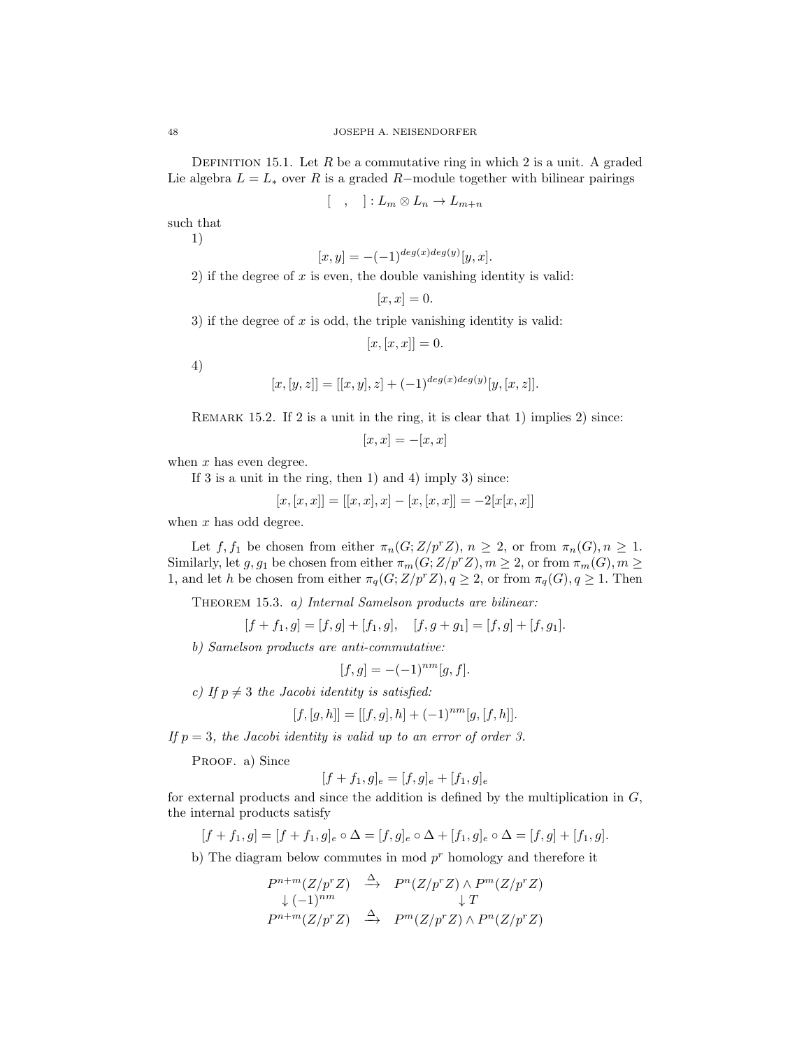Definition 15.1. Let $R$ be a commutative ring in which 2 is a unit. A graded Lie algebra $L = L_*$ over $R$ is a graded $R-$module together with bilinear pairings

$$[\quad,\quad] : L_m \otimes L_n \to L_{m+n}$$

such that

1)

$$[x, y] = -(-1)^{deg(x)deg(y)}[y, x].$$

2) if the degree of $x$ is even, the double vanishing identity is valid:

$$[x, x] = 0.$$

3) if the degree of $x$ is odd, the triple vanishing identity is valid:

$$[x, [x, x]] = 0.$$

4)

$$[x, [y, z]] = [[x, y], z] + (-1)^{deg(x)deg(y)}[y, [x, z]].$$

Remark 15.2. If 2 is a unit in the ring, it is clear that 1) implies 2) since:

$$[x, x] = -[x, x]$$

when $x$ has even degree.

If 3 is a unit in the ring, then 1) and 4) imply 3) since:

$$[x, [x, x]] = [[x, x], x] - [x, [x, x]] = -2[x[x, x]]$$

when $x$ has odd degree.

Let $f, f_1$ be chosen from either $\pi_n(G; Z/p^rZ)$, $n \geq 2$, or from $\pi_n(G), n \geq 1$. Similarly, let $g, g_1$ be chosen from either $\pi_m(G; Z/p^rZ), m \geq 2$, or from $\pi_m(G), m \geq 1$, and let $h$ be chosen from either $\pi_q(G; Z/p^rZ), q \geq 2$, or from $\pi_q(G), q \geq 1$. Then

Theorem 15.3. *a) Internal Samelson products are bilinear:*

$$[f + f_1, g] = [f, g] + [f_1, g], \quad [f, g + g_1] = [f, g] + [f, g_1].$$

*b) Samelson products are anti-commutative:*

$$[f, g] = -(-1)^{nm}[g, f].$$

*c) If $p \neq 3$ the Jacobi identity is satisfied:*

$$[f, [g, h]] = [[f, g], h] + (-1)^{nm}[g, [f, h]].$$

*If $p = 3$, the Jacobi identity is valid up to an error of order 3.*

Proof. a) Since

$$[f + f_1, g]_e = [f, g]_e + [f_1, g]_e$$

for external products and since the addition is defined by the multiplication in $G$, the internal products satisfy

$$[f + f_1, g] = [f + f_1, g]_e \circ \Delta = [f, g]_e \circ \Delta + [f_1, g]_e \circ \Delta = [f, g] + [f_1, g].$$

b) The diagram below commutes in mod $p^r$ homology and therefore it

$$\begin{array}{ccc} P^{n+m}(Z/p^rZ) & \xrightarrow{\Delta} & P^n(Z/p^rZ) \wedge P^m(Z/p^rZ) \\ \downarrow (-1)^{nm} & & \downarrow T \\ P^{n+m}(Z/p^rZ) & \xrightarrow{\Delta} & P^m(Z/p^rZ) \wedge P^n(Z/p^rZ) \end{array}$$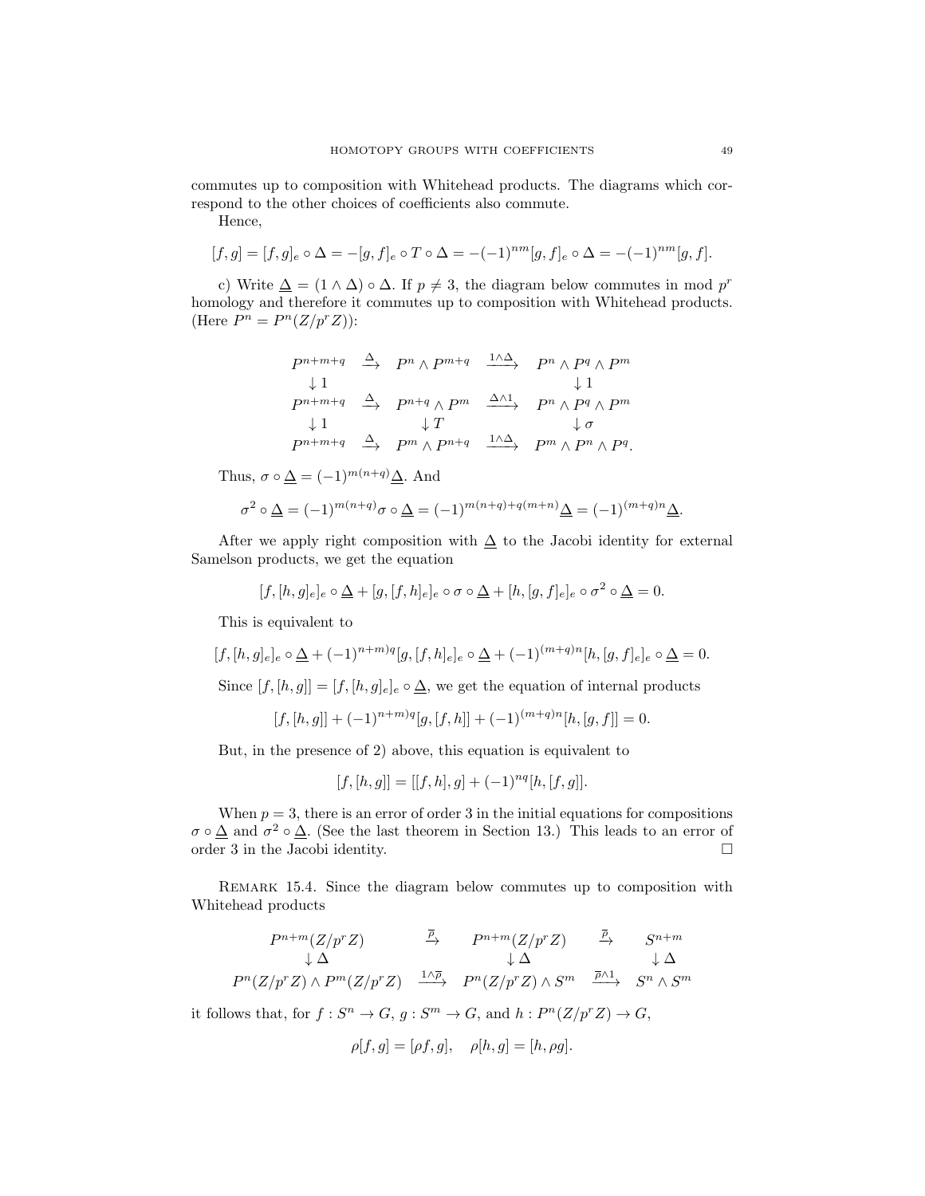commutes up to composition with Whitehead products. The diagrams which correspond to the other choices of coefficients also commute.

Hence,

$$[f,g] = [f,g]_e \circ \Delta = -[g,f]_e \circ T \circ \Delta = -(-1)^{nm}[g,f]_e \circ \Delta = -(-1)^{nm}[g,f].$$

c) Write $\underline{\Delta} = (1 \wedge \Delta) \circ \Delta$. If $p \neq 3$, the diagram below commutes in mod $p^r$ homology and therefore it commutes up to composition with Whitehead products. (Here $P^n = P^n(Z/p^r Z)$):

$$\begin{array}{ccccc}
P^{n+m+q} & \xrightarrow{\Delta} & P^n \wedge P^{m+q} & \xrightarrow{1\wedge\Delta} & P^n \wedge P^q \wedge P^m \\
\downarrow 1 & & & & \downarrow 1 \\
P^{n+m+q} & \xrightarrow{\Delta} & P^{n+q} \wedge P^m & \xrightarrow{\Delta\wedge 1} & P^n \wedge P^q \wedge P^m \\
\downarrow 1 & & \downarrow T & & \downarrow \sigma \\
P^{n+m+q} & \xrightarrow{\Delta} & P^m \wedge P^{n+q} & \xrightarrow{1\wedge\Delta} & P^m \wedge P^n \wedge P^q.
\end{array}$$

Thus, $\sigma \circ \underline{\Delta} = (-1)^{m(n+q)}\underline{\Delta}$. And

$$\sigma^2 \circ \underline{\Delta} = (-1)^{m(n+q)}\sigma \circ \underline{\Delta} = (-1)^{m(n+q)+q(m+n)}\underline{\Delta} = (-1)^{(m+q)n}\underline{\Delta}.$$

After we apply right composition with $\underline{\Delta}$ to the Jacobi identity for external Samelson products, we get the equation

$$[f,[h,g]_e]_e \circ \underline{\Delta} + [g,[f,h]_e]_e \circ \sigma \circ \underline{\Delta} + [h,[g,f]_e]_e \circ \sigma^2 \circ \underline{\Delta} = 0.$$

This is equivalent to

$$[f,[h,g]_e]_e \circ \underline{\Delta} + (-1)^{n+m)q}[g,[f,h]_e]_e \circ \underline{\Delta} + (-1)^{(m+q)n}[h,[g,f]_e]_e \circ \underline{\Delta} = 0.$$

Since $[f,[h,g]] = [f,[h,g]_e]_e \circ \underline{\Delta}$, we get the equation of internal products

$$[f,[h,g]] + (-1)^{n+m)q}[g,[f,h]] + (-1)^{(m+q)n}[h,[g,f]] = 0.$$

But, in the presence of 2) above, this equation is equivalent to

$$[f,[h,g]] = [[f,h],g] + (-1)^{nq}[h,[f,g]].$$

When $p = 3$, there is an error of order 3 in the initial equations for compositions $\sigma \circ \underline{\Delta}$ and $\sigma^2 \circ \underline{\Delta}$. (See the last theorem in Section 13.) This leads to an error of order 3 in the Jacobi identity. □

Remark 15.4. Since the diagram below commutes up to composition with Whitehead products

$$\begin{array}{ccccc}
P^{n+m}(Z/p^r Z) & \xrightarrow{\overline{\rho}} & P^{n+m}(Z/p^r Z) & \xrightarrow{\overline{\rho}} & S^{n+m} \\
\downarrow \Delta & & \downarrow \Delta & & \downarrow \Delta \\
P^n(Z/p^r Z) \wedge P^m(Z/p^r Z) & \xrightarrow{1\wedge\overline{\rho}} & P^n(Z/p^r Z) \wedge S^m & \xrightarrow{\overline{\rho}\wedge 1} & S^n \wedge S^m
\end{array}$$

it follows that, for $f : S^n \to G$, $g : S^m \to G$, and $h : P^n(Z/p^r Z) \to G$,

$$\rho[f,g] = [\rho f, g], \quad \rho[h,g] = [h, \rho g].$$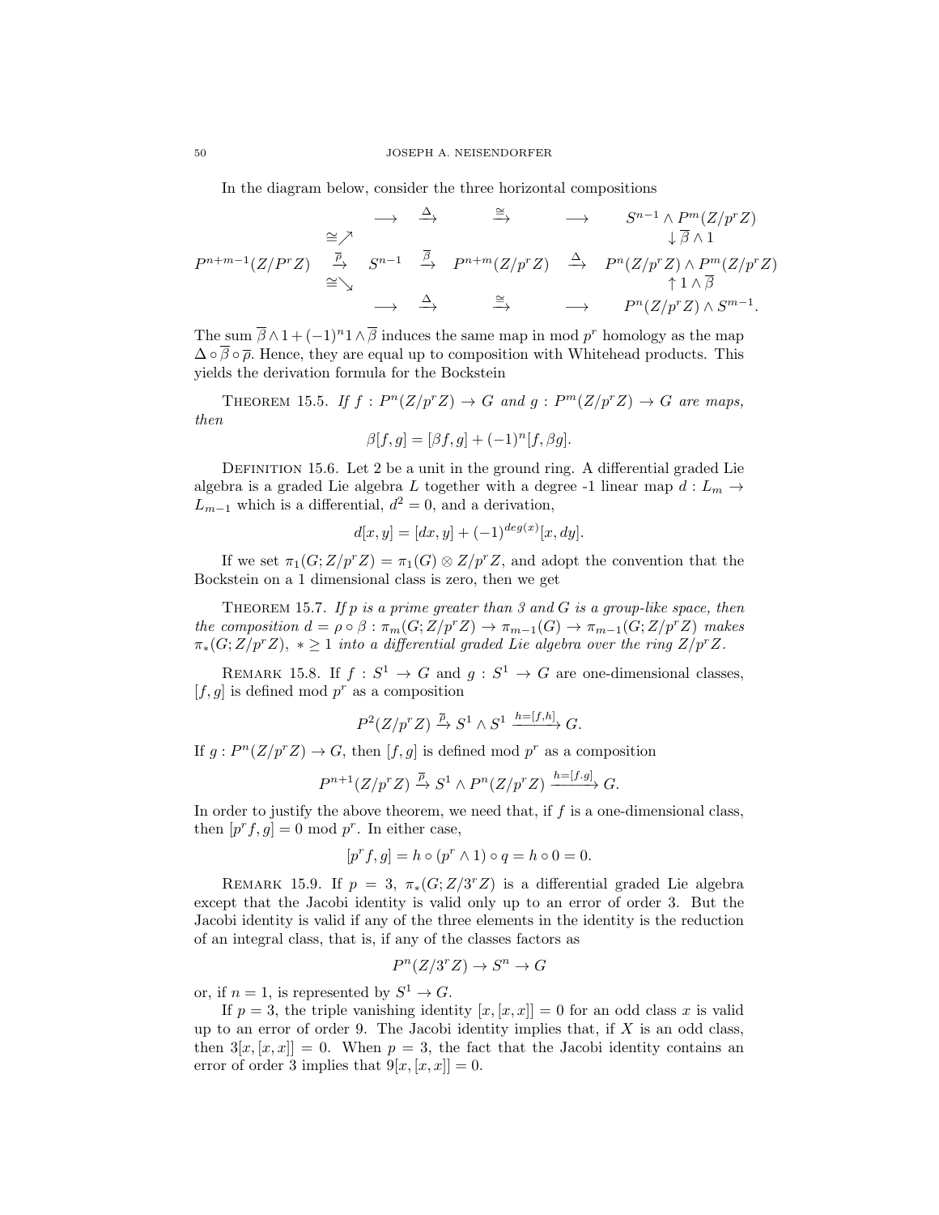In the diagram below, consider the three horizontal compositions

$$
\begin{array}{ccccccc}
 & & \longrightarrow & \xrightarrow{\Delta} & \xrightarrow{\cong} & \longrightarrow & S^{n-1} \wedge P^m(Z/p^rZ) \\
 & \cong\nearrow & & & & & \downarrow \overline{\beta} \wedge 1 \\
P^{n+m-1}(Z/P^rZ) & \xrightarrow{\overline{\rho}} & S^{n-1} & \xrightarrow{\overline{\beta}} & P^{n+m}(Z/p^rZ) & \xrightarrow{\Delta} & P^n(Z/p^rZ) \wedge P^m(Z/p^rZ) \\
 & \cong\searrow & & & & & \uparrow 1 \wedge \overline{\beta} \\
 & & \longrightarrow & \xrightarrow{\Delta} & \xrightarrow{\cong} & \longrightarrow & P^n(Z/p^rZ) \wedge S^{m-1}.
\end{array}
$$

The sum $\overline{\beta} \wedge 1 + (-1)^n 1 \wedge \overline{\beta}$ induces the same map in mod $p^r$ homology as the map $\Delta \circ \overline{\beta} \circ \overline{\rho}$. Hence, they are equal up to composition with Whitehead products. This yields the derivation formula for the Bockstein

THEOREM 15.5. *If $f : P^n(Z/p^rZ) \to G$ and $g : P^m(Z/p^rZ) \to G$ are maps, then*

$$\beta[f, g] = [\beta f, g] + (-1)^n [f, \beta g].$$

DEFINITION 15.6. Let 2 be a unit in the ground ring. A differential graded Lie algebra is a graded Lie algebra $L$ together with a degree -1 linear map $d : L_m \to L_{m-1}$ which is a differential, $d^2 = 0$, and a derivation,

$$d[x, y] = [dx, y] + (-1)^{deg(x)}[x, dy].$$

If we set $\pi_1(G; Z/p^rZ) = \pi_1(G) \otimes Z/p^rZ$, and adopt the convention that the Bockstein on a 1 dimensional class is zero, then we get

THEOREM 15.7. *If $p$ is a prime greater than 3 and $G$ is a group-like space, then the composition $d = \rho \circ \beta : \pi_m(G; Z/p^rZ) \to \pi_{m-1}(G) \to \pi_{m-1}(G; Z/p^rZ)$ makes $\pi_*(G; Z/p^rZ)$, $* \geq 1$ into a differential graded Lie algebra over the ring $Z/p^rZ$.*

REMARK 15.8. If $f : S^1 \to G$ and $g : S^1 \to G$ are one-dimensional classes, $[f, g]$ is defined mod $p^r$ as a composition

$$P^2(Z/p^rZ) \xrightarrow{\overline{\rho}} S^1 \wedge S^1 \xrightarrow{h=[f,h]} G.$$

If $g : P^n(Z/p^rZ) \to G$, then $[f, g]$ is defined mod $p^r$ as a composition

$$P^{n+1}(Z/p^rZ) \xrightarrow{\overline{\rho}} S^1 \wedge P^n(Z/p^rZ) \xrightarrow{h=[f.g]} G.$$

In order to justify the above theorem, we need that, if $f$ is a one-dimensional class, then $[p^r f, g] = 0$ mod $p^r$. In either case,

$$[p^r f, g] = h \circ (p^r \wedge 1) \circ q = h \circ 0 = 0.$$

REMARK 15.9. If $p = 3$, $\pi_*(G; Z/3^rZ)$ is a differential graded Lie algebra except that the Jacobi identity is valid only up to an error of order 3. But the Jacobi identity is valid if any of the three elements in the identity is the reduction of an integral class, that is, if any of the classes factors as

$$P^n(Z/3^rZ) \to S^n \to G$$

or, if $n = 1$, is represented by $S^1 \to G$.

If $p = 3$, the triple vanishing identity $[x, [x, x]] = 0$ for an odd class $x$ is valid up to an error of order 9. The Jacobi identity implies that, if $X$ is an odd class, then $3[x, [x, x]] = 0$. When $p = 3$, the fact that the Jacobi identity contains an error of order 3 implies that $9[x, [x, x]] = 0$.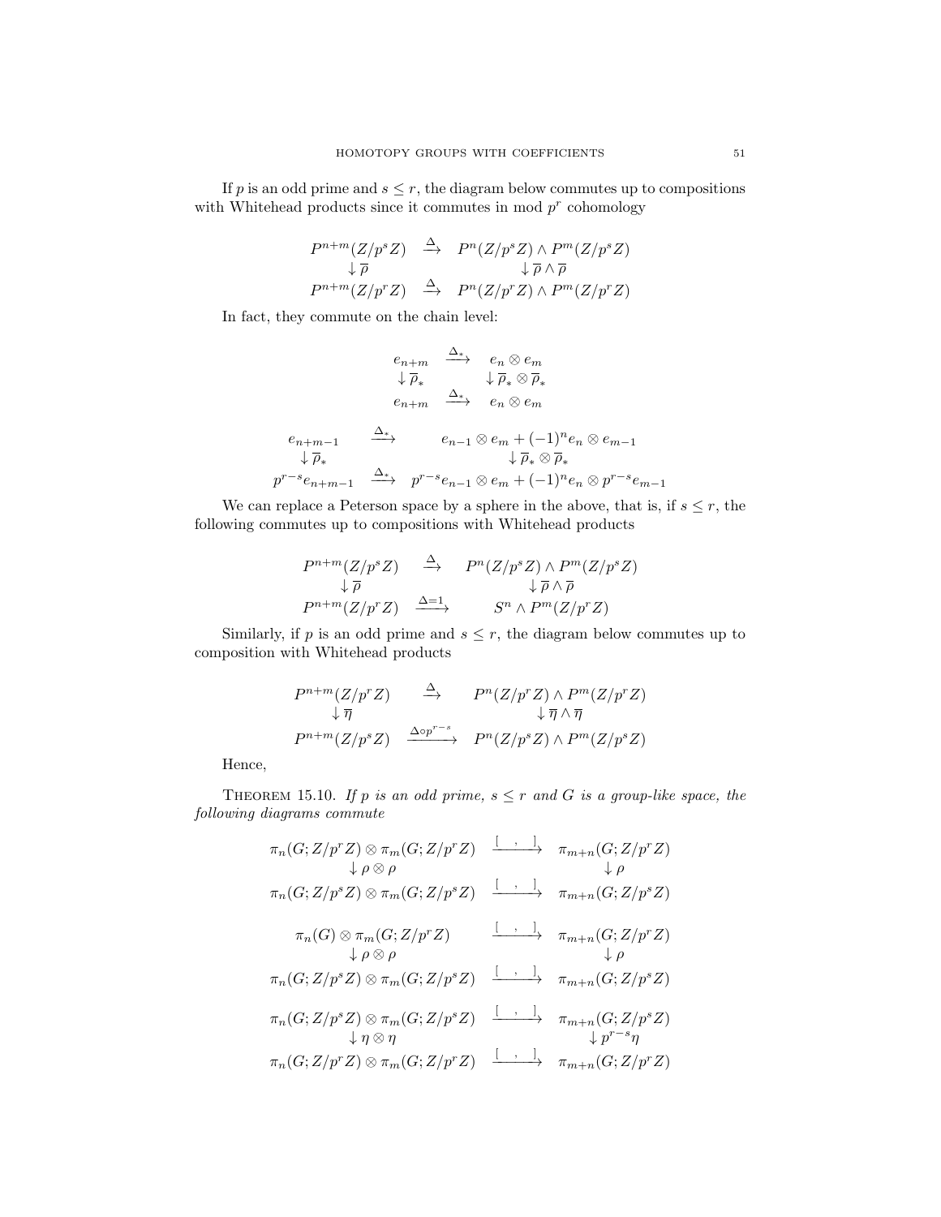If $p$ is an odd prime and $s \leq r$, the diagram below commutes up to compositions with Whitehead products since it commutes in mod $p^r$ cohomology

$$
\begin{array}{ccc}
P^{n+m}(Z/p^sZ) & \xrightarrow{\Delta} & P^n(Z/p^sZ) \wedge P^m(Z/p^sZ) \\
\downarrow \overline{\rho} & & \downarrow \overline{\rho} \wedge \overline{\rho} \\
P^{n+m}(Z/p^rZ) & \xrightarrow{\Delta} & P^n(Z/p^rZ) \wedge P^m(Z/p^rZ)
\end{array}
$$

In fact, they commute on the chain level:

$$
\begin{array}{ccc}
e_{n+m} & \xrightarrow{\Delta_*} & e_n \otimes e_m \\
\downarrow \overline{\rho}_* & & \downarrow \overline{\rho}_* \otimes \overline{\rho}_* \\
e_{n+m} & \xrightarrow{\Delta_*} & e_n \otimes e_m
\end{array}
$$

$$
\begin{array}{ccc}
e_{n+m-1} & \xrightarrow{\Delta_*} & e_{n-1} \otimes e_m + (-1)^n e_n \otimes e_{m-1} \\
\downarrow \overline{\rho}_* & & \downarrow \overline{\rho}_* \otimes \overline{\rho}_* \\
p^{r-s} e_{n+m-1} & \xrightarrow{\Delta_*} & p^{r-s} e_{n-1} \otimes e_m + (-1)^n e_n \otimes p^{r-s} e_{m-1}
\end{array}
$$

We can replace a Peterson space by a sphere in the above, that is, if $s \leq r$, the following commutes up to compositions with Whitehead products

$$
\begin{array}{ccc}
P^{n+m}(Z/p^sZ) & \xrightarrow{\Delta} & P^n(Z/p^sZ) \wedge P^m(Z/p^sZ) \\
\downarrow \overline{\rho} & & \downarrow \overline{\rho} \wedge \overline{\rho} \\
P^{n+m}(Z/p^rZ) & \xrightarrow{\Delta=1} & S^n \wedge P^m(Z/p^rZ)
\end{array}
$$

Similarly, if $p$ is an odd prime and $s \leq r$, the diagram below commutes up to composition with Whitehead products

$$
\begin{array}{ccc}
P^{n+m}(Z/p^rZ) & \xrightarrow{\Delta} & P^n(Z/p^rZ) \wedge P^m(Z/p^rZ) \\
\downarrow \overline{\eta} & & \downarrow \overline{\eta} \wedge \overline{\eta} \\
P^{n+m}(Z/p^sZ) & \xrightarrow{\Delta \circ p^{r-s}} & P^n(Z/p^sZ) \wedge P^m(Z/p^sZ)
\end{array}
$$

Hence,

**Theorem 15.10.** *If $p$ is an odd prime, $s \leq r$ and $G$ is a group-like space, the following diagrams commute*

$$
\begin{array}{ccc}
\pi_n(G; Z/p^rZ) \otimes \pi_m(G; Z/p^rZ) & \xrightarrow{[\ ,\ ]} & \pi_{m+n}(G; Z/p^rZ) \\
\downarrow \rho \otimes \rho & & \downarrow \rho \\
\pi_n(G; Z/p^sZ) \otimes \pi_m(G; Z/p^sZ) & \xrightarrow{[\ ,\ ]} & \pi_{m+n}(G; Z/p^sZ)
\end{array}
$$

$$
\begin{array}{ccc}
\pi_n(G) \otimes \pi_m(G; Z/p^rZ) & \xrightarrow{[\ ,\ ]} & \pi_{m+n}(G; Z/p^rZ) \\
\downarrow \rho \otimes \rho & & \downarrow \rho \\
\pi_n(G; Z/p^sZ) \otimes \pi_m(G; Z/p^sZ) & \xrightarrow{[\ ,\ ]} & \pi_{m+n}(G; Z/p^sZ)
\end{array}
$$

$$
\begin{array}{ccc}
\pi_n(G; Z/p^sZ) \otimes \pi_m(G; Z/p^sZ) & \xrightarrow{[\ ,\ ]} & \pi_{m+n}(G; Z/p^sZ) \\
\downarrow \eta \otimes \eta & & \downarrow p^{r-s}\eta \\
\pi_n(G; Z/p^rZ) \otimes \pi_m(G; Z/p^rZ) & \xrightarrow{[\ ,\ ]} & \pi_{m+n}(G; Z/p^rZ)
\end{array}
$$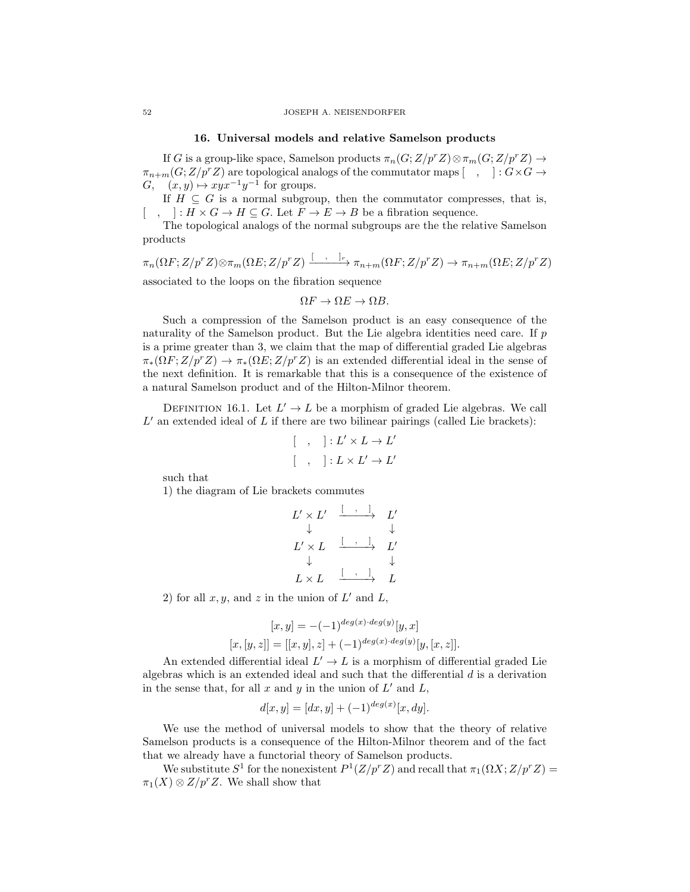## 16. Universal models and relative Samelson products

If $G$ is a group-like space, Samelson products $\pi_n(G; Z/p^rZ) \otimes \pi_m(G; Z/p^rZ) \to \pi_{n+m}(G; Z/p^rZ)$ are topological analogs of the commutator maps $[\ \ ,\ \ ] : G \times G \to G, \quad (x, y) \mapsto xyx^{-1}y^{-1}$ for groups.

If $H \subseteq G$ is a normal subgroup, then the commutator compresses, that is, $[\ \ ,\ \ ] : H \times G \to H \subseteq G$. Let $F \to E \to B$ be a fibration sequence.

The topological analogs of the normal subgroups are the the relative Samelson products

$$\pi_n(\Omega F; Z/p^rZ) \otimes \pi_m(\Omega E; Z/p^rZ) \xrightarrow{[\ \ ,\ \ ]_r} \pi_{n+m}(\Omega F; Z/p^rZ) \to \pi_{n+m}(\Omega E; Z/p^rZ)$$

associated to the loops on the fibration sequence

$$\Omega F \to \Omega E \to \Omega B.$$

Such a compression of the Samelson product is an easy consequence of the naturality of the Samelson product. But the Lie algebra identities need care. If $p$ is a prime greater than 3, we claim that the map of differential graded Lie algebras $\pi_*(\Omega F; Z/p^rZ) \to \pi_*(\Omega E; Z/p^rZ)$ is an extended differential ideal in the sense of the next definition. It is remarkable that this is a consequence of the existence of a natural Samelson product and of the Hilton-Milnor theorem.

Definition 16.1. Let $L' \to L$ be a morphism of graded Lie algebras. We call $L'$ an extended ideal of $L$ if there are two bilinear pairings (called Lie brackets):

$$[\ \ ,\ \ ] : L' \times L \to L'$$
$$[\ \ ,\ \ ] : L \times L' \to L'$$

such that

1) the diagram of Lie brackets commutes

$$\begin{array}{ccc} L' \times L' & \xrightarrow{[\ ,\ ]} & L' \\ \downarrow & & \downarrow \\ L' \times L & \xrightarrow{[\ ,\ ]} & L' \\ \downarrow & & \downarrow \\ L \times L & \xrightarrow{[\ ,\ ]} & L \end{array}$$

2) for all $x, y$, and $z$ in the union of $L'$ and $L$,

$$[x, y] = -(-1)^{deg(x)\cdot deg(y)}[y, x]$$
$$[x, [y, z]] = [[x, y], z] + (-1)^{deg(x)\cdot deg(y)}[y, [x, z]].$$

An extended differential ideal $L' \to L$ is a morphism of differential graded Lie algebras which is an extended ideal and such that the differential $d$ is a derivation in the sense that, for all $x$ and $y$ in the union of $L'$ and $L$,

$$d[x, y] = [dx, y] + (-1)^{deg(x)}[x, dy].$$

We use the method of universal models to show that the theory of relative Samelson products is a consequence of the Hilton-Milnor theorem and of the fact that we already have a functorial theory of Samelson products.

We substitute $S^1$ for the nonexistent $P^1(Z/p^rZ)$ and recall that $\pi_1(\Omega X; Z/p^rZ) = \pi_1(X) \otimes Z/p^rZ$. We shall show that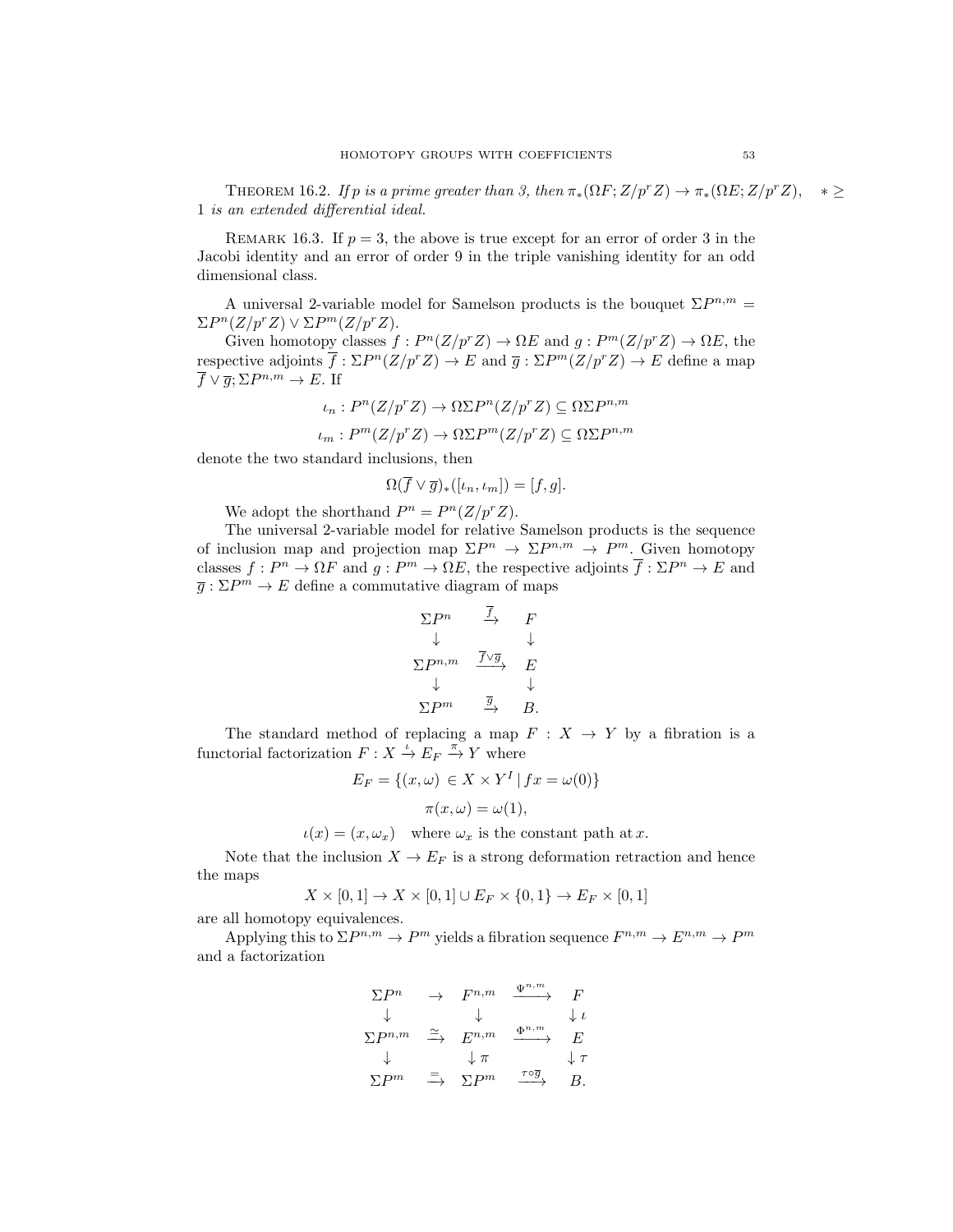THEOREM 16.2. *If $p$ is a prime greater than 3, then $\pi_*(\Omega F; Z/p^r Z) \to \pi_*(\Omega E; Z/p^r Z), \quad * \geq 1$ is an extended differential ideal.*

REMARK 16.3. If $p = 3$, the above is true except for an error of order 3 in the Jacobi identity and an error of order 9 in the triple vanishing identity for an odd dimensional class.

A universal 2-variable model for Samelson products is the bouquet $\Sigma P^{n,m} = \Sigma P^n(Z/p^r Z) \vee \Sigma P^m(Z/p^r Z)$.

Given homotopy classes $f : P^n(Z/p^r Z) \to \Omega E$ and $g : P^m(Z/p^r Z) \to \Omega E$, the respective adjoints $\overline{f} : \Sigma P^n(Z/p^r Z) \to E$ and $\overline{g} : \Sigma P^m(Z/p^r Z) \to E$ define a map $\overline{f} \vee \overline{g}; \Sigma P^{n,m} \to E$. If

$$\iota_n : P^n(Z/p^r Z) \to \Omega\Sigma P^n(Z/p^r Z) \subseteq \Omega\Sigma P^{n,m}$$

$$\iota_m : P^m(Z/p^r Z) \to \Omega\Sigma P^m(Z/p^r Z) \subseteq \Omega\Sigma P^{n,m}$$

denote the two standard inclusions, then

$$\Omega(\overline{f} \vee \overline{g})_*([\iota_n, \iota_m]) = [f, g].$$

We adopt the shorthand $P^n = P^n(Z/p^r Z)$.

The universal 2-variable model for relative Samelson products is the sequence of inclusion map and projection map $\Sigma P^n \to \Sigma P^{n,m} \to P^m$. Given homotopy classes $f : P^n \to \Omega F$ and $g : P^m \to \Omega E$, the respective adjoints $\overline{f} : \Sigma P^n \to E$ and $\overline{g} : \Sigma P^m \to E$ define a commutative diagram of maps

$$\begin{array}{ccc}
\Sigma P^n & \xrightarrow{\overline{f}} & F \\
\downarrow & & \downarrow \\
\Sigma P^{n,m} & \xrightarrow{\overline{f} \vee \overline{g}} & E \\
\downarrow & & \downarrow \\
\Sigma P^m & \xrightarrow{\overline{g}} & B.
\end{array}$$

The standard method of replacing a map $F : X \to Y$ by a fibration is a functorial factorization $F : X \xrightarrow{\iota} E_F \xrightarrow{\pi} Y$ where

$$E_F = \{(x, \omega) \in X \times Y^I \mid fx = \omega(0)\}$$

$$\pi(x, \omega) = \omega(1),$$

$$\iota(x) = (x, \omega_x) \quad \text{where } \omega_x \text{ is the constant path at } x.$$

Note that the inclusion $X \to E_F$ is a strong deformation retraction and hence the maps

$$X \times [0, 1] \to X \times [0, 1] \cup E_F \times \{0, 1\} \to E_F \times [0, 1]$$

are all homotopy equivalences.

Applying this to $\Sigma P^{n,m} \to P^m$ yields a fibration sequence $F^{n,m} \to E^{n,m} \to P^m$ and a factorization

$$\begin{array}{ccccc}
\Sigma P^n & \to & F^{n,m} & \xrightarrow{\Psi^{n,m}} & F \\
\downarrow & & \downarrow & & \downarrow \iota \\
\Sigma P^{n,m} & \xrightarrow{\simeq} & E^{n,m} & \xrightarrow{\Phi^{n,m}} & E \\
\downarrow & & \downarrow \pi & & \downarrow \tau \\
\Sigma P^m & \xrightarrow{=} & \Sigma P^m & \xrightarrow{\tau \circ \overline{g}} & B.
\end{array}$$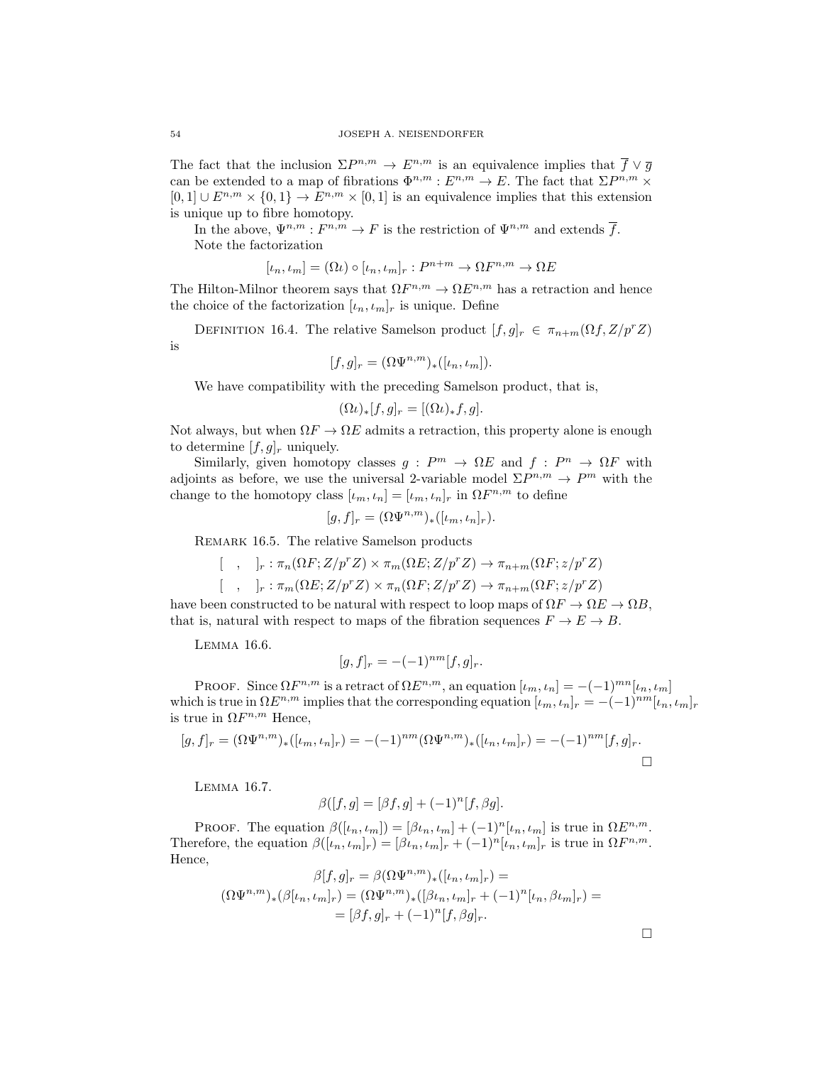The fact that the inclusion $\Sigma P^{n,m} \to E^{n,m}$ is an equivalence implies that $\overline{f} \vee \overline{g}$ can be extended to a map of fibrations $\Phi^{n,m} : E^{n,m} \to E$. The fact that $\Sigma P^{n,m} \times [0,1] \cup E^{n,m} \times \{0,1\} \to E^{n,m} \times [0,1]$ is an equivalence implies that this extension is unique up to fibre homotopy.

In the above, $\Psi^{n,m} : F^{n,m} \to F$ is the restriction of $\Psi^{n,m}$ and extends $\overline{f}$.

Note the factorization

$$[\iota_n, \iota_m] = (\Omega\iota) \circ [\iota_n, \iota_m]_r : P^{n+m} \to \Omega F^{n,m} \to \Omega E$$

The Hilton-Milnor theorem says that $\Omega F^{n,m} \to \Omega E^{n,m}$ has a retraction and hence the choice of the factorization $[\iota_n, \iota_m]_r$ is unique. Define

Definition 16.4. The relative Samelson product $[f, g]_r \in \pi_{n+m}(\Omega f, Z/p^r Z)$ is

$$[f, g]_r = (\Omega \Psi^{n,m})_*([\iota_n, \iota_m]).$$

We have compatibility with the preceding Samelson product, that is,

$$(\Omega\iota)_*[f, g]_r = [(\Omega\iota)_* f, g].$$

Not always, but when $\Omega F \to \Omega E$ admits a retraction, this property alone is enough to determine $[f, g]_r$ uniquely.

Similarly, given homotopy classes $g : P^m \to \Omega E$ and $f : P^n \to \Omega F$ with adjoints as before, we use the universal 2-variable model $\Sigma P^{n,m} \to P^m$ with the change to the homotopy class $[\iota_m, \iota_n] = [\iota_m, \iota_n]_r$ in $\Omega F^{n,m}$ to define

$$[g, f]_r = (\Omega \Psi^{n,m})_*([\iota_m, \iota_n]_r).$$

Remark 16.5. The relative Samelson products

$$[\quad , \quad]_r : \pi_n(\Omega F; Z/p^r Z) \times \pi_m(\Omega E; Z/p^r Z) \to \pi_{n+m}(\Omega F; z/p^r Z)$$

$$[\quad , \quad]_r : \pi_m(\Omega E; Z/p^r Z) \times \pi_n(\Omega F; Z/p^r Z) \to \pi_{n+m}(\Omega F; z/p^r Z)$$

have been constructed to be natural with respect to loop maps of $\Omega F \to \Omega E \to \Omega B$, that is, natural with respect to maps of the fibration sequences $F \to E \to B$.

Lemma 16.6.

$$[g, f]_r = -(-1)^{nm}[f, g]_r.$$

Proof. Since $\Omega F^{n,m}$ is a retract of $\Omega E^{n,m}$, an equation $[\iota_m, \iota_n] = -(-1)^{mn}[\iota_n, \iota_m]$ which is true in $\Omega E^{n,m}$ implies that the corresponding equation $[\iota_m, \iota_n]_r = -(-1)^{nm}[\iota_n, \iota_m]_r$ is true in $\Omega F^{n,m}$ Hence,

$$[g, f]_r = (\Omega \Psi^{n,m})_*([\iota_m, \iota_n]_r) = -(-1)^{nm}(\Omega \Psi^{n,m})_*([\iota_n, \iota_m]_r) = -(-1)^{nm}[f, g]_r.$$

□

Lemma 16.7.

$$\beta([f, g] = [\beta f, g] + (-1)^n [f, \beta g].$$

Proof. The equation $\beta([\iota_n, \iota_m]) = [\beta\iota_n, \iota_m] + (-1)^n[\iota_n, \iota_m]$ is true in $\Omega E^{n,m}$. Therefore, the equation $\beta([\iota_n, \iota_m]_r) = [\beta\iota_n, \iota_m]_r + (-1)^n[\iota_n, \iota_m]_r$ is true in $\Omega F^{n,m}$. Hence,

$$\beta[f, g]_r = \beta(\Omega \Psi^{n,m})_*([\iota_n, \iota_m]_r) =$$

$$(\Omega \Psi^{n,m})_*(\beta[\iota_n, \iota_m]_r) = (\Omega \Psi^{n,m})_*([\beta\iota_n, \iota_m]_r + (-1)^n[\iota_n, \beta\iota_m]_r) =$$

$$= [\beta f, g]_r + (-1)^n[f, \beta g]_r.$$

□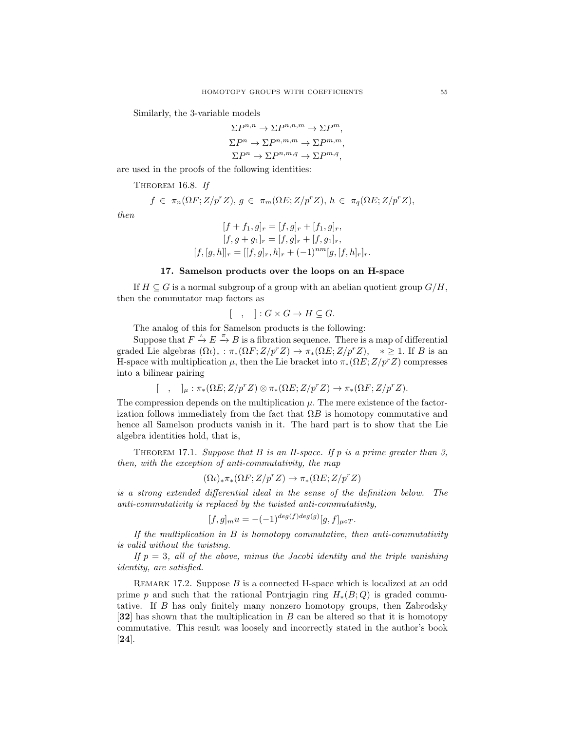Similarly, the 3-variable models

$$\Sigma P^{n,n} \to \Sigma P^{n,n,m} \to \Sigma P^{m},$$
$$\Sigma P^{n} \to \Sigma P^{n,m,m} \to \Sigma P^{m,m},$$
$$\Sigma P^{n} \to \Sigma P^{n,m,q} \to \Sigma P^{m,q},$$

are used in the proofs of the following identities:

Theorem 16.8. *If*

$$f \in \pi_n(\Omega F; Z/p^r Z),\ g \in \pi_m(\Omega E; Z/p^r Z),\ h \in \pi_q(\Omega E; Z/p^r Z),$$

*then*

$$[f + f_1, g]_r = [f, g]_r + [f_1, g]_r,$$
$$[f, g + g_1]_r = [f, g]_r + [f, g_1]_r,$$
$$[f, [g, h]]_r = [[f, g]_r, h]_r + (-1)^{nm}[g, [f, h]_r]_r.$$

## 17. Samelson products over the loops on an H-space

If $H \subseteq G$ is a normal subgroup of a group with an abelian quotient group $G/H$, then the commutator map factors as

$$[\quad,\quad] : G \times G \to H \subseteq G.$$

The analog of this for Samelson products is the following:

Suppose that $F \xrightarrow{\iota} E \xrightarrow{\pi} B$ is a fibration sequence. There is a map of differential graded Lie algebras $(\Omega\iota)_* : \pi_*(\Omega F; Z/p^r Z) \to \pi_*(\Omega E; Z/p^r Z), \quad * \geq 1$. If $B$ is an H-space with multiplication $\mu$, then the Lie bracket into $\pi_*(\Omega E; Z/p^r Z)$ compresses into a bilinear pairing

$$[\quad,\quad]_\mu : \pi_*(\Omega E; Z/p^r Z) \otimes \pi_*(\Omega E; Z/p^r Z) \to \pi_*(\Omega F; Z/p^r Z).$$

The compression depends on the multiplication $\mu$. The mere existence of the factorization follows immediately from the fact that $\Omega B$ is homotopy commutative and hence all Samelson products vanish in it. The hard part is to show that the Lie algebra identities hold, that is,

Theorem 17.1. *Suppose that $B$ is an H-space. If $p$ is a prime greater than 3, then, with the exception of anti-commutativity, the map*

$$(\Omega\iota)_* \pi_*(\Omega F; Z/p^r Z) \to \pi_*(\Omega E; Z/p^r Z)$$

*is a strong extended differential ideal in the sense of the definition below. The anti-commutativity is replaced by the twisted anti-commutativity,*

$$[f, g]_m u = -(-1)^{deg(f)deg(g)}[g, f]_{\mu \circ T}.$$

*If the multiplication in $B$ is homotopy commutative, then anti-commutativity is valid without the twisting.*

*If $p = 3$, all of the above, minus the Jacobi identity and the triple vanishing identity, are satisfied.*

Remark 17.2. Suppose $B$ is a connected H-space which is localized at an odd prime $p$ and such that the rational Pontrjagin ring $H_*(B; Q)$ is graded commutative. If $B$ has only finitely many nonzero homotopy groups, then Zabrodsky [**32**] has shown that the multiplication in $B$ can be altered so that it is homotopy commutative. This result was loosely and incorrectly stated in the author's book [**24**].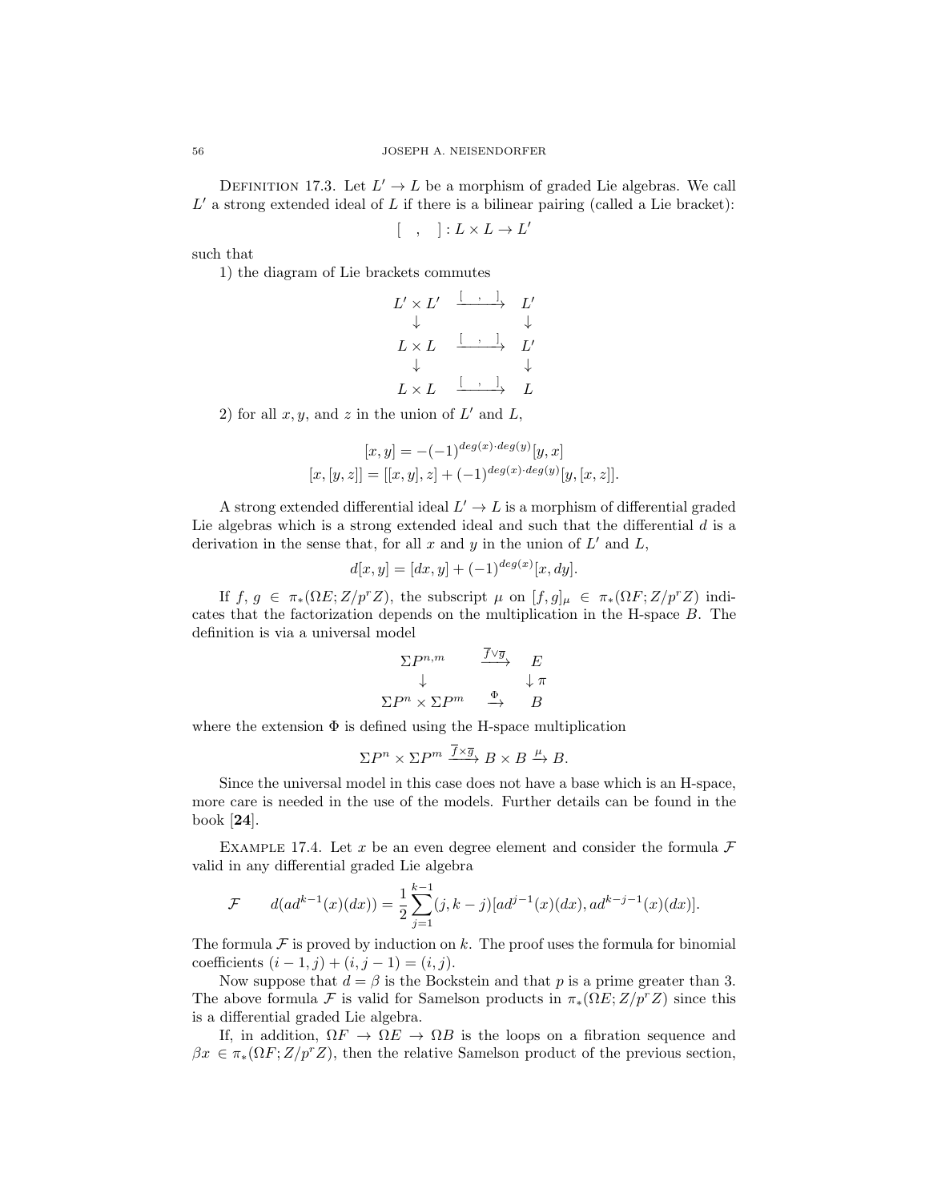DEFINITION 17.3. Let $L' \to L$ be a morphism of graded Lie algebras. We call $L'$ a strong extended ideal of $L$ if there is a bilinear pairing (called a Lie bracket):

$$[\ \ ,\ \ ] : L \times L \to L'$$

such that

1) the diagram of Lie brackets commutes

$$\begin{array}{ccc} L' \times L' & \xrightarrow{[\ ,\ ]} & L' \\ \downarrow & & \downarrow \\ L \times L & \xrightarrow{[\ ,\ ]} & L' \\ \downarrow & & \downarrow \\ L \times L & \xrightarrow{[\ ,\ ]} & L \end{array}$$

2) for all $x, y$, and $z$ in the union of $L'$ and $L$,

$$[x, y] = -(-1)^{deg(x)\cdot deg(y)}[y, x]$$
$$[x, [y, z]] = [[x, y], z] + (-1)^{deg(x)\cdot deg(y)}[y, [x, z]].$$

A strong extended differential ideal $L' \to L$ is a morphism of differential graded Lie algebras which is a strong extended ideal and such that the differential $d$ is a derivation in the sense that, for all $x$ and $y$ in the union of $L'$ and $L$,

$$d[x, y] = [dx, y] + (-1)^{deg(x)}[x, dy].$$

If $f, g \in \pi_*(\Omega E; Z/p^r Z)$, the subscript $\mu$ on $[f, g]_\mu \in \pi_*(\Omega F; Z/p^r Z)$ indicates that the factorization depends on the multiplication in the H-space $B$. The definition is via a universal model

$$\begin{array}{ccc} \Sigma P^{n,m} & \xrightarrow{\overline{f}\vee\overline{g}} & E \\ \downarrow & & \downarrow \pi \\ \Sigma P^n \times \Sigma P^m & \xrightarrow{\Phi} & B \end{array}$$

where the extension $\Phi$ is defined using the H-space multiplication

$$\Sigma P^n \times \Sigma P^m \xrightarrow{\overline{f}\times\overline{g}} B \times B \xrightarrow{\mu} B.$$

Since the universal model in this case does not have a base which is an H-space, more care is needed in the use of the models. Further details can be found in the book [**24**].

EXAMPLE 17.4. Let $x$ be an even degree element and consider the formula $\mathcal{F}$ valid in any differential graded Lie algebra

$$\mathcal{F} \qquad d(ad^{k-1}(x)(dx)) = \frac{1}{2}\sum_{j=1}^{k-1}(j, k-j)[ad^{j-1}(x)(dx), ad^{k-j-1}(x)(dx)].$$

The formula $\mathcal{F}$ is proved by induction on $k$. The proof uses the formula for binomial coefficients $(i-1, j) + (i, j-1) = (i, j)$.

Now suppose that $d = \beta$ is the Bockstein and that $p$ is a prime greater than 3. The above formula $\mathcal{F}$ is valid for Samelson products in $\pi_*(\Omega E; Z/p^r Z)$ since this is a differential graded Lie algebra.

If, in addition, $\Omega F \to \Omega E \to \Omega B$ is the loops on a fibration sequence and $\beta x \in \pi_*(\Omega F; Z/p^r Z)$, then the relative Samelson product of the previous section,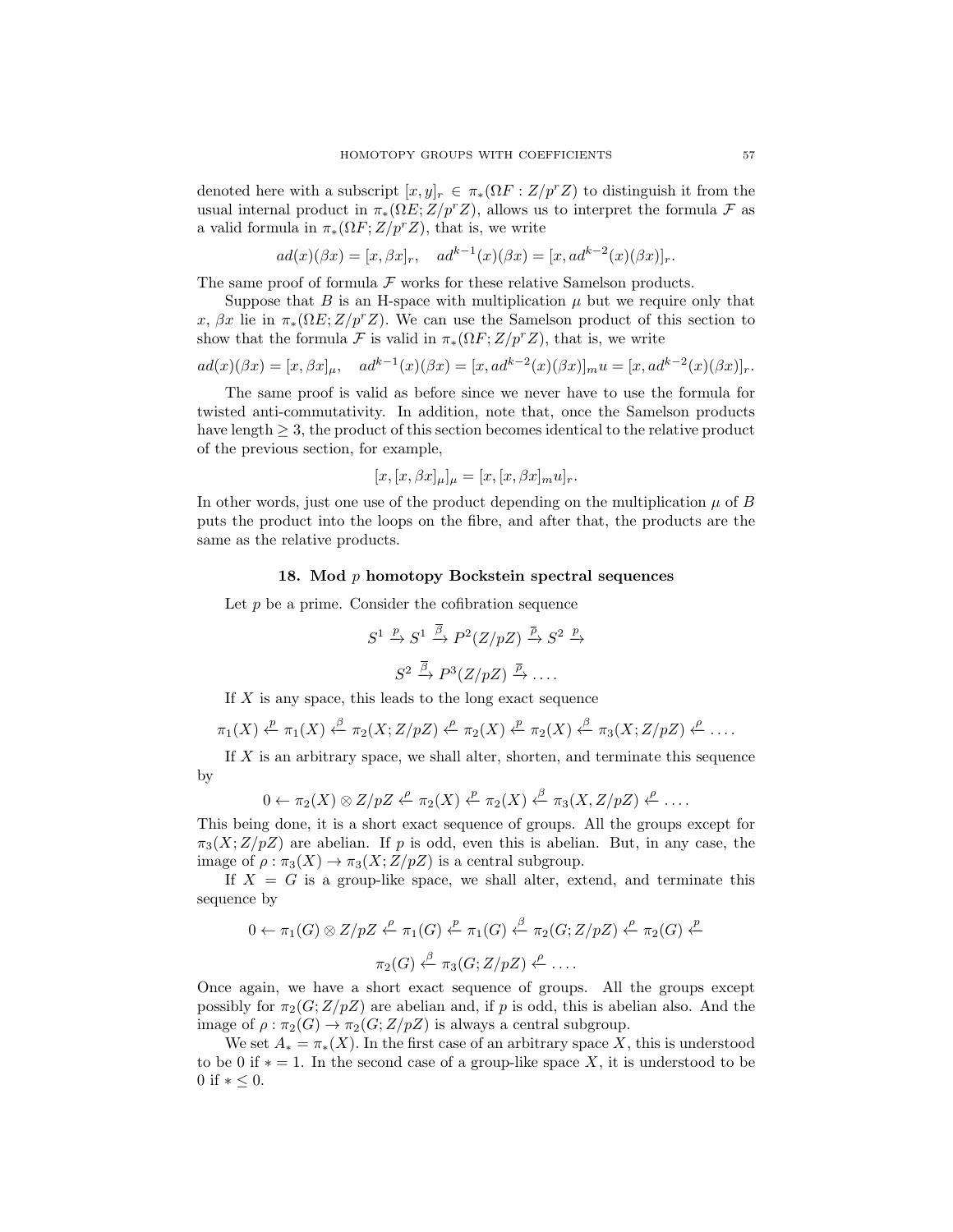denoted here with a subscript $[x,y]_r \in \pi_*(\Omega F : Z/p^r Z)$ to distinguish it from the usual internal product in $\pi_*(\Omega E; Z/p^r Z)$, allows us to interpret the formula $\mathcal{F}$ as a valid formula in $\pi_*(\Omega F; Z/p^r Z)$, that is, we write

$$ad(x)(\beta x) = [x, \beta x]_r, \quad ad^{k-1}(x)(\beta x) = [x, ad^{k-2}(x)(\beta x)]_r.$$

The same proof of formula $\mathcal{F}$ works for these relative Samelson products.

Suppose that $B$ is an H-space with multiplication $\mu$ but we require only that $x$, $\beta x$ lie in $\pi_*(\Omega E; Z/p^r Z)$. We can use the Samelson product of this section to show that the formula $\mathcal{F}$ is valid in $\pi_*(\Omega F; Z/p^r Z)$, that is, we write

$$ad(x)(\beta x) = [x, \beta x]_\mu, \quad ad^{k-1}(x)(\beta x) = [x, ad^{k-2}(x)(\beta x)]_m u = [x, ad^{k-2}(x)(\beta x)]_r.$$

The same proof is valid as before since we never have to use the formula for twisted anti-commutativity. In addition, note that, once the Samelson products have length $\geq 3$, the product of this section becomes identical to the relative product of the previous section, for example,

$$[x, [x, \beta x]_\mu]_\mu = [x, [x, \beta x]_m u]_r.$$

In other words, just one use of the product depending on the multiplication $\mu$ of $B$ puts the product into the loops on the fibre, and after that, the products are the same as the relative products.

## 18. Mod $p$ homotopy Bockstein spectral sequences

Let $p$ be a prime. Consider the cofibration sequence

$$S^1 \xrightarrow{p} S^1 \xrightarrow{\overline{\beta}} P^2(Z/pZ) \xrightarrow{\overline{\rho}} S^2 \xrightarrow{p}$$

$$S^2 \xrightarrow{\overline{\beta}} P^3(Z/pZ) \xrightarrow{\overline{\rho}} \dots .$$

If $X$ is any space, this leads to the long exact sequence

$$\pi_1(X) \xleftarrow{p} \pi_1(X) \xleftarrow{\beta} \pi_2(X; Z/pZ) \xleftarrow{\rho} \pi_2(X) \xleftarrow{p} \pi_2(X) \xleftarrow{\beta} \pi_3(X; Z/pZ) \xleftarrow{\rho} \dots .$$

If $X$ is an arbitrary space, we shall alter, shorten, and terminate this sequence by

$$0 \leftarrow \pi_2(X) \otimes Z/pZ \xleftarrow{\rho} \pi_2(X) \xleftarrow{p} \pi_2(X) \xleftarrow{\beta} \pi_3(X, Z/pZ) \xleftarrow{\rho} \dots .$$

This being done, it is a short exact sequence of groups. All the groups except for $\pi_3(X; Z/pZ)$ are abelian. If $p$ is odd, even this is abelian. But, in any case, the image of $\rho : \pi_3(X) \to \pi_3(X; Z/pZ)$ is a central subgroup.

If $X = G$ is a group-like space, we shall alter, extend, and terminate this sequence by

$$0 \leftarrow \pi_1(G) \otimes Z/pZ \xleftarrow{\rho} \pi_1(G) \xleftarrow{p} \pi_1(G) \xleftarrow{\beta} \pi_2(G; Z/pZ) \xleftarrow{\rho} \pi_2(G) \xleftarrow{p}$$

$$\pi_2(G) \xleftarrow{\beta} \pi_3(G; Z/pZ) \xleftarrow{\rho} \dots .$$

Once again, we have a short exact sequence of groups. All the groups except possibly for $\pi_2(G; Z/pZ)$ are abelian and, if $p$ is odd, this is abelian also. And the image of $\rho : \pi_2(G) \to \pi_2(G; Z/pZ)$ is always a central subgroup.

We set $A_* = \pi_*(X)$. In the first case of an arbitrary space $X$, this is understood to be 0 if $* = 1$. In the second case of a group-like space $X$, it is understood to be 0 if $* \leq 0$.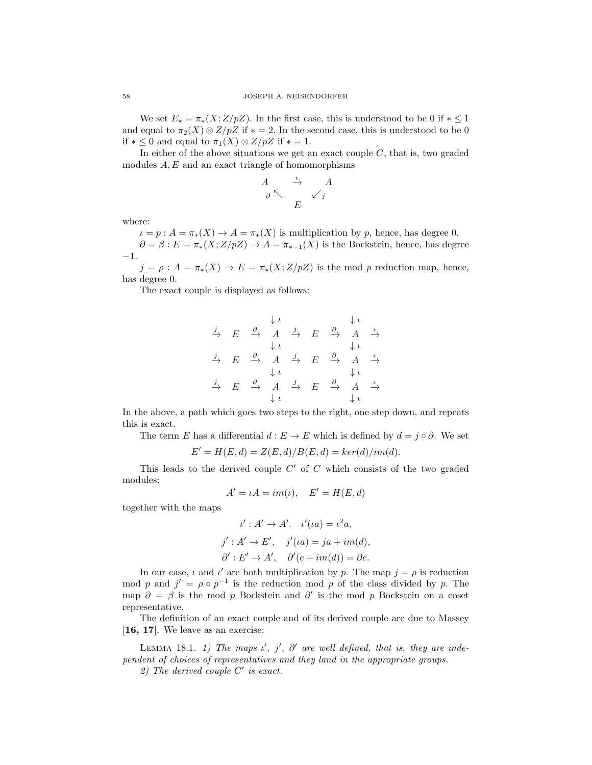We set $E_* = \pi_*(X; Z/pZ)$. In the first case, this is understood to be 0 if $* \leq 1$ and equal to $\pi_2(X) \otimes Z/pZ$ if $* = 2$. In the second case, this is understood to be 0 if $* \leq 0$ and equal to $\pi_1(X) \otimes Z/pZ$ if $* = 1$.

In either of the above situations we get an exact couple $C$, that is, two graded modules $A, E$ and an exact triangle of homomorphisms

$$\begin{array}{ccc} A & \xrightarrow{\iota} & A \\ {\scriptstyle\partial}\nwarrow & & \swarrow{\scriptstyle j} \\ & E & \end{array}$$

where:

$\iota = p : A = \pi_*(X) \to A = \pi_*(X)$ is multiplication by $p$, hence, has degree 0.

$\partial = \beta : E = \pi_*(X; Z/pZ) \to A = \pi_{*-1}(X)$ is the Bockstein, hence, has degree $-1$.

$j = \rho : A = \pi_*(X) \to E = \pi_*(X; Z/pZ)$ is the mod $p$ reduction map, hence, has degree 0.

The exact couple is displayed as follows:

$$\begin{array}{ccccccccccc} & & & \downarrow\iota & & & & \downarrow\iota & \\ \xrightarrow{j} & E & \xrightarrow{\partial} & A & \xrightarrow{j} & E & \xrightarrow{\partial} & A & \xrightarrow{\iota} \\ & & & \downarrow\iota & & & & \downarrow\iota & \\ \xrightarrow{j} & E & \xrightarrow{\partial} & A & \xrightarrow{j} & E & \xrightarrow{\partial} & A & \xrightarrow{\iota} \\ & & & \downarrow\iota & & & & \downarrow\iota & \\ \xrightarrow{j} & E & \xrightarrow{\partial} & A & \xrightarrow{j} & E & \xrightarrow{\partial} & A & \xrightarrow{\iota} \\ & & & \downarrow\iota & & & & \downarrow\iota & \end{array}$$

In the above, a path which goes two steps to the right, one step down, and repeats this is exact.

The term $E$ has a differential $d : E \to E$ which is defined by $d = j \circ \partial$. We set

$$E' = H(E, d) = Z(E, d)/B(E, d) = ker(d)/im(d).$$

This leads to the derived couple $C'$ of $C$ which consists of the two graded modules:

$$A' = \iota A = im(\iota), \quad E' = H(E, d)$$

together with the maps

$$\iota' : A' \to A'. \quad \iota'(\iota a) = \iota^2 a,$$

$$j' : A' \to E', \quad j'(\iota a) = ja + im(d),$$

$$\partial' : E' \to A', \quad \partial'(e + im(d)) = \partial e.$$

In our case, $\iota$ and $\iota'$ are both multiplication by $p$. The map $j = \rho$ is reduction mod $p$ and $j' = \rho \circ p^{-1}$ is the reduction mod $p$ of the class divided by $p$. The map $\partial = \beta$ is the mod $p$ Bockstein and $\partial'$ is the mod $p$ Bockstein on a coset representative.

The definition of an exact couple and of its derived couple are due to Massey [**16, 17**]. We leave as an exercise:

LEMMA 18.1. *1) The maps $\iota'$, $j'$, $\partial'$ are well defined, that is, they are independent of choices of representatives and they land in the appropriate groups.*

*2) The derived couple $C'$ is exact.*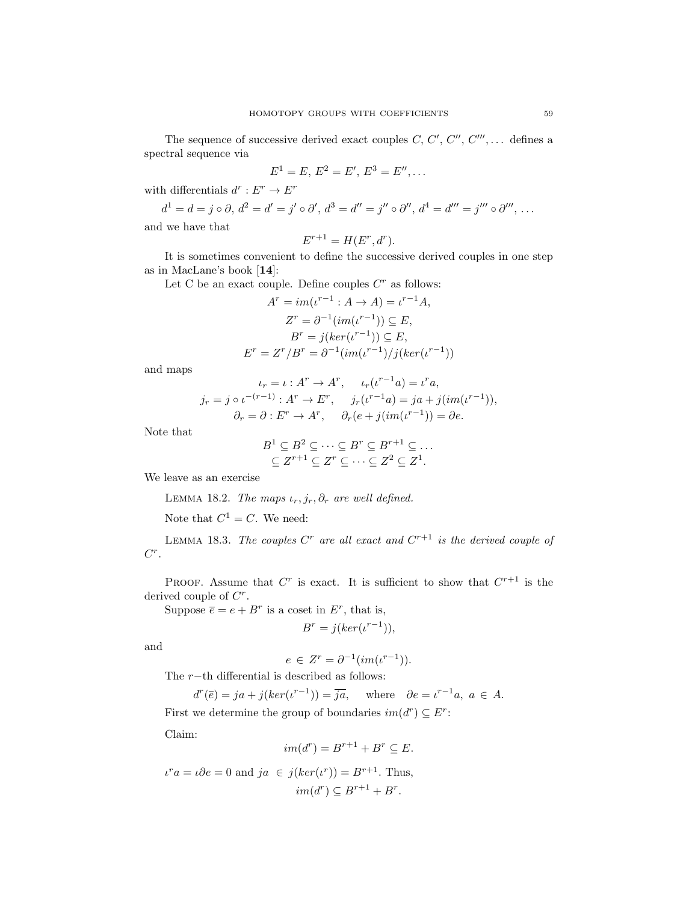The sequence of successive derived exact couples $C$, $C'$, $C''$, $C'''$, ... defines a spectral sequence via

$$E^1 = E,\ E^2 = E',\ E^3 = E'', \ldots$$

with differentials $d^r : E^r \to E^r$

$$d^1 = d = j \circ \partial,\ d^2 = d' = j' \circ \partial',\ d^3 = d'' = j'' \circ \partial'',\ d^4 = d''' = j''' \circ \partial''', \ldots$$

and we have that

$$E^{r+1} = H(E^r, d^r).$$

It is sometimes convenient to define the successive derived couples in one step as in MacLane's book [**14**]:

Let C be an exact couple. Define couples $C^r$ as follows:

$$A^r = im(\iota^{r-1} : A \to A) = \iota^{r-1}A,$$
$$Z^r = \partial^{-1}(im(\iota^{r-1})) \subseteq E,$$
$$B^r = j(ker(\iota^{r-1})) \subseteq E,$$
$$E^r = Z^r/B^r = \partial^{-1}(im(\iota^{r-1})/j(ker(\iota^{r-1}))$$

and maps

$$\iota_r = \iota : A^r \to A^r, \quad \iota_r(\iota^{r-1}a) = \iota^r a,$$
$$j_r = j \circ \iota^{-(r-1)} : A^r \to E^r, \quad j_r(\iota^{r-1}a) = ja + j(im(\iota^{r-1})),$$
$$\partial_r = \partial : E^r \to A^r, \quad \partial_r(e + j(im(\iota^{r-1})) = \partial e.$$

Note that

$$B^1 \subseteq B^2 \subseteq \cdots \subseteq B^r \subseteq B^{r+1} \subseteq \ldots$$
$$\subseteq Z^{r+1} \subseteq Z^r \subseteq \cdots \subseteq Z^2 \subseteq Z^1.$$

We leave as an exercise

LEMMA 18.2. *The maps $\iota_r, j_r, \partial_r$ are well defined.*

Note that $C^1 = C$. We need:

LEMMA 18.3. *The couples $C^r$ are all exact and $C^{r+1}$ is the derived couple of $C^r$.*

PROOF. Assume that $C^r$ is exact. It is sufficient to show that $C^{r+1}$ is the derived couple of $C^r$.

Suppose $\overline{e} = e + B^r$ is a coset in $E^r$, that is,

$$B^r = j(ker(\iota^{r-1})),$$

and

$$e \in Z^r = \partial^{-1}(im(\iota^{r-1})).$$

The $r-$th differential is described as follows:

$$d^r(\overline{e}) = ja + j(ker(\iota^{r-1})) = \overline{ja}, \quad \text{where} \quad \partial e = \iota^{r-1}a,\ a \in A.$$

First we determine the group of boundaries $im(d^r) \subseteq E^r$:

Claim:

$$im(d^r) = B^{r+1} + B^r \subseteq E.$$

$\iota^r a = \iota\partial e = 0$ and $ja \in j(ker(\iota^r)) = B^{r+1}$. Thus,

$$im(d^r) \subseteq B^{r+1} + B^r.$$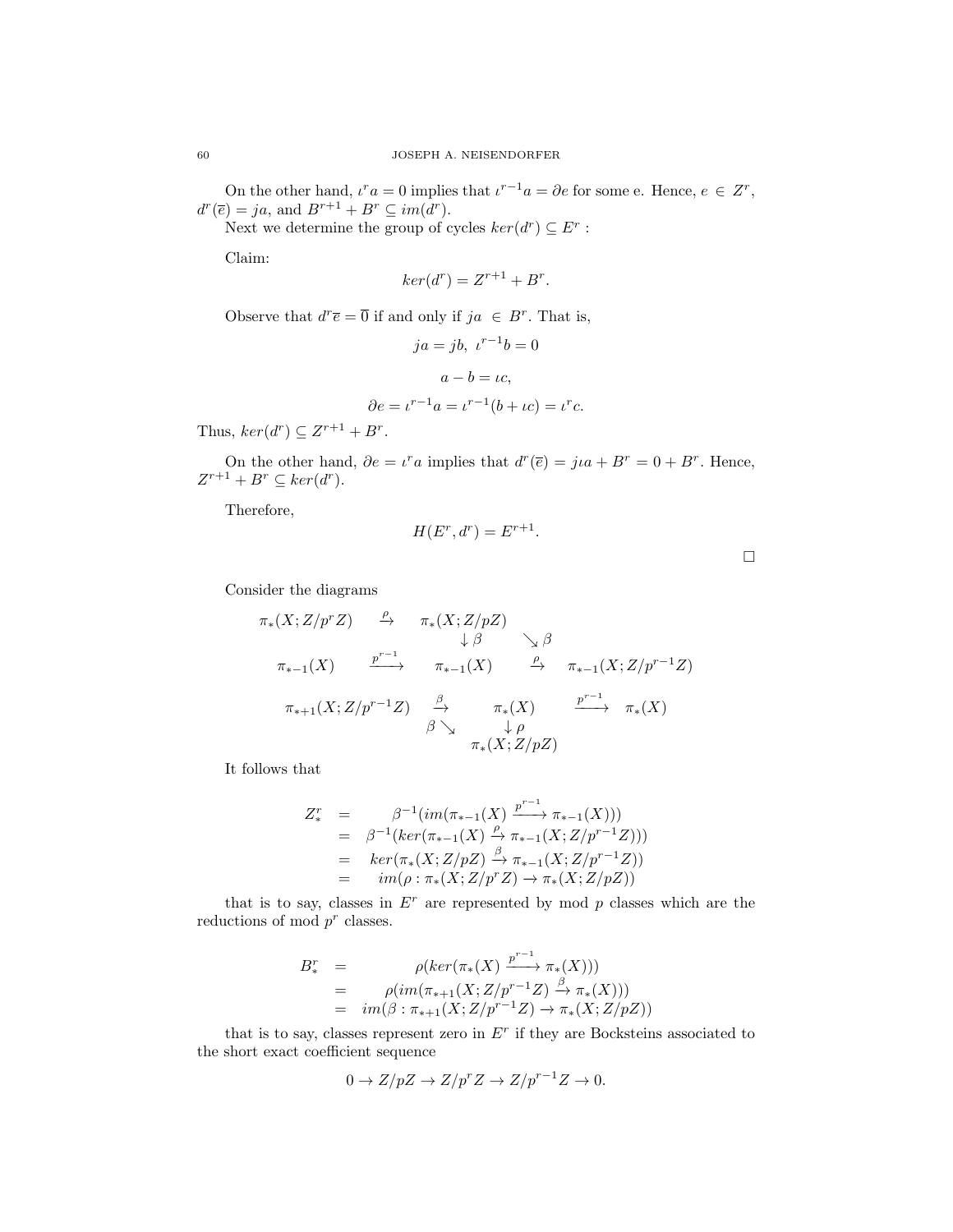On the other hand, $\iota^r a = 0$ implies that $\iota^{r-1}a = \partial e$ for some e. Hence, $e \in Z^r$, $d^r(\overline{e}) = ja$, and $B^{r+1} + B^r \subseteq im(d^r)$.

Next we determine the group of cycles $ker(d^r) \subseteq E^r$ :

Claim:

$$ker(d^r) = Z^{r+1} + B^r.$$

Observe that $d^r\overline{e} = \overline{0}$ if and only if $ja \in B^r$. That is,

$$ja = jb,\ \iota^{r-1}b = 0$$

$$a - b = \iota c,$$

$$\partial e = \iota^{r-1}a = \iota^{r-1}(b + \iota c) = \iota^r c.$$

Thus, $ker(d^r) \subseteq Z^{r+1} + B^r$.

On the other hand, $\partial e = \iota^r a$ implies that $d^r(\overline{e}) = j\iota a + B^r = 0 + B^r$. Hence, $Z^{r+1} + B^r \subseteq ker(d^r)$.

Therefore,

$$H(E^r, d^r) = E^{r+1}.$$

□

Consider the diagrams

$$\begin{array}{ccccc}
\pi_*(X;Z/p^rZ) & \xrightarrow{\rho} & \pi_*(X;Z/pZ) & & \\
 & & \downarrow \beta & \searrow \beta & \\
\pi_{*-1}(X) & \xrightarrow{p^{r-1}} & \pi_{*-1}(X) & \xrightarrow{\rho} & \pi_{*-1}(X;Z/p^{r-1}Z)
\end{array}$$

$$\begin{array}{ccccc}
\pi_{*+1}(X;Z/p^{r-1}Z) & \xrightarrow{\beta} & \pi_*(X) & \xrightarrow{p^{r-1}} & \pi_*(X) \\
 & \beta \searrow & \downarrow \rho & & \\
 & & \pi_*(X;Z/pZ) & &
\end{array}$$

It follows that

$$\begin{aligned}
Z^r_* &= \beta^{-1}(im(\pi_{*-1}(X) \xrightarrow{p^{r-1}} \pi_{*-1}(X))) \\
&= \beta^{-1}(ker(\pi_{*-1}(X) \xrightarrow{\rho} \pi_{*-1}(X;Z/p^{r-1}Z))) \\
&= ker(\pi_*(X;Z/pZ) \xrightarrow{\beta} \pi_{*-1}(X;Z/p^{r-1}Z)) \\
&= im(\rho : \pi_*(X;Z/p^rZ) \to \pi_*(X;Z/pZ))
\end{aligned}$$

that is to say, classes in $E^r$ are represented by mod $p$ classes which are the reductions of mod $p^r$ classes.

$$\begin{aligned}
B^r_* &= \rho(ker(\pi_*(X) \xrightarrow{p^{r-1}} \pi_*(X))) \\
&= \rho(im(\pi_{*+1}(X;Z/p^{r-1}Z) \xrightarrow{\beta} \pi_*(X))) \\
&= im(\beta : \pi_{*+1}(X;Z/p^{r-1}Z) \to \pi_*(X;Z/pZ))
\end{aligned}$$

that is to say, classes represent zero in $E^r$ if they are Bocksteins associated to the short exact coefficient sequence

$$0 \to Z/pZ \to Z/p^rZ \to Z/p^{r-1}Z \to 0.$$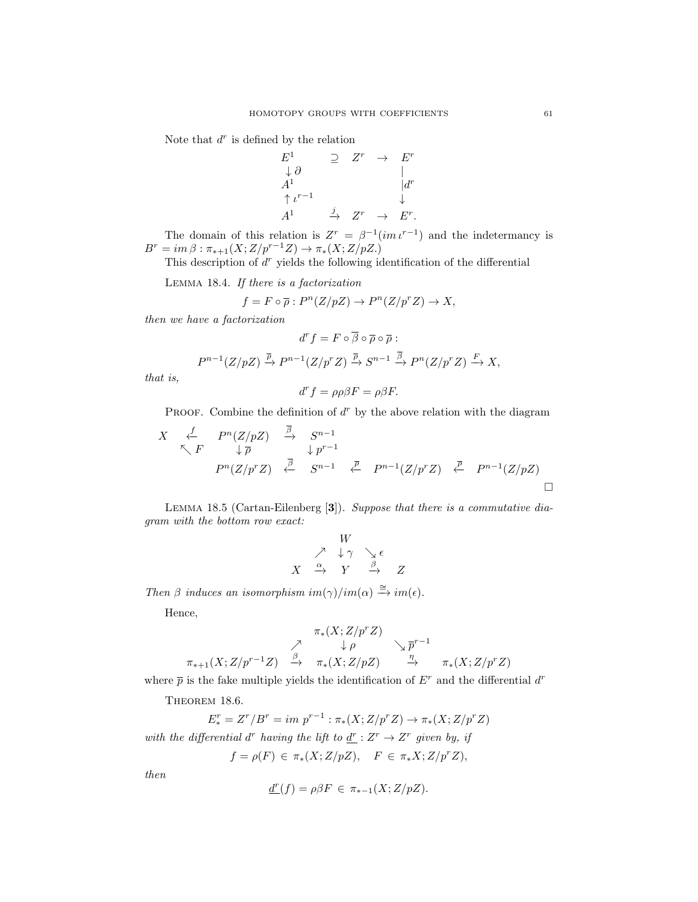Note that $d^r$ is defined by the relation

$$
\begin{array}{ccccc}
E^1 & \supseteq & Z^r & \to & E^r \\
\downarrow \partial & & & & | \\
A^1 & & & & |d^r \\
\uparrow \iota^{r-1} & & & & \downarrow \\
A^1 & \xrightarrow{j} & Z^r & \to & E^r.
\end{array}
$$

The domain of this relation is $Z^r = \beta^{-1}(im\,\iota^{r-1})$ and the indetermancy is $B^r = im\,\beta : \pi_{*+1}(X; Z/p^{r-1}Z) \to \pi_*(X; Z/pZ.)$

This description of $d^r$ yields the following identification of the differential

Lemma 18.4. *If there is a factorization*

$$f = F \circ \overline{\rho} : P^n(Z/pZ) \to P^n(Z/p^rZ) \to X,$$

*then we have a factorization*

$$d^r f = F \circ \overline{\beta} \circ \overline{\rho} \circ \overline{\rho} :$$

$$P^{n-1}(Z/pZ) \xrightarrow{\overline{\rho}} P^{n-1}(Z/p^rZ) \xrightarrow{\overline{\rho}} S^{n-1} \xrightarrow{\overline{\beta}} P^n(Z/p^rZ) \xrightarrow{F} X,$$

*that is,*

$$d^r f = \rho\rho\beta F = \rho\beta F.$$

Proof. Combine the definition of $d^r$ by the above relation with the diagram

$$
\begin{array}{ccccccc}
X & \xleftarrow{f} & P^n(Z/pZ) & \xrightarrow{\overline{\beta}} & S^{n-1} & & \\
& \nwarrow F & \downarrow \overline{\rho} & & \downarrow p^{r-1} & & \\
& & P^n(Z/p^rZ) & \xleftarrow{\overline{\beta}} & S^{n-1} & \xleftarrow{\overline{\rho}} & P^{n-1}(Z/p^rZ) & \xleftarrow{\overline{\rho}} & P^{n-1}(Z/pZ)
\end{array}
$$

□

Lemma 18.5 (Cartan-Eilenberg [**3**]). *Suppose that there is a commutative diagram with the bottom row exact:*

$$
\begin{array}{ccccc}
& & W & & \\
& \nearrow & \downarrow \gamma & \searrow \epsilon & \\
X & \xrightarrow{\alpha} & Y & \xrightarrow{\beta} & Z
\end{array}
$$

*Then $\beta$ induces an isomorphism $im(\gamma)/im(\alpha) \xrightarrow{\cong} im(\epsilon)$.*

Hence,

$$
\begin{array}{ccccc}
& & \pi_*(X; Z/p^rZ) & & \\
& \nearrow & \downarrow \rho & \searrow \overline{p}^{r-1} & \\
\pi_{*+1}(X; Z/p^{r-1}Z) & \xrightarrow{\beta} & \pi_*(X; Z/pZ) & \xrightarrow{\eta} & \pi_*(X; Z/p^rZ)
\end{array}
$$

where $\overline{p}$ is the fake multiple yields the identification of $E^r$ and the differential $d^r$

Theorem 18.6.

$$E^r_* = Z^r/B^r = im\ p^{r-1} : \pi_*(X; Z/p^rZ) \to \pi_*(X; Z/p^rZ)$$

*with the differential $d^r$ having the lift to $\underline{d^r} : Z^r \to Z^r$ given by, if*

$$f = \rho(F) \in \pi_*(X; Z/pZ), \quad F \in \pi_*X; Z/p^rZ),$$

*then*

$$\underline{d^r}(f) = \rho\beta F \in \pi_{*-1}(X; Z/pZ).$$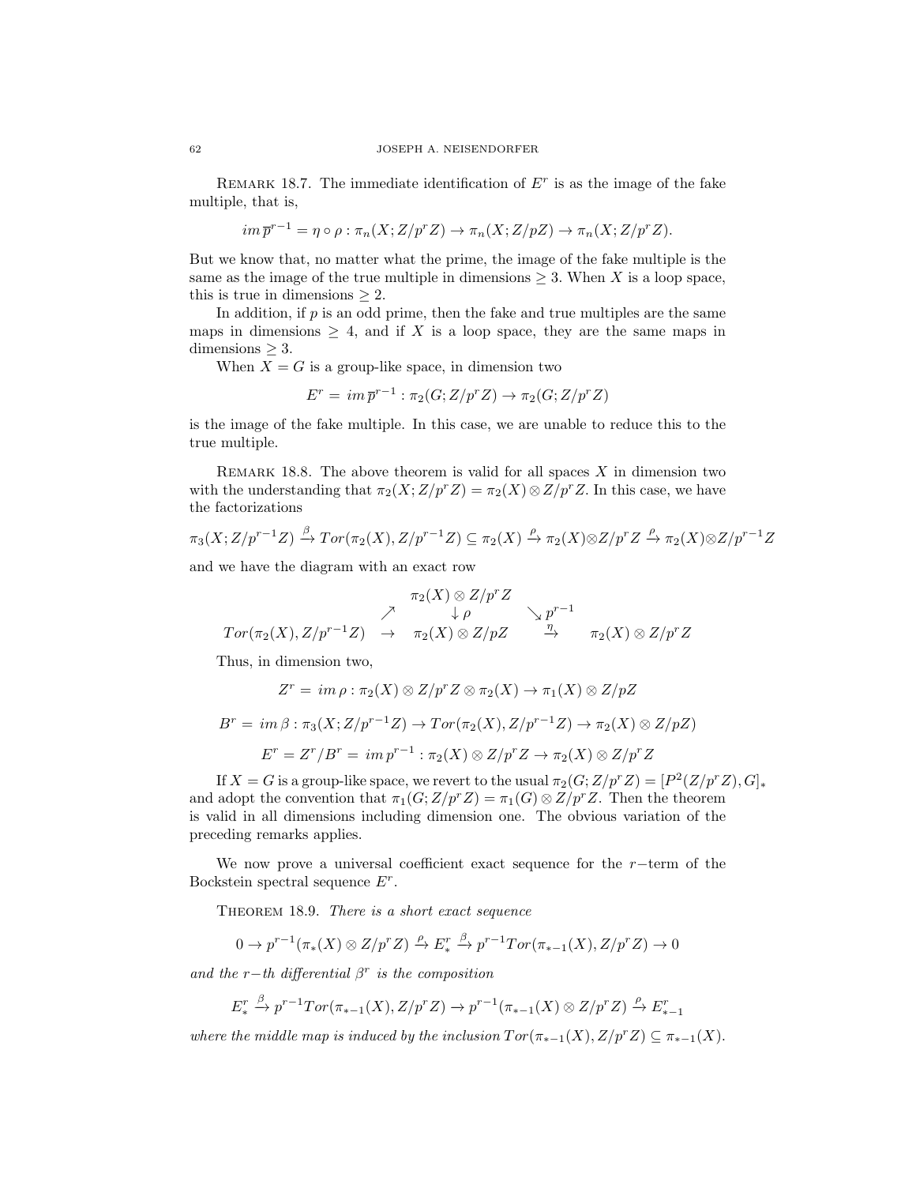Remark 18.7. The immediate identification of $E^r$ is as the image of the fake multiple, that is,

$$im\,\overline{p}^{r-1} = \eta \circ \rho : \pi_n(X; Z/p^r Z) \to \pi_n(X; Z/pZ) \to \pi_n(X; Z/p^r Z).$$

But we know that, no matter what the prime, the image of the fake multiple is the same as the image of the true multiple in dimensions $\geq 3$. When $X$ is a loop space, this is true in dimensions $\geq 2$.

In addition, if $p$ is an odd prime, then the fake and true multiples are the same maps in dimensions $\geq 4$, and if $X$ is a loop space, they are the same maps in dimensions $\geq 3$.

When $X = G$ is a group-like space, in dimension two

$$E^r = im\,\overline{p}^{r-1} : \pi_2(G; Z/p^r Z) \to \pi_2(G; Z/p^r Z)$$

is the image of the fake multiple. In this case, we are unable to reduce this to the true multiple.

Remark 18.8. The above theorem is valid for all spaces $X$ in dimension two with the understanding that $\pi_2(X; Z/p^r Z) = \pi_2(X) \otimes Z/p^r Z$. In this case, we have the factorizations

$$\pi_3(X; Z/p^{r-1}Z) \xrightarrow{\beta} Tor(\pi_2(X), Z/p^{r-1}Z) \subseteq \pi_2(X) \xrightarrow{\rho} \pi_2(X) \otimes Z/p^r Z \xrightarrow{\rho} \pi_2(X) \otimes Z/p^{r-1} Z$$

and we have the diagram with an exact row

$$\begin{array}{ccccc} & & \pi_2(X) \otimes Z/p^r Z & & \\ & \nearrow & \downarrow \rho & \searrow p^{r-1} & \\ Tor(\pi_2(X), Z/p^{r-1}Z) & \to & \pi_2(X) \otimes Z/pZ & \xrightarrow{\eta} & \pi_2(X) \otimes Z/p^r Z \end{array}$$

Thus, in dimension two,

$$Z^r = im\,\rho : \pi_2(X) \otimes Z/p^r Z \otimes \pi_2(X) \to \pi_1(X) \otimes Z/pZ$$

$$B^r = im\,\beta : \pi_3(X; Z/p^{r-1}Z) \to Tor(\pi_2(X), Z/p^{r-1}Z) \to \pi_2(X) \otimes Z/pZ)$$

$$E^r = Z^r/B^r = im\,p^{r-1} : \pi_2(X) \otimes Z/p^r Z \to \pi_2(X) \otimes Z/p^r Z$$

If $X = G$ is a group-like space, we revert to the usual $\pi_2(G; Z/p^r Z) = [P^2(Z/p^r Z), G]_*$ and adopt the convention that $\pi_1(G; Z/p^r Z) = \pi_1(G) \otimes Z/p^r Z$. Then the theorem is valid in all dimensions including dimension one. The obvious variation of the preceding remarks applies.

We now prove a universal coefficient exact sequence for the $r-$term of the Bockstein spectral sequence $E^r$.

Theorem 18.9. *There is a short exact sequence*

$$0 \to p^{r-1}(\pi_*(X) \otimes Z/p^r Z) \xrightarrow{\rho} E^r_* \xrightarrow{\beta} p^{r-1} Tor(\pi_{*-1}(X), Z/p^r Z) \to 0$$

*and the $r-th$ differential $\beta^r$ is the composition*

$$E^r_* \xrightarrow{\beta} p^{r-1} Tor(\pi_{*-1}(X), Z/p^r Z) \to p^{r-1}(\pi_{*-1}(X) \otimes Z/p^r Z) \xrightarrow{\rho} E^r_{*-1}$$

*where the middle map is induced by the inclusion $Tor(\pi_{*-1}(X), Z/p^r Z) \subseteq \pi_{*-1}(X)$.*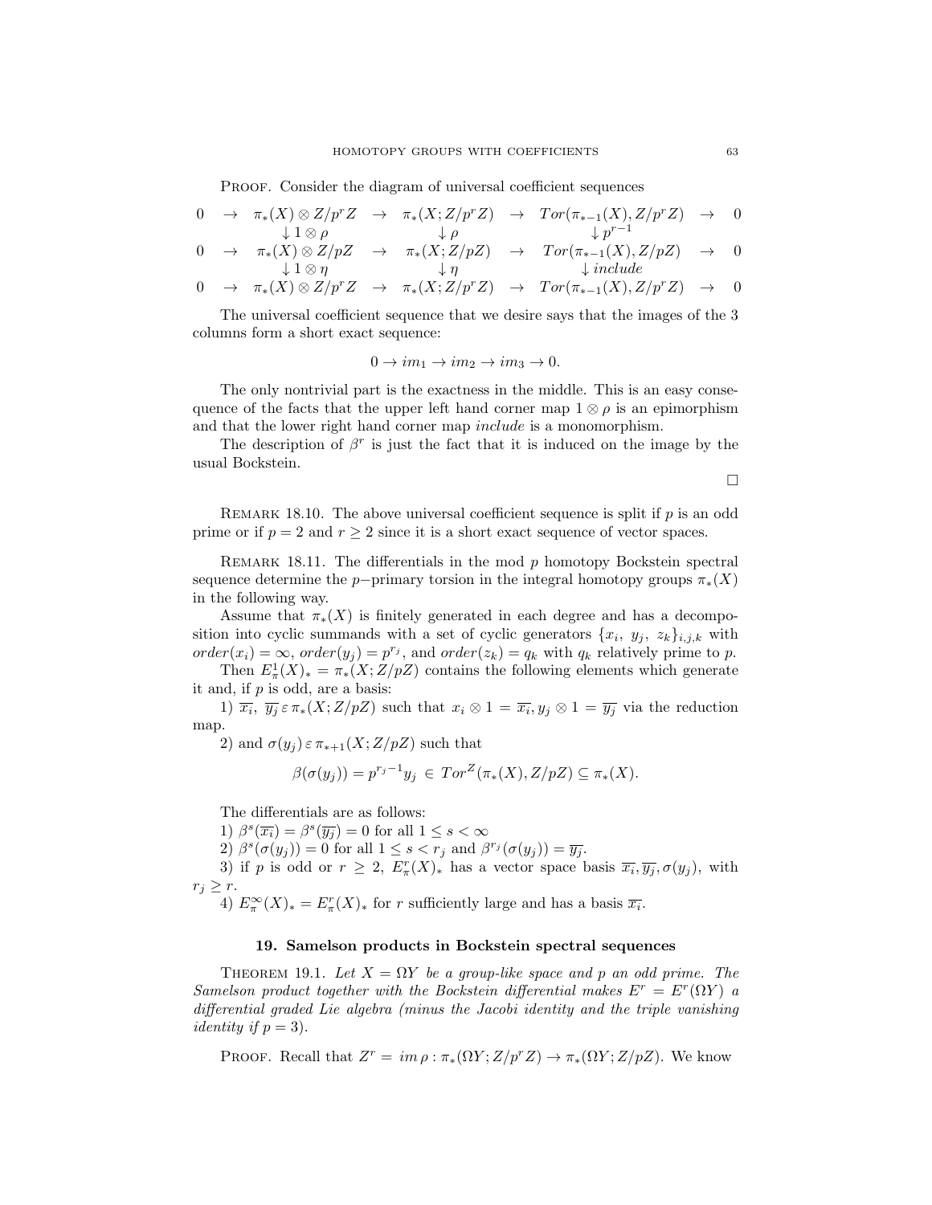Proof. Consider the diagram of universal coefficient sequences

$$\begin{array}{ccccccccc}
0 & \to & \pi_*(X)\otimes Z/p^rZ & \to & \pi_*(X;Z/p^rZ) & \to & Tor(\pi_{*-1}(X),Z/p^rZ) & \to & 0\\
 & & \downarrow 1\otimes\rho & & \downarrow\rho & & \downarrow p^{r-1} & & \\
0 & \to & \pi_*(X)\otimes Z/pZ & \to & \pi_*(X;Z/pZ) & \to & Tor(\pi_{*-1}(X),Z/pZ) & \to & 0\\
 & & \downarrow 1\otimes\eta & & \downarrow\eta & & \downarrow include & & \\
0 & \to & \pi_*(X)\otimes Z/p^rZ & \to & \pi_*(X;Z/p^rZ) & \to & Tor(\pi_{*-1}(X),Z/p^rZ) & \to & 0
\end{array}$$

The universal coefficient sequence that we desire says that the images of the 3 columns form a short exact sequence:

$$0\to im_1\to im_2\to im_3\to 0.$$

The only nontrivial part is the exactness in the middle. This is an easy consequence of the facts that the upper left hand corner map $1\otimes\rho$ is an epimorphism and that the lower right hand corner map *include* is a monomorphism.

The description of $\beta^r$ is just the fact that it is induced on the image by the usual Bockstein.

∎

Remark 18.10. The above universal coefficient sequence is split if $p$ is an odd prime or if $p=2$ and $r\geq 2$ since it is a short exact sequence of vector spaces.

Remark 18.11. The differentials in the mod $p$ homotopy Bockstein spectral sequence determine the $p-$primary torsion in the integral homotopy groups $\pi_*(X)$ in the following way.

Assume that $\pi_*(X)$ is finitely generated in each degree and has a decomposition into cyclic summands with a set of cyclic generators $\{x_i,\ y_j,\ z_k\}_{i,j,k}$ with $order(x_i)=\infty$, $order(y_j)=p^{r_j}$, and $order(z_k)=q_k$ with $q_k$ relatively prime to $p$.

Then $E^1_\pi(X)_*=\pi_*(X;Z/pZ)$ contains the following elements which generate it and, if $p$ is odd, are a basis:

1) $\overline{x_i},\ \overline{y_j}\,\varepsilon\,\pi_*(X;Z/pZ)$ such that $x_i\otimes 1=\overline{x_i}, y_j\otimes 1=\overline{y_j}$ via the reduction map.

2) and $\sigma(y_j)\,\varepsilon\,\pi_{*+1}(X;Z/pZ)$ such that

$$\beta(\sigma(y_j))=p^{r_j-1}y_j\ \in\ Tor^Z(\pi_*(X),Z/pZ)\subseteq\pi_*(X).$$

The differentials are as follows:

1) $\beta^s(\overline{x_i})=\beta^s(\overline{y_j})=0$ for all $1\leq s<\infty$

2) $\beta^s(\sigma(y_j))=0$ for all $1\leq s<r_j$ and $\beta^{r_j}(\sigma(y_j))=\overline{y_j}$.

3) if $p$ is odd or $r\geq 2$, $E^r_\pi(X)_*$ has a vector space basis $\overline{x_i},\overline{y_j},\sigma(y_j)$, with $r_j\geq r$.

4) $E^\infty_\pi(X)_*=E^r_\pi(X)_*$ for $r$ sufficiently large and has a basis $\overline{x_i}$.

## 19. Samelson products in Bockstein spectral sequences

Theorem 19.1. *Let $X=\Omega Y$ be a group-like space and $p$ an odd prime. The Samelson product together with the Bockstein differential makes $E^r=E^r(\Omega Y)$ a differential graded Lie algebra (minus the Jacobi identity and the triple vanishing identity if $p=3$).*

Proof. Recall that $Z^r=im\,\rho:\pi_*(\Omega Y;Z/p^rZ)\to\pi_*(\Omega Y;Z/pZ)$. We know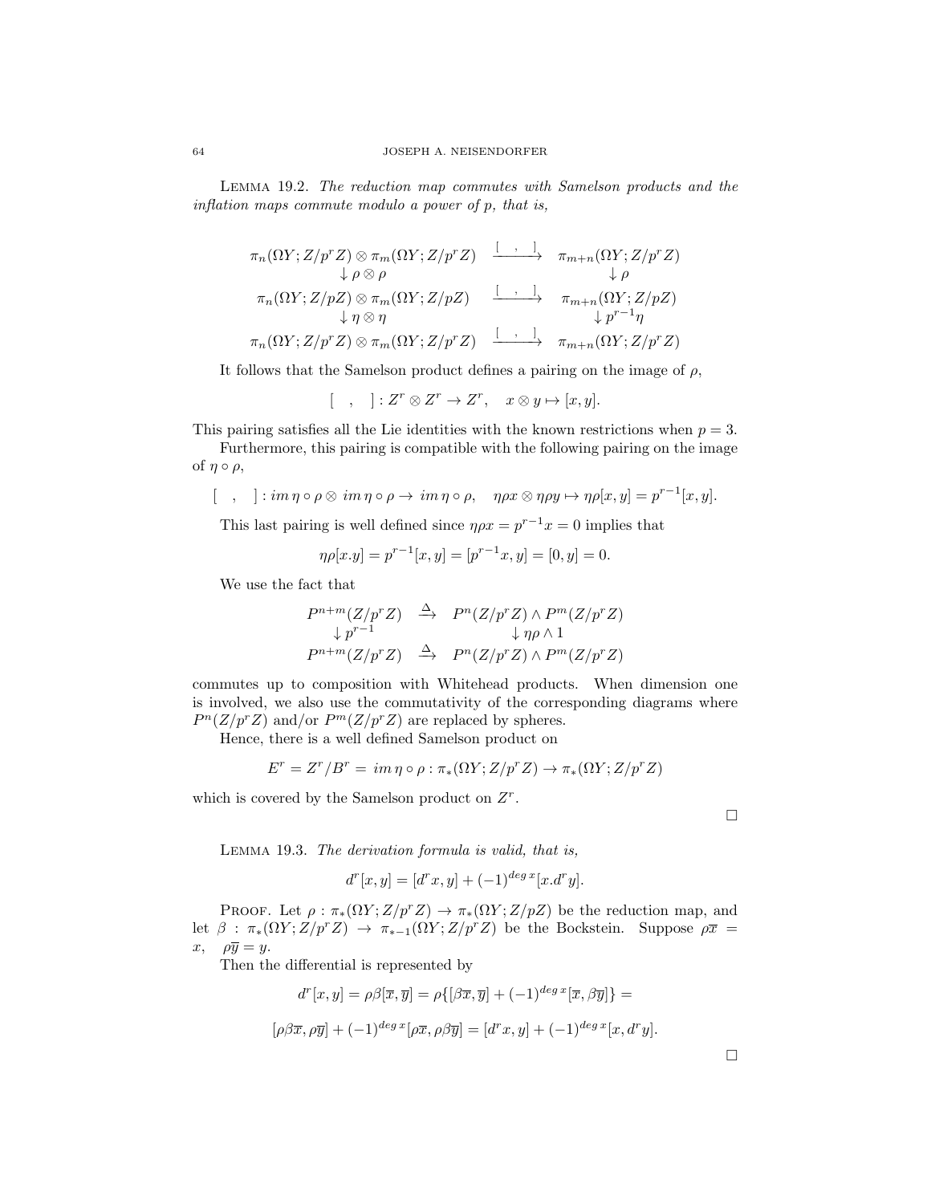LEMMA 19.2. *The reduction map commutes with Samelson products and the inflation maps commute modulo a power of p, that is,*

$$
\begin{array}{ccc}
\pi_n(\Omega Y; Z/p^rZ) \otimes \pi_m(\Omega Y; Z/p^rZ) & \xrightarrow{[\ ,\ ]} & \pi_{m+n}(\Omega Y; Z/p^rZ) \\
\downarrow \rho \otimes \rho & & \downarrow \rho \\
\pi_n(\Omega Y; Z/pZ) \otimes \pi_m(\Omega Y; Z/pZ) & \xrightarrow{[\ ,\ ]} & \pi_{m+n}(\Omega Y; Z/pZ) \\
\downarrow \eta \otimes \eta & & \downarrow p^{r-1}\eta \\
\pi_n(\Omega Y; Z/p^rZ) \otimes \pi_m(\Omega Y; Z/p^rZ) & \xrightarrow{[\ ,\ ]} & \pi_{m+n}(\Omega Y; Z/p^rZ)
\end{array}
$$

It follows that the Samelson product defines a pairing on the image of $\rho$,

$$[\ \ ,\ \ ] : Z^r \otimes Z^r \to Z^r, \quad x \otimes y \mapsto [x, y].$$

This pairing satisfies all the Lie identities with the known restrictions when $p = 3$.

Furthermore, this pairing is compatible with the following pairing on the image of $\eta \circ \rho$,

$$[\ \ ,\ \ ] : im\, \eta \circ \rho \otimes\ im\, \eta \circ \rho \to\ im\, \eta \circ \rho, \quad \eta\rho x \otimes \eta\rho y \mapsto \eta\rho[x, y] = p^{r-1}[x, y].$$

This last pairing is well defined since $\eta\rho x = p^{r-1}x = 0$ implies that

$$\eta\rho[x.y] = p^{r-1}[x, y] = [p^{r-1}x, y] = [0, y] = 0.$$

We use the fact that

$$
\begin{array}{ccc}
P^{n+m}(Z/p^rZ) & \xrightarrow{\Delta} & P^n(Z/p^rZ) \wedge P^m(Z/p^rZ) \\
\downarrow p^{r-1} & & \downarrow \eta\rho \wedge 1 \\
P^{n+m}(Z/p^rZ) & \xrightarrow{\Delta} & P^n(Z/p^rZ) \wedge P^m(Z/p^rZ)
\end{array}
$$

commutes up to composition with Whitehead products. When dimension one is involved, we also use the commutativity of the corresponding diagrams where $P^n(Z/p^rZ)$ and/or $P^m(Z/p^rZ)$ are replaced by spheres.

Hence, there is a well defined Samelson product on

$$E^r = Z^r/B^r =\ im\, \eta \circ \rho : \pi_*(\Omega Y; Z/p^rZ) \to \pi_*(\Omega Y; Z/p^rZ)$$

which is covered by the Samelson product on $Z^r$.

□

LEMMA 19.3. *The derivation formula is valid, that is,*

$$d^r[x, y] = [d^r x, y] + (-1)^{deg\, x}[x.d^r y].$$

PROOF. Let $\rho : \pi_*(\Omega Y; Z/p^rZ) \to \pi_*(\Omega Y; Z/pZ)$ be the reduction map, and let $\beta : \pi_*(\Omega Y; Z/p^rZ) \to \pi_{*-1}(\Omega Y; Z/p^rZ)$ be the Bockstein. Suppose $\rho\overline{x} = x, \quad \rho\overline{y} = y$.

Then the differential is represented by

$$d^r[x, y] = \rho\beta[\overline{x}, \overline{y}] = \rho\{[\beta\overline{x}, \overline{y}] + (-1)^{deg\, x}[\overline{x}, \beta\overline{y}]\} =$$

$$[\rho\beta\overline{x}, \rho\overline{y}] + (-1)^{deg\, x}[\rho\overline{x}, \rho\beta\overline{y}] = [d^r x, y] + (-1)^{deg\, x}[x, d^r y].$$

□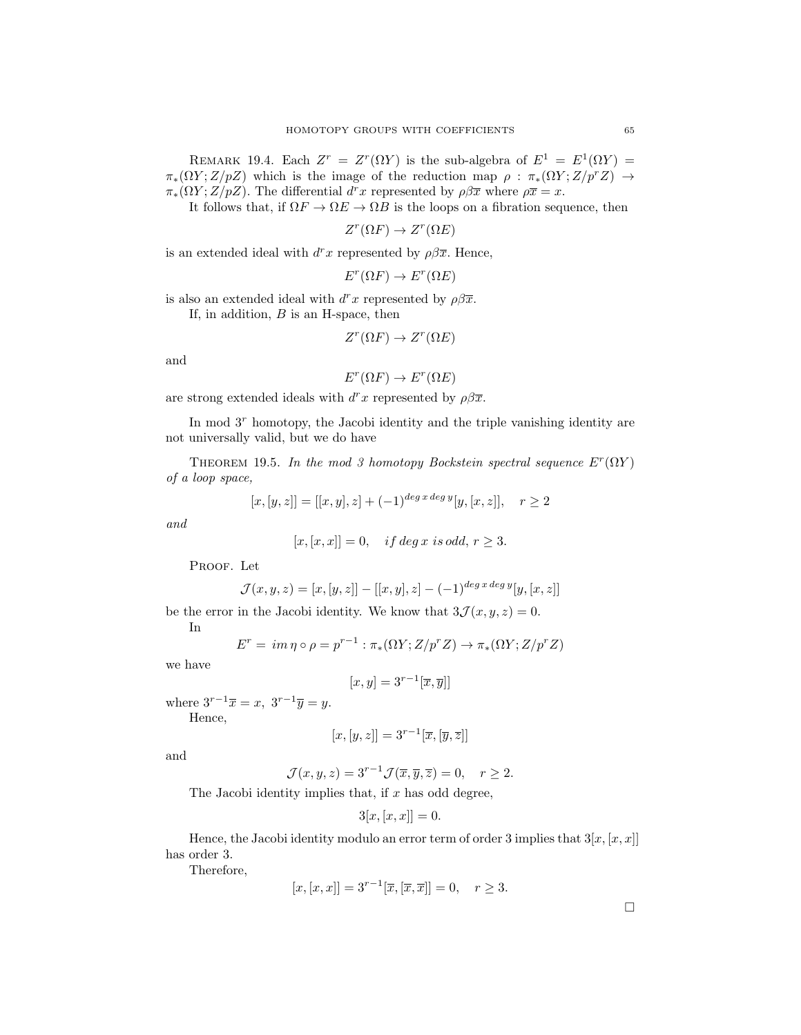Remark 19.4. Each $Z^r = Z^r(\Omega Y)$ is the sub-algebra of $E^1 = E^1(\Omega Y) = \pi_*(\Omega Y; Z/pZ)$ which is the image of the reduction map $\rho : \pi_*(\Omega Y; Z/p^rZ) \to \pi_*(\Omega Y; Z/pZ)$. The differential $d^r x$ represented by $\rho\beta\overline{x}$ where $\rho\overline{x} = x$.

It follows that, if $\Omega F \to \Omega E \to \Omega B$ is the loops on a fibration sequence, then

$$Z^r(\Omega F) \to Z^r(\Omega E)$$

is an extended ideal with $d^r x$ represented by $\rho\beta\overline{x}$. Hence,

$$E^r(\Omega F) \to E^r(\Omega E)$$

is also an extended ideal with $d^r x$ represented by $\rho\beta\overline{x}$.

If, in addition, $B$ is an H-space, then

$$Z^r(\Omega F) \to Z^r(\Omega E)$$

and

$$E^r(\Omega F) \to E^r(\Omega E)$$

are strong extended ideals with $d^r x$ represented by $\rho\beta\overline{x}$.

In mod $3^r$ homotopy, the Jacobi identity and the triple vanishing identity are not universally valid, but we do have

Theorem 19.5. *In the mod 3 homotopy Bockstein spectral sequence $E^r(\Omega Y)$ of a loop space,*

$$[x, [y, z]] = [[x, y], z] + (-1)^{deg\, x\, deg\, y}[y, [x, z]], \quad r \geq 2$$

*and*

$$[x, [x, x]] = 0, \quad if\, deg\, x\, is\, odd,\, r \geq 3.$$

Proof. Let

$$\mathcal{J}(x, y, z) = [x, [y, z]] - [[x, y], z] - (-1)^{deg\, x\, deg\, y}[y, [x, z]]$$

be the error in the Jacobi identity. We know that $3\mathcal{J}(x, y, z) = 0$.

In

$$E^r = \, im\, \eta \circ \rho = p^{r-1} : \pi_*(\Omega Y; Z/p^rZ) \to \pi_*(\Omega Y; Z/p^rZ)$$

we have

$$[x, y] = 3^{r-1}[\overline{x}, \overline{y}]]$$

where $3^{r-1}\overline{x} = x,\ 3^{r-1}\overline{y} = y$.

Hence,

$$[x, [y, z]] = 3^{r-1}[\overline{x}, [\overline{y}, \overline{z}]]$$

and

$$\mathcal{J}(x, y, z) = 3^{r-1}\mathcal{J}(\overline{x}, \overline{y}, \overline{z}) = 0, \quad r \geq 2.$$

The Jacobi identity implies that, if $x$ has odd degree,

$$3[x, [x, x]] = 0.$$

Hence, the Jacobi identity modulo an error term of order 3 implies that $3[x, [x, x]]$ has order 3.

Therefore,

$$[x, [x, x]] = 3^{r-1}[\overline{x}, [\overline{x}, \overline{x}]] = 0, \quad r \geq 3.$$

□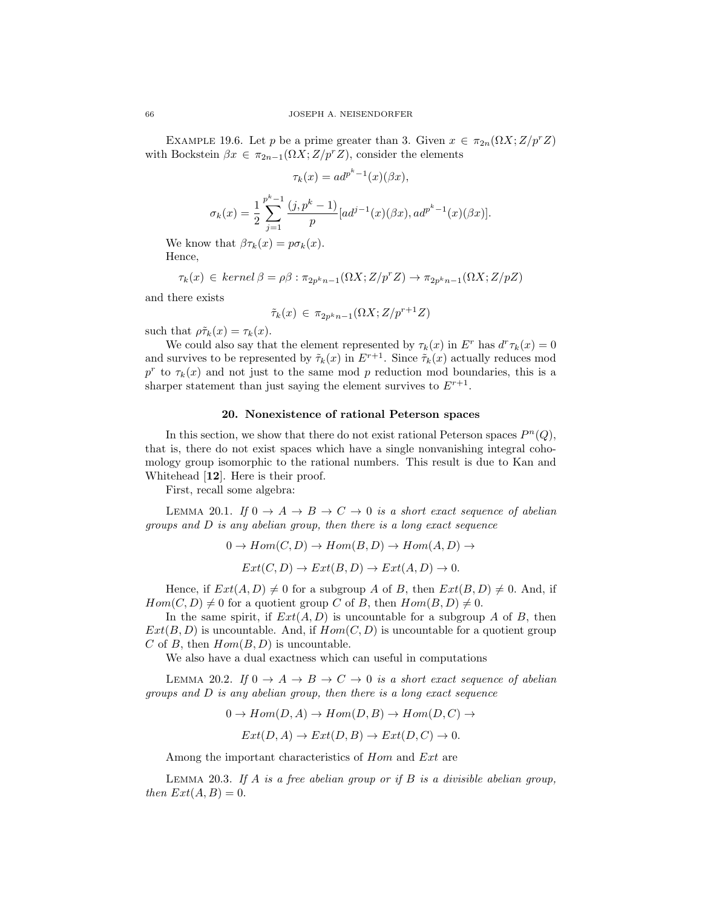Example 19.6. Let $p$ be a prime greater than 3. Given $x \in \pi_{2n}(\Omega X; Z/p^rZ)$ with Bockstein $\beta x \in \pi_{2n-1}(\Omega X; Z/p^rZ)$, consider the elements

$$\tau_k(x) = ad^{p^k-1}(x)(\beta x),$$

$$\sigma_k(x) = \frac{1}{2}\sum_{j=1}^{p^k-1} \frac{(j, p^k-1)}{p}[ad^{j-1}(x)(\beta x), ad^{p^k-1}(x)(\beta x)].$$

We know that $\beta\tau_k(x) = p\sigma_k(x)$.

Hence,

$$\tau_k(x) \in \mathit{kernel}\, \beta = \rho\beta : \pi_{2p^kn-1}(\Omega X; Z/p^rZ) \to \pi_{2p^kn-1}(\Omega X; Z/pZ)$$

and there exists

$$\tilde{\tau}_k(x) \in \pi_{2p^kn-1}(\Omega X; Z/p^{r+1}Z)$$

such that $\rho\tilde{\tau}_k(x) = \tau_k(x)$.

We could also say that the element represented by $\tau_k(x)$ in $E^r$ has $d^r\tau_k(x) = 0$ and survives to be represented by $\tilde{\tau}_k(x)$ in $E^{r+1}$. Since $\tilde{\tau}_k(x)$ actually reduces mod $p^r$ to $\tau_k(x)$ and not just to the same mod $p$ reduction mod boundaries, this is a sharper statement than just saying the element survives to $E^{r+1}$.

## 20. Nonexistence of rational Peterson spaces

In this section, we show that there do not exist rational Peterson spaces $P^n(Q)$, that is, there do not exist spaces which have a single nonvanishing integral cohomology group isomorphic to the rational numbers. This result is due to Kan and Whitehead [**12**]. Here is their proof.

First, recall some algebra:

Lemma 20.1. *If $0 \to A \to B \to C \to 0$ is a short exact sequence of abelian groups and $D$ is any abelian group, then there is a long exact sequence*

$$0 \to Hom(C, D) \to Hom(B, D) \to Hom(A, D) \to$$

$$Ext(C, D) \to Ext(B, D) \to Ext(A, D) \to 0.$$

Hence, if $Ext(A, D) \neq 0$ for a subgroup $A$ of $B$, then $Ext(B, D) \neq 0$. And, if $Hom(C, D) \neq 0$ for a quotient group $C$ of $B$, then $Hom(B, D) \neq 0$.

In the same spirit, if $Ext(A, D)$ is uncountable for a subgroup $A$ of $B$, then $Ext(B, D)$ is uncountable. And, if $Hom(C, D)$ is uncountable for a quotient group $C$ of $B$, then $Hom(B, D)$ is uncountable.

We also have a dual exactness which can useful in computations

Lemma 20.2. *If $0 \to A \to B \to C \to 0$ is a short exact sequence of abelian groups and $D$ is any abelian group, then there is a long exact sequence*

$$0 \to Hom(D, A) \to Hom(D, B) \to Hom(D, C) \to$$

$$Ext(D, A) \to Ext(D, B) \to Ext(D, C) \to 0.$$

Among the important characteristics of $Hom$ and $Ext$ are

Lemma 20.3. *If $A$ is a free abelian group or if $B$ is a divisible abelian group, then $Ext(A, B) = 0$.*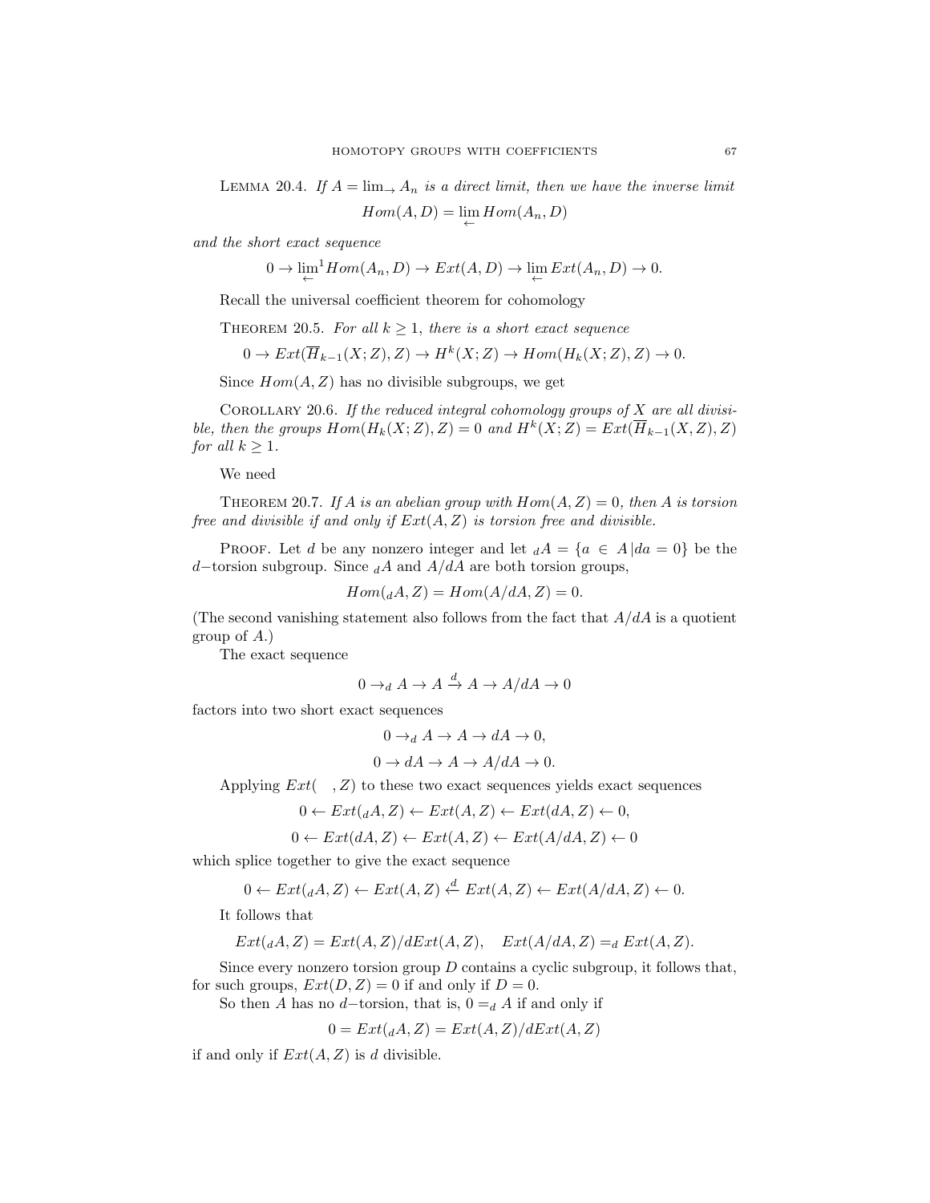Lemma 20.4. *If $A = \lim_{\to} A_n$ is a direct limit, then we have the inverse limit*

$$Hom(A, D) = \lim_{\leftarrow} Hom(A_n, D)$$

*and the short exact sequence*

$$0 \to \lim_{\leftarrow}{}^1 Hom(A_n, D) \to Ext(A, D) \to \lim_{\leftarrow} Ext(A_n, D) \to 0.$$

Recall the universal coefficient theorem for cohomology

Theorem 20.5. *For all $k \geq 1$, there is a short exact sequence*

$$0 \to Ext(\overline{H}_{k-1}(X; Z), Z) \to H^k(X; Z) \to Hom(H_k(X; Z), Z) \to 0.$$

Since $Hom(A, Z)$ has no divisible subgroups, we get

Corollary 20.6. *If the reduced integral cohomology groups of $X$ are all divisible, then the groups $Hom(H_k(X; Z), Z) = 0$ and $H^k(X; Z) = Ext(\overline{H}_{k-1}(X, Z), Z)$ for all $k \geq 1$.*

We need

Theorem 20.7. *If $A$ is an abelian group with $Hom(A, Z) = 0$, then $A$ is torsion free and divisible if and only if $Ext(A, Z)$ is torsion free and divisible.*

Proof. Let $d$ be any nonzero integer and let ${}_dA = \{a \in A | da = 0\}$ be the $d-$torsion subgroup. Since ${}_dA$ and $A/dA$ are both torsion groups,

$$Hom({}_dA, Z) = Hom(A/dA, Z) = 0.$$

(The second vanishing statement also follows from the fact that $A/dA$ is a quotient group of $A$.)

The exact sequence

$$0 \to_d A \to A \xrightarrow{d} A \to A/dA \to 0$$

factors into two short exact sequences

$$0 \to_d A \to A \to dA \to 0,$$

$$0 \to dA \to A \to A/dA \to 0.$$

Applying $Ext(\quad, Z)$ to these two exact sequences yields exact sequences

$$0 \leftarrow Ext({}_dA, Z) \leftarrow Ext(A, Z) \leftarrow Ext(dA, Z) \leftarrow 0,$$

$$0 \leftarrow Ext(dA, Z) \leftarrow Ext(A, Z) \leftarrow Ext(A/dA, Z) \leftarrow 0$$

which splice together to give the exact sequence

$$0 \leftarrow Ext({}_dA, Z) \leftarrow Ext(A, Z) \xleftarrow{d} Ext(A, Z) \leftarrow Ext(A/dA, Z) \leftarrow 0.$$

It follows that

$$Ext({}_dA, Z) = Ext(A, Z)/dExt(A, Z), \quad Ext(A/dA, Z) =_d Ext(A, Z).$$

Since every nonzero torsion group $D$ contains a cyclic subgroup, it follows that, for such groups, $Ext(D, Z) = 0$ if and only if $D = 0$.

So then $A$ has no $d-$torsion, that is, $0 =_d A$ if and only if

$$0 = Ext({}_dA, Z) = Ext(A, Z)/dExt(A, Z)$$

if and only if $Ext(A, Z)$ is $d$ divisible.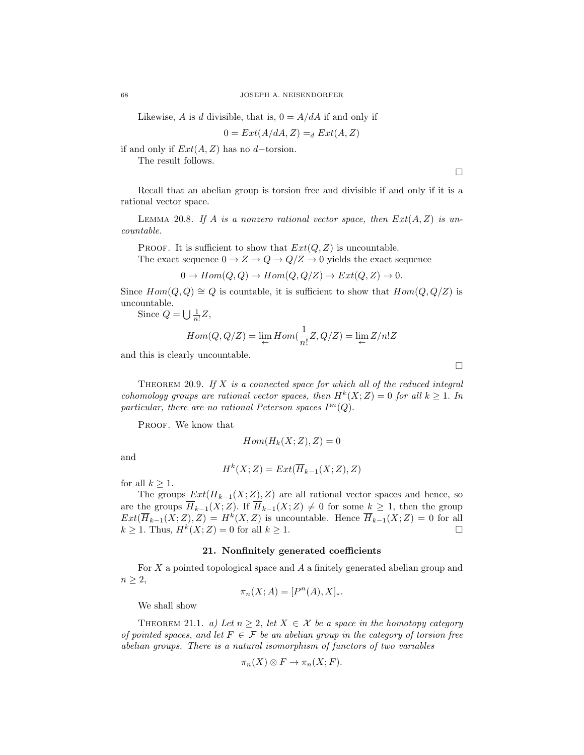Likewise, $A$ is $d$ divisible, that is, $0 = A/dA$ if and only if

$$0 = Ext(A/dA, Z) =_d Ext(A, Z)$$

if and only if $Ext(A, Z)$ has no $d-$torsion.

The result follows.

$\square$

Recall that an abelian group is torsion free and divisible if and only if it is a rational vector space.

Lemma 20.8. *If $A$ is a nonzero rational vector space, then $Ext(A, Z)$ is uncountable.*

Proof. It is sufficient to show that $Ext(Q, Z)$ is uncountable.

The exact sequence $0 \to Z \to Q \to Q/Z \to 0$ yields the exact sequence

$$0 \to Hom(Q, Q) \to Hom(Q, Q/Z) \to Ext(Q, Z) \to 0.$$

Since $Hom(Q, Q) \cong Q$ is countable, it is sufficient to show that $Hom(Q, Q/Z)$ is uncountable.

Since $Q = \bigcup \frac{1}{n!}Z$,

$$Hom(Q, Q/Z) = \lim_{\leftarrow} Hom(\frac{1}{n!}Z, Q/Z) = \lim_{\leftarrow} Z/n!Z$$

and this is clearly uncountable.

$\square$

Theorem 20.9. *If $X$ is a connected space for which all of the reduced integral cohomology groups are rational vector spaces, then $H^k(X; Z) = 0$ for all $k \geq 1$. In particular, there are no rational Peterson spaces $P^n(Q)$.*

Proof. We know that

$$Hom(H_k(X; Z), Z) = 0$$

and

$$H^k(X; Z) = Ext(\overline{H}_{k-1}(X; Z), Z)$$

for all $k \geq 1$.

The groups $Ext(\overline{H}_{k-1}(X; Z), Z)$ are all rational vector spaces and hence, so are the groups $\overline{H}_{k-1}(X; Z)$. If $\overline{H}_{k-1}(X; Z) \neq 0$ for some $k \geq 1$, then the group $Ext(\overline{H}_{k-1}(X; Z), Z) = H^k(X, Z)$ is uncountable. Hence $\overline{H}_{k-1}(X; Z) = 0$ for all $k \geq 1$. Thus, $H^k(X; Z) = 0$ for all $k \geq 1$. $\square$

## 21. Nonfinitely generated coefficients

For $X$ a pointed topological space and $A$ a finitely generated abelian group and $n \geq 2$,

$$\pi_n(X; A) = [P^n(A), X]_*.$$

We shall show

Theorem 21.1. *a) Let $n \geq 2$, let $X \in \mathcal{X}$ be a space in the homotopy category of pointed spaces, and let $F \in \mathcal{F}$ be an abelian group in the category of torsion free abelian groups. There is a natural isomorphism of functors of two variables*

$$\pi_n(X) \otimes F \to \pi_n(X; F).$$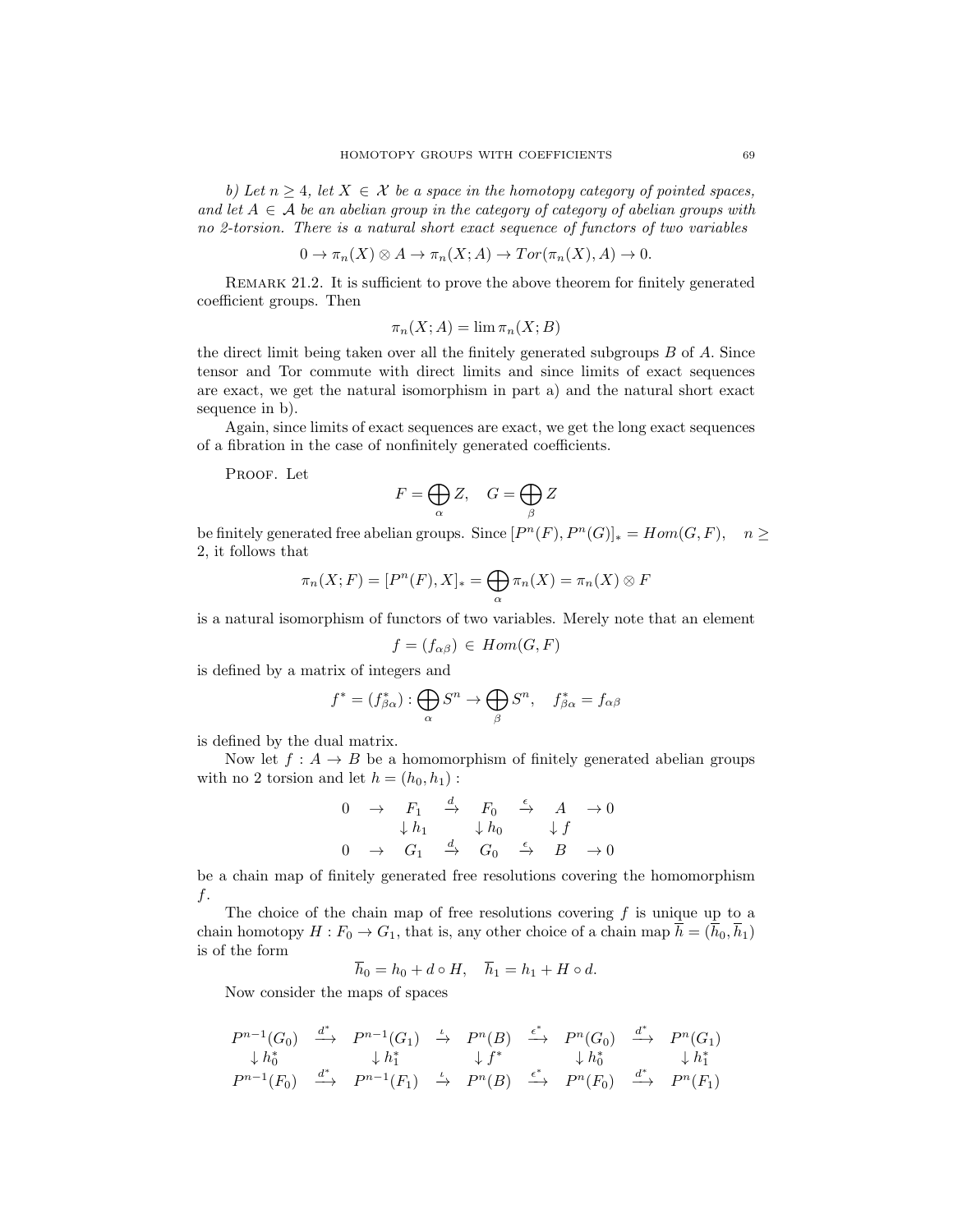*b) Let $n \geq 4$, let $X \in \mathcal{X}$ be a space in the homotopy category of pointed spaces, and let $A \in \mathcal{A}$ be an abelian group in the category of category of abelian groups with no 2-torsion. There is a natural short exact sequence of functors of two variables*

$$0 \to \pi_n(X) \otimes A \to \pi_n(X; A) \to Tor(\pi_n(X), A) \to 0.$$

Remark 21.2. It is sufficient to prove the above theorem for finitely generated coefficient groups. Then

$$\pi_n(X; A) = \lim \pi_n(X; B)$$

the direct limit being taken over all the finitely generated subgroups $B$ of $A$. Since tensor and Tor commute with direct limits and since limits of exact sequences are exact, we get the natural isomorphism in part a) and the natural short exact sequence in b).

Again, since limits of exact sequences are exact, we get the long exact sequences of a fibration in the case of nonfinitely generated coefficients.

Proof. Let

$$F = \bigoplus_{\alpha} Z, \quad G = \bigoplus_{\beta} Z$$

be finitely generated free abelian groups. Since $[P^n(F), P^n(G)]_* = Hom(G, F), \quad n \geq 2$, it follows that

$$\pi_n(X; F) = [P^n(F), X]_* = \bigoplus_{\alpha} \pi_n(X) = \pi_n(X) \otimes F$$

is a natural isomorphism of functors of two variables. Merely note that an element

$$f = (f_{\alpha\beta}) \in Hom(G, F)$$

is defined by a matrix of integers and

$$f^* = (f^*_{\beta\alpha}) : \bigoplus_{\alpha} S^n \to \bigoplus_{\beta} S^n, \quad f^*_{\beta\alpha} = f_{\alpha\beta}$$

is defined by the dual matrix.

Now let $f : A \to B$ be a homomorphism of finitely generated abelian groups with no 2 torsion and let $h = (h_0, h_1)$ :

$$\begin{array}{ccccccc}
0 & \to & F_1 & \xrightarrow{d} & F_0 & \xrightarrow{\epsilon} & A & \to 0 \\
 & & \downarrow h_1 & & \downarrow h_0 & & \downarrow f & \\
0 & \to & G_1 & \xrightarrow{d} & G_0 & \xrightarrow{\epsilon} & B & \to 0
\end{array}$$

be a chain map of finitely generated free resolutions covering the homomorphism $f$.

The choice of the chain map of free resolutions covering $f$ is unique up to a chain homotopy $H : F_0 \to G_1$, that is, any other choice of a chain map $\overline{h} = (\overline{h}_0, \overline{h}_1)$ is of the form

$$\overline{h}_0 = h_0 + d \circ H, \quad \overline{h}_1 = h_1 + H \circ d.$$

Now consider the maps of spaces

$$\begin{array}{ccccccccc}
P^{n-1}(G_0) & \xrightarrow{d^*} & P^{n-1}(G_1) & \xrightarrow{\iota} & P^n(B) & \xrightarrow{\epsilon^*} & P^n(G_0) & \xrightarrow{d^*} & P^n(G_1) \\
\downarrow h_0^* & & \downarrow h_1^* & & \downarrow f^* & & \downarrow h_0^* & & \downarrow h_1^* \\
P^{n-1}(F_0) & \xrightarrow{d^*} & P^{n-1}(F_1) & \xrightarrow{\iota} & P^n(B) & \xrightarrow{\epsilon^*} & P^n(F_0) & \xrightarrow{d^*} & P^n(F_1)
\end{array}$$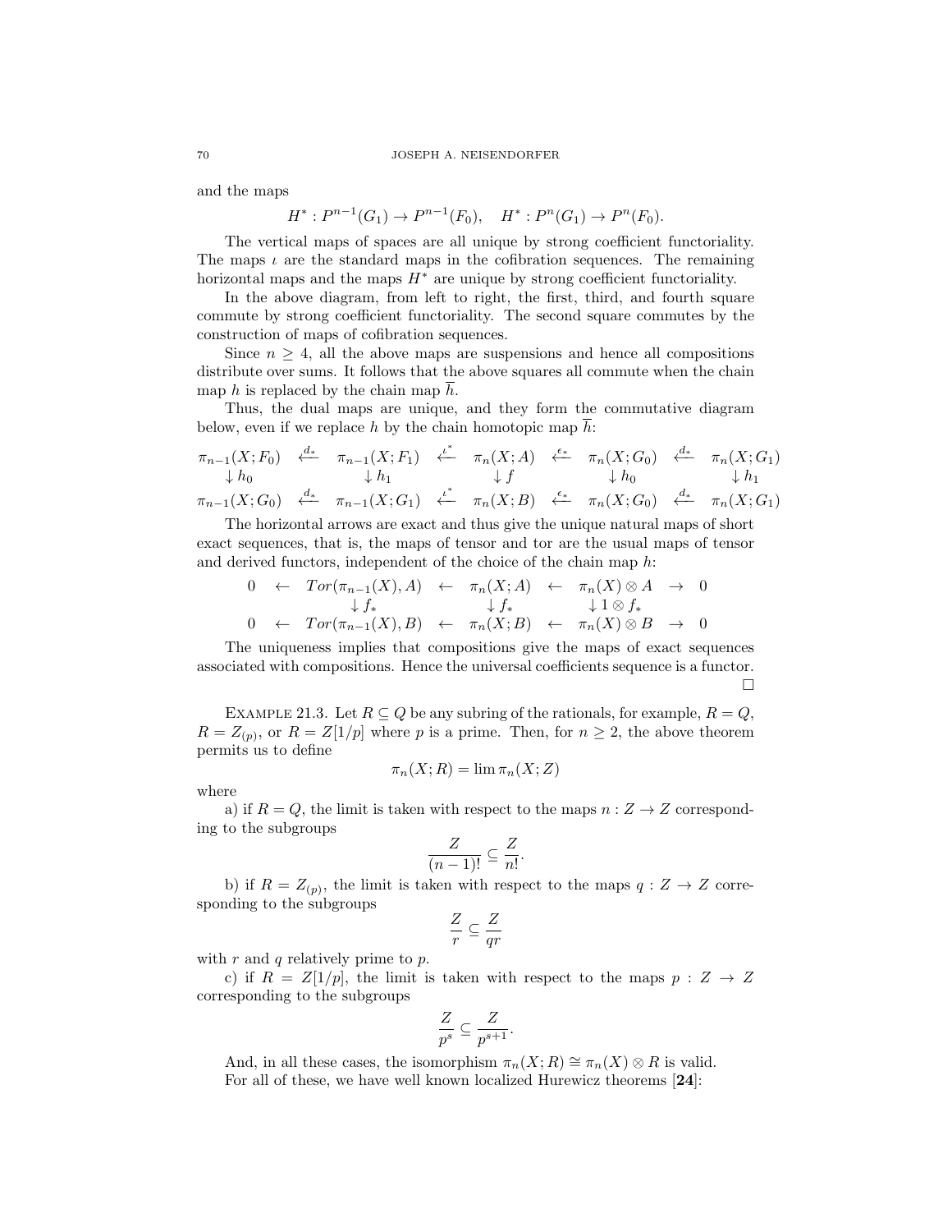and the maps

$$H^* : P^{n-1}(G_1) \to P^{n-1}(F_0), \quad H^* : P^n(G_1) \to P^n(F_0).$$

The vertical maps of spaces are all unique by strong coefficient functoriality. The maps $\iota$ are the standard maps in the cofibration sequences. The remaining horizontal maps and the maps $H^*$ are unique by strong coefficient functoriality.

In the above diagram, from left to right, the first, third, and fourth square commute by strong coefficient functoriality. The second square commutes by the construction of maps of cofibration sequences.

Since $n \geq 4$, all the above maps are suspensions and hence all compositions distribute over sums. It follows that the above squares all commute when the chain map $h$ is replaced by the chain map $\overline{h}$.

Thus, the dual maps are unique, and they form the commutative diagram below, even if we replace $h$ by the chain homotopic map $\overline{h}$:

$$\begin{array}{ccccccccc}
\pi_{n-1}(X;F_0) & \stackrel{d_*}{\longleftarrow} & \pi_{n-1}(X;F_1) & \stackrel{\iota^*}{\longleftarrow} & \pi_n(X;A) & \stackrel{\epsilon_*}{\longleftarrow} & \pi_n(X;G_0) & \stackrel{d_*}{\longleftarrow} & \pi_n(X;G_1) \\
\downarrow h_0 & & \downarrow h_1 & & \downarrow f & & \downarrow h_0 & & \downarrow h_1 \\
\pi_{n-1}(X;G_0) & \stackrel{d_*}{\longleftarrow} & \pi_{n-1}(X;G_1) & \stackrel{\iota^*}{\longleftarrow} & \pi_n(X;B) & \stackrel{\epsilon_*}{\longleftarrow} & \pi_n(X;G_0) & \stackrel{d_*}{\longleftarrow} & \pi_n(X;G_1)
\end{array}$$

The horizontal arrows are exact and thus give the unique natural maps of short exact sequences, that is, the maps of tensor and tor are the usual maps of tensor and derived functors, independent of the choice of the chain map $h$:

$$\begin{array}{ccccccccc}
0 & \leftarrow & Tor(\pi_{n-1}(X), A) & \leftarrow & \pi_n(X;A) & \leftarrow & \pi_n(X) \otimes A & \rightarrow & 0 \\
 & & \downarrow f_* & & \downarrow f_* & & \downarrow 1 \otimes f_* & & \\
0 & \leftarrow & Tor(\pi_{n-1}(X), B) & \leftarrow & \pi_n(X;B) & \leftarrow & \pi_n(X) \otimes B & \rightarrow & 0
\end{array}$$

The uniqueness implies that compositions give the maps of exact sequences associated with compositions. Hence the universal coefficients sequence is a functor. $\square$

EXAMPLE 21.3. Let $R \subseteq Q$ be any subring of the rationals, for example, $R = Q$, $R = Z_{(p)}$, or $R = Z[1/p]$ where $p$ is a prime. Then, for $n \geq 2$, the above theorem permits us to define

$$\pi_n(X;R) = \lim \pi_n(X;Z)$$

where

a) if $R = Q$, the limit is taken with respect to the maps $n : Z \to Z$ corresponding to the subgroups

$$\frac{Z}{(n-1)!} \subseteq \frac{Z}{n!}.$$

b) if $R = Z_{(p)}$, the limit is taken with respect to the maps $q : Z \to Z$ corresponding to the subgroups

$$\frac{Z}{r} \subseteq \frac{Z}{qr}$$

with $r$ and $q$ relatively prime to $p$.

c) if $R = Z[1/p]$, the limit is taken with respect to the maps $p : Z \to Z$ corresponding to the subgroups

$$\frac{Z}{p^s} \subseteq \frac{Z}{p^{s+1}}.$$

And, in all these cases, the isomorphism $\pi_n(X;R) \cong \pi_n(X) \otimes R$ is valid.

For all of these, we have well known localized Hurewicz theorems [**24**]: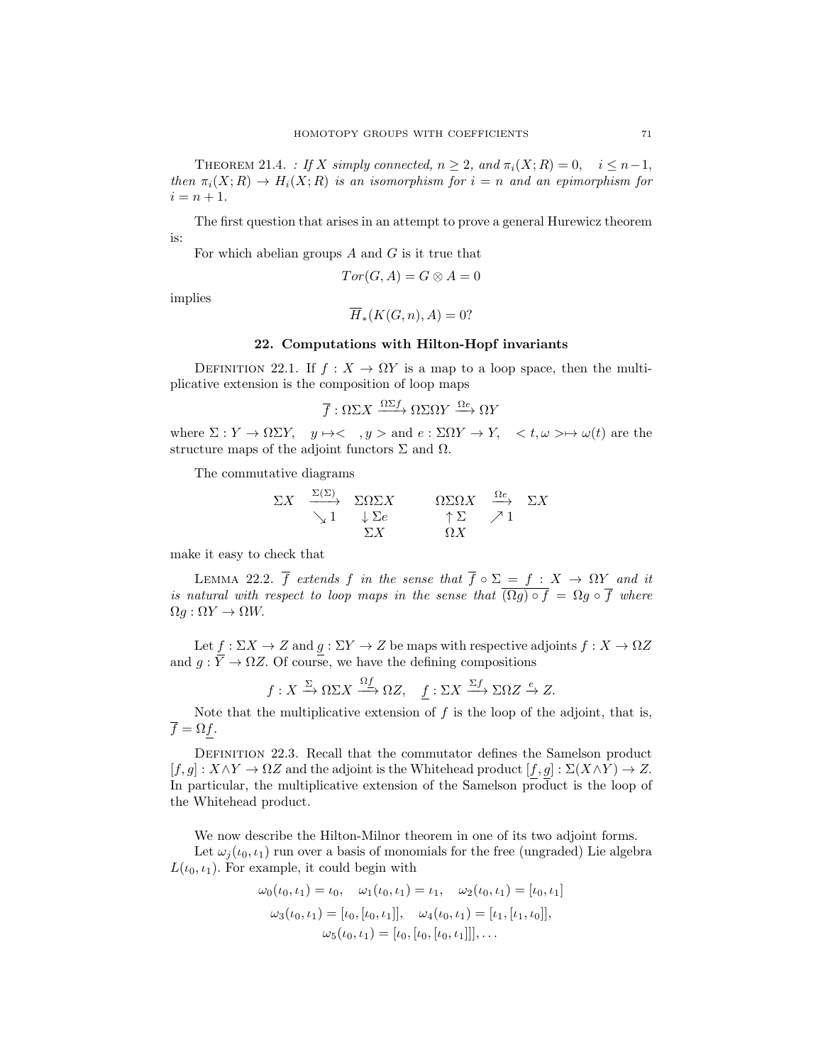THEOREM 21.4. *: If $X$ simply connected, $n \geq 2$, and $\pi_i(X; R) = 0, \quad i \leq n-1$, then $\pi_i(X; R) \to H_i(X; R)$ is an isomorphism for $i = n$ and an epimorphism for $i = n+1$.*

The first question that arises in an attempt to prove a general Hurewicz theorem is:

For which abelian groups $A$ and $G$ is it true that

$$Tor(G, A) = G \otimes A = 0$$

implies

$$\overline{H}_*(K(G, n), A) = 0?$$

## 22. Computations with Hilton-Hopf invariants

DEFINITION 22.1. If $f : X \to \Omega Y$ is a map to a loop space, then the multiplicative extension is the composition of loop maps

$$\overline{f} : \Omega\Sigma X \xrightarrow{\Omega\Sigma f} \Omega\Sigma\Omega Y \xrightarrow{\Omega e} \Omega Y$$

where $\Sigma : Y \to \Omega\Sigma Y, \quad y \mapsto <\ \ , y>$ and $e : \Sigma\Omega Y \to Y, \quad <t, \omega> \mapsto \omega(t)$ are the structure maps of the adjoint functors $\Sigma$ and $\Omega$.

The commutative diagrams

$$\begin{array}{ccccccc} \Sigma X & \xrightarrow{\Sigma(\Sigma)} & \Sigma\Omega\Sigma X & \qquad & \Omega\Sigma\Omega X & \xrightarrow{\Omega e} & \Sigma X \\ & \searrow 1 & \downarrow \Sigma e & & \uparrow \Sigma & \nearrow 1 & \\ & & \Sigma X & & \Omega X & & \end{array}$$

make it easy to check that

LEMMA 22.2. *$\overline{f}$ extends $f$ in the sense that $\overline{f} \circ \Sigma = f : X \to \Omega Y$ and it is natural with respect to loop maps in the sense that $\overline{(\Omega g) \circ f} = \Omega g \circ \overline{f}$ where $\Omega g : \Omega Y \to \Omega W$.*

Let $\underline{f} : \Sigma X \to Z$ and $\underline{g} : \Sigma Y \to Z$ be maps with respective adjoints $f : X \to \Omega Z$ and $g : Y \to \Omega Z$. Of course, we have the defining compositions

$$f : X \xrightarrow{\Sigma} \Omega\Sigma X \xrightarrow{\Omega \underline{f}} \Omega Z, \quad \underline{f} : \Sigma X \xrightarrow{\Sigma f} \Sigma\Omega Z \xrightarrow{e} Z.$$

Note that the multiplicative extension of $f$ is the loop of the adjoint, that is, $\overline{f} = \Omega \underline{f}$.

DEFINITION 22.3. Recall that the commutator defines the Samelson product $[f, g] : X \wedge Y \to \Omega Z$ and the adjoint is the Whitehead product $[\underline{f}, \underline{g}] : \Sigma(X \wedge Y) \to Z$. In particular, the multiplicative extension of the Samelson product is the loop of the Whitehead product.

We now describe the Hilton-Milnor theorem in one of its two adjoint forms.

Let $\omega_j(\iota_0, \iota_1)$ run over a basis of monomials for the free (ungraded) Lie algebra $L(\iota_0, \iota_1)$. For example, it could begin with

$$\omega_0(\iota_0, \iota_1) = \iota_0, \quad \omega_1(\iota_0, \iota_1) = \iota_1, \quad \omega_2(\iota_0, \iota_1) = [\iota_0, \iota_1]$$

$$\omega_3(\iota_0, \iota_1) = [\iota_0, [\iota_0, \iota_1]], \quad \omega_4(\iota_0, \iota_1) = [\iota_1, [\iota_1, \iota_0]],$$

$$\omega_5(\iota_0, \iota_1) = [\iota_0, [\iota_0, [\iota_0, \iota_1]]], \ldots$$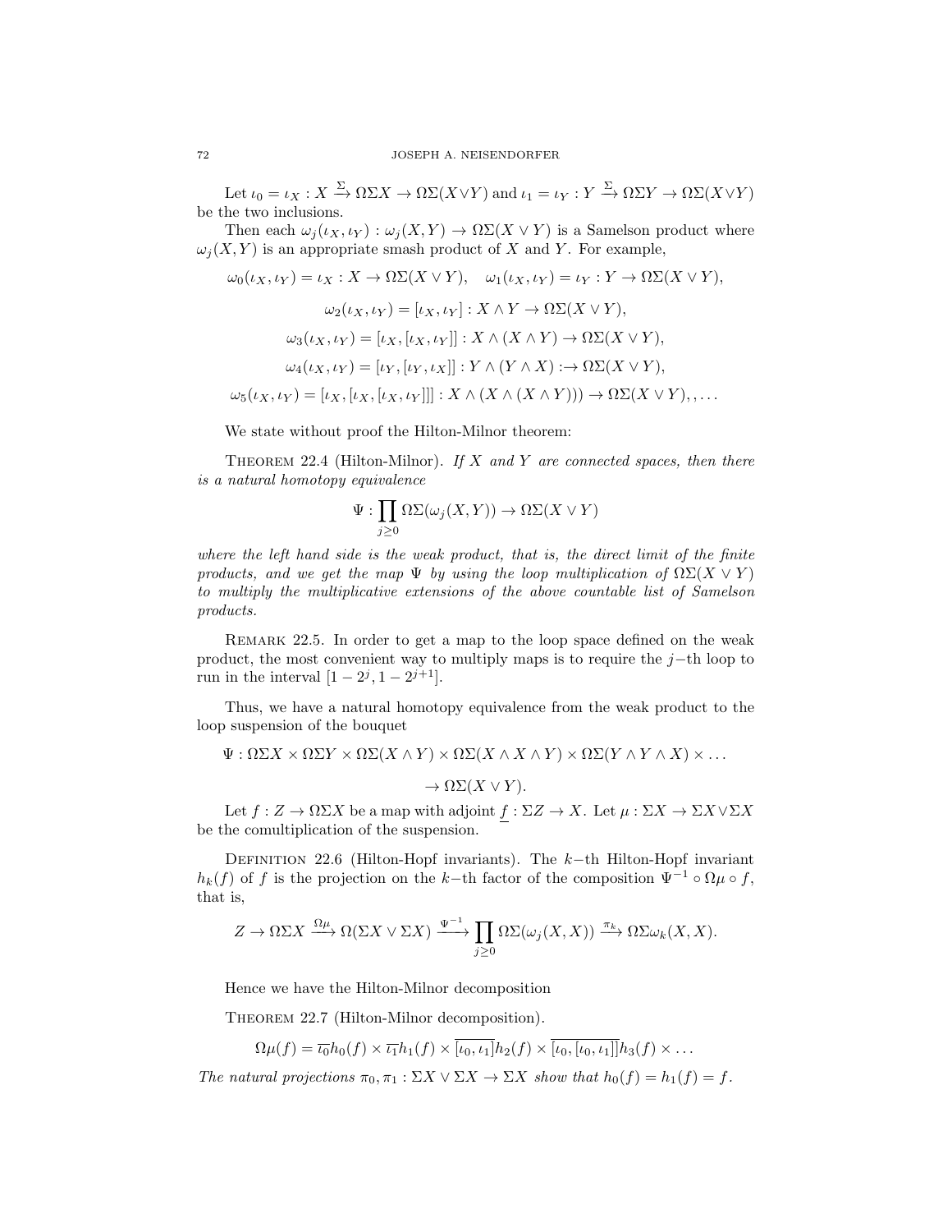Let $\iota_0 = \iota_X : X \xrightarrow{\Sigma} \Omega\Sigma X \to \Omega\Sigma(X \vee Y)$ and $\iota_1 = \iota_Y : Y \xrightarrow{\Sigma} \Omega\Sigma Y \to \Omega\Sigma(X \vee Y)$ be the two inclusions.

Then each $\omega_j(\iota_X, \iota_Y) : \omega_j(X,Y) \to \Omega\Sigma(X \vee Y)$ is a Samelson product where $\omega_j(X,Y)$ is an appropriate smash product of $X$ and $Y$. For example,

$$\omega_0(\iota_X, \iota_Y) = \iota_X : X \to \Omega\Sigma(X \vee Y), \quad \omega_1(\iota_X, \iota_Y) = \iota_Y : Y \to \Omega\Sigma(X \vee Y),$$

$$\omega_2(\iota_X, \iota_Y) = [\iota_X, \iota_Y] : X \wedge Y \to \Omega\Sigma(X \vee Y),$$

$$\omega_3(\iota_X, \iota_Y) = [\iota_X, [\iota_X, \iota_Y]] : X \wedge (X \wedge Y) \to \Omega\Sigma(X \vee Y),$$

$$\omega_4(\iota_X, \iota_Y) = [\iota_Y, [\iota_Y, \iota_X]] : Y \wedge (Y \wedge X) :\to \Omega\Sigma(X \vee Y),$$

$$\omega_5(\iota_X, \iota_Y) = [\iota_X, [\iota_X, [\iota_X, \iota_Y]]] : X \wedge (X \wedge (X \wedge Y))) \to \Omega\Sigma(X \vee Y), , \ldots$$

We state without proof the Hilton-Milnor theorem:

Theorem 22.4 (Hilton-Milnor). *If $X$ and $Y$ are connected spaces, then there is a natural homotopy equivalence*

$$\Psi : \prod_{j \geq 0} \Omega\Sigma(\omega_j(X,Y)) \to \Omega\Sigma(X \vee Y)$$

*where the left hand side is the weak product, that is, the direct limit of the finite products, and we get the map $\Psi$ by using the loop multiplication of $\Omega\Sigma(X \vee Y)$ to multiply the multiplicative extensions of the above countable list of Samelson products.*

Remark 22.5. In order to get a map to the loop space defined on the weak product, the most convenient way to multiply maps is to require the $j-$th loop to run in the interval $[1 - 2^j, 1 - 2^{j+1}]$.

Thus, we have a natural homotopy equivalence from the weak product to the loop suspension of the bouquet

$$\Psi : \Omega\Sigma X \times \Omega\Sigma Y \times \Omega\Sigma(X \wedge Y) \times \Omega\Sigma(X \wedge X \wedge Y) \times \Omega\Sigma(Y \wedge Y \wedge X) \times \ldots$$

$$\to \Omega\Sigma(X \vee Y).$$

Let $f : Z \to \Omega\Sigma X$ be a map with adjoint $\underline{f} : \Sigma Z \to X$. Let $\mu : \Sigma X \to \Sigma X \vee \Sigma X$ be the comultiplication of the suspension.

Definition 22.6 (Hilton-Hopf invariants). The $k-$th Hilton-Hopf invariant $h_k(f)$ of $f$ is the projection on the $k-$th factor of the composition $\Psi^{-1} \circ \Omega\mu \circ f$, that is,

$$Z \to \Omega\Sigma X \xrightarrow{\Omega\mu} \Omega(\Sigma X \vee \Sigma X) \xrightarrow{\Psi^{-1}} \prod_{j \geq 0} \Omega\Sigma(\omega_j(X,X)) \xrightarrow{\pi_k} \Omega\Sigma\omega_k(X,X).$$

Hence we have the Hilton-Milnor decomposition

Theorem 22.7 (Hilton-Milnor decomposition).

$$\Omega\mu(f) = \overline{\iota_0} h_0(f) \times \overline{\iota_1} h_1(f) \times \overline{[\iota_0, \iota_1]} h_2(f) \times \overline{[\iota_0, [\iota_0, \iota_1]]} h_3(f) \times \ldots$$

*The natural projections $\pi_0, \pi_1 : \Sigma X \vee \Sigma X \to \Sigma X$ show that $h_0(f) = h_1(f) = f$.*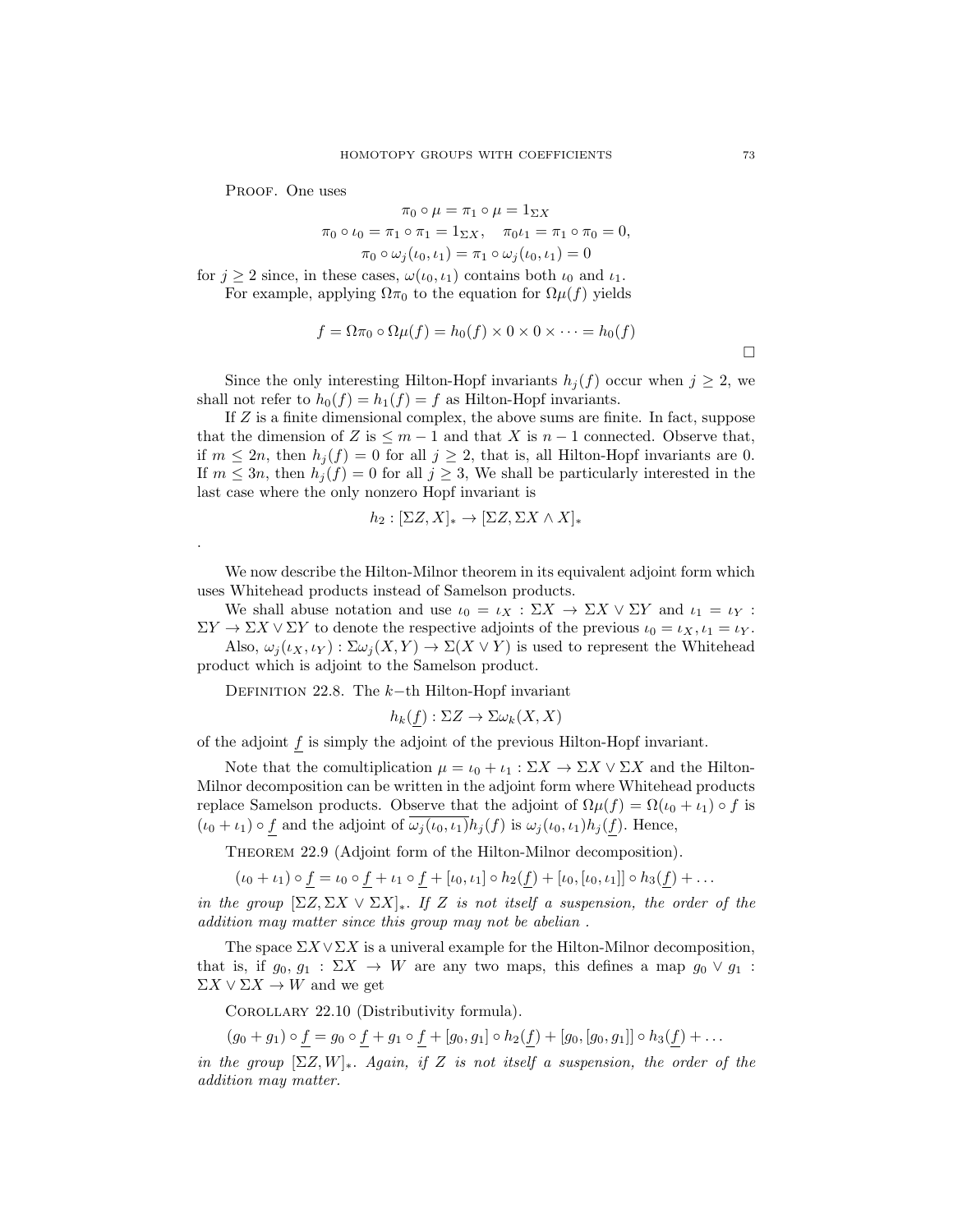Proof. One uses

$$\pi_0 \circ \mu = \pi_1 \circ \mu = 1_{\Sigma X}$$
$$\pi_0 \circ \iota_0 = \pi_1 \circ \pi_1 = 1_{\Sigma X}, \quad \pi_0 \iota_1 = \pi_1 \circ \pi_0 = 0,$$
$$\pi_0 \circ \omega_j(\iota_0, \iota_1) = \pi_1 \circ \omega_j(\iota_0, \iota_1) = 0$$

for $j \geq 2$ since, in these cases, $\omega(\iota_0, \iota_1)$ contains both $\iota_0$ and $\iota_1$.

For example, applying $\Omega\pi_0$ to the equation for $\Omega\mu(f)$ yields

$$f = \Omega\pi_0 \circ \Omega\mu(f) = h_0(f) \times 0 \times 0 \times \cdots = h_0(f)$$

□

Since the only interesting Hilton-Hopf invariants $h_j(f)$ occur when $j \geq 2$, we shall not refer to $h_0(f) = h_1(f) = f$ as Hilton-Hopf invariants.

If $Z$ is a finite dimensional complex, the above sums are finite. In fact, suppose that the dimension of $Z$ is $\leq m-1$ and that $X$ is $n-1$ connected. Observe that, if $m \leq 2n$, then $h_j(f) = 0$ for all $j \geq 2$, that is, all Hilton-Hopf invariants are 0. If $m \leq 3n$, then $h_j(f) = 0$ for all $j \geq 3$, We shall be particularly interested in the last case where the only nonzero Hopf invariant is

$$h_2 : [\Sigma Z, X]_* \to [\Sigma Z, \Sigma X \wedge X]_*$$

.

We now describe the Hilton-Milnor theorem in its equivalent adjoint form which uses Whitehead products instead of Samelson products.

We shall abuse notation and use $\iota_0 = \iota_X : \Sigma X \to \Sigma X \vee \Sigma Y$ and $\iota_1 = \iota_Y : \Sigma Y \to \Sigma X \vee \Sigma Y$ to denote the respective adjoints of the previous $\iota_0 = \iota_X, \iota_1 = \iota_Y$.

Also, $\omega_j(\iota_X, \iota_Y) : \Sigma\omega_j(X, Y) \to \Sigma(X \vee Y)$ is used to represent the Whitehead product which is adjoint to the Samelson product.

Definition 22.8. The $k-$th Hilton-Hopf invariant

$$h_k(\underline{f}) : \Sigma Z \to \Sigma\omega_k(X, X)$$

of the adjoint $\underline{f}$ is simply the adjoint of the previous Hilton-Hopf invariant.

Note that the comultiplication $\mu = \iota_0 + \iota_1 : \Sigma X \to \Sigma X \vee \Sigma X$ and the Hilton-Milnor decomposition can be written in the adjoint form where Whitehead products replace Samelson products. Observe that the adjoint of $\Omega\mu(f) = \Omega(\iota_0 + \iota_1) \circ f$ is $(\iota_0 + \iota_1) \circ \underline{f}$ and the adjoint of $\overline{\omega_j(\iota_0, \iota_1)} h_j(f)$ is $\omega_j(\iota_0, \iota_1) h_j(\underline{f})$. Hence,

Theorem 22.9 (Adjoint form of the Hilton-Milnor decomposition).

$$(\iota_0 + \iota_1) \circ \underline{f} = \iota_0 \circ \underline{f} + \iota_1 \circ \underline{f} + [\iota_0, \iota_1] \circ h_2(\underline{f}) + [\iota_0, [\iota_0, \iota_1]] \circ h_3(\underline{f}) + \ldots$$

*in the group $[\Sigma Z, \Sigma X \vee \Sigma X]_*$. If $Z$ is not itself a suspension, the order of the addition may matter since this group may not be abelian .*

The space $\Sigma X \vee \Sigma X$ is a univeral example for the Hilton-Milnor decomposition, that is, if $g_0, g_1 : \Sigma X \to W$ are any two maps, this defines a map $g_0 \vee g_1 : \Sigma X \vee \Sigma X \to W$ and we get

Corollary 22.10 (Distributivity formula).

$$(g_0 + g_1) \circ \underline{f} = g_0 \circ \underline{f} + g_1 \circ \underline{f} + [g_0, g_1] \circ h_2(\underline{f}) + [g_0, [g_0, g_1]] \circ h_3(\underline{f}) + \ldots$$

*in the group $[\Sigma Z, W]_*$. Again, if $Z$ is not itself a suspension, the order of the addition may matter.*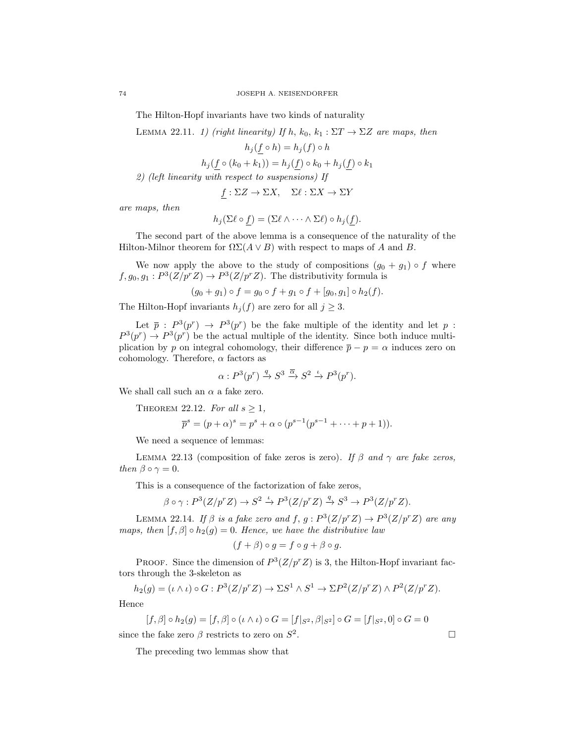The Hilton-Hopf invariants have two kinds of naturality

Lemma 22.11. *1) (right linearity) If $h$, $k_0$, $k_1 : \Sigma T \to \Sigma Z$ are maps, then*

$$h_j(\underline{f} \circ h) = h_j(f) \circ h$$

$$h_j(\underline{f} \circ (k_0 + k_1)) = h_j(\underline{f}) \circ k_0 + h_j(\underline{f}) \circ k_1$$

*2) (left linearity with respect to suspensions) If*

$$\underline{f} : \Sigma Z \to \Sigma X, \quad \Sigma \ell : \Sigma X \to \Sigma Y$$

*are maps, then*

$$h_j(\Sigma \ell \circ \underline{f}) = (\Sigma \ell \wedge \cdots \wedge \Sigma \ell) \circ h_j(\underline{f}).$$

The second part of the above lemma is a consequence of the naturality of the Hilton-Milnor theorem for $\Omega\Sigma(A \vee B)$ with respect to maps of $A$ and $B$.

We now apply the above to the study of compositions $(g_0 + g_1) \circ f$ where $f, g_0, g_1 : P^3(Z/p^rZ) \to P^3(Z/p^rZ)$. The distributivity formula is

$$(g_0 + g_1) \circ f = g_0 \circ f + g_1 \circ f + [g_0, g_1] \circ h_2(f).$$

The Hilton-Hopf invariants $h_j(f)$ are zero for all $j \geq 3$.

Let $\overline{p} : P^3(p^r) \to P^3(p^r)$ be the fake multiple of the identity and let $p : P^3(p^r) \to P^3(p^r)$ be the actual multiple of the identity. Since both induce multiplication by $p$ on integral cohomology, their difference $\overline{p} - p = \alpha$ induces zero on cohomology. Therefore, $\alpha$ factors as

$$\alpha : P^3(p^r) \xrightarrow{q} S^3 \xrightarrow{\overline{\alpha}} S^2 \xrightarrow{\iota} P^3(p^r).$$

We shall call such an $\alpha$ a fake zero.

Theorem 22.12. *For all $s \geq 1$,*

$$\overline{p}^s = (p + \alpha)^s = p^s + \alpha \circ (p^{s-1}(p^{s-1} + \cdots + p + 1)).$$

We need a sequence of lemmas:

Lemma 22.13 (composition of fake zeros is zero). *If $\beta$ and $\gamma$ are fake zeros, then $\beta \circ \gamma = 0$.*

This is a consequence of the factorization of fake zeros,

$$\beta \circ \gamma : P^3(Z/p^rZ) \to S^2 \xrightarrow{\iota} P^3(Z/p^rZ) \xrightarrow{q} S^3 \to P^3(Z/p^rZ).$$

Lemma 22.14. *If $\beta$ is a fake zero and $f$, $g : P^3(Z/p^rZ) \to P^3(Z/p^rZ)$ are any maps, then $[f, \beta] \circ h_2(g) = 0$. Hence, we have the distributive law*

$$(f + \beta) \circ g = f \circ g + \beta \circ g.$$

Proof. Since the dimension of $P^3(Z/p^rZ)$ is 3, the Hilton-Hopf invariant factors through the 3-skeleton as

$$h_2(g) = (\iota \wedge \iota) \circ G : P^3(Z/p^rZ) \to \Sigma S^1 \wedge S^1 \to \Sigma P^2(Z/p^rZ) \wedge P^2(Z/p^rZ).$$

Hence

$$[f, \beta] \circ h_2(g) = [f, \beta] \circ (\iota \wedge \iota) \circ G = [f|_{S^2}, \beta|_{S^2}] \circ G = [f|_{S^2}, 0] \circ G = 0$$

since the fake zero $\beta$ restricts to zero on $S^2$. $\square$

The preceding two lemmas show that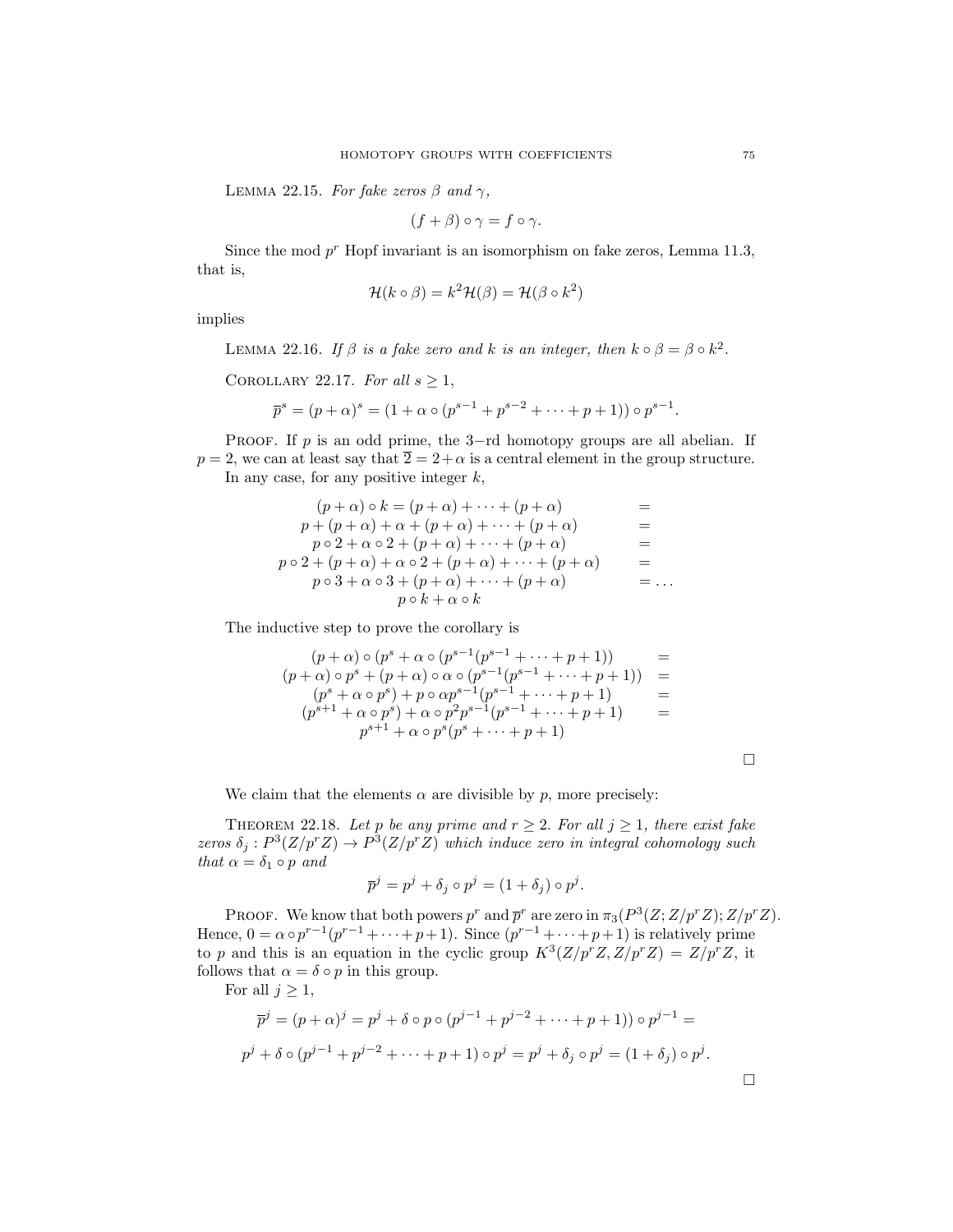LEMMA 22.15. *For fake zeros $\beta$ and $\gamma$,*

$$(f + \beta) \circ \gamma = f \circ \gamma.$$

Since the mod $p^r$ Hopf invariant is an isomorphism on fake zeros, Lemma 11.3, that is,

$$\mathcal{H}(k \circ \beta) = k^2 \mathcal{H}(\beta) = \mathcal{H}(\beta \circ k^2)$$

implies

LEMMA 22.16. *If $\beta$ is a fake zero and $k$ is an integer, then $k \circ \beta = \beta \circ k^2$.*

COROLLARY 22.17. *For all $s \geq 1$,*

$$\overline{p}^s = (p + \alpha)^s = (1 + \alpha \circ (p^{s-1} + p^{s-2} + \cdots + p + 1)) \circ p^{s-1}.$$

PROOF. If $p$ is an odd prime, the 3−rd homotopy groups are all abelian. If $p = 2$, we can at least say that $\overline{2} = 2 + \alpha$ is a central element in the group structure.

In any case, for any positive integer $k$,

$$\begin{array}{cr}
(p+\alpha) \circ k = (p+\alpha) + \cdots + (p+\alpha) & = \\
p + (p+\alpha) + \alpha + (p+\alpha) + \cdots + (p+\alpha) & = \\
p \circ 2 + \alpha \circ 2 + (p+\alpha) + \cdots + (p+\alpha) & = \\
p \circ 2 + (p+\alpha) + \alpha \circ 2 + (p+\alpha) + \cdots + (p+\alpha) & = \\
p \circ 3 + \alpha \circ 3 + (p+\alpha) + \cdots + (p+\alpha) & = \ldots \\
p \circ k + \alpha \circ k &
\end{array}$$

The inductive step to prove the corollary is

$$\begin{array}{cr}
(p+\alpha) \circ (p^s + \alpha \circ (p^{s-1}(p^{s-1} + \cdots + p + 1)) & = \\
(p+\alpha) \circ p^s + (p+\alpha) \circ \alpha \circ (p^{s-1}(p^{s-1} + \cdots + p + 1)) & = \\
(p^s + \alpha \circ p^s) + p \circ \alpha p^{s-1}(p^{s-1} + \cdots + p + 1) & = \\
(p^{s+1} + \alpha \circ p^s) + \alpha \circ p^2 p^{s-1}(p^{s-1} + \cdots + p + 1) & = \\
p^{s+1} + \alpha \circ p^s(p^s + \cdots + p + 1) &
\end{array}$$

□

We claim that the elements $\alpha$ are divisible by $p$, more precisely:

THEOREM 22.18. *Let $p$ be any prime and $r \geq 2$. For all $j \geq 1$, there exist fake zeros $\delta_j : P^3(Z/p^rZ) \to P^3(Z/p^rZ)$ which induce zero in integral cohomology such that $\alpha = \delta_1 \circ p$ and*

$$\overline{p}^j = p^j + \delta_j \circ p^j = (1 + \delta_j) \circ p^j.$$

PROOF. We know that both powers $p^r$ and $\overline{p}^r$ are zero in $\pi_3(P^3(Z; Z/p^rZ); Z/p^rZ)$. Hence, $0 = \alpha \circ p^{r-1}(p^{r-1} + \cdots + p + 1)$. Since $(p^{r-1} + \cdots + p + 1)$ is relatively prime to $p$ and this is an equation in the cyclic group $K^3(Z/p^rZ, Z/p^rZ) = Z/p^rZ$, it follows that $\alpha = \delta \circ p$ in this group.

For all $j \geq 1$,

$$\overline{p}^j = (p + \alpha)^j = p^j + \delta \circ p \circ (p^{j-1} + p^{j-2} + \cdots + p + 1)) \circ p^{j-1} =$$

$$p^j + \delta \circ (p^{j-1} + p^{j-2} + \cdots + p + 1) \circ p^j = p^j + \delta_j \circ p^j = (1 + \delta_j) \circ p^j.$$

□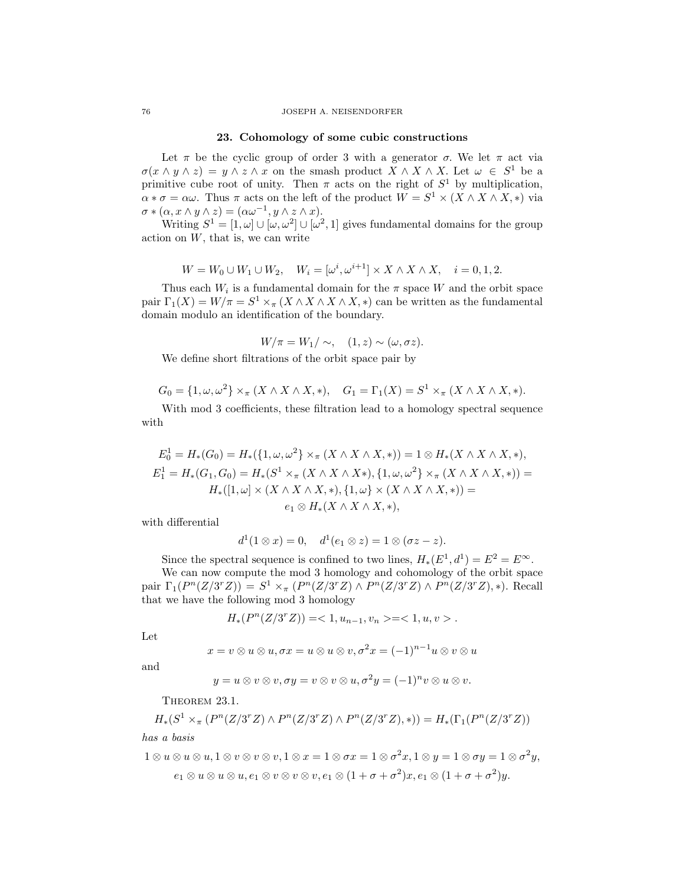## 23. Cohomology of some cubic constructions

Let $\pi$ be the cyclic group of order 3 with a generator $\sigma$. We let $\pi$ act via $\sigma(x \wedge y \wedge z) = y \wedge z \wedge x$ on the smash product $X \wedge X \wedge X$. Let $\omega \in S^1$ be a primitive cube root of unity. Then $\pi$ acts on the right of $S^1$ by multiplication, $\alpha * \sigma = \alpha\omega$. Thus $\pi$ acts on the left of the product $W = S^1 \times (X \wedge X \wedge X, *)$ via $\sigma * (\alpha, x \wedge y \wedge z) = (\alpha\omega^{-1}, y \wedge z \wedge x)$.

Writing $S^1 = [1, \omega] \cup [\omega, \omega^2] \cup [\omega^2, 1]$ gives fundamental domains for the group action on $W$, that is, we can write

$$W = W_0 \cup W_1 \cup W_2, \quad W_i = [\omega^i, \omega^{i+1}] \times X \wedge X \wedge X, \quad i = 0, 1, 2.$$

Thus each $W_i$ is a fundamental domain for the $\pi$ space $W$ and the orbit space pair $\Gamma_1(X) = W/\pi = S^1 \times_\pi (X \wedge X \wedge X, *)$ can be written as the fundamental domain modulo an identification of the boundary.

$$W/\pi = W_1/\sim, \quad (1, z) \sim (\omega, \sigma z).$$

We define short filtrations of the orbit space pair by

$$G_0 = \{1, \omega, \omega^2\} \times_\pi (X \wedge X \wedge X, *), \quad G_1 = \Gamma_1(X) = S^1 \times_\pi (X \wedge X \wedge X, *).$$

With mod 3 coefficients, these filtration lead to a homology spectral sequence with

$$E^1_0 = H_*(G_0) = H_*(\{1, \omega, \omega^2\} \times_\pi (X \wedge X \wedge X, *)) = 1 \otimes H_*(X \wedge X \wedge X, *),$$
$$E^1_1 = H_*(G_1, G_0) = H_*(S^1 \times_\pi (X \wedge X \wedge X*), \{1, \omega, \omega^2\} \times_\pi (X \wedge X \wedge X, *)) =$$
$$H_*([1, \omega] \times (X \wedge X \wedge X, *), \{1, \omega\} \times (X \wedge X \wedge X, *)) =$$
$$e_1 \otimes H_*(X \wedge X \wedge X, *),$$

with differential

$$d^1(1 \otimes x) = 0, \quad d^1(e_1 \otimes z) = 1 \otimes (\sigma z - z).$$

Since the spectral sequence is confined to two lines, $H_*(E^1, d^1) = E^2 = E^\infty$.

We can now compute the mod 3 homology and cohomology of the orbit space pair $\Gamma_1(P^n(Z/3^rZ)) = S^1 \times_\pi (P^n(Z/3^rZ) \wedge P^n(Z/3^rZ) \wedge P^n(Z/3^rZ), *)$. Recall that we have the following mod 3 homology

$$H_*(P^n(Z/3^rZ)) = < 1, u_{n-1}, v_n > = < 1, u, v > .$$

Let

$$x = v \otimes u \otimes u, \sigma x = u \otimes u \otimes v, \sigma^2 x = (-1)^{n-1} u \otimes v \otimes u$$

and

$$y = u \otimes v \otimes v, \sigma y = v \otimes v \otimes u, \sigma^2 y = (-1)^n v \otimes u \otimes v.$$

Theorem 23.1.

$$H_*(S^1 \times_\pi (P^n(Z/3^rZ) \wedge P^n(Z/3^rZ) \wedge P^n(Z/3^rZ), *)) = H_*(\Gamma_1(P^n(Z/3^rZ))$$

*has a basis*

$$1 \otimes u \otimes u \otimes u, 1 \otimes v \otimes v \otimes v, 1 \otimes x = 1 \otimes \sigma x = 1 \otimes \sigma^2 x, 1 \otimes y = 1 \otimes \sigma y = 1 \otimes \sigma^2 y,$$
$$e_1 \otimes u \otimes u \otimes u, e_1 \otimes v \otimes v \otimes v, e_1 \otimes (1 + \sigma + \sigma^2)x, e_1 \otimes (1 + \sigma + \sigma^2)y.$$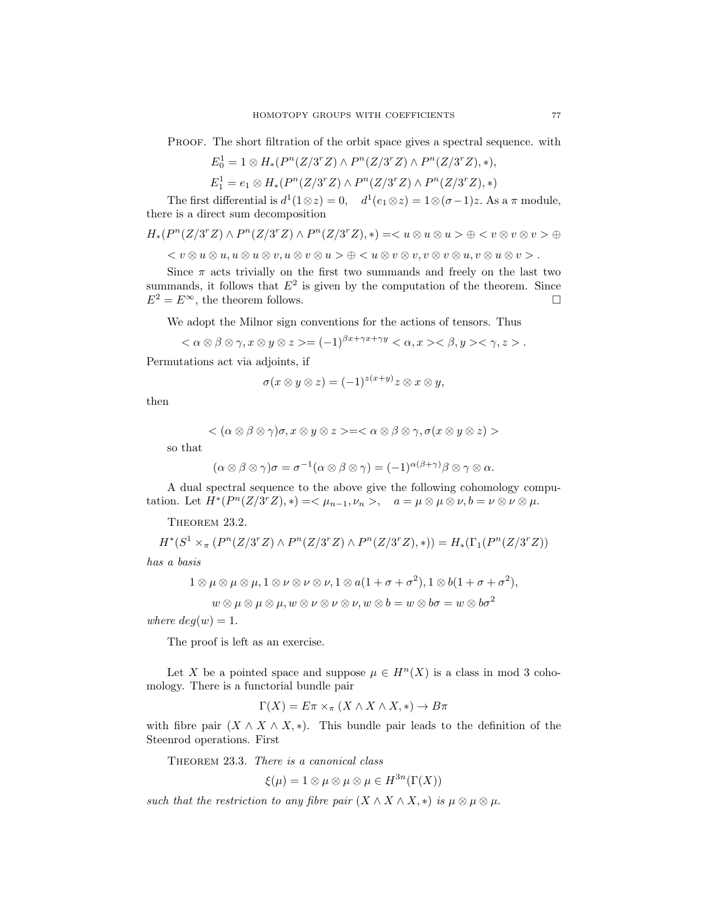Proof. The short filtration of the orbit space gives a spectral sequence. with

$$E^1_0 = 1 \otimes H_*(P^n(Z/3^rZ) \wedge P^n(Z/3^rZ) \wedge P^n(Z/3^rZ), *),$$

$$E^1_1 = e_1 \otimes H_*(P^n(Z/3^rZ) \wedge P^n(Z/3^rZ) \wedge P^n(Z/3^rZ), *)$$

The first differential is $d^1(1 \otimes z) = 0, \quad d^1(e_1 \otimes z) = 1 \otimes (\sigma - 1)z$. As a $\pi$ module, there is a direct sum decomposition

$$H_*(P^n(Z/3^rZ) \wedge P^n(Z/3^rZ) \wedge P^n(Z/3^rZ), *) = < u \otimes u \otimes u > \oplus < v \otimes v \otimes v > \oplus$$

$$< v \otimes u \otimes u, u \otimes u \otimes v, u \otimes v \otimes u > \oplus < u \otimes v \otimes v, v \otimes v \otimes u, v \otimes u \otimes v > .$$

Since $\pi$ acts trivially on the first two summands and freely on the last two summands, it follows that $E^2$ is given by the computation of the theorem. Since $E^2 = E^\infty$, the theorem follows. $\square$

We adopt the Milnor sign conventions for the actions of tensors. Thus

$$< \alpha \otimes \beta \otimes \gamma, x \otimes y \otimes z >= (-1)^{\beta x + \gamma x + \gamma y} < \alpha, x >< \beta, y >< \gamma, z > .$$

Permutations act via adjoints, if

$$\sigma(x \otimes y \otimes z) = (-1)^{z(x+y)} z \otimes x \otimes y,$$

then

$$< (\alpha \otimes \beta \otimes \gamma)\sigma, x \otimes y \otimes z >=< \alpha \otimes \beta \otimes \gamma, \sigma(x \otimes y \otimes z) >$$

so that

$$(\alpha \otimes \beta \otimes \gamma)\sigma = \sigma^{-1}(\alpha \otimes \beta \otimes \gamma) = (-1)^{\alpha(\beta+\gamma)} \beta \otimes \gamma \otimes \alpha.$$

A dual spectral sequence to the above give the following cohomology computation. Let $H^*(P^n(Z/3^rZ), *) =< \mu_{n-1}, \nu_n >, \quad a = \mu \otimes \mu \otimes \nu, b = \nu \otimes \nu \otimes \mu.$

Theorem 23.2.

$$H^*(S^1 \times_\pi (P^n(Z/3^rZ) \wedge P^n(Z/3^rZ) \wedge P^n(Z/3^rZ), *)) = H_*(\Gamma_1(P^n(Z/3^rZ))$$

*has a basis*

$$1 \otimes \mu \otimes \mu \otimes \mu, 1 \otimes \nu \otimes \nu \otimes \nu, 1 \otimes a(1 + \sigma + \sigma^2), 1 \otimes b(1 + \sigma + \sigma^2),$$

$$w \otimes \mu \otimes \mu \otimes \mu, w \otimes \nu \otimes \nu \otimes \nu, w \otimes b = w \otimes b\sigma = w \otimes b\sigma^2$$

*where* $deg(w) = 1$.

The proof is left as an exercise.

Let $X$ be a pointed space and suppose $\mu \in H^n(X)$ is a class in mod 3 cohomology. There is a functorial bundle pair

$$\Gamma(X) = E\pi \times_\pi (X \wedge X \wedge X, *) \to B\pi$$

with fibre pair $(X \wedge X \wedge X, *)$. This bundle pair leads to the definition of the Steenrod operations. First

Theorem 23.3. *There is a canonical class*

$$\xi(\mu) = 1 \otimes \mu \otimes \mu \otimes \mu \in H^{3n}(\Gamma(X))$$

*such that the restriction to any fibre pair* $(X \wedge X \wedge X, *)$ *is* $\mu \otimes \mu \otimes \mu$.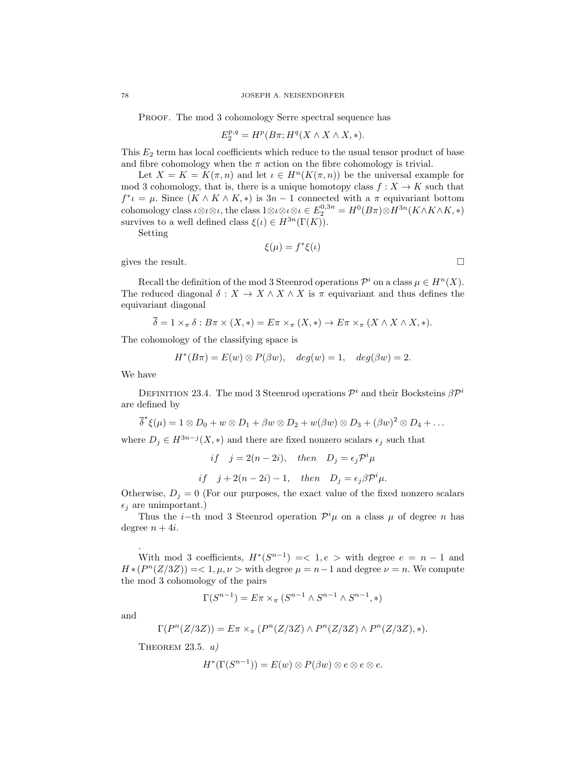**Proof.** The mod 3 cohomology Serre spectral sequence has

$$E_2^{p,q} = H^p(B\pi; H^q(X \wedge X \wedge X, *).$$

This $E_2$ term has local coefficients which reduce to the usual tensor product of base and fibre cohomology when the $\pi$ action on the fibre cohomology is trivial.

Let $X = K = K(\pi, n)$ and let $\iota \in H^n(K(\pi, n))$ be the universal example for mod 3 cohomology, that is, there is a unique homotopy class $f : X \to K$ such that $f^*\iota = \mu$. Since $(K \wedge K \wedge K, *)$ is $3n - 1$ connected with a $\pi$ equivariant bottom cohomology class $\iota\otimes\iota\otimes\iota$, the class $1\otimes\iota\otimes\iota\otimes\iota \in E_2^{0,3n} = H^0(B\pi)\otimes H^{3n}(K\wedge K\wedge K, *)$ survives to a well defined class $\xi(\iota) \in H^{3n}(\Gamma(K))$.

Setting

$$\xi(\mu) = f^*\xi(\iota)$$

gives the result. $\square$

Recall the definition of the mod 3 Steenrod operations $\mathcal{P}^i$ on a class $\mu \in H^n(X)$. The reduced diagonal $\delta : X \to X \wedge X \wedge X$ is $\pi$ equivariant and thus defines the equivariant diagonal

$$\overline{\delta} = 1 \times_\pi \delta : B\pi \times (X, *) = E\pi \times_\pi (X, *) \to E\pi \times_\pi (X \wedge X \wedge X, *).$$

The cohomology of the classifying space is

$$H^*(B\pi) = E(w) \otimes P(\beta w), \quad deg(w) = 1, \quad deg(\beta w) = 2.$$

We have

**Definition 23.4.** The mod 3 Steenrod operations $\mathcal{P}^i$ and their Bocksteins $\beta\mathcal{P}^i$ are defined by

$$\overline{\delta}^*\xi(\mu) = 1 \otimes D_0 + w \otimes D_1 + \beta w \otimes D_2 + w(\beta w) \otimes D_3 + (\beta w)^2 \otimes D_4 + \dots$$

where $D_j \in H^{3n-j}(X, *)$ and there are fixed nonzero scalars $\epsilon_j$ such that

$$if \quad j = 2(n - 2i), \quad then \quad D_j = \epsilon_j \mathcal{P}^i\mu$$

$$if \quad j + 2(n - 2i) - 1, \quad then \quad D_j = \epsilon_j \beta\mathcal{P}^i\mu.$$

Otherwise, $D_j = 0$ (For our purposes, the exact value of the fixed nonzero scalars $\epsilon_j$ are unimportant.)

Thus the $i$−th mod 3 Steenrod operation $\mathcal{P}^i\mu$ on a class $\mu$ of degree $n$ has degree $n + 4i$.

.

With mod 3 coefficients, $H^*(S^{n-1}) =< 1, e >$ with degree $e = n - 1$ and $H * (P^n(Z/3Z)) =< 1, \mu, \nu >$ with degree $\mu = n-1$ and degree $\nu = n$. We compute the mod 3 cohomology of the pairs

$$\Gamma(S^{n-1}) = E\pi \times_\pi (S^{n-1} \wedge S^{n-1} \wedge S^{n-1}, *)$$

and

$$\Gamma(P^n(Z/3Z)) = E\pi \times_\pi (P^n(Z/3Z) \wedge P^n(Z/3Z) \wedge P^n(Z/3Z), *).$$

**Theorem 23.5.** *a)*

$$H^*(\Gamma(S^{n-1})) = E(w) \otimes P(\beta w) \otimes e \otimes e \otimes e.$$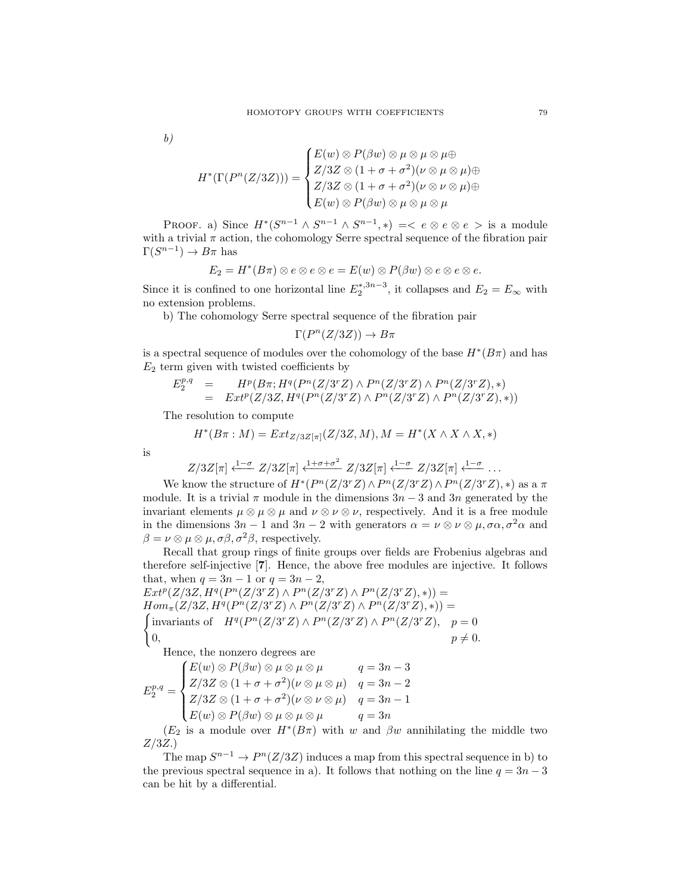*b)*

$$H^*(\Gamma(P^n(Z/3Z))) = \begin{cases} E(w) \otimes P(\beta w) \otimes \mu \otimes \mu \otimes \mu \oplus \\ Z/3Z \otimes (1+\sigma+\sigma^2)(\nu \otimes \mu \otimes \mu) \oplus \\ Z/3Z \otimes (1+\sigma+\sigma^2)(\nu \otimes \nu \otimes \mu) \oplus \\ E(w) \otimes P(\beta w) \otimes \mu \otimes \mu \otimes \mu \end{cases}$$

Proof. a) Since $H^*(S^{n-1} \wedge S^{n-1} \wedge S^{n-1}, *) =< e \otimes e \otimes e >$ is a module with a trivial $\pi$ action, the cohomology Serre spectral sequence of the fibration pair $\Gamma(S^{n-1}) \to B\pi$ has

$$E_2 = H^*(B\pi) \otimes e \otimes e \otimes e = E(w) \otimes P(\beta w) \otimes e \otimes e \otimes e.$$

Since it is confined to one horizontal line $E_2^{*,3n-3}$, it collapses and $E_2 = E_\infty$ with no extension problems.

b) The cohomology Serre spectral sequence of the fibration pair

$$\Gamma(P^n(Z/3Z)) \to B\pi$$

is a spectral sequence of modules over the cohomology of the base $H^*(B\pi)$ and has $E_2$ term given with twisted coefficients by

$$\begin{aligned} E_2^{p,q} &= H^p(B\pi; H^q(P^n(Z/3^rZ) \wedge P^n(Z/3^rZ) \wedge P^n(Z/3^rZ), *) \\ &= Ext^p(Z/3Z, H^q(P^n(Z/3^rZ) \wedge P^n(Z/3^rZ) \wedge P^n(Z/3^rZ), *)) \end{aligned}$$

The resolution to compute

$$H^*(B\pi : M) = Ext_{Z/3Z[\pi]}(Z/3Z, M), M = H^*(X \wedge X \wedge X, *)$$

is

$$Z/3Z[\pi] \xleftarrow{1-\sigma} Z/3Z[\pi] \xleftarrow{1+\sigma+\sigma^2} Z/3Z[\pi] \xleftarrow{1-\sigma} Z/3Z[\pi] \xleftarrow{1-\sigma} \dots$$

We know the structure of $H^*(P^n(Z/3^rZ) \wedge P^n(Z/3^rZ) \wedge P^n(Z/3^rZ), *)$ as a $\pi$ module. It is a trivial $\pi$ module in the dimensions $3n-3$ and $3n$ generated by the invariant elements $\mu \otimes \mu \otimes \mu$ and $\nu \otimes \nu \otimes \nu$, respectively. And it is a free module in the dimensions $3n-1$ and $3n-2$ with generators $\alpha = \nu \otimes \nu \otimes \mu, \sigma\alpha, \sigma^2\alpha$ and $\beta = \nu \otimes \mu \otimes \mu, \sigma\beta, \sigma^2\beta$, respectively.

Recall that group rings of finite groups over fields are Frobenius algebras and therefore self-injective [**7**]. Hence, the above free modules are injective. It follows that, when $q = 3n-1$ or $q = 3n-2$,

$$\begin{aligned} &Ext^p(Z/3Z, H^q(P^n(Z/3^rZ) \wedge P^n(Z/3^rZ) \wedge P^n(Z/3^rZ), *)) = \\ &Hom_\pi(Z/3Z, H^q(P^n(Z/3^rZ) \wedge P^n(Z/3^rZ) \wedge P^n(Z/3^rZ), *)) = \\ &\begin{cases} \text{invariants of} \quad H^q(P^n(Z/3^rZ) \wedge P^n(Z/3^rZ) \wedge P^n(Z/3^rZ), & p=0 \\ 0, & p \neq 0. \end{cases} \end{aligned}$$

Hence, the nonzero degrees are

$$E_2^{p,q} = \begin{cases} E(w) \otimes P(\beta w) \otimes \mu \otimes \mu \otimes \mu & q = 3n-3 \\ Z/3Z \otimes (1+\sigma+\sigma^2)(\nu \otimes \mu \otimes \mu) & q = 3n-2 \\ Z/3Z \otimes (1+\sigma+\sigma^2)(\nu \otimes \nu \otimes \mu) & q = 3n-1 \\ E(w) \otimes P(\beta w) \otimes \mu \otimes \mu \otimes \mu & q = 3n \end{cases}$$

($E_2$ is a module over $H^*(B\pi)$ with $w$ and $\beta w$ annihilating the middle two $Z/3Z$.)

The map $S^{n-1} \to P^n(Z/3Z)$ induces a map from this spectral sequence in b) to the previous spectral sequence in a). It follows that nothing on the line $q = 3n-3$ can be hit by a differential.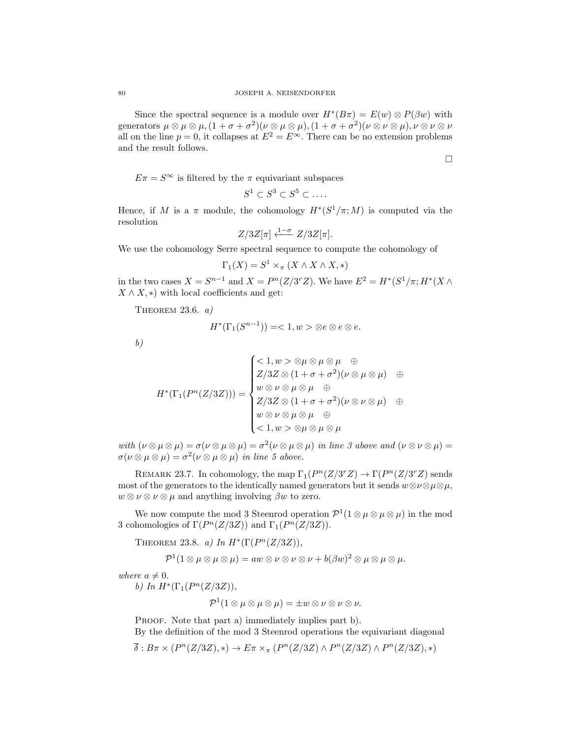Since the spectral sequence is a module over $H^*(B\pi) = E(w) \otimes P(\beta w)$ with generators $\mu \otimes \mu \otimes \mu, (1+\sigma+\sigma^2)(\nu \otimes \mu \otimes \mu), (1+\sigma+\sigma^2)(\nu \otimes \nu \otimes \mu), \nu \otimes \nu \otimes \nu$ all on the line $p = 0$, it collapses at $E^2 = E^\infty$. There can be no extension problems and the result follows.

□

$E\pi = S^\infty$ is filtered by the $\pi$ equivariant subspaces

$$S^1 \subset S^3 \subset S^5 \subset \dots.$$

Hence, if $M$ is a $\pi$ module, the cohomology $H^*(S^1/\pi; M)$ is computed via the resolution

$$Z/3Z[\pi] \xleftarrow{1-\sigma} Z/3Z[\pi].$$

We use the cohomology Serre spectral sequence to compute the cohomology of

$$\Gamma_1(X) = S^1 \times_\pi (X \wedge X \wedge X, *)$$

in the two cases $X = S^{n-1}$ and $X = P^n(Z/3^rZ)$. We have $E^2 = H^*(S^1/\pi; H^*(X \wedge X \wedge X, *)$ with local coefficients and get:

Theorem 23.6. *a)*

$$H^*(\Gamma_1(S^{n-1})) = < 1, w > \otimes e \otimes e \otimes e.$$

*b)*

$$H^*(\Gamma_1(P^n(Z/3Z))) = \begin{cases} < 1, w > \otimes \mu \otimes \mu \otimes \mu \quad \oplus \\ Z/3Z \otimes (1+\sigma+\sigma^2)(\nu \otimes \mu \otimes \mu) \quad \oplus \\ w \otimes \nu \otimes \mu \otimes \mu \quad \oplus \\ Z/3Z \otimes (1+\sigma+\sigma^2)(\nu \otimes \nu \otimes \mu) \quad \oplus \\ w \otimes \nu \otimes \mu \otimes \mu \quad \oplus \\ < 1, w > \otimes \mu \otimes \mu \otimes \mu \end{cases}$$

*with* $(\nu \otimes \mu \otimes \mu) = \sigma(\nu \otimes \mu \otimes \mu) = \sigma^2(\nu \otimes \mu \otimes \mu)$ *in line 3 above and* $(\nu \otimes \nu \otimes \mu) = \sigma(\nu \otimes \mu \otimes \mu) = \sigma^2(\nu \otimes \mu \otimes \mu)$ *in line 5 above.*

Remark 23.7. In cohomology, the map $\Gamma_1(P^n(Z/3^rZ) \to \Gamma(P^n(Z/3^rZ)$ sends most of the generators to the identically named generators but it sends $w \otimes \nu \otimes \mu \otimes \mu$, $w \otimes \nu \otimes \nu \otimes \mu$ and anything involving $\beta w$ to zero.

We now compute the mod 3 Steenrod operation $\mathcal{P}^1(1 \otimes \mu \otimes \mu \otimes \mu)$ in the mod 3 cohomologies of $\Gamma(P^n(Z/3Z))$ and $\Gamma_1(P^n(Z/3Z))$.

Theorem 23.8. *a) In* $H^*(\Gamma(P^n(Z/3Z))$,

$$\mathcal{P}^1(1 \otimes \mu \otimes \mu \otimes \mu) = aw \otimes \nu \otimes \nu \otimes \nu + b(\beta w)^2 \otimes \mu \otimes \mu \otimes \mu.$$

*where* $a \neq 0$.

*b) In* $H^*(\Gamma_1(P^n(Z/3Z))$,

$$\mathcal{P}^1(1 \otimes \mu \otimes \mu \otimes \mu) = \pm w \otimes \nu \otimes \nu \otimes \nu.$$

Proof. Note that part a) immediately implies part b).

By the definition of the mod 3 Steenrod operations the equivariant diagonal

$$\overline{\delta} : B\pi \times (P^n(Z/3Z), *) \to E\pi \times_\pi (P^n(Z/3Z) \wedge P^n(Z/3Z) \wedge P^n(Z/3Z), *)$$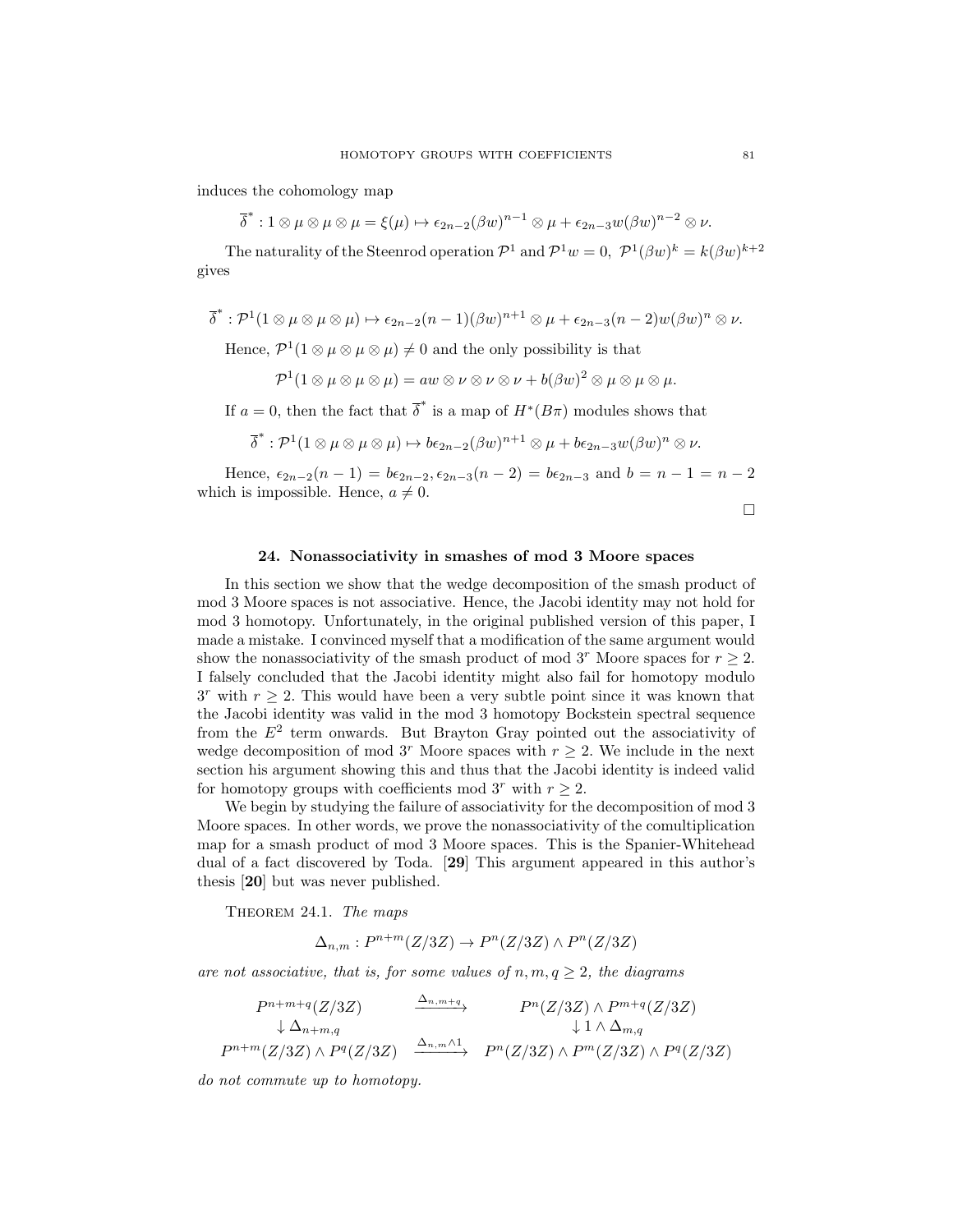induces the cohomology map

$$\overline{\delta}^* : 1 \otimes \mu \otimes \mu \otimes \mu = \xi(\mu) \mapsto \epsilon_{2n-2}(\beta w)^{n-1} \otimes \mu + \epsilon_{2n-3} w(\beta w)^{n-2} \otimes \nu.$$

The naturality of the Steenrod operation $\mathcal{P}^1$ and $\mathcal{P}^1 w = 0$, $\mathcal{P}^1(\beta w)^k = k(\beta w)^{k+2}$ gives

$$\overline{\delta}^* : \mathcal{P}^1(1 \otimes \mu \otimes \mu \otimes \mu) \mapsto \epsilon_{2n-2}(n-1)(\beta w)^{n+1} \otimes \mu + \epsilon_{2n-3}(n-2) w(\beta w)^{n} \otimes \nu.$$

Hence, $\mathcal{P}^1(1 \otimes \mu \otimes \mu \otimes \mu) \neq 0$ and the only possibility is that

$$\mathcal{P}^1(1 \otimes \mu \otimes \mu \otimes \mu) = aw \otimes \nu \otimes \nu \otimes \nu + b(\beta w)^2 \otimes \mu \otimes \mu \otimes \mu.$$

If $a = 0$, then the fact that $\overline{\delta}^*$ is a map of $H^*(B\pi)$ modules shows that

$$\overline{\delta}^* : \mathcal{P}^1(1 \otimes \mu \otimes \mu \otimes \mu) \mapsto b\epsilon_{2n-2}(\beta w)^{n+1} \otimes \mu + b\epsilon_{2n-3} w(\beta w)^{n} \otimes \nu.$$

Hence, $\epsilon_{2n-2}(n-1) = b\epsilon_{2n-2}, \epsilon_{2n-3}(n-2) = b\epsilon_{2n-3}$ and $b = n-1 = n-2$ which is impossible. Hence, $a \neq 0$.

□

## 24. Nonassociativity in smashes of mod 3 Moore spaces

In this section we show that the wedge decomposition of the smash product of mod 3 Moore spaces is not associative. Hence, the Jacobi identity may not hold for mod 3 homotopy. Unfortunately, in the original published version of this paper, I made a mistake. I convinced myself that a modification of the same argument would show the nonassociativity of the smash product of mod $3^r$ Moore spaces for $r \geq 2$. I falsely concluded that the Jacobi identity might also fail for homotopy modulo $3^r$ with $r \geq 2$. This would have been a very subtle point since it was known that the Jacobi identity was valid in the mod 3 homotopy Bockstein spectral sequence from the $E^2$ term onwards. But Brayton Gray pointed out the associativity of wedge decomposition of mod $3^r$ Moore spaces with $r \geq 2$. We include in the next section his argument showing this and thus that the Jacobi identity is indeed valid for homotopy groups with coefficients mod $3^r$ with $r \geq 2$.

We begin by studying the failure of associativity for the decomposition of mod 3 Moore spaces. In other words, we prove the nonassociativity of the comultiplication map for a smash product of mod 3 Moore spaces. This is the Spanier-Whitehead dual of a fact discovered by Toda. [**29**] This argument appeared in this author's thesis [**20**] but was never published.

Theorem 24.1. *The maps*

$$\Delta_{n,m} : P^{n+m}(Z/3Z) \to P^n(Z/3Z) \wedge P^n(Z/3Z)$$

*are not associative, that is, for some values of $n, m, q \geq 2$, the diagrams*

$$\begin{array}{ccc}
P^{n+m+q}(Z/3Z) & \xrightarrow{\Delta_{n,m+q}} & P^n(Z/3Z) \wedge P^{m+q}(Z/3Z) \\
\downarrow \Delta_{n+m,q} & & \downarrow 1 \wedge \Delta_{m,q} \\
P^{n+m}(Z/3Z) \wedge P^q(Z/3Z) & \xrightarrow{\Delta_{n,m} \wedge 1} & P^n(Z/3Z) \wedge P^m(Z/3Z) \wedge P^q(Z/3Z)
\end{array}$$

*do not commute up to homotopy.*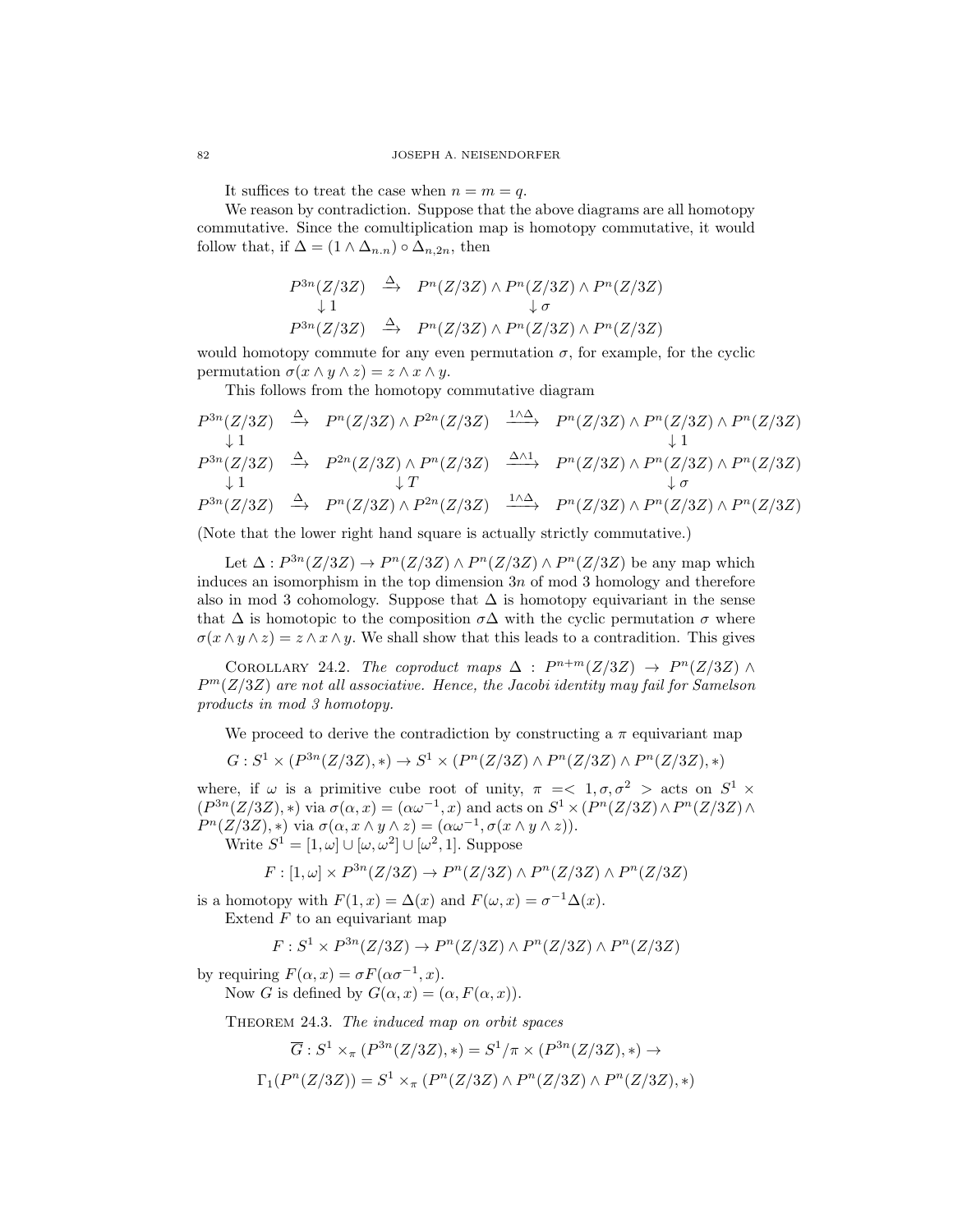It suffices to treat the case when $n = m = q$.

We reason by contradiction. Suppose that the above diagrams are all homotopy commutative. Since the comultiplication map is homotopy commutative, it would follow that, if $\Delta = (1 \wedge \Delta_{n.n}) \circ \Delta_{n,2n}$, then

$$\begin{array}{ccc} P^{3n}(Z/3Z) & \xrightarrow{\Delta} & P^n(Z/3Z) \wedge P^n(Z/3Z) \wedge P^n(Z/3Z) \\ \downarrow 1 & & \downarrow \sigma \\ P^{3n}(Z/3Z) & \xrightarrow{\Delta} & P^n(Z/3Z) \wedge P^n(Z/3Z) \wedge P^n(Z/3Z) \end{array}$$

would homotopy commute for any even permutation $\sigma$, for example, for the cyclic permutation $\sigma(x \wedge y \wedge z) = z \wedge x \wedge y$.

This follows from the homotopy commutative diagram

$$\begin{array}{ccccc} P^{3n}(Z/3Z) & \xrightarrow{\Delta} & P^n(Z/3Z) \wedge P^{2n}(Z/3Z) & \xrightarrow{1\wedge\Delta} & P^n(Z/3Z) \wedge P^n(Z/3Z) \wedge P^n(Z/3Z) \\ \downarrow 1 & & & & \downarrow 1 \\ P^{3n}(Z/3Z) & \xrightarrow{\Delta} & P^{2n}(Z/3Z) \wedge P^n(Z/3Z) & \xrightarrow{\Delta\wedge 1} & P^n(Z/3Z) \wedge P^n(Z/3Z) \wedge P^n(Z/3Z) \\ \downarrow 1 & & \downarrow T & & \downarrow \sigma \\ P^{3n}(Z/3Z) & \xrightarrow{\Delta} & P^n(Z/3Z) \wedge P^{2n}(Z/3Z) & \xrightarrow{1\wedge\Delta} & P^n(Z/3Z) \wedge P^n(Z/3Z) \wedge P^n(Z/3Z) \end{array}$$

(Note that the lower right hand square is actually strictly commutative.)

Let $\Delta : P^{3n}(Z/3Z) \to P^n(Z/3Z) \wedge P^n(Z/3Z) \wedge P^n(Z/3Z)$ be any map which induces an isomorphism in the top dimension $3n$ of mod 3 homology and therefore also in mod 3 cohomology. Suppose that $\Delta$ is homotopy equivariant in the sense that $\Delta$ is homotopic to the composition $\sigma\Delta$ with the cyclic permutation $\sigma$ where $\sigma(x \wedge y \wedge z) = z \wedge x \wedge y$. We shall show that this leads to a contradition. This gives

Corollary 24.2. *The coproduct maps $\Delta : P^{n+m}(Z/3Z) \to P^n(Z/3Z) \wedge P^m(Z/3Z)$ are not all associative. Hence, the Jacobi identity may fail for Samelson products in mod 3 homotopy.*

We proceed to derive the contradiction by constructing a $\pi$ equivariant map

$$G : S^1 \times (P^{3n}(Z/3Z), *) \to S^1 \times (P^n(Z/3Z) \wedge P^n(Z/3Z) \wedge P^n(Z/3Z), *)$$

where, if $\omega$ is a primitive cube root of unity, $\pi = < 1, \sigma, \sigma^2 >$ acts on $S^1 \times (P^{3n}(Z/3Z), *)$ via $\sigma(\alpha, x) = (\alpha\omega^{-1}, x)$ and acts on $S^1 \times (P^n(Z/3Z) \wedge P^n(Z/3Z) \wedge P^n(Z/3Z), *)$ via $\sigma(\alpha, x \wedge y \wedge z) = (\alpha\omega^{-1}, \sigma(x \wedge y \wedge z))$.

Write $S^1 = [1, \omega] \cup [\omega, \omega^2] \cup [\omega^2, 1]$. Suppose

$$F : [1, \omega] \times P^{3n}(Z/3Z) \to P^n(Z/3Z) \wedge P^n(Z/3Z) \wedge P^n(Z/3Z)$$

is a homotopy with $F(1, x) = \Delta(x)$ and $F(\omega, x) = \sigma^{-1}\Delta(x)$.

Extend $F$ to an equivariant map

$$F : S^1 \times P^{3n}(Z/3Z) \to P^n(Z/3Z) \wedge P^n(Z/3Z) \wedge P^n(Z/3Z)$$

by requiring $F(\alpha, x) = \sigma F(\alpha\sigma^{-1}, x)$.

Now $G$ is defined by $G(\alpha, x) = (\alpha, F(\alpha, x))$.

Theorem 24.3. *The induced map on orbit spaces*

$$\overline{G} : S^1 \times_\pi (P^{3n}(Z/3Z), *) = S^1/\pi \times (P^{3n}(Z/3Z), *) \to$$

$$\Gamma_1(P^n(Z/3Z)) = S^1 \times_\pi (P^n(Z/3Z) \wedge P^n(Z/3Z) \wedge P^n(Z/3Z), *)$$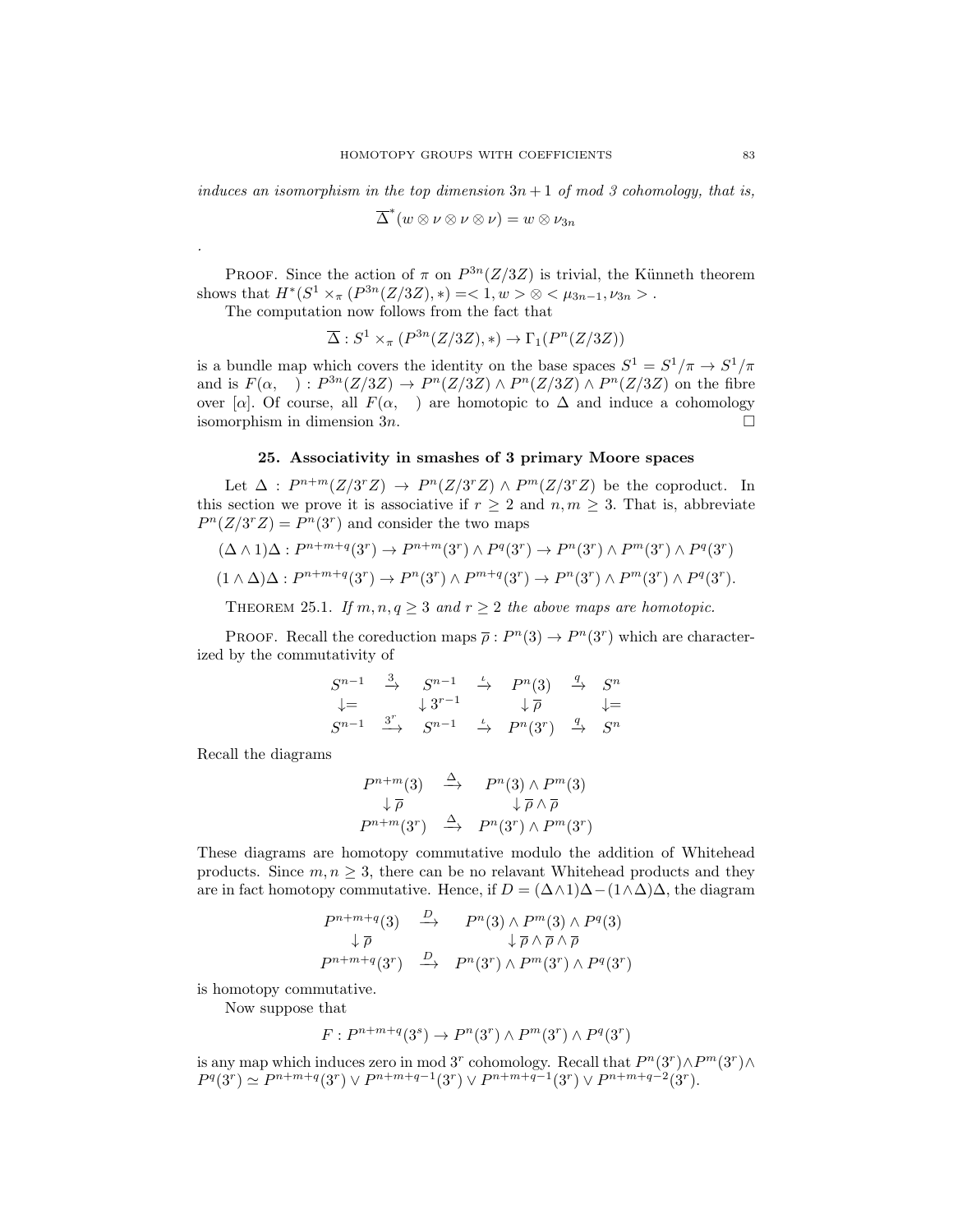*induces an isomorphism in the top dimension $3n+1$ of mod 3 cohomology, that is,*

$$\overline{\Delta}^*(w \otimes \nu \otimes \nu \otimes \nu) = w \otimes \nu_{3n}$$

.

Proof. Since the action of $\pi$ on $P^{3n}(Z/3Z)$ is trivial, the Künneth theorem shows that $H^*(S^1 \times_\pi (P^{3n}(Z/3Z), *) = <1, w> \otimes <\mu_{3n-1}, \nu_{3n}>$.

The computation now follows from the fact that

$$\overline{\Delta} : S^1 \times_\pi (P^{3n}(Z/3Z), *) \to \Gamma_1(P^n(Z/3Z))$$

is a bundle map which covers the identity on the base spaces $S^1 = S^1/\pi \to S^1/\pi$ and is $F(\alpha, \quad) : P^{3n}(Z/3Z) \to P^n(Z/3Z) \wedge P^n(Z/3Z) \wedge P^n(Z/3Z)$ on the fibre over $[\alpha]$. Of course, all $F(\alpha, \quad)$ are homotopic to $\Delta$ and induce a cohomology isomorphism in dimension $3n$. $\square$

## 25. Associativity in smashes of 3 primary Moore spaces

Let $\Delta : P^{n+m}(Z/3^rZ) \to P^n(Z/3^rZ) \wedge P^m(Z/3^rZ)$ be the coproduct. In this section we prove it is associative if $r \geq 2$ and $n, m \geq 3$. That is, abbreviate $P^n(Z/3^rZ) = P^n(3^r)$ and consider the two maps

$$(\Delta \wedge 1)\Delta : P^{n+m+q}(3^r) \to P^{n+m}(3^r) \wedge P^q(3^r) \to P^n(3^r) \wedge P^m(3^r) \wedge P^q(3^r)$$

$$(1 \wedge \Delta)\Delta : P^{n+m+q}(3^r) \to P^n(3^r) \wedge P^{m+q}(3^r) \to P^n(3^r) \wedge P^m(3^r) \wedge P^q(3^r).$$

Theorem 25.1. *If $m, n, q \geq 3$ and $r \geq 2$ the above maps are homotopic.*

Proof. Recall the coreduction maps $\overline{\rho} : P^n(3) \to P^n(3^r)$ which are characterized by the commutativity of

$$\begin{array}{ccccccc}
S^{n-1} & \xrightarrow{3} & S^{n-1} & \xrightarrow{\iota} & P^n(3) & \xrightarrow{q} & S^n \\
\downarrow = & & \downarrow 3^{r-1} & & \downarrow \overline{\rho} & & \downarrow = \\
S^{n-1} & \xrightarrow{3^r} & S^{n-1} & \xrightarrow{\iota} & P^n(3^r) & \xrightarrow{q} & S^n
\end{array}$$

Recall the diagrams

$$\begin{array}{ccc}
P^{n+m}(3) & \xrightarrow{\Delta} & P^n(3) \wedge P^m(3) \\
\downarrow \overline{\rho} & & \downarrow \overline{\rho} \wedge \overline{\rho} \\
P^{n+m}(3^r) & \xrightarrow{\Delta} & P^n(3^r) \wedge P^m(3^r)
\end{array}$$

These diagrams are homotopy commutative modulo the addition of Whitehead products. Since $m, n \geq 3$, there can be no relavant Whitehead products and they are in fact homotopy commutative. Hence, if $D = (\Delta \wedge 1)\Delta - (1 \wedge \Delta)\Delta$, the diagram

$$\begin{array}{ccc}
P^{n+m+q}(3) & \xrightarrow{D} & P^n(3) \wedge P^m(3) \wedge P^q(3) \\
\downarrow \overline{\rho} & & \downarrow \overline{\rho} \wedge \overline{\rho} \wedge \overline{\rho} \\
P^{n+m+q}(3^r) & \xrightarrow{D} & P^n(3^r) \wedge P^m(3^r) \wedge P^q(3^r)
\end{array}$$

is homotopy commutative.

Now suppose that

$$F : P^{n+m+q}(3^s) \to P^n(3^r) \wedge P^m(3^r) \wedge P^q(3^r)$$

is any map which induces zero in mod $3^r$ cohomology. Recall that $P^n(3^r) \wedge P^m(3^r) \wedge P^q(3^r) \simeq P^{n+m+q}(3^r) \vee P^{n+m+q-1}(3^r) \vee P^{n+m+q-1}(3^r) \vee P^{n+m+q-2}(3^r)$.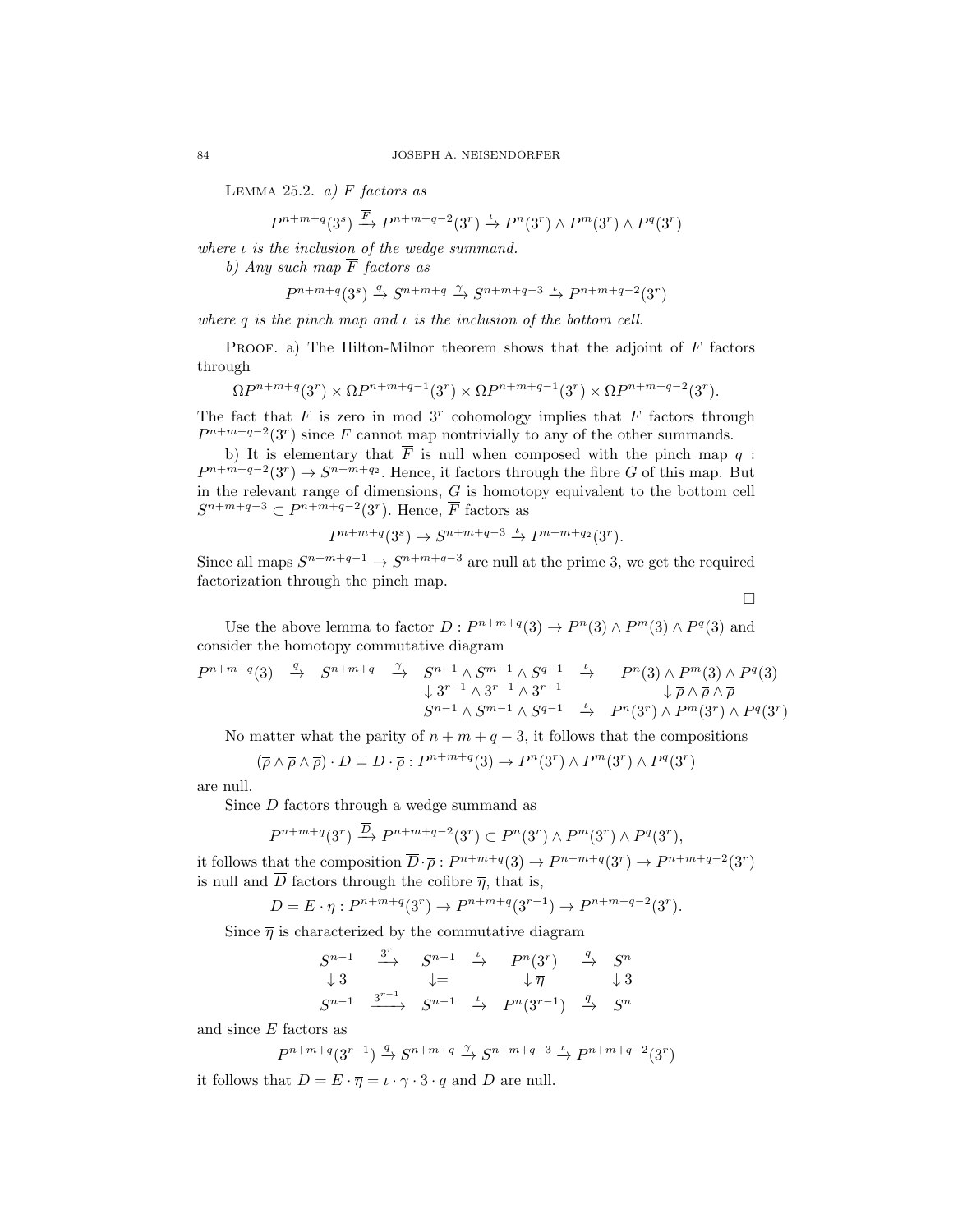Lemma 25.2. *a) $F$ factors as*

$$P^{n+m+q}(3^s) \xrightarrow{\overline{F}} P^{n+m+q-2}(3^r) \xrightarrow{\iota} P^n(3^r) \wedge P^m(3^r) \wedge P^q(3^r)$$

*where $\iota$ is the inclusion of the wedge summand.*

*b) Any such map $\overline{F}$ factors as*

$$P^{n+m+q}(3^s) \xrightarrow{q} S^{n+m+q} \xrightarrow{\gamma} S^{n+m+q-3} \xrightarrow{\iota} P^{n+m+q-2}(3^r)$$

*where $q$ is the pinch map and $\iota$ is the inclusion of the bottom cell.*

Proof. a) The Hilton-Milnor theorem shows that the adjoint of $F$ factors through

$$\Omega P^{n+m+q}(3^r) \times \Omega P^{n+m+q-1}(3^r) \times \Omega P^{n+m+q-1}(3^r) \times \Omega P^{n+m+q-2}(3^r).$$

The fact that $F$ is zero in mod $3^r$ cohomology implies that $F$ factors through $P^{n+m+q-2}(3^r)$ since $F$ cannot map nontrivially to any of the other summands.

b) It is elementary that $\overline{F}$ is null when composed with the pinch map $q : P^{n+m+q-2}(3^r) \to S^{n+m+q_2}$. Hence, it factors through the fibre $G$ of this map. But in the relevant range of dimensions, $G$ is homotopy equivalent to the bottom cell $S^{n+m+q-3} \subset P^{n+m+q-2}(3^r)$. Hence, $\overline{F}$ factors as

$$P^{n+m+q}(3^s) \to S^{n+m+q-3} \xrightarrow{\iota} P^{n+m+q_2}(3^r).$$

Since all maps $S^{n+m+q-1} \to S^{n+m+q-3}$ are null at the prime 3, we get the required factorization through the pinch map.

□

Use the above lemma to factor $D : P^{n+m+q}(3) \to P^n(3) \wedge P^m(3) \wedge P^q(3)$ and consider the homotopy commutative diagram

$$\begin{array}{ccccccc}
P^{n+m+q}(3) & \xrightarrow{q} & S^{n+m+q} & \xrightarrow{\gamma} & S^{n-1} \wedge S^{m-1} \wedge S^{q-1} & \xrightarrow{\iota} & P^n(3) \wedge P^m(3) \wedge P^q(3) \\
 & & & & \downarrow 3^{r-1} \wedge 3^{r-1} \wedge 3^{r-1} & & \downarrow \overline{\rho} \wedge \overline{\rho} \wedge \overline{\rho} \\
 & & & & S^{n-1} \wedge S^{m-1} \wedge S^{q-1} & \xrightarrow{\iota} & P^n(3^r) \wedge P^m(3^r) \wedge P^q(3^r)
\end{array}$$

No matter what the parity of $n + m + q - 3$, it follows that the compositions

$$(\overline{\rho} \wedge \overline{\rho} \wedge \overline{\rho}) \cdot D = D \cdot \overline{\rho} : P^{n+m+q}(3) \to P^n(3^r) \wedge P^m(3^r) \wedge P^q(3^r)$$

are null.

Since $D$ factors through a wedge summand as

$$P^{n+m+q}(3^r) \xrightarrow{\overline{D}} P^{n+m+q-2}(3^r) \subset P^n(3^r) \wedge P^m(3^r) \wedge P^q(3^r),$$

it follows that the composition $\overline{D} \cdot \overline{\rho} : P^{n+m+q}(3) \to P^{n+m+q}(3^r) \to P^{n+m+q-2}(3^r)$ is null and $\overline{D}$ factors through the cofibre $\overline{\eta}$, that is,

$$\overline{D} = E \cdot \overline{\eta} : P^{n+m+q}(3^r) \to P^{n+m+q}(3^{r-1}) \to P^{n+m+q-2}(3^r).$$

Since $\overline{\eta}$ is characterized by the commutative diagram

$$\begin{array}{ccccccc}
S^{n-1} & \xrightarrow{3^r} & S^{n-1} & \xrightarrow{\iota} & P^n(3^r) & \xrightarrow{q} & S^n \\
\downarrow 3 & & \downarrow = & & \downarrow \overline{\eta} & & \downarrow 3 \\
S^{n-1} & \xrightarrow{3^{r-1}} & S^{n-1} & \xrightarrow{\iota} & P^n(3^{r-1}) & \xrightarrow{q} & S^n
\end{array}$$

and since $E$ factors as

$$P^{n+m+q}(3^{r-1}) \xrightarrow{q} S^{n+m+q} \xrightarrow{\gamma} S^{n+m+q-3} \xrightarrow{\iota} P^{n+m+q-2}(3^r)$$

it follows that $\overline{D} = E \cdot \overline{\eta} = \iota \cdot \gamma \cdot 3 \cdot q$ and $D$ are null.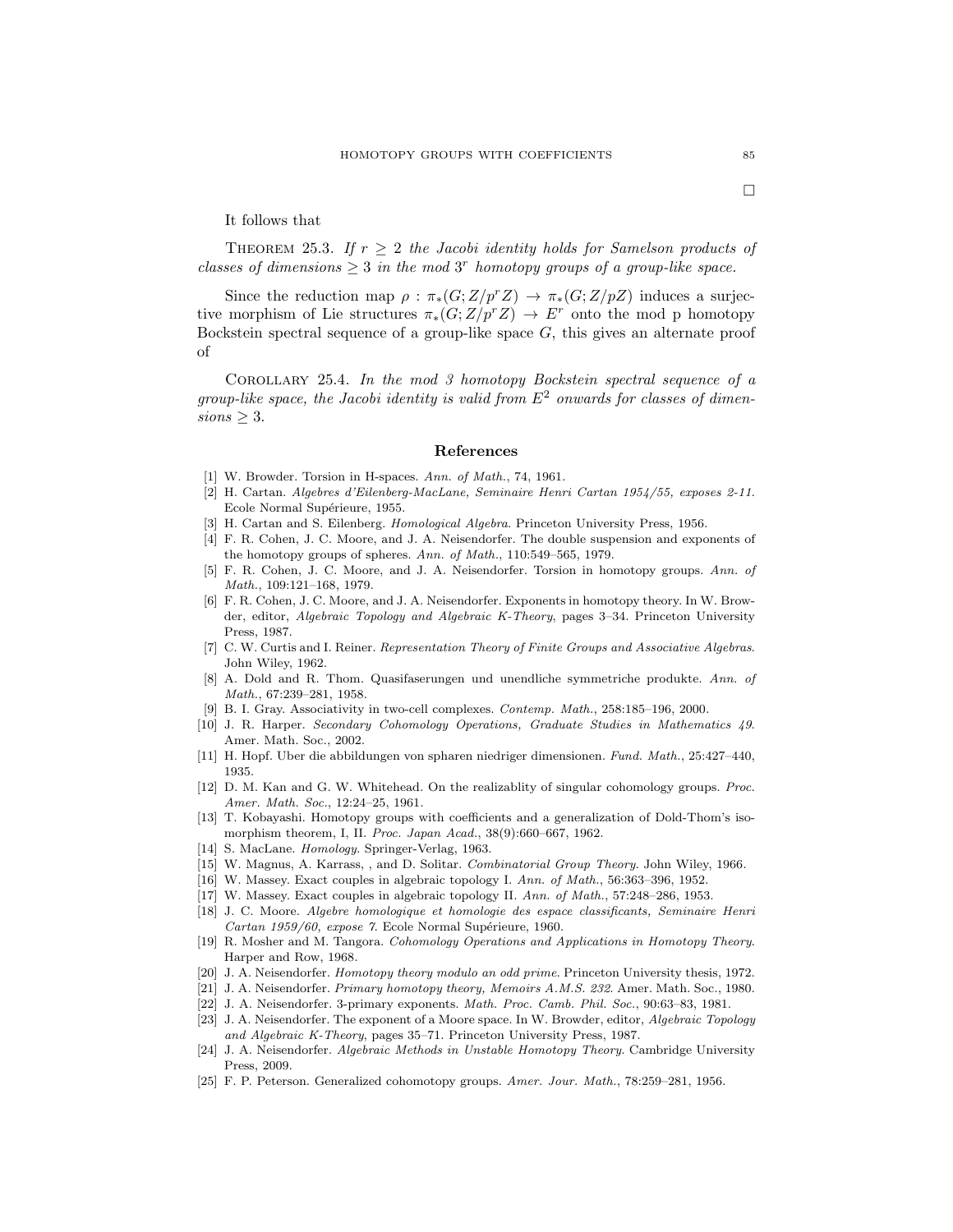□

It follows that

Theorem 25.3. *If $r \geq 2$ the Jacobi identity holds for Samelson products of classes of dimensions $\geq 3$ in the mod $3^r$ homotopy groups of a group-like space.*

Since the reduction map $\rho : \pi_*(G; Z/p^r Z) \to \pi_*(G; Z/pZ)$ induces a surjective morphism of Lie structures $\pi_*(G; Z/p^r Z) \to E^r$ onto the mod p homotopy Bockstein spectral sequence of a group-like space $G$, this gives an alternate proof of

Corollary 25.4. *In the mod 3 homotopy Bockstein spectral sequence of a group-like space, the Jacobi identity is valid from $E^2$ onwards for classes of dimensions $\geq 3$.*

## References

[1] W. Browder. Torsion in H-spaces. *Ann. of Math.*, 74, 1961.

[2] H. Cartan. *Algebres d'Eilenberg-MacLane, Seminaire Henri Cartan 1954/55, exposes 2-11.* Ecole Normal Supérieure, 1955.

[3] H. Cartan and S. Eilenberg. *Homological Algebra.* Princeton University Press, 1956.

[4] F. R. Cohen, J. C. Moore, and J. A. Neisendorfer. The double suspension and exponents of the homotopy groups of spheres. *Ann. of Math.*, 110:549–565, 1979.

[5] F. R. Cohen, J. C. Moore, and J. A. Neisendorfer. Torsion in homotopy groups. *Ann. of Math.*, 109:121–168, 1979.

[6] F. R. Cohen, J. C. Moore, and J. A. Neisendorfer. Exponents in homotopy theory. In W. Browder, editor, *Algebraic Topology and Algebraic K-Theory*, pages 3–34. Princeton University Press, 1987.

[7] C. W. Curtis and I. Reiner. *Representation Theory of Finite Groups and Associative Algebras.* John Wiley, 1962.

[8] A. Dold and R. Thom. Quasifaserungen und unendliche symmetriche produkte. *Ann. of Math.*, 67:239–281, 1958.

[9] B. I. Gray. Associativity in two-cell complexes. *Contemp. Math.*, 258:185–196, 2000.

[10] J. R. Harper. *Secondary Cohomology Operations, Graduate Studies in Mathematics 49.* Amer. Math. Soc., 2002.

[11] H. Hopf. Uber die abbildungen von spharen niedriger dimensionen. *Fund. Math.*, 25:427–440, 1935.

[12] D. M. Kan and G. W. Whitehead. On the realizablity of singular cohomology groups. *Proc. Amer. Math. Soc.*, 12:24–25, 1961.

[13] T. Kobayashi. Homotopy groups with coefficients and a generalization of Dold-Thom's isomorphism theorem, I, II. *Proc. Japan Acad.*, 38(9):660–667, 1962.

[14] S. MacLane. *Homology.* Springer-Verlag, 1963.

[15] W. Magnus, A. Karrass, , and D. Solitar. *Combinatorial Group Theory.* John Wiley, 1966.

[16] W. Massey. Exact couples in algebraic topology I. *Ann. of Math.*, 56:363–396, 1952.

[17] W. Massey. Exact couples in algebraic topology II. *Ann. of Math.*, 57:248–286, 1953.

[18] J. C. Moore. *Algebre homologique et homologie des espace classificants, Seminaire Henri Cartan 1959/60, expose 7.* Ecole Normal Supérieure, 1960.

[19] R. Mosher and M. Tangora. *Cohomology Operations and Applications in Homotopy Theory.* Harper and Row, 1968.

[20] J. A. Neisendorfer. *Homotopy theory modulo an odd prime.* Princeton University thesis, 1972.

[21] J. A. Neisendorfer. *Primary homotopy theory, Memoirs A.M.S. 232.* Amer. Math. Soc., 1980.

[22] J. A. Neisendorfer. 3-primary exponents. *Math. Proc. Camb. Phil. Soc.*, 90:63–83, 1981.

[23] J. A. Neisendorfer. The exponent of a Moore space. In W. Browder, editor, *Algebraic Topology and Algebraic K-Theory*, pages 35–71. Princeton University Press, 1987.

[24] J. A. Neisendorfer. *Algebraic Methods in Unstable Homotopy Theory.* Cambridge University Press, 2009.

[25] F. P. Peterson. Generalized cohomotopy groups. *Amer. Jour. Math.*, 78:259–281, 1956.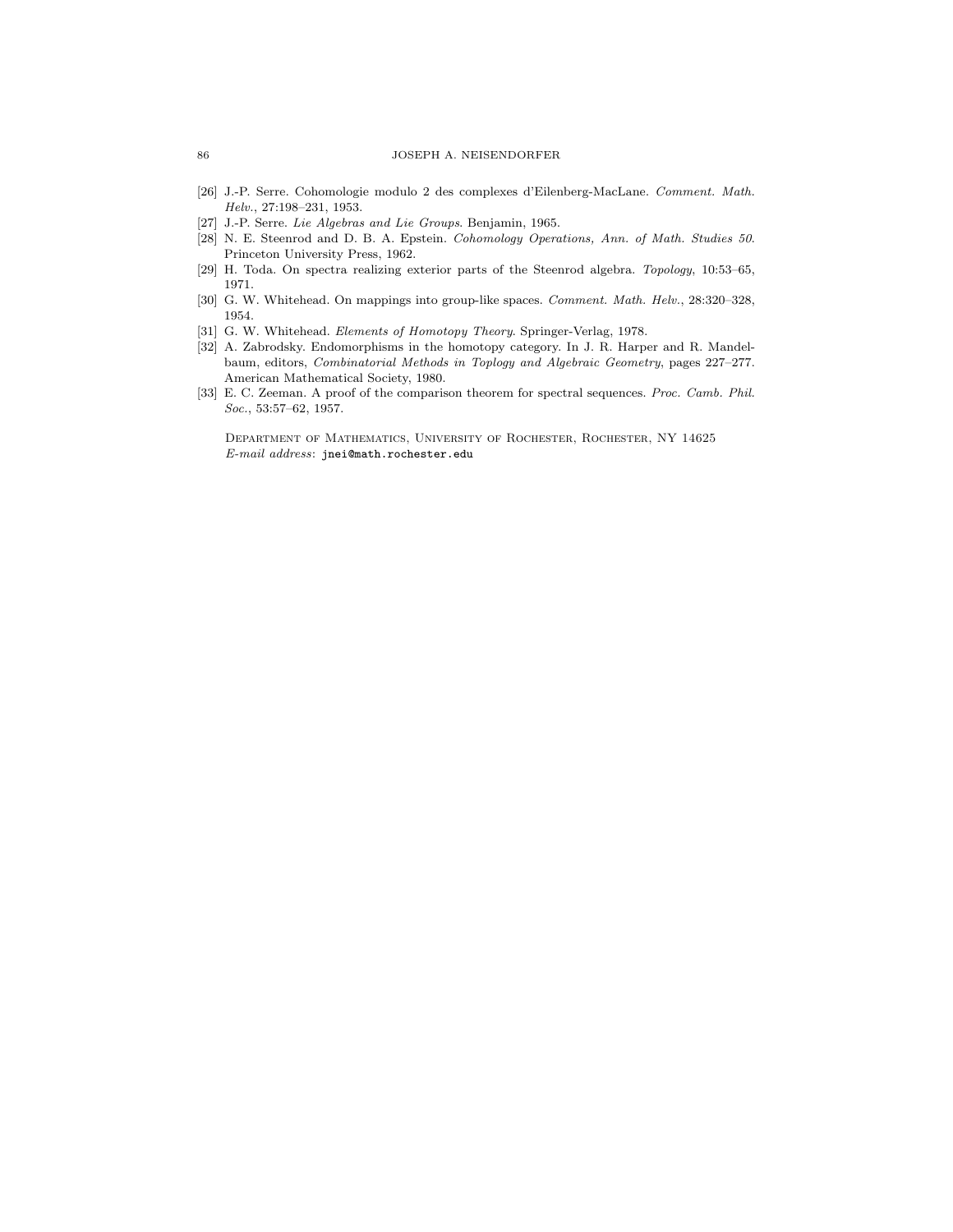[26] J.-P. Serre. Cohomologie modulo 2 des complexes d'Eilenberg-MacLane. *Comment. Math. Helv.*, 27:198–231, 1953.

[27] J.-P. Serre. *Lie Algebras and Lie Groups*. Benjamin, 1965.

[28] N. E. Steenrod and D. B. A. Epstein. *Cohomology Operations, Ann. of Math. Studies 50*. Princeton University Press, 1962.

[29] H. Toda. On spectra realizing exterior parts of the Steenrod algebra. *Topology*, 10:53–65, 1971.

[30] G. W. Whitehead. On mappings into group-like spaces. *Comment. Math. Helv.*, 28:320–328, 1954.

[31] G. W. Whitehead. *Elements of Homotopy Theory*. Springer-Verlag, 1978.

[32] A. Zabrodsky. Endomorphisms in the homotopy category. In J. R. Harper and R. Mandelbaum, editors, *Combinatorial Methods in Toplogy and Algebraic Geometry*, pages 227–277. American Mathematical Society, 1980.

[33] E. C. Zeeman. A proof of the comparison theorem for spectral sequences. *Proc. Camb. Phil. Soc.*, 53:57–62, 1957.

Department of Mathematics, University of Rochester, Rochester, NY 14625
*E-mail address*: jnei@math.rochester.edu